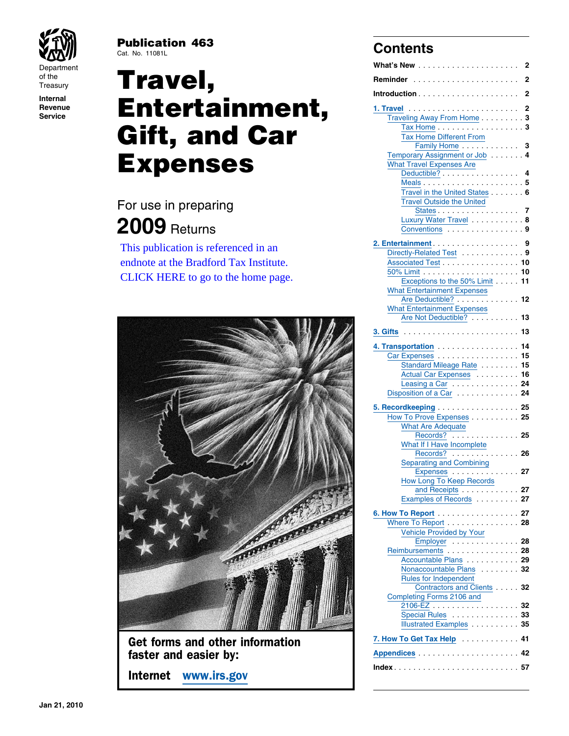Department of the Treasury
**Internal Revenue Service**

**Publication 463**
Cat. No. 11081L

# Travel, Entertainment, Gift, and Car Expenses

For use in preparing

**2009** Returns

This publication is referenced in an endnote at the Bradford Tax Institute. CLICK HERE to go to the home page.

**Get forms and other information faster and easier by:**

**Internet** www.irs.gov

## Contents

**What's New** . . . . . . . . . . . . . . . . . . . . . 2

**Reminder** . . . . . . . . . . . . . . . . . . . . . 2

**Introduction** . . . . . . . . . . . . . . . . . . . . . 2

**1. Travel** . . . . . . . . . . . . . . . . . . . . . 2
- Traveling Away From Home . . . . . . . . . 3
  - Tax Home . . . . . . . . . . . . . . . . . 3
  - Tax Home Different From Family Home . . . . . . . . . . . . 3
- Temporary Assignment or Job . . . . . . . 4
- What Travel Expenses Are Deductible? . . . . . . . . . . . . . . . . 4
  - Meals . . . . . . . . . . . . . . . . . . . . . 5
  - Travel in the United States . . . . . . . 6
  - Travel Outside the United States . . . . . . . . . . . . . . . . . 7
  - Luxury Water Travel . . . . . . . . . . . 8
  - Conventions . . . . . . . . . . . . . . . . 9

**2. Entertainment** . . . . . . . . . . . . . . . . . . 9
- Directly-Related Test . . . . . . . . . . . . . 9
- Associated Test . . . . . . . . . . . . . . . . 10
- 50% Limit . . . . . . . . . . . . . . . . . . . . 10
  - Exceptions to the 50% Limit . . . . . 11
- What Entertainment Expenses Are Deductible? . . . . . . . . . . . . . 12
- What Entertainment Expenses Are Not Deductible? . . . . . . . . . . 13

**3. Gifts** . . . . . . . . . . . . . . . . . . . . . . . . 13

**4. Transportation** . . . . . . . . . . . . . . . . . 14
- Car Expenses . . . . . . . . . . . . . . . . . 15
  - Standard Mileage Rate . . . . . . . . . 15
  - Actual Car Expenses . . . . . . . . . . 16
  - Leasing a Car . . . . . . . . . . . . . . . 24
- Disposition of a Car . . . . . . . . . . . . . 24

**5. Recordkeeping** . . . . . . . . . . . . . . . . . 25
- How To Prove Expenses . . . . . . . . . . 25
  - What Are Adequate Records? . . . . . . . . . . . . . . 25
  - What If I Have Incomplete Records? . . . . . . . . . . . . . . 26
  - Separating and Combining Expenses . . . . . . . . . . . . . . 27
  - How Long To Keep Records and Receipts . . . . . . . . . . . . 27
  - Examples of Records . . . . . . . . . 27

**6. How To Report** . . . . . . . . . . . . . . . . . 27
- Where To Report . . . . . . . . . . . . . . . 28
  - Vehicle Provided by Your Employer . . . . . . . . . . . . . . 28
- Reimbursements . . . . . . . . . . . . . . . 28
  - Accountable Plans . . . . . . . . . . . 29
  - Nonaccountable Plans . . . . . . . . . 32
  - Rules for Independent Contractors and Clients . . . . . 32
- Completing Forms 2106 and 2106-EZ . . . . . . . . . . . . . . . . . . 32
  - Special Rules . . . . . . . . . . . . . . . 33
  - Illustrated Examples . . . . . . . . . . 35

**7. How To Get Tax Help** . . . . . . . . . . . . 41

**Appendices** . . . . . . . . . . . . . . . . . . . . . 42

**Index** . . . . . . . . . . . . . . . . . . . . . . . . . 57

Jan 21, 2010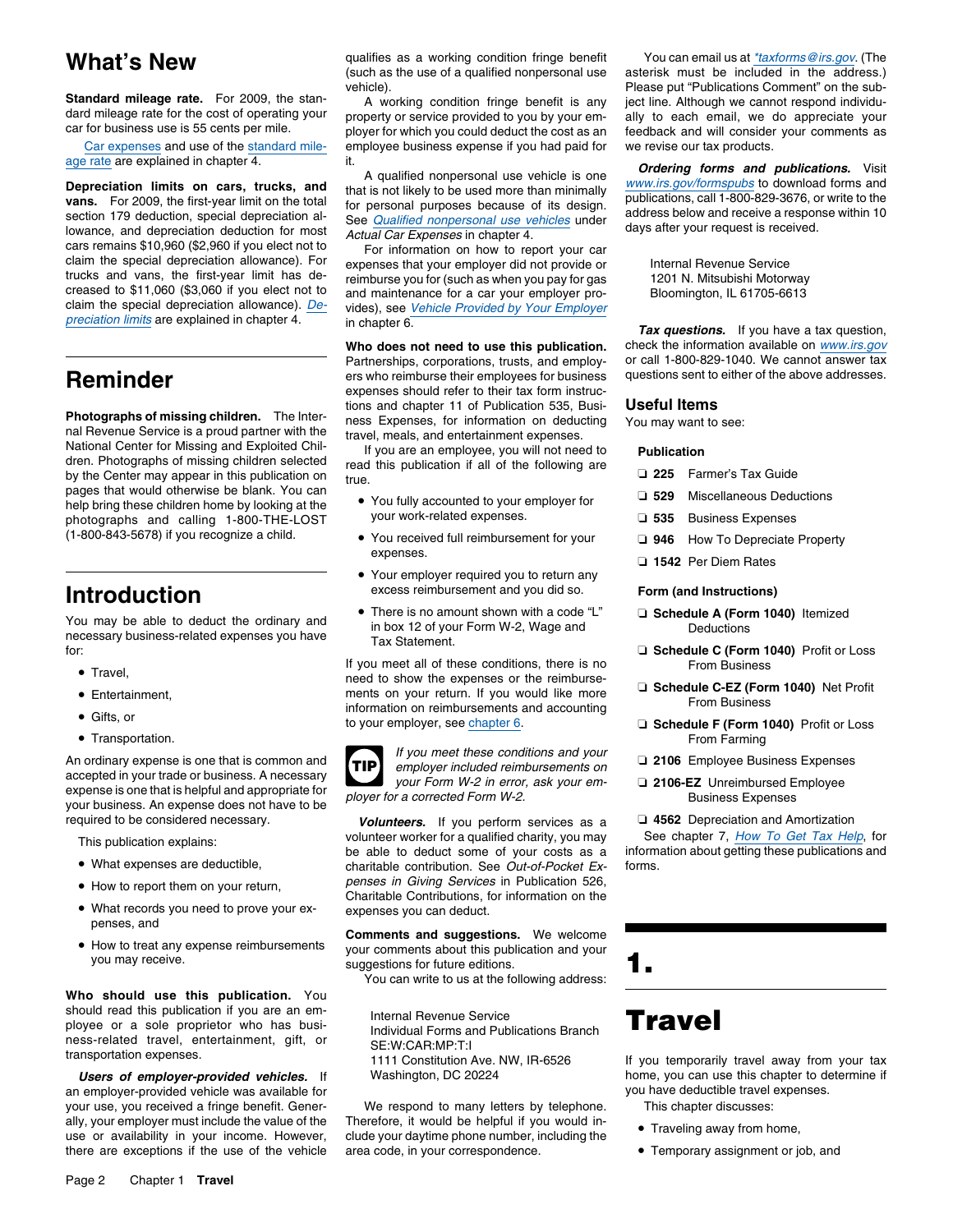# What's New

**Standard mileage rate.** For 2009, the standard mileage rate for the cost of operating your car for business use is 55 cents per mile.

Car expenses and use of the standard mileage rate are explained in chapter 4.

**Depreciation limits on cars, trucks, and vans.** For 2009, the first-year limit on the total section 179 deduction, special depreciation allowance, and depreciation deduction for most cars remains $10,960 ($2,960 if you elect not to claim the special depreciation allowance). For trucks and vans, the first-year limit has decreased to $11,060 ($3,060 if you elect not to claim the special depreciation allowance). Depreciation limits are explained in chapter 4.

# Reminder

**Photographs of missing children.** The Internal Revenue Service is a proud partner with the National Center for Missing and Exploited Children. Photographs of missing children selected by the Center may appear in this publication on pages that would otherwise be blank. You can help bring these children home by looking at the photographs and calling 1-800-THE-LOST (1-800-843-5678) if you recognize a child.

# Introduction

You may be able to deduct the ordinary and necessary business-related expenses you have for:

- Travel,
- Entertainment,
- Gifts, or
- Transportation.

An ordinary expense is one that is common and accepted in your trade or business. A necessary expense is one that is helpful and appropriate for your business. An expense does not have to be required to be considered necessary.

This publication explains:

- What expenses are deductible,
- How to report them on your return,
- What records you need to prove your expenses, and
- How to treat any expense reimbursements you may receive.

**Who should use this publication.** You should read this publication if you are an employee or a sole proprietor who has business-related travel, entertainment, gift, or transportation expenses.

***Users of employer-provided vehicles.*** If an employer-provided vehicle was available for your use, you received a fringe benefit. Generally, your employer must include the value of the use or availability in your income. However, there are exceptions if the use of the vehicle qualifies as a working condition fringe benefit (such as the use of a qualified nonpersonal use vehicle).

A working condition fringe benefit is any property or service provided to you by your employer for which you could deduct the cost as an employee business expense if you had paid for it.

A qualified nonpersonal use vehicle is one that is not likely to be used more than minimally for personal purposes because of its design. See *Qualified nonpersonal use vehicles* under *Actual Car Expenses* in chapter 4.

For information on how to report your car expenses that your employer did not provide or reimburse you for (such as when you pay for gas and maintenance for a car your employer provides), see *Vehicle Provided by Your Employer* in chapter 6.

**Who does not need to use this publication.** Partnerships, corporations, trusts, and employers who reimburse their employees for business expenses should refer to their tax form instructions and chapter 11 of Publication 535, Business Expenses, for information on deducting travel, meals, and entertainment expenses.

If you are an employee, you will not need to read this publication if all of the following are true.

- You fully accounted to your employer for your work-related expenses.
- You received full reimbursement for your expenses.
- Your employer required you to return any excess reimbursement and you did so.
- There is no amount shown with a code "L" in box 12 of your Form W-2, Wage and Tax Statement.

If you meet all of these conditions, there is no need to show the expenses or the reimbursements on your return. If you would like more information on reimbursements and accounting to your employer, see chapter 6.

**TIP:** *If you meet these conditions and your employer included reimbursements on your Form W-2 in error, ask your employer for a corrected Form W-2.*

***Volunteers.*** If you perform services as a volunteer worker for a qualified charity, you may be able to deduct some of your costs as a charitable contribution. See *Out-of-Pocket Expenses in Giving Services* in Publication 526, Charitable Contributions, for information on the expenses you can deduct.

**Comments and suggestions.** We welcome your comments about this publication and your suggestions for future editions.

You can write to us at the following address:

Internal Revenue Service
Individual Forms and Publications Branch
SE:W:CAR:MP:T:I
1111 Constitution Ave. NW, IR-6526
Washington, DC 20224

We respond to many letters by telephone. Therefore, it would be helpful if you would include your daytime phone number, including the area code, in your correspondence.

You can email us at *taxforms@irs.gov. (The asterisk must be included in the address.) Please put "Publications Comment" on the subject line. Although we cannot respond individually to each email, we do appreciate your feedback and will consider your comments as we revise our tax products.

***Ordering forms and publications.*** Visit www.irs.gov/formspubs to download forms and publications, call 1-800-829-3676, or write to the address below and receive a response within 10 days after your request is received.

Internal Revenue Service
1201 N. Mitsubishi Motorway
Bloomington, IL 61705-6613

***Tax questions.*** If you have a tax question, check the information available on www.irs.gov or call 1-800-829-1040. We cannot answer tax questions sent to either of the above addresses.

## Useful Items

You may want to see:

**Publication**

- ❑ **225** Farmer's Tax Guide
- ❑ **529** Miscellaneous Deductions
- ❑ **535** Business Expenses
- ❑ **946** How To Depreciate Property
- ❑ **1542** Per Diem Rates

**Form (and Instructions)**

- ❑ **Schedule A (Form 1040)** Itemized Deductions
- ❑ **Schedule C (Form 1040)** Profit or Loss From Business
- ❑ **Schedule C-EZ (Form 1040)** Net Profit From Business
- ❑ **Schedule F (Form 1040)** Profit or Loss From Farming
- ❑ **2106** Employee Business Expenses
- ❑ **2106-EZ** Unreimbursed Employee Business Expenses
- ❑ **4562** Depreciation and Amortization

See chapter 7, *How To Get Tax Help*, for information about getting these publications and forms.

# 1. Travel

If you temporarily travel away from your tax home, you can use this chapter to determine if you have deductible travel expenses.

This chapter discusses:

- Traveling away from home,
- Temporary assignment or job, and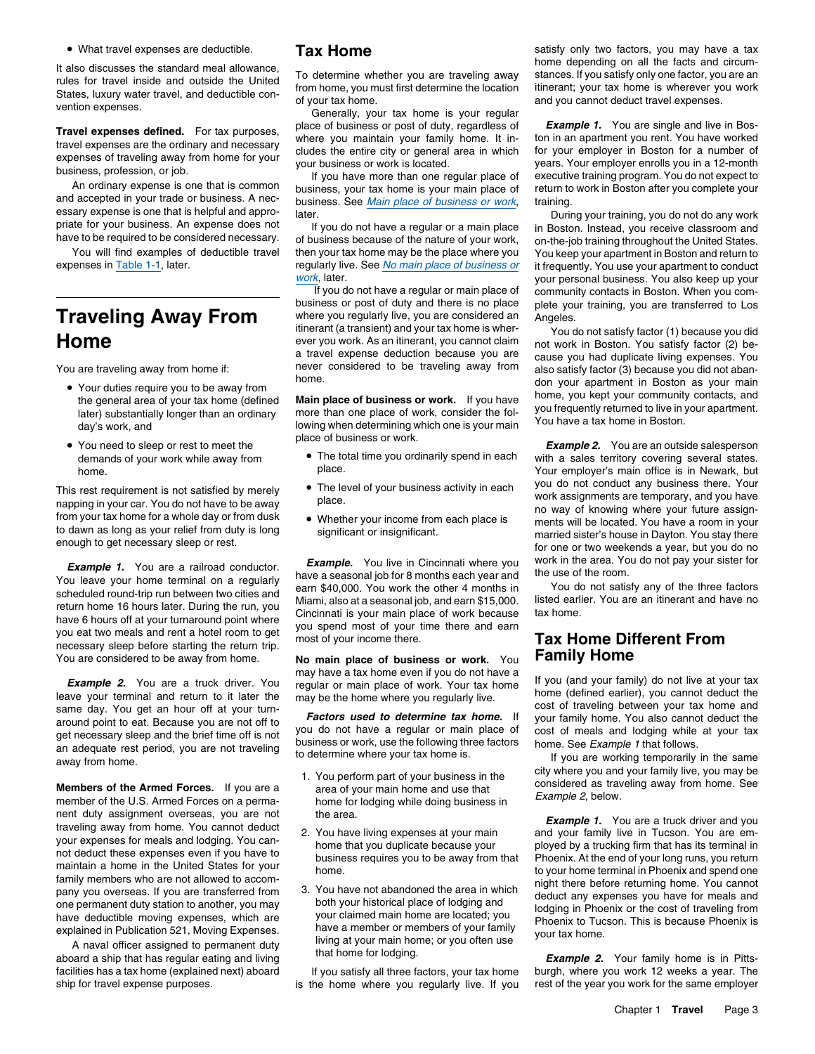- What travel expenses are deductible.

It also discusses the standard meal allowance, rules for travel inside and outside the United States, luxury water travel, and deductible convention expenses.

**Travel expenses defined.** For tax purposes, travel expenses are the ordinary and necessary expenses of traveling away from home for your business, profession, or job.

An ordinary expense is one that is common and accepted in your trade or business. A necessary expense is one that is helpful and appropriate for your business. An expense does not have to be required to be considered necessary.

You will find examples of deductible travel expenses in Table 1-1, later.

# Traveling Away From Home

You are traveling away from home if:

- Your duties require you to be away from the general area of your tax home (defined later) substantially longer than an ordinary day's work, and
- You need to sleep or rest to meet the demands of your work while away from home.

This rest requirement is not satisfied by merely napping in your car. You do not have to be away from your tax home for a whole day or from dusk to dawn as long as your relief from duty is long enough to get necessary sleep or rest.

***Example 1.*** You are a railroad conductor. You leave your home terminal on a regularly scheduled round-trip run between two cities and return home 16 hours later. During the run, you have 6 hours off at your turnaround point where you eat two meals and rent a hotel room to get necessary sleep before starting the return trip. You are considered to be away from home.

***Example 2.*** You are a truck driver. You leave your terminal and return to it later the same day. You get an hour off at your turnaround point to eat. Because you are not off to get necessary sleep and the brief time off is not an adequate rest period, you are not traveling away from home.

**Members of the Armed Forces.** If you are a member of the U.S. Armed Forces on a permanent duty assignment overseas, you are not traveling away from home. You cannot deduct your expenses for meals and lodging. You cannot deduct these expenses even if you have to maintain a home in the United States for your family members who are not allowed to accompany you overseas. If you are transferred from one permanent duty station to another, you may have deductible moving expenses, which are explained in Publication 521, Moving Expenses.

A naval officer assigned to permanent duty aboard a ship that has regular eating and living facilities has a tax home (explained next) aboard ship for travel expense purposes.

## Tax Home

To determine whether you are traveling away from home, you must first determine the location of your tax home.

Generally, your tax home is your regular place of business or post of duty, regardless of where you maintain your family home. It includes the entire city or general area in which your business or work is located.

If you have more than one regular place of business, your tax home is your main place of business. See *Main place of business or work*, later.

If you do not have a regular or a main place of business because of the nature of your work, then your tax home may be the place where you regularly live. See *No main place of business or work*, later.

If you do not have a regular or main place of business or post of duty and there is no place where you regularly live, you are considered an itinerant (a transient) and your tax home is wherever you work. As an itinerant, you cannot claim a travel expense deduction because you are never considered to be traveling away from home.

**Main place of business or work.** If you have more than one place of work, consider the following when determining which one is your main place of business or work.

- The total time you ordinarily spend in each place.
- The level of your business activity in each place.
- Whether your income from each place is significant or insignificant.

***Example.*** You live in Cincinnati where you have a seasonal job for 8 months each year and earn $40,000. You work the other 4 months in Miami, also at a seasonal job, and earn $15,000. Cincinnati is your main place of work because you spend most of your time there and earn most of your income there.

**No main place of business or work.** You may have a tax home even if you do not have a regular or main place of work. Your tax home may be the home where you regularly live.

***Factors used to determine tax home.*** If you do not have a regular or main place of business or work, use the following three factors to determine where your tax home is.

1. You perform part of your business in the area of your main home and use that home for lodging while doing business in the area.
2. You have living expenses at your main home that you duplicate because your business requires you to be away from that home.
3. You have not abandoned the area in which both your historical place of lodging and your claimed main home are located; you have a member or members of your family living at your main home; or you often use that home for lodging.

If you satisfy all three factors, your tax home is the home where you regularly live. If you satisfy only two factors, you may have a tax home depending on all the facts and circumstances. If you satisfy only one factor, you are an itinerant; your tax home is wherever you work and you cannot deduct travel expenses.

***Example 1.*** You are single and live in Boston in an apartment you rent. You have worked for your employer in Boston for a number of years. Your employer enrolls you in a 12-month executive training program. You do not expect to return to work in Boston after you complete your training.

During your training, you do not do any work in Boston. Instead, you receive classroom and on-the-job training throughout the United States. You keep your apartment in Boston and return to it frequently. You use your apartment to conduct your personal business. You also keep up your community contacts in Boston. When you complete your training, you are transferred to Los Angeles.

You do not satisfy factor (1) because you did not work in Boston. You satisfy factor (2) because you had duplicate living expenses. You also satisfy factor (3) because you did not abandon your apartment in Boston as your main home, you kept your community contacts, and you frequently returned to live in your apartment. You have a tax home in Boston.

***Example 2.*** You are an outside salesperson with a sales territory covering several states. Your employer's main office is in Newark, but you do not conduct any business there. Your work assignments are temporary, and you have no way of knowing where your future assignments will be located. You have a room in your married sister's house in Dayton. You stay there for one or two weekends a year, but you do no work in the area. You do not pay your sister for the use of the room.

You do not satisfy any of the three factors listed earlier. You are an itinerant and have no tax home.

## Tax Home Different From Family Home

If you (and your family) do not live at your tax home (defined earlier), you cannot deduct the cost of traveling between your tax home and your family home. You also cannot deduct the cost of meals and lodging while at your tax home. See *Example 1* that follows.

If you are working temporarily in the same city where you and your family live, you may be considered as traveling away from home. See *Example 2*, below.

***Example 1.*** You are a truck driver and you and your family live in Tucson. You are employed by a trucking firm that has its terminal in Phoenix. At the end of your long runs, you return to your home terminal in Phoenix and spend one night there before returning home. You cannot deduct any expenses you have for meals and lodging in Phoenix or the cost of traveling from Phoenix to Tucson. This is because Phoenix is your tax home.

***Example 2.*** Your family home is in Pittsburgh, where you work 12 weeks a year. The rest of the year you work for the same employer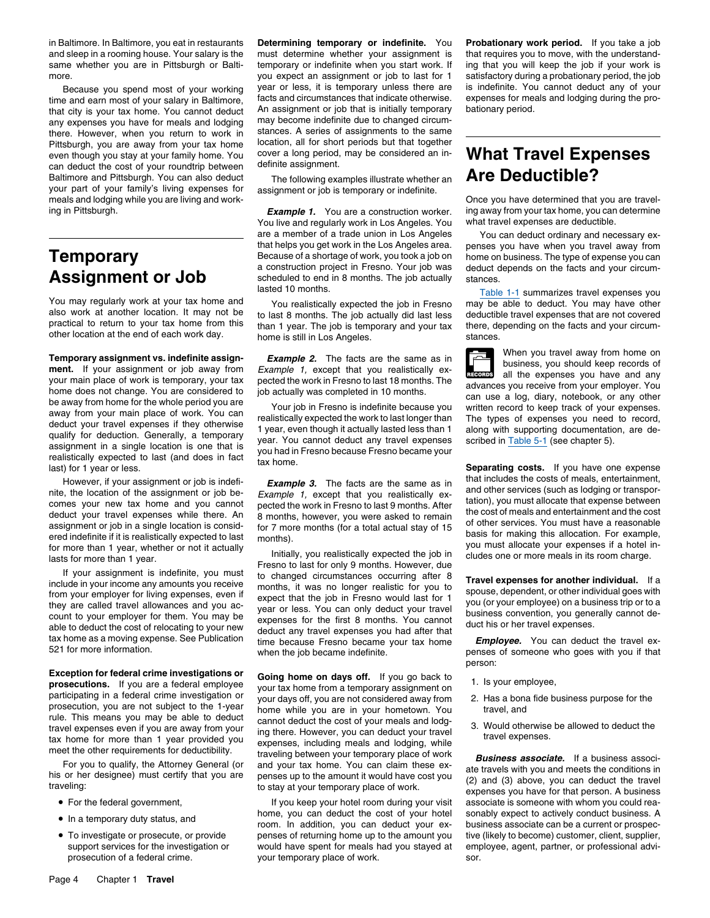in Baltimore. In Baltimore, you eat in restaurants and sleep in a rooming house. Your salary is the same whether you are in Pittsburgh or Baltimore.

Because you spend most of your working time and earn most of your salary in Baltimore, that city is your tax home. You cannot deduct any expenses you have for meals and lodging there. However, when you return to work in Pittsburgh, you are away from your tax home even though you stay at your family home. You can deduct the cost of your roundtrip between Baltimore and Pittsburgh. You can also deduct your part of your family's living expenses for meals and lodging while you are living and working in Pittsburgh.

# Temporary Assignment or Job

You may regularly work at your tax home and also work at another location. It may not be practical to return to your tax home from this other location at the end of each work day.

**Temporary assignment vs. indefinite assignment.** If your assignment or job away from your main place of work is temporary, your tax home does not change. You are considered to be away from home for the whole period you are away from your main place of work. You can deduct your travel expenses if they otherwise qualify for deduction. Generally, a temporary assignment in a single location is one that is realistically expected to last (and does in fact last) for 1 year or less.

However, if your assignment or job is indefinite, the location of the assignment or job becomes your new tax home and you cannot deduct your travel expenses while there. An assignment or job in a single location is considered indefinite if it is realistically expected to last for more than 1 year, whether or not it actually lasts for more than 1 year.

If your assignment is indefinite, you must include in your income any amounts you receive from your employer for living expenses, even if they are called travel allowances and you account to your employer for them. You may be able to deduct the cost of relocating to your new tax home as a moving expense. See Publication 521 for more information.

**Exception for federal crime investigations or prosecutions.** If you are a federal employee participating in a federal crime investigation or prosecution, you are not subject to the 1-year rule. This means you may be able to deduct travel expenses even if you are away from your tax home for more than 1 year provided you meet the other requirements for deductibility.

For you to qualify, the Attorney General (or his or her designee) must certify that you are traveling:

- For the federal government,
- In a temporary duty status, and
- To investigate or prosecute, or provide support services for the investigation or prosecution of a federal crime.

**Determining temporary or indefinite.** You must determine whether your assignment is temporary or indefinite when you start work. If you expect an assignment or job to last for 1 year or less, it is temporary unless there are facts and circumstances that indicate otherwise. An assignment or job that is initially temporary may become indefinite due to changed circumstances. A series of assignments to the same location, all for short periods but that together cover a long period, may be considered an indefinite assignment.

The following examples illustrate whether an assignment or job is temporary or indefinite.

***Example 1.*** You are a construction worker. You live and regularly work in Los Angeles. You are a member of a trade union in Los Angeles that helps you get work in the Los Angeles area. Because of a shortage of work, you took a job on a construction project in Fresno. Your job was scheduled to end in 8 months. The job actually lasted 10 months.

You realistically expected the job in Fresno to last 8 months. The job actually did last less than 1 year. The job is temporary and your tax home is still in Los Angeles.

***Example 2.*** The facts are the same as in *Example 1,* except that you realistically expected the work in Fresno to last 18 months. The job actually was completed in 10 months.

Your job in Fresno is indefinite because you realistically expected the work to last longer than 1 year, even though it actually lasted less than 1 year. You cannot deduct any travel expenses you had in Fresno because Fresno became your tax home.

***Example 3.*** The facts are the same as in *Example 1,* except that you realistically expected the work in Fresno to last 9 months. After 8 months, however, you were asked to remain for 7 more months (for a total actual stay of 15 months).

Initially, you realistically expected the job in Fresno to last for only 9 months. However, due to changed circumstances occurring after 8 months, it was no longer realistic for you to expect that the job in Fresno would last for 1 year or less. You can only deduct your travel expenses for the first 8 months. You cannot deduct any travel expenses you had after that time because Fresno became your tax home when the job became indefinite.

**Going home on days off.** If you go back to your tax home from a temporary assignment on your days off, you are not considered away from home while you are in your hometown. You cannot deduct the cost of your meals and lodging there. However, you can deduct your travel expenses, including meals and lodging, while traveling between your temporary place of work and your tax home. You can claim these expenses up to the amount it would have cost you to stay at your temporary place of work.

If you keep your hotel room during your visit home, you can deduct the cost of your hotel room. In addition, you can deduct your expenses of returning home up to the amount you would have spent for meals had you stayed at your temporary place of work.

**Probationary work period.** If you take a job that requires you to move, with the understanding that you will keep the job if your work is satisfactory during a probationary period, the job is indefinite. You cannot deduct any of your expenses for meals and lodging during the probationary period.

# What Travel Expenses Are Deductible?

Once you have determined that you are traveling away from your tax home, you can determine what travel expenses are deductible.

You can deduct ordinary and necessary expenses you have when you travel away from home on business. The type of expense you can deduct depends on the facts and your circumstances.

Table 1-1 summarizes travel expenses you may be able to deduct. You may have other deductible travel expenses that are not covered there, depending on the facts and your circumstances.

RECORDS When you travel away from home on business, you should keep records of all the expenses you have and any advances you receive from your employer. You can use a log, diary, notebook, or any other written record to keep track of your expenses. The types of expenses you need to record, along with supporting documentation, are described in Table 5-1 (see chapter 5).

**Separating costs.** If you have one expense that includes the costs of meals, entertainment, and other services (such as lodging or transportation), you must allocate that expense between the cost of meals and entertainment and the cost of other services. You must have a reasonable basis for making this allocation. For example, you must allocate your expenses if a hotel includes one or more meals in its room charge.

**Travel expenses for another individual.** If a spouse, dependent, or other individual goes with you (or your employee) on a business trip or to a business convention, you generally cannot deduct his or her travel expenses.

***Employee.*** You can deduct the travel expenses of someone who goes with you if that person:

1. Is your employee,
2. Has a bona fide business purpose for the travel, and
3. Would otherwise be allowed to deduct the travel expenses.

***Business associate.*** If a business associate travels with you and meets the conditions in (2) and (3) above, you can deduct the travel expenses you have for that person. A business associate is someone with whom you could reasonably expect to actively conduct business. A business associate can be a current or prospective (likely to become) customer, client, supplier, employee, agent, partner, or professional advisor.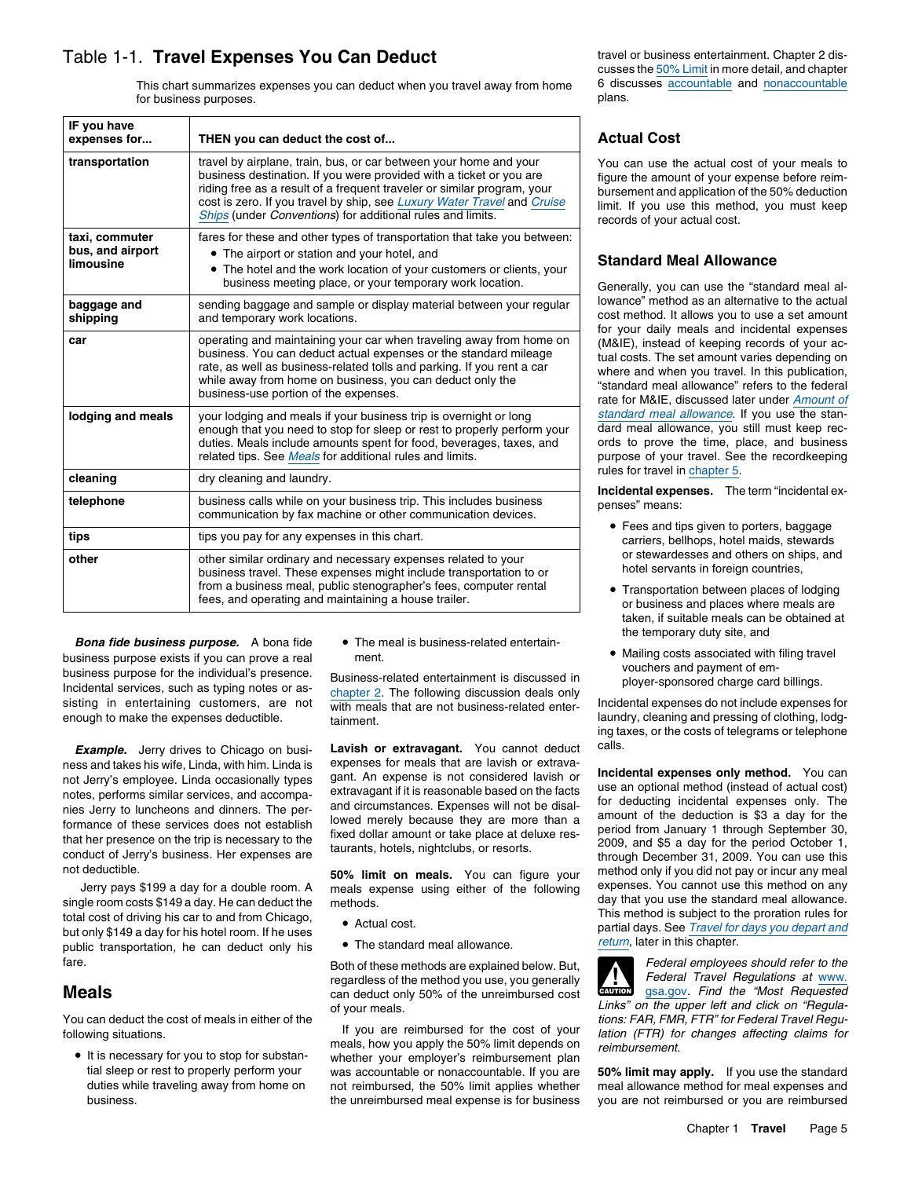## Table 1-1. **Travel Expenses You Can Deduct**

This chart summarizes expenses you can deduct when you travel away from home for business purposes.

| IF you have expenses for... | THEN you can deduct the cost of... |
|---|---|
| **transportation** | travel by airplane, train, bus, or car between your home and your business destination. If you were provided with a ticket or you are riding free as a result of a frequent traveler or similar program, your cost is zero. If you travel by ship, see *Luxury Water Travel* and *Cruise Ships* (under *Conventions*) for additional rules and limits. |
| **taxi, commuter bus, and airport limousine** | fares for these and other types of transportation that take you between: • The airport or station and your hotel, and • The hotel and the work location of your customers or clients, your business meeting place, or your temporary work location. |
| **baggage and shipping** | sending baggage and sample or display material between your regular and temporary work locations. |
| **car** | operating and maintaining your car when traveling away from home on business. You can deduct actual expenses or the standard mileage rate, as well as business-related tolls and parking. If you rent a car while away from home on business, you can deduct only the business-use portion of the expenses. |
| **lodging and meals** | your lodging and meals if your business trip is overnight or long enough that you need to stop for sleep or rest to properly perform your duties. Meals include amounts spent for food, beverages, taxes, and related tips. See *Meals* for additional rules and limits. |
| **cleaning** | dry cleaning and laundry. |
| **telephone** | business calls while on your business trip. This includes business communication by fax machine or other communication devices. |
| **tips** | tips you pay for any expenses in this chart. |
| **other** | other similar ordinary and necessary expenses related to your business travel. These expenses might include transportation to or from a business meal, public stenographer's fees, computer rental fees, and operating and maintaining a house trailer. |

***Bona fide business purpose.*** A bona fide business purpose exists if you can prove a real business purpose for the individual's presence. Incidental services, such as typing notes or assisting in entertaining customers, are not enough to make the expenses deductible.

***Example.*** Jerry drives to Chicago on business and takes his wife, Linda, with him. Linda is not Jerry's employee. Linda occasionally types notes, performs similar services, and accompanies Jerry to luncheons and dinners. The performance of these services does not establish that her presence on the trip is necessary to the conduct of Jerry's business. Her expenses are not deductible.

Jerry pays $199 a day for a double room. A single room costs $149 a day. He can deduct the total cost of driving his car to and from Chicago, but only $149 a day for his hotel room. If he uses public transportation, he can deduct only his fare.

## Meals

You can deduct the cost of meals in either of the following situations.

- It is necessary for you to stop for substantial sleep or rest to properly perform your duties while traveling away from home on business.
- The meal is business-related entertainment.

Business-related entertainment is discussed in chapter 2. The following discussion deals only with meals that are not business-related entertainment.

**Lavish or extravagant.** You cannot deduct expenses for meals that are lavish or extravagant. An expense is not considered lavish or extravagant if it is reasonable based on the facts and circumstances. Expenses will not be disallowed merely because they are more than a fixed dollar amount or take place at deluxe restaurants, hotels, nightclubs, or resorts.

**50% limit on meals.** You can figure your meals expense using either of the following methods.

- Actual cost.
- The standard meal allowance.

Both of these methods are explained below. But, regardless of the method you use, you generally can deduct only 50% of the unreimbursed cost of your meals.

If you are reimbursed for the cost of your meals, how you apply the 50% limit depends on whether your employer's reimbursement plan was accountable or nonaccountable. If you are not reimbursed, the 50% limit applies whether the unreimbursed meal expense is for business travel or business entertainment. Chapter 2 discusses the 50% Limit in more detail, and chapter 6 discusses accountable and nonaccountable plans.

### Actual Cost

You can use the actual cost of your meals to figure the amount of your expense before reimbursement and application of the 50% deduction limit. If you use this method, you must keep records of your actual cost.

### Standard Meal Allowance

Generally, you can use the "standard meal allowance" method as an alternative to the actual cost method. It allows you to use a set amount for your daily meals and incidental expenses (M&IE), instead of keeping records of your actual costs. The set amount varies depending on where and when you travel. In this publication, "standard meal allowance" refers to the federal rate for M&IE, discussed later under *Amount of standard meal allowance*. If you use the standard meal allowance, you still must keep records to prove the time, place, and business purpose of your travel. See the recordkeeping rules for travel in chapter 5.

**Incidental expenses.** The term "incidental expenses" means:

- Fees and tips given to porters, baggage carriers, bellhops, hotel maids, stewards or stewardesses and others on ships, and hotel servants in foreign countries,
- Transportation between places of lodging or business and places where meals are taken, if suitable meals can be obtained at the temporary duty site, and
- Mailing costs associated with filing travel vouchers and payment of employer-sponsored charge card billings.

Incidental expenses do not include expenses for laundry, cleaning and pressing of clothing, lodging taxes, or the costs of telegrams or telephone calls.

**Incidental expenses only method.** You can use an optional method (instead of actual cost) for deducting incidental expenses only. The amount of the deduction is $3 a day for the period from January 1 through September 30, 2009, and $5 a day for the period October 1, through December 31, 2009. You can use this method only if you did not pay or incur any meal expenses. You cannot use this method on any day that you use the standard meal allowance. This method is subject to the proration rules for partial days. See *Travel for days you depart and return*, later in this chapter.

CAUTION: *Federal employees should refer to the Federal Travel Regulations at www.gsa.gov. Find the "Most Requested Links" on the upper left and click on "Regulations: FAR, FMR, FTR" for Federal Travel Regulation (FTR) for changes affecting claims for reimbursement.*

**50% limit may apply.** If you use the standard meal allowance method for meal expenses and you are not reimbursed or you are reimbursed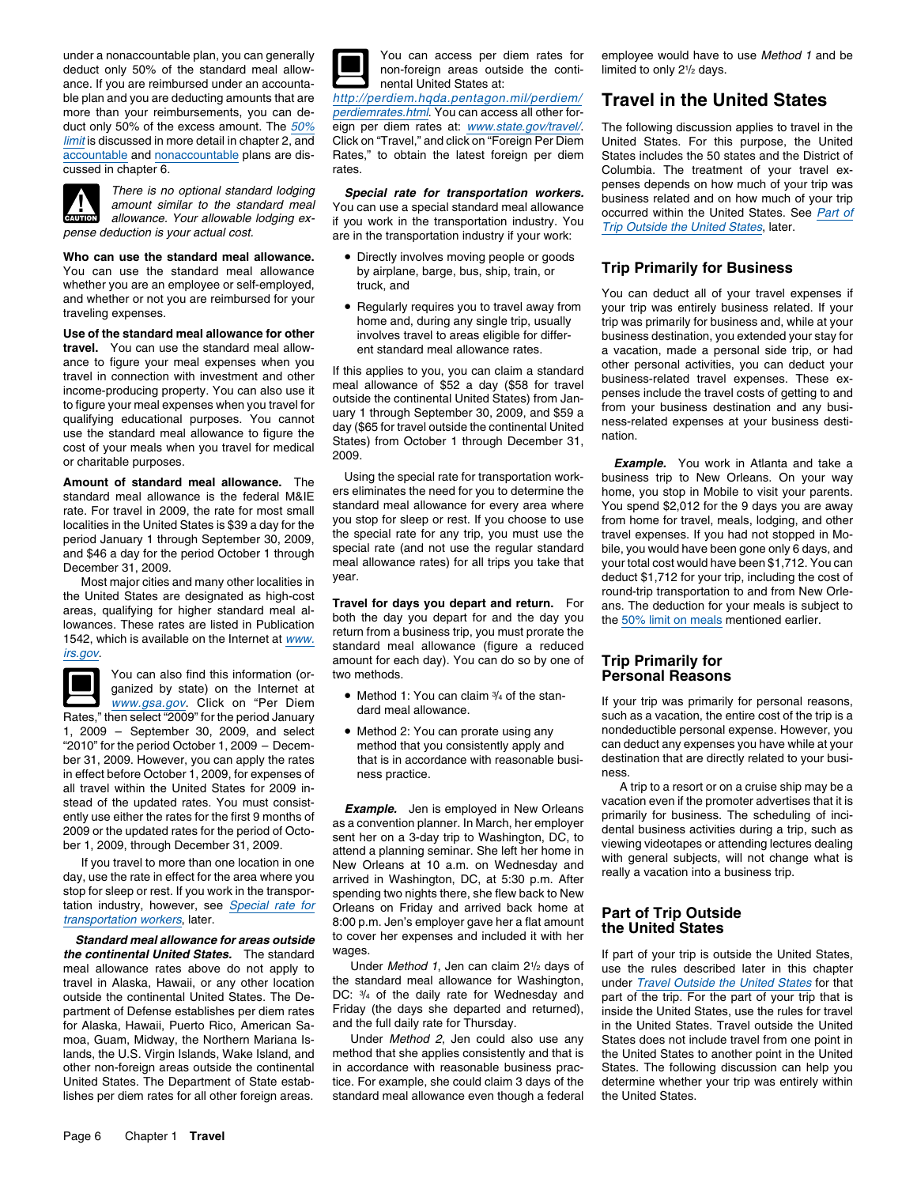under a nonaccountable plan, you can generally deduct only 50% of the standard meal allowance. If you are reimbursed under an accountable plan and you are deducting amounts that are more than your reimbursements, you can deduct only 50% of the excess amount. The 50% limit is discussed in more detail in chapter 2, and accountable and nonaccountable plans are discussed in chapter 6.

*There is no optional standard lodging amount similar to the standard meal allowance. Your allowable lodging expense deduction is your actual cost.*

**Who can use the standard meal allowance.** You can use the standard meal allowance whether you are an employee or self-employed, and whether or not you are reimbursed for your traveling expenses.

**Use of the standard meal allowance for other travel.** You can use the standard meal allowance to figure your meal expenses when you travel in connection with investment and other income-producing property. You can also use it to figure your meal expenses when you travel for qualifying educational purposes. You cannot use the standard meal allowance to figure the cost of your meals when you travel for medical or charitable purposes.

**Amount of standard meal allowance.** The standard meal allowance is the federal M&IE rate. For travel in 2009, the rate for most small localities in the United States is $39 a day for the period January 1 through September 30, 2009, and $46 a day for the period October 1 through December 31, 2009.

Most major cities and many other localities in the United States are designated as high-cost areas, qualifying for higher standard meal allowances. These rates are listed in Publication 1542, which is available on the Internet at www.irs.gov.

You can also find this information (organized by state) on the Internet at www.gsa.gov. Click on "Per Diem Rates," then select "2009" for the period January 1, 2009 – September 30, 2009, and select "2010" for the period October 1, 2009 – December 31, 2009. However, you can apply the rates in effect before October 1, 2009, for expenses of all travel within the United States for 2009 instead of the updated rates. You must consistently use either the rates for the first 9 months of 2009 or the updated rates for the period of October 1, 2009, through December 31, 2009.

If you travel to more than one location in one day, use the rate in effect for the area where you stop for sleep or rest. If you work in the transportation industry, however, see Special rate for transportation workers, later.

***Standard meal allowance for areas outside the continental United States.*** The standard meal allowance rates above do not apply to travel in Alaska, Hawaii, or any other location outside the continental United States. The Department of Defense establishes per diem rates for Alaska, Hawaii, Puerto Rico, American Samoa, Guam, Midway, the Northern Mariana Islands, the U.S. Virgin Islands, Wake Island, and other non-foreign areas outside the continental United States. The Department of State establishes per diem rates for all other foreign areas.

You can access per diem rates for non-foreign areas outside the continental United States at: http://perdiem.hqda.pentagon.mil/perdiem/perdiemrates.html. You can access all other foreign per diem rates at: www.state.gov/travel/. Click on "Travel," and click on "Foreign Per Diem Rates," to obtain the latest foreign per diem rates.

***Special rate for transportation workers.*** You can use a special standard meal allowance if you work in the transportation industry. You are in the transportation industry if your work:

- Directly involves moving people or goods by airplane, barge, bus, ship, train, or truck, and
- Regularly requires you to travel away from home and, during any single trip, usually involves travel to areas eligible for different standard meal allowance rates.

If this applies to you, you can claim a standard meal allowance of $52 a day ($58 for travel outside the continental United States) from January 1 through September 30, 2009, and $59 a day ($65 for travel outside the continental United States) from October 1 through December 31, 2009.

Using the special rate for transportation workers eliminates the need for you to determine the standard meal allowance for every area where you stop for sleep or rest. If you choose to use the special rate for any trip, you must use the special rate (and not use the regular standard meal allowance rates) for all trips you take that year.

**Travel for days you depart and return.** For both the day you depart for and the day you return from a business trip, you must prorate the standard meal allowance (figure a reduced amount for each day). You can do so by one of two methods.

- Method 1: You can claim 3/4 of the standard meal allowance.
- Method 2: You can prorate using any method that you consistently apply and that is in accordance with reasonable business practice.

***Example.*** Jen is employed in New Orleans as a convention planner. In March, her employer sent her on a 3-day trip to Washington, DC, to attend a planning seminar. She left her home in New Orleans at 10 a.m. on Wednesday and arrived in Washington, DC, at 5:30 p.m. After spending two nights there, she flew back to New Orleans on Friday and arrived back home at 8:00 p.m. Jen's employer gave her a flat amount to cover her expenses and included it with her wages.

Under *Method 1*, Jen can claim 2½ days of the standard meal allowance for Washington, DC: 3/4 of the daily rate for Wednesday and Friday (the days she departed and returned), and the full daily rate for Thursday.

Under *Method 2*, Jen could also use any method that she applies consistently and that is in accordance with reasonable business practice. For example, she could claim 3 days of the standard meal allowance even though a federal employee would have to use *Method 1* and be limited to only 2½ days.

## Travel in the United States

The following discussion applies to travel in the United States. For this purpose, the United States includes the 50 states and the District of Columbia. The treatment of your travel expenses depends on how much of your trip was business related and on how much of your trip occurred within the United States. See Part of Trip Outside the United States, later.

### Trip Primarily for Business

You can deduct all of your travel expenses if your trip was entirely business related. If your trip was primarily for business and, while at your business destination, you extended your stay for a vacation, made a personal side trip, or had other personal activities, you can deduct your business-related travel expenses. These expenses include the travel costs of getting to and from your business destination and any business-related expenses at your business destination.

***Example.*** You work in Atlanta and take a business trip to New Orleans. On your way home, you stop in Mobile to visit your parents. You spend $2,012 for the 9 days you are away from home for travel, meals, lodging, and other travel expenses. If you had not stopped in Mobile, you would have been gone only 6 days, and your total cost would have been $1,712. You can deduct $1,712 for your trip, including the cost of round-trip transportation to and from New Orleans. The deduction for your meals is subject to the 50% limit on meals mentioned earlier.

### Trip Primarily for Personal Reasons

If your trip was primarily for personal reasons, such as a vacation, the entire cost of the trip is a nondeductible personal expense. However, you can deduct any expenses you have while at your destination that are directly related to your business.

A trip to a resort or on a cruise ship may be a vacation even if the promoter advertises that it is primarily for business. The scheduling of incidental business activities during a trip, such as viewing videotapes or attending lectures dealing with general subjects, will not change what is really a vacation into a business trip.

### Part of Trip Outside the United States

If part of your trip is outside the United States, use the rules described later in this chapter under Travel Outside the United States for that part of the trip. For the part of your trip that is inside the United States, use the rules for travel in the United States. Travel outside the United States does not include travel from one point in the United States to another point in the United States. The following discussion can help you determine whether your trip was entirely within the United States.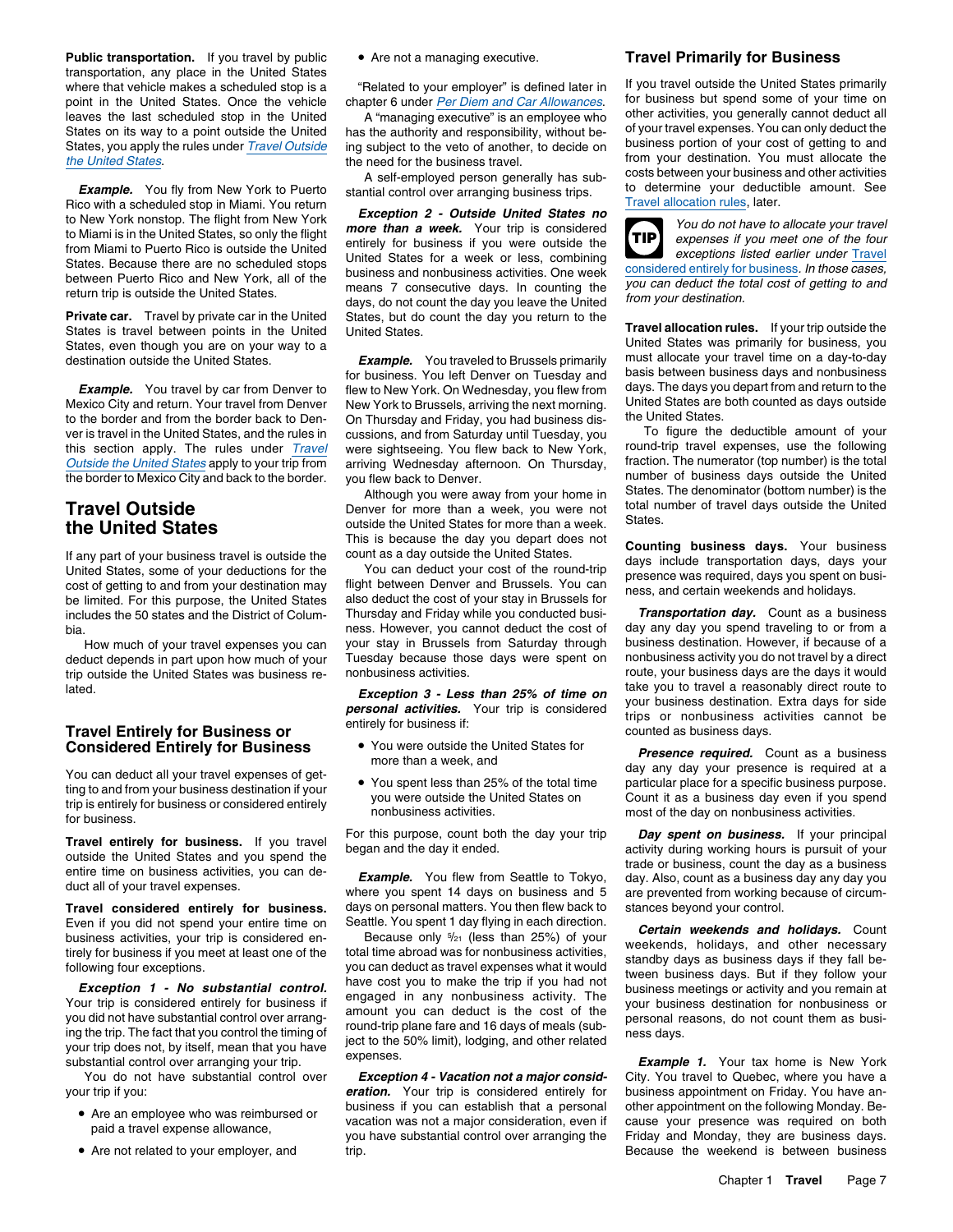**Public transportation.** If you travel by public transportation, any place in the United States where that vehicle makes a scheduled stop is a point in the United States. Once the vehicle leaves the last scheduled stop in the United States on its way to a point outside the United States, you apply the rules under Travel Outside the United States.

***Example.*** You fly from New York to Puerto Rico with a scheduled stop in Miami. You return to New York nonstop. The flight from New York to Miami is in the United States, so only the flight from Miami to Puerto Rico is outside the United States. Because there are no scheduled stops between Puerto Rico and New York, all of the return trip is outside the United States.

**Private car.** Travel by private car in the United States is travel between points in the United States, even though you are on your way to a destination outside the United States.

***Example.*** You travel by car from Denver to Mexico City and return. Your travel from Denver to the border and from the border back to Denver is travel in the United States, and the rules in this section apply. The rules under Travel Outside the United States apply to your trip from the border to Mexico City and back to the border.

# Travel Outside the United States

If any part of your business travel is outside the United States, some of your deductions for the cost of getting to and from your destination may be limited. For this purpose, the United States includes the 50 states and the District of Columbia.

How much of your travel expenses you can deduct depends in part upon how much of your trip outside the United States was business related.

## Travel Entirely for Business or Considered Entirely for Business

You can deduct all your travel expenses of getting to and from your business destination if your trip is entirely for business or considered entirely for business.

**Travel entirely for business.** If you travel outside the United States and you spend the entire time on business activities, you can deduct all of your travel expenses.

**Travel considered entirely for business.** Even if you did not spend your entire time on business activities, your trip is considered entirely for business if you meet at least one of the following four exceptions.

***Exception 1 - No substantial control.*** Your trip is considered entirely for business if you did not have substantial control over arranging the trip. The fact that you control the timing of your trip does not, by itself, mean that you have substantial control over arranging your trip.

You do not have substantial control over your trip if you:

- Are an employee who was reimbursed or paid a travel expense allowance,
- Are not related to your employer, and
- Are not a managing executive.

"Related to your employer" is defined later in chapter 6 under Per Diem and Car Allowances.

A "managing executive" is an employee who has the authority and responsibility, without being subject to the veto of another, to decide on the need for the business travel.

A self-employed person generally has substantial control over arranging business trips.

***Exception 2 - Outside United States no more than a week.*** Your trip is considered entirely for business if you were outside the United States for a week or less, combining business and nonbusiness activities. One week means 7 consecutive days. In counting the days, do not count the day you leave the United States, but do count the day you return to the United States.

***Example.*** You traveled to Brussels primarily for business. You left Denver on Tuesday and flew to New York. On Wednesday, you flew from New York to Brussels, arriving the next morning. On Thursday and Friday, you had business discussions, and from Saturday until Tuesday, you were sightseeing. You flew back to New York, arriving Wednesday afternoon. On Thursday, you flew back to Denver.

Although you were away from your home in Denver for more than a week, you were not outside the United States for more than a week. This is because the day you depart does not count as a day outside the United States.

You can deduct your cost of the round-trip flight between Denver and Brussels. You can also deduct the cost of your stay in Brussels for Thursday and Friday while you conducted business. However, you cannot deduct the cost of your stay in Brussels from Saturday through Tuesday because those days were spent on nonbusiness activities.

***Exception 3 - Less than 25% of time on personal activities.*** Your trip is considered entirely for business if:

- You were outside the United States for more than a week, and
- You spent less than 25% of the total time you were outside the United States on nonbusiness activities.

For this purpose, count both the day your trip began and the day it ended.

***Example.*** You flew from Seattle to Tokyo, where you spent 14 days on business and 5 days on personal matters. You then flew back to Seattle. You spent 1 day flying in each direction.

Because only $^{5}/_{21}$ (less than 25%) of your total time abroad was for nonbusiness activities, you can deduct as travel expenses what it would have cost you to make the trip if you had not engaged in any nonbusiness activity. The amount you can deduct is the cost of the round-trip plane fare and 16 days of meals (subject to the 50% limit), lodging, and other related expenses.

***Exception 4 - Vacation not a major consideration.*** Your trip is considered entirely for business if you can establish that a personal vacation was not a major consideration, even if you have substantial control over arranging the trip.

## Travel Primarily for Business

If you travel outside the United States primarily for business but spend some of your time on other activities, you generally cannot deduct all of your travel expenses. You can only deduct the business portion of your cost of getting to and from your destination. You must allocate the costs between your business and other activities to determine your deductible amount. See Travel allocation rules, later.

> **TIP** *You do not have to allocate your travel expenses if you meet one of the four exceptions listed earlier under Travel considered entirely for business. In those cases, you can deduct the total cost of getting to and from your destination.*

**Travel allocation rules.** If your trip outside the United States was primarily for business, you must allocate your travel time on a day-to-day basis between business days and nonbusiness days. The days you depart from and return to the United States are both counted as days outside the United States.

To figure the deductible amount of your round-trip travel expenses, use the following fraction. The numerator (top number) is the total number of business days outside the United States. The denominator (bottom number) is the total number of travel days outside the United States.

**Counting business days.** Your business days include transportation days, days your presence was required, days you spent on business, and certain weekends and holidays.

***Transportation day.*** Count as a business day any day you spend traveling to or from a business destination. However, if because of a nonbusiness activity you do not travel by a direct route, your business days are the days it would take you to travel a reasonably direct route to your business destination. Extra days for side trips or nonbusiness activities cannot be counted as business days.

***Presence required.*** Count as a business day any day your presence is required at a particular place for a specific business purpose. Count it as a business day even if you spend most of the day on nonbusiness activities.

***Day spent on business.*** If your principal activity during working hours is pursuit of your trade or business, count the day as a business day. Also, count as a business day any day you are prevented from working because of circumstances beyond your control.

***Certain weekends and holidays.*** Count weekends, holidays, and other necessary standby days as business days if they fall between business days. But if they follow your business meetings or activity and you remain at your business destination for nonbusiness or personal reasons, do not count them as business days.

***Example 1.*** Your tax home is New York City. You travel to Quebec, where you have a business appointment on Friday. You have another appointment on the following Monday. Because your presence was required on both Friday and Monday, they are business days. Because the weekend is between business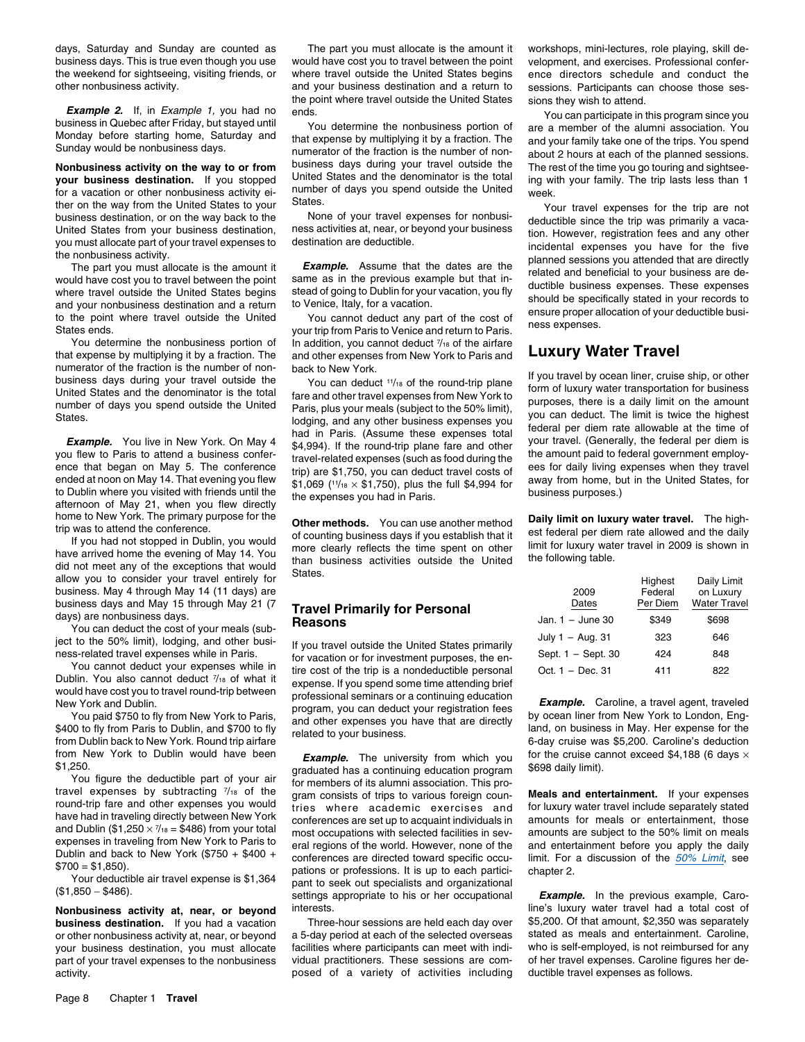days, Saturday and Sunday are counted as business days. This is true even though you use the weekend for sightseeing, visiting friends, or other nonbusiness activity.

***Example 2.*** If, in *Example 1,* you had no business in Quebec after Friday, but stayed until Monday before starting home, Saturday and Sunday would be nonbusiness days.

**Nonbusiness activity on the way to or from your business destination.** If you stopped for a vacation or other nonbusiness activity either on the way from the United States to your business destination, or on the way back to the United States from your business destination, you must allocate part of your travel expenses to the nonbusiness activity.

The part you must allocate is the amount it would have cost you to travel between the point where travel outside the United States begins and your nonbusiness destination and a return to the point where travel outside the United States ends.

You determine the nonbusiness portion of that expense by multiplying it by a fraction. The numerator of the fraction is the number of nonbusiness days during your travel outside the United States and the denominator is the total number of days you spend outside the United States.

***Example.*** You live in New York. On May 4 you flew to Paris to attend a business conference that began on May 5. The conference ended at noon on May 14. That evening you flew to Dublin where you visited with friends until the afternoon of May 21, when you flew directly home to New York. The primary purpose for the trip was to attend the conference.

If you had not stopped in Dublin, you would have arrived home the evening of May 14. You did not meet any of the exceptions that would allow you to consider your travel entirely for business. May 4 through May 14 (11 days) are business days and May 15 through May 21 (7 days) are nonbusiness days.

You can deduct the cost of your meals (subject to the 50% limit), lodging, and other business-related travel expenses while in Paris.

You cannot deduct your expenses while in Dublin. You also cannot deduct $^{7}/_{18}$ of what it would have cost you to travel round-trip between New York and Dublin.

You paid $750 to fly from New York to Paris, $400 to fly from Paris to Dublin, and $700 to fly from Dublin back to New York. Round trip airfare from New York to Dublin would have been $1,250.

You figure the deductible part of your air travel expenses by subtracting $^{7}/_{18}$ of the round-trip fare and other expenses you would have had in traveling directly between New York and Dublin ($1,250 × $^{7}/_{18}$ = $486) from your total expenses in traveling from New York to Paris to Dublin and back to New York ($750 + $400 + $700 = $1,850).

Your deductible air travel expense is $1,364 ($1,850 − $486).

**Nonbusiness activity at, near, or beyond business destination.** If you had a vacation or other nonbusiness activity at, near, or beyond your business destination, you must allocate part of your travel expenses to the nonbusiness activity.

The part you must allocate is the amount it would have cost you to travel between the point where travel outside the United States begins and your business destination and a return to the point where travel outside the United States ends.

You determine the nonbusiness portion of that expense by multiplying it by a fraction. The numerator of the fraction is the number of nonbusiness days during your travel outside the United States and the denominator is the total number of days you spend outside the United States.

None of your travel expenses for nonbusiness activities at, near, or beyond your business destination are deductible.

***Example.*** Assume that the dates are the same as in the previous example but that instead of going to Dublin for your vacation, you fly to Venice, Italy, for a vacation.

You cannot deduct any part of the cost of your trip from Paris to Venice and return to Paris. In addition, you cannot deduct $^{7}/_{18}$ of the airfare and other expenses from New York to Paris and back to New York.

You can deduct $^{11}/_{18}$ of the round-trip plane fare and other travel expenses from New York to Paris, plus your meals (subject to the 50% limit), lodging, and any other business expenses you had in Paris. (Assume these expenses total $4,994). If the round-trip plane fare and other travel-related expenses (such as food during the trip) are $1,750, you can deduct travel costs of $1,069 ($^{11}/_{18}$ × $1,750), plus the full $4,994 for the expenses you had in Paris.

**Other methods.** You can use another method of counting business days if you establish that it more clearly reflects the time spent on other than business activities outside the United States.

## Travel Primarily for Personal Reasons

If you travel outside the United States primarily for vacation or for investment purposes, the entire cost of the trip is a nondeductible personal expense. If you spend some time attending brief professional seminars or a continuing education program, you can deduct your registration fees and other expenses you have that are directly related to your business.

***Example.*** The university from which you graduated has a continuing education program for members of its alumni association. This program consists of trips to various foreign countries where academic exercises and conferences are set up to acquaint individuals in most occupations with selected facilities in several regions of the world. However, none of the conferences are directed toward specific occupations or professions. It is up to each participant to seek out specialists and organizational settings appropriate to his or her occupational interests.

Three-hour sessions are held each day over a 5-day period at each of the selected overseas facilities where participants can meet with individual practitioners. These sessions are composed of a variety of activities including workshops, mini-lectures, role playing, skill development, and exercises. Professional conference directors schedule and conduct the sessions. Participants can choose those sessions they wish to attend.

You can participate in this program since you are a member of the alumni association. You and your family take one of the trips. You spend about 2 hours at each of the planned sessions. The rest of the time you go touring and sightseeing with your family. The trip lasts less than 1 week.

Your travel expenses for the trip are not deductible since the trip was primarily a vacation. However, registration fees and any other incidental expenses you have for the five planned sessions you attended that are directly related and beneficial to your business are deductible business expenses. These expenses should be specifically stated in your records to ensure proper allocation of your deductible business expenses.

# Luxury Water Travel

If you travel by ocean liner, cruise ship, or other form of luxury water transportation for business purposes, there is a daily limit on the amount you can deduct. The limit is twice the highest federal per diem rate allowable at the time of your travel. (Generally, the federal per diem is the amount paid to federal government employees for daily living expenses when they travel away from home, but in the United States, for business purposes.)

**Daily limit on luxury water travel.** The highest federal per diem rate allowed and the daily limit for luxury water travel in 2009 is shown in the following table.

| 2009 Dates | Highest Federal Per Diem | Daily Limit on Luxury Water Travel |
|---|---|---|
| Jan. 1 – June 30 | $349 | $698 |
| July 1 – Aug. 31 | 323 | 646 |
| Sept. 1 – Sept. 30 | 424 | 848 |
| Oct. 1 – Dec. 31 | 411 | 822 |

***Example.*** Caroline, a travel agent, traveled by ocean liner from New York to London, England, on business in May. Her expense for the 6-day cruise was $5,200. Caroline's deduction for the cruise cannot exceed $4,188 (6 days × $698 daily limit).

**Meals and entertainment.** If your expenses for luxury water travel include separately stated amounts for meals or entertainment, those amounts are subject to the 50% limit on meals and entertainment before you apply the daily limit. For a discussion of the *50% Limit*, see chapter 2.

***Example.*** In the previous example, Caroline's luxury water travel had a total cost of $5,200. Of that amount, $2,350 was separately stated as meals and entertainment. Caroline, who is self-employed, is not reimbursed for any of her travel expenses. Caroline figures her deductible travel expenses as follows.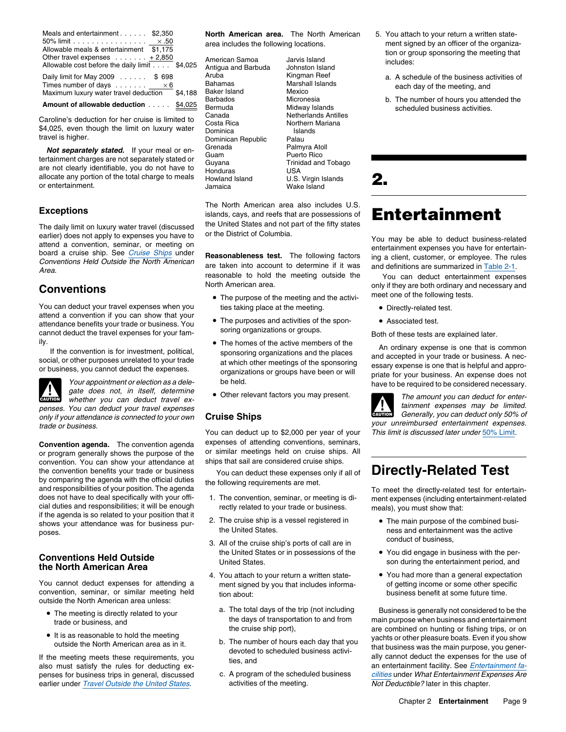| | |
|---|---|
| Meals and entertainment | $2,350 |
| 50% limit | × .50 |
| Allowable meals & entertainment | $1,175 |
| Other travel expenses | + 2,850 |
| Allowable cost before the daily limit | $4,025 |
| Daily limit for May 2009 | $ 698 |
| Times number of days | × 6 |
| Maximum luxury water travel deduction | $4,188 |
| **Amount of allowable deduction** | $4,025 |

Caroline's deduction for her cruise is limited to $4,025, even though the limit on luxury water travel is higher.

***Not separately stated.*** If your meal or entertainment charges are not separately stated or are not clearly identifiable, you do not have to allocate any portion of the total charge to meals or entertainment.

### Exceptions

The daily limit on luxury water travel (discussed earlier) does not apply to expenses you have to attend a convention, seminar, or meeting on board a cruise ship. See *Cruise Ships* under *Conventions Held Outside the North American Area.*

## Conventions

You can deduct your travel expenses when you attend a convention if you can show that your attendance benefits your trade or business. You cannot deduct the travel expenses for your family.

If the convention is for investment, political, social, or other purposes unrelated to your trade or business, you cannot deduct the expenses.

*CAUTION: Your appointment or election as a delegate does not, in itself, determine whether you can deduct travel expenses. You can deduct your travel expenses only if your attendance is connected to your own trade or business.*

**Convention agenda.** The convention agenda or program generally shows the purpose of the convention. You can show your attendance at the convention benefits your trade or business by comparing the agenda with the official duties and responsibilities of your position. The agenda does not have to deal specifically with your official duties and responsibilities; it will be enough if the agenda is so related to your position that it shows your attendance was for business purposes.

### Conventions Held Outside the North American Area

You cannot deduct expenses for attending a convention, seminar, or similar meeting held outside the North American area unless:

- The meeting is directly related to your trade or business, and
- It is as reasonable to hold the meeting outside the North American area as in it.

If the meeting meets these requirements, you also must satisfy the rules for deducting expenses for business trips in general, discussed earlier under *Travel Outside the United States.*

**North American area.** The North American area includes the following locations.

| | |
|---|---|
| American Samoa | Jarvis Island |
| Antigua and Barbuda | Johnston Island |
| Aruba | Kingman Reef |
| Bahamas | Marshall Islands |
| Baker Island | Mexico |
| Barbados | Micronesia |
| Bermuda | Midway Islands |
| Canada | Netherlands Antilles |
| Costa Rica | Northern Mariana Islands |
| Dominica | Palau |
| Dominican Republic | Palmyra Atoll |
| Grenada | Puerto Rico |
| Guam | Trinidad and Tobago |
| Guyana | USA |
| Honduras | U.S. Virgin Islands |
| Howland Island | Wake Island |
| Jamaica | |

The North American area also includes U.S. islands, cays, and reefs that are possessions of the United States and not part of the fifty states or the District of Columbia.

**Reasonableness test.** The following factors are taken into account to determine if it was reasonable to hold the meeting outside the North American area.

- The purpose of the meeting and the activities taking place at the meeting.
- The purposes and activities of the sponsoring organizations or groups.
- The homes of the active members of the sponsoring organizations and the places at which other meetings of the sponsoring organizations or groups have been or will be held.
- Other relevant factors you may present.

### Cruise Ships

You can deduct up to $2,000 per year of your expenses of attending conventions, seminars, or similar meetings held on cruise ships. All ships that sail are considered cruise ships.

You can deduct these expenses only if all of the following requirements are met.

1. The convention, seminar, or meeting is directly related to your trade or business.
2. The cruise ship is a vessel registered in the United States.
3. All of the cruise ship's ports of call are in the United States or in possessions of the United States.
4. You attach to your return a written statement signed by you that includes information about:
   a. The total days of the trip (not including the days of transportation to and from the cruise ship port),
   b. The number of hours each day that you devoted to scheduled business activities, and
   c. A program of the scheduled business activities of the meeting.
5. You attach to your return a written statement signed by an officer of the organization or group sponsoring the meeting that includes:
   a. A schedule of the business activities of each day of the meeting, and
   b. The number of hours you attended the scheduled business activities.

# 2. Entertainment

You may be able to deduct business-related entertainment expenses you have for entertaining a client, customer, or employee. The rules and definitions are summarized in Table 2-1.

You can deduct entertainment expenses only if they are both ordinary and necessary and meet one of the following tests.

- Directly-related test.
- Associated test.

Both of these tests are explained later.

An ordinary expense is one that is common and accepted in your trade or business. A necessary expense is one that is helpful and appropriate for your business. An expense does not have to be required to be considered necessary.

*CAUTION: The amount you can deduct for entertainment expenses may be limited. Generally, you can deduct only 50% of your unreimbursed entertainment expenses. This limit is discussed later under 50% Limit.*

## Directly-Related Test

To meet the directly-related test for entertainment expenses (including entertainment-related meals), you must show that:

- The main purpose of the combined business and entertainment was the active conduct of business,
- You did engage in business with the person during the entertainment period, and
- You had more than a general expectation of getting income or some other specific business benefit at some future time.

Business is generally not considered to be the main purpose when business and entertainment are combined on hunting or fishing trips, or on yachts or other pleasure boats. Even if you show that business was the main purpose, you generally cannot deduct the expenses for the use of an entertainment facility. See *Entertainment facilities* under *What Entertainment Expenses Are Not Deductible?* later in this chapter.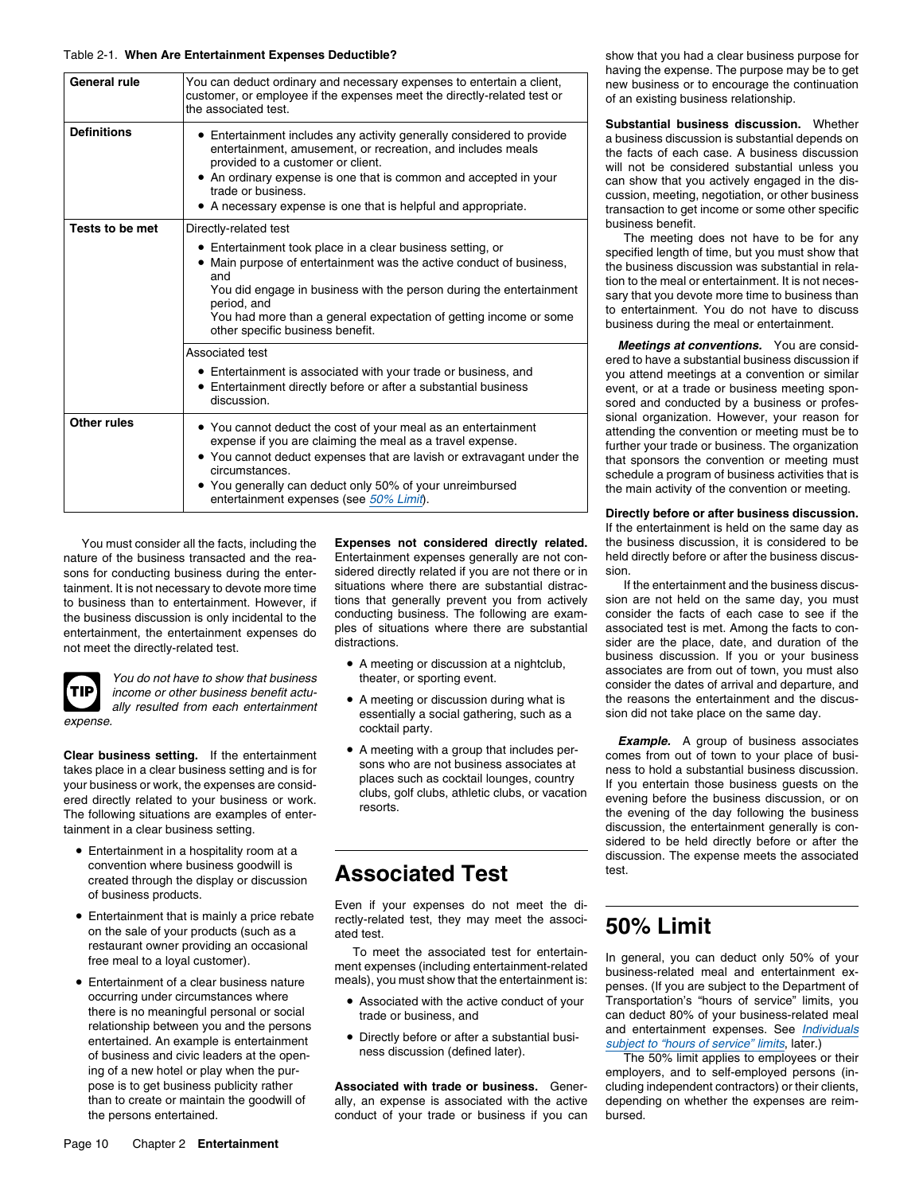Table 2-1. **When Are Entertainment Expenses Deductible?**

| | |
|---|---|
| **General rule** | You can deduct ordinary and necessary expenses to entertain a client, customer, or employee if the expenses meet the directly-related test or the associated test. |
| **Definitions** | • Entertainment includes any activity generally considered to provide entertainment, amusement, or recreation, and includes meals provided to a customer or client. • An ordinary expense is one that is common and accepted in your trade or business. • A necessary expense is one that is helpful and appropriate. |
| **Tests to be met** | Directly-related test • Entertainment took place in a clear business setting, or • Main purpose of entertainment was the active conduct of business, and You did engage in business with the person during the entertainment period, and You had more than a general expectation of getting income or some other specific business benefit. |
| | Associated test • Entertainment is associated with your trade or business, and • Entertainment directly before or after a substantial business discussion. |
| **Other rules** | • You cannot deduct the cost of your meal as an entertainment expense if you are claiming the meal as a travel expense. • You cannot deduct expenses that are lavish or extravagant under the circumstances. • You generally can deduct only 50% of your unreimbursed entertainment expenses (see 50% Limit). |

You must consider all the facts, including the nature of the business transacted and the reasons for conducting business during the entertainment. It is not necessary to devote more time to business than to entertainment. However, if the business discussion is only incidental to the entertainment, the entertainment expenses do not meet the directly-related test.

TIP: *You do not have to show that business income or other business benefit actually resulted from each entertainment expense.*

**Clear business setting.** If the entertainment takes place in a clear business setting and is for your business or work, the expenses are considered directly related to your business or work. The following situations are examples of entertainment in a clear business setting.

- Entertainment in a hospitality room at a convention where business goodwill is created through the display or discussion of business products.
- Entertainment that is mainly a price rebate on the sale of your products (such as a restaurant owner providing an occasional free meal to a loyal customer).
- Entertainment of a clear business nature occurring under circumstances where there is no meaningful personal or social relationship between you and the persons entertained. An example is entertainment of business and civic leaders at the opening of a new hotel or play when the purpose is to get business publicity rather than to create or maintain the goodwill of the persons entertained.

**Expenses not considered directly related.** Entertainment expenses generally are not considered directly related if you are not there or in situations where there are substantial distractions that generally prevent you from actively conducting business. The following are examples of situations where there are substantial distractions.

- A meeting or discussion at a nightclub, theater, or sporting event.
- A meeting or discussion during what is essentially a social gathering, such as a cocktail party.
- A meeting with a group that includes persons who are not business associates at places such as cocktail lounges, country clubs, golf clubs, athletic clubs, or vacation resorts.

## Associated Test

Even if your expenses do not meet the directly-related test, they may meet the associated test.

To meet the associated test for entertainment expenses (including entertainment-related meals), you must show that the entertainment is:

- Associated with the active conduct of your trade or business, and
- Directly before or after a substantial business discussion (defined later).

**Associated with trade or business.** Generally, an expense is associated with the active conduct of your trade or business if you can show that you had a clear business purpose for having the expense. The purpose may be to get new business or to encourage the continuation of an existing business relationship.

**Substantial business discussion.** Whether a business discussion is substantial depends on the facts of each case. A business discussion will not be considered substantial unless you can show that you actively engaged in the discussion, meeting, negotiation, or other business transaction to get income or some other specific business benefit.

The meeting does not have to be for any specified length of time, but you must show that the business discussion was substantial in relation to the meal or entertainment. It is not necessary that you devote more time to business than to entertainment. You do not have to discuss business during the meal or entertainment.

***Meetings at conventions.*** You are considered to have a substantial business discussion if you attend meetings at a convention or similar event, or at a trade or business meeting sponsored and conducted by a business or professional organization. However, your reason for attending the convention or meeting must be to further your trade or business. The organization that sponsors the convention or meeting must schedule a program of business activities that is the main activity of the convention or meeting.

**Directly before or after business discussion.** If the entertainment is held on the same day as the business discussion, it is considered to be held directly before or after the business discussion.

If the entertainment and the business discussion are not held on the same day, you must consider the facts of each case to see if the associated test is met. Among the facts to consider are the place, date, and duration of the business discussion. If you or your business associates are from out of town, you must also consider the dates of arrival and departure, and the reasons the entertainment and the discussion did not take place on the same day.

***Example.*** A group of business associates comes from out of town to your place of business to hold a substantial business discussion. If you entertain those business guests on the evening before the business discussion, or on the evening of the day following the business discussion, the entertainment generally is considered to be held directly before or after the discussion. The expense meets the associated test.

## 50% Limit

In general, you can deduct only 50% of your business-related meal and entertainment expenses. (If you are subject to the Department of Transportation's "hours of service" limits, you can deduct 80% of your business-related meal and entertainment expenses. See *Individuals subject to "hours of service" limits*, later.)

The 50% limit applies to employees or their employers, and to self-employed persons (including independent contractors) or their clients, depending on whether the expenses are reimbursed.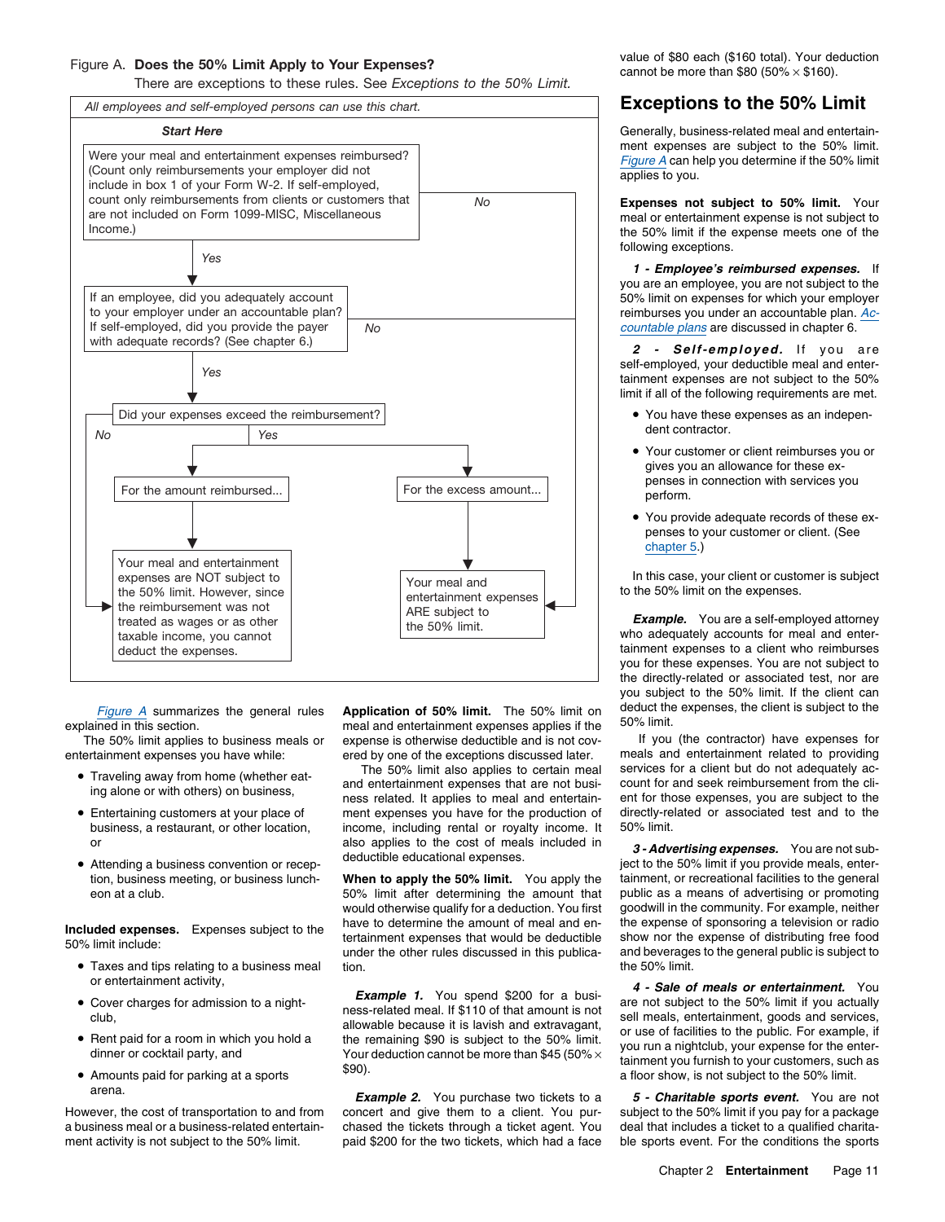Figure A. **Does the 50% Limit Apply to Your Expenses?**

There are exceptions to these rules. See *Exceptions to the 50% Limit.*

*All employees and self-employed persons can use this chart.*

***Start Here***

Were your meal and entertainment expenses reimbursed? (Count only reimbursements your employer did not include in box 1 of your Form W-2. If self-employed, count only reimbursements from clients or customers that are not included on Form 1099-MISC, Miscellaneous Income.)

- *No* → Your meal and entertainment expenses ARE subject to the 50% limit.
- *Yes* → If an employee, did you adequately account to your employer under an accountable plan? If self-employed, did you provide the payer with adequate records? (See chapter 6.)
  - *No* → Your meal and entertainment expenses ARE subject to the 50% limit.
  - *Yes* → Did your expenses exceed the reimbursement?
    - *No* → Your meal and entertainment expenses are NOT subject to the 50% limit. However, since the reimbursement was not treated as wages or as other taxable income, you cannot deduct the expenses.
    - *Yes* →
      - For the amount reimbursed... Your meal and entertainment expenses are NOT subject to the 50% limit. However, since the reimbursement was not treated as wages or as other taxable income, you cannot deduct the expenses.
      - For the excess amount... Your meal and entertainment expenses ARE subject to the 50% limit.

*Figure A* summarizes the general rules explained in this section.

The 50% limit applies to business meals or entertainment expenses you have while:

- Traveling away from home (whether eating alone or with others) on business,
- Entertaining customers at your place of business, a restaurant, or other location, or
- Attending a business convention or reception, business meeting, or business luncheon at a club.

**Included expenses.** Expenses subject to the 50% limit include:

- Taxes and tips relating to a business meal or entertainment activity,
- Cover charges for admission to a nightclub,
- Rent paid for a room in which you hold a dinner or cocktail party, and
- Amounts paid for parking at a sports arena.

However, the cost of transportation to and from a business meal or a business-related entertainment activity is not subject to the 50% limit.

**Application of 50% limit.** The 50% limit on meal and entertainment expenses applies if the expense is otherwise deductible and is not covered by one of the exceptions discussed later.

The 50% limit also applies to certain meal and entertainment expenses that are not business related. It applies to meal and entertainment expenses you have for the production of income, including rental or royalty income. It also applies to the cost of meals included in deductible educational expenses.

**When to apply the 50% limit.** You apply the 50% limit after determining the amount that would otherwise qualify for a deduction. You first have to determine the amount of meal and entertainment expenses that would be deductible under the other rules discussed in this publication.

***Example 1.*** You spend $200 for a business-related meal. If $110 of that amount is not allowable because it is lavish and extravagant, the remaining $90 is subject to the 50% limit. Your deduction cannot be more than $45 (50% × $90).

***Example 2.*** You purchase two tickets to a concert and give them to a client. You purchased the tickets through a ticket agent. You paid $200 for the two tickets, which had a face value of $80 each ($160 total). Your deduction cannot be more than $80 (50% × $160).

## Exceptions to the 50% Limit

Generally, business-related meal and entertainment expenses are subject to the 50% limit. *Figure A* can help you determine if the 50% limit applies to you.

**Expenses not subject to 50% limit.** Your meal or entertainment expense is not subject to the 50% limit if the expense meets one of the following exceptions.

***1 - Employee's reimbursed expenses.*** If you are an employee, you are not subject to the 50% limit on expenses for which your employer reimburses you under an accountable plan. Accountable plans are discussed in chapter 6.

***2 - Self-employed.*** If you are self-employed, your deductible meal and entertainment expenses are not subject to the 50% limit if all of the following requirements are met.

- You have these expenses as an independent contractor.
- Your customer or client reimburses you or gives you an allowance for these expenses in connection with services you perform.
- You provide adequate records of these expenses to your customer or client. (See chapter 5.)

In this case, your client or customer is subject to the 50% limit on the expenses.

***Example.*** You are a self-employed attorney who adequately accounts for meal and entertainment expenses to a client who reimburses you for these expenses. You are not subject to the directly-related or associated test, nor are you subject to the 50% limit. If the client can deduct the expenses, the client is subject to the 50% limit.

If you (the contractor) have expenses for meals and entertainment related to providing services for a client but do not adequately account for and seek reimbursement from the client for those expenses, you are subject to the directly-related or associated test and to the 50% limit.

***3 - Advertising expenses.*** You are not subject to the 50% limit if you provide meals, entertainment, or recreational facilities to the general public as a means of advertising or promoting goodwill in the community. For example, neither the expense of sponsoring a television or radio show nor the expense of distributing free food and beverages to the general public is subject to the 50% limit.

***4 - Sale of meals or entertainment.*** You are not subject to the 50% limit if you actually sell meals, entertainment, goods and services, or use of facilities to the public. For example, if you run a nightclub, your expense for the entertainment you furnish to your customers, such as a floor show, is not subject to the 50% limit.

***5 - Charitable sports event.*** You are not subject to the 50% limit if you pay for a package deal that includes a ticket to a qualified charitable sports event. For the conditions the sports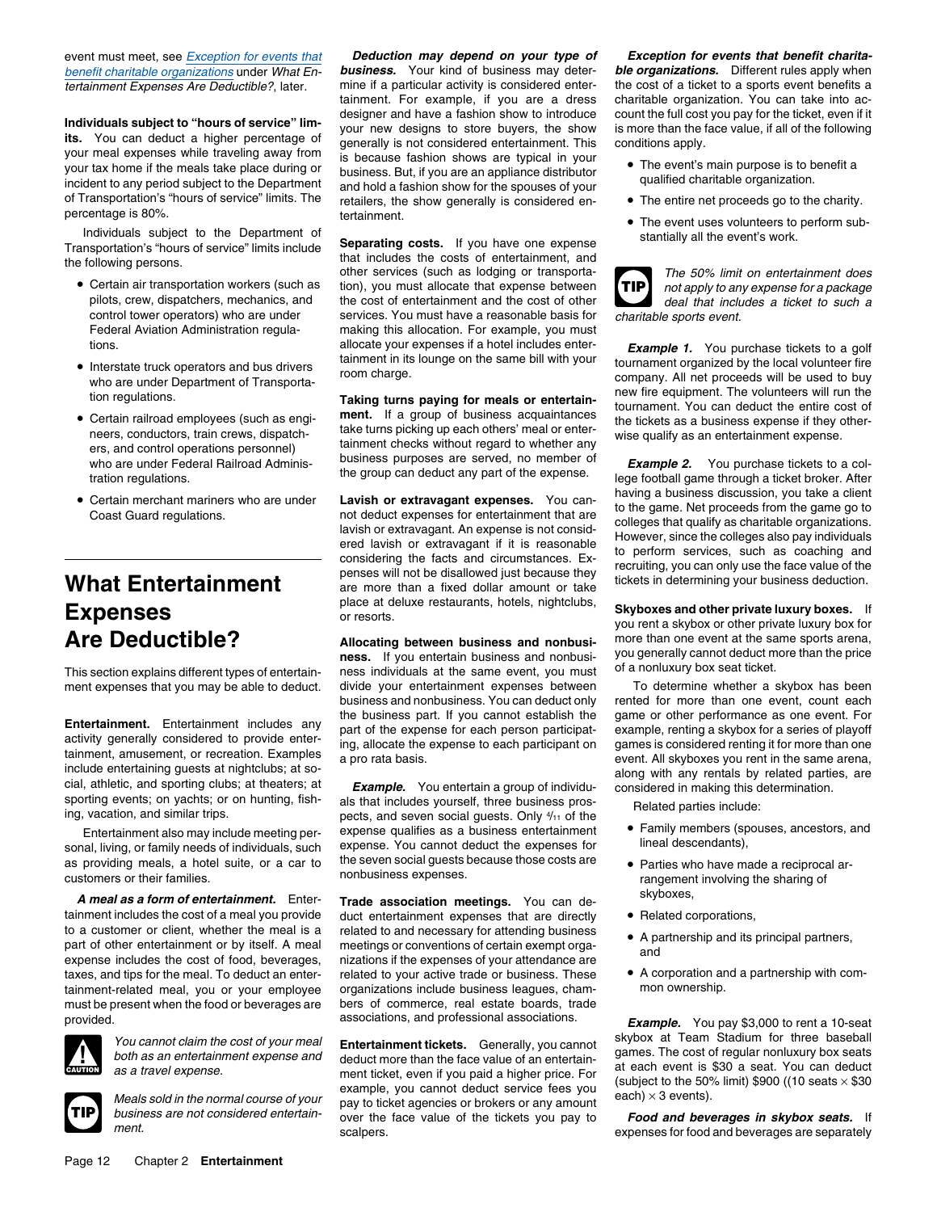event must meet, see *Exception for events that benefit charitable organizations* under *What Entertainment Expenses Are Deductible?*, later.

**Individuals subject to "hours of service" limits.** You can deduct a higher percentage of your meal expenses while traveling away from your tax home if the meals take place during or incident to any period subject to the Department of Transportation's "hours of service" limits. The percentage is 80%.

Individuals subject to the Department of Transportation's "hours of service" limits include the following persons.

- Certain air transportation workers (such as pilots, crew, dispatchers, mechanics, and control tower operators) who are under Federal Aviation Administration regulations.
- Interstate truck operators and bus drivers who are under Department of Transportation regulations.
- Certain railroad employees (such as engineers, conductors, train crews, dispatchers, and control operations personnel) who are under Federal Railroad Administration regulations.
- Certain merchant mariners who are under Coast Guard regulations.

# What Entertainment Expenses Are Deductible?

This section explains different types of entertainment expenses that you may be able to deduct.

**Entertainment.** Entertainment includes any activity generally considered to provide entertainment, amusement, or recreation. Examples include entertaining guests at nightclubs; at social, athletic, and sporting clubs; at theaters; at sporting events; on yachts; or on hunting, fishing, vacation, and similar trips.

Entertainment also may include meeting personal, living, or family needs of individuals, such as providing meals, a hotel suite, or a car to customers or their families.

***A meal as a form of entertainment.*** Entertainment includes the cost of a meal you provide to a customer or client, whether the meal is a part of other entertainment or by itself. A meal expense includes the cost of food, beverages, taxes, and tips for the meal. To deduct an entertainment-related meal, you or your employee must be present when the food or beverages are provided.

CAUTION: *You cannot claim the cost of your meal both as an entertainment expense and as a travel expense.*

TIP: *Meals sold in the normal course of your business are not considered entertainment.*

***Deduction may depend on your type of business.*** Your kind of business may determine if a particular activity is considered entertainment. For example, if you are a dress designer and have a fashion show to introduce your new designs to store buyers, the show generally is not considered entertainment. This is because fashion shows are typical in your business. But, if you are an appliance distributor and hold a fashion show for the spouses of your retailers, the show generally is considered entertainment.

**Separating costs.** If you have one expense that includes the costs of entertainment, and other services (such as lodging or transportation), you must allocate that expense between the cost of entertainment and the cost of other services. You must have a reasonable basis for making this allocation. For example, you must allocate your expenses if a hotel includes entertainment in its lounge on the same bill with your room charge.

**Taking turns paying for meals or entertainment.** If a group of business acquaintances take turns picking up each others' meal or entertainment checks without regard to whether any business purposes are served, no member of the group can deduct any part of the expense.

**Lavish or extravagant expenses.** You cannot deduct expenses for entertainment that are lavish or extravagant. An expense is not considered lavish or extravagant if it is reasonable considering the facts and circumstances. Expenses will not be disallowed just because they are more than a fixed dollar amount or take place at deluxe restaurants, hotels, nightclubs, or resorts.

**Allocating between business and nonbusiness.** If you entertain business and nonbusiness individuals at the same event, you must divide your entertainment expenses between business and nonbusiness. You can deduct only the business part. If you cannot establish the part of the expense for each person participating, allocate the expense to each participant on a pro rata basis.

***Example.*** You entertain a group of individuals that includes yourself, three business prospects, and seven social guests. Only $^4/_{11}$ of the expense qualifies as a business entertainment expense. You cannot deduct the expenses for the seven social guests because those costs are nonbusiness expenses.

**Trade association meetings.** You can deduct entertainment expenses that are directly related to and necessary for attending business meetings or conventions of certain exempt organizations if the expenses of your attendance are related to your active trade or business. These organizations include business leagues, chambers of commerce, real estate boards, trade associations, and professional associations.

**Entertainment tickets.** Generally, you cannot deduct more than the face value of an entertainment ticket, even if you paid a higher price. For example, you cannot deduct service fees you pay to ticket agencies or brokers or any amount over the face value of the tickets you pay to scalpers.

***Exception for events that benefit charitable organizations.*** Different rules apply when the cost of a ticket to a sports event benefits a charitable organization. You can take into account the full cost you pay for the ticket, even if it is more than the face value, if all of the following conditions apply.

- The event's main purpose is to benefit a qualified charitable organization.
- The entire net proceeds go to the charity.
- The event uses volunteers to perform substantially all the event's work.

TIP: *The 50% limit on entertainment does not apply to any expense for a package deal that includes a ticket to such a charitable sports event.*

***Example 1.*** You purchase tickets to a golf tournament organized by the local volunteer fire company. All net proceeds will be used to buy new fire equipment. The volunteers will run the tournament. You can deduct the entire cost of the tickets as a business expense if they otherwise qualify as an entertainment expense.

***Example 2.*** You purchase tickets to a college football game through a ticket broker. After having a business discussion, you take a client to the game. Net proceeds from the game go to colleges that qualify as charitable organizations. However, since the colleges also pay individuals to perform services, such as coaching and recruiting, you can only use the face value of the tickets in determining your business deduction.

**Skyboxes and other private luxury boxes.** If you rent a skybox or other private luxury box for more than one event at the same sports arena, you generally cannot deduct more than the price of a nonluxury box seat ticket.

To determine whether a skybox has been rented for more than one event, count each game or other performance as one event. For example, renting a skybox for a series of playoff games is considered renting it for more than one event. All skyboxes you rent in the same arena, along with any rentals by related parties, are considered in making this determination.

Related parties include:

- Family members (spouses, ancestors, and lineal descendants),
- Parties who have made a reciprocal arrangement involving the sharing of skyboxes,
- Related corporations,
- A partnership and its principal partners, and
- A corporation and a partnership with common ownership.

***Example.*** You pay $3,000 to rent a 10-seat skybox at Team Stadium for three baseball games. The cost of regular nonluxury box seats at each event is $30 a seat. You can deduct (subject to the 50% limit) $900 ((10 seats × $30 each) × 3 events).

***Food and beverages in skybox seats.*** If expenses for food and beverages are separately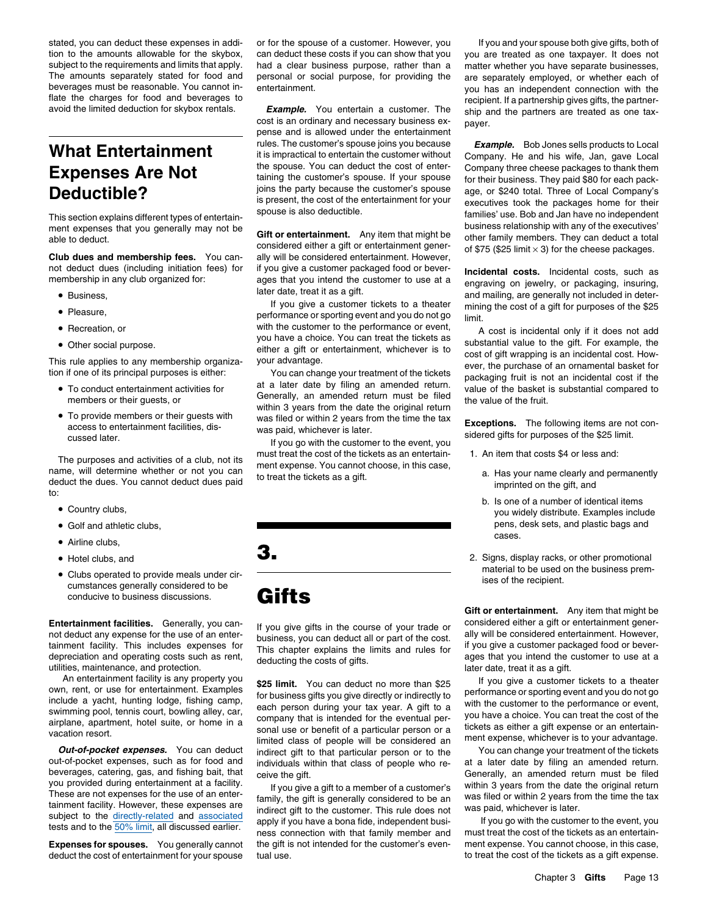stated, you can deduct these expenses in addition to the amounts allowable for the skybox, subject to the requirements and limits that apply. The amounts separately stated for food and beverages must be reasonable. You cannot inflate the charges for food and beverages to avoid the limited deduction for skybox rentals.

# What Entertainment Expenses Are Not Deductible?

This section explains different types of entertainment expenses that you generally may not be able to deduct.

**Club dues and membership fees.** You cannot deduct dues (including initiation fees) for membership in any club organized for:

- Business,
- Pleasure,
- Recreation, or
- Other social purpose.

This rule applies to any membership organization if one of its principal purposes is either:

- To conduct entertainment activities for members or their guests, or
- To provide members or their guests with access to entertainment facilities, discussed later.

The purposes and activities of a club, not its name, will determine whether or not you can deduct the dues. You cannot deduct dues paid to:

- Country clubs,
- Golf and athletic clubs,
- Airline clubs,
- Hotel clubs, and
- Clubs operated to provide meals under circumstances generally considered to be conducive to business discussions.

**Entertainment facilities.** Generally, you cannot deduct any expense for the use of an entertainment facility. This includes expenses for depreciation and operating costs such as rent, utilities, maintenance, and protection.

An entertainment facility is any property you own, rent, or use for entertainment. Examples include a yacht, hunting lodge, fishing camp, swimming pool, tennis court, bowling alley, car, airplane, apartment, hotel suite, or home in a vacation resort.

***Out-of-pocket expenses.*** You can deduct out-of-pocket expenses, such as for food and beverages, catering, gas, and fishing bait, that you provided during entertainment at a facility. These are not expenses for the use of an entertainment facility. However, these expenses are subject to the directly-related and associated tests and to the 50% limit, all discussed earlier.

**Expenses for spouses.** You generally cannot deduct the cost of entertainment for your spouse or for the spouse of a customer. However, you can deduct these costs if you can show that you had a clear business purpose, rather than a personal or social purpose, for providing the entertainment.

***Example.*** You entertain a customer. The cost is an ordinary and necessary business expense and is allowed under the entertainment rules. The customer's spouse joins you because it is impractical to entertain the customer without the spouse. You can deduct the cost of entertaining the customer's spouse. If your spouse joins the party because the customer's spouse is present, the cost of the entertainment for your spouse is also deductible.

**Gift or entertainment.** Any item that might be considered either a gift or entertainment generally will be considered entertainment. However, if you give a customer packaged food or beverages that you intend the customer to use at a later date, treat it as a gift.

If you give a customer tickets to a theater performance or sporting event and you do not go with the customer to the performance or event, you have a choice. You can treat the tickets as either a gift or entertainment, whichever is to your advantage.

You can change your treatment of the tickets at a later date by filing an amended return. Generally, an amended return must be filed within 3 years from the date the original return was filed or within 2 years from the time the tax was paid, whichever is later.

If you go with the customer to the event, you must treat the cost of the tickets as an entertainment expense. You cannot choose, in this case, to treat the tickets as a gift.

# 3. Gifts

If you give gifts in the course of your trade or business, you can deduct all or part of the cost. This chapter explains the limits and rules for deducting the costs of gifts.

**$25 limit.** You can deduct no more than $25 for business gifts you give directly or indirectly to each person during your tax year. A gift to a company that is intended for the eventual personal use or benefit of a particular person or a limited class of people will be considered an indirect gift to that particular person or to the individuals within that class of people who receive the gift.

If you give a gift to a member of a customer's family, the gift is generally considered to be an indirect gift to the customer. This rule does not apply if you have a bona fide, independent business connection with that family member and the gift is not intended for the customer's eventual use.

If you and your spouse both give gifts, both of you are treated as one taxpayer. It does not matter whether you have separate businesses, are separately employed, or whether each of you has an independent connection with the recipient. If a partnership gives gifts, the partnership and the partners are treated as one taxpayer.

***Example.*** Bob Jones sells products to Local Company. He and his wife, Jan, gave Local Company three cheese packages to thank them for their business. They paid $80 for each package, or $240 total. Three of Local Company's executives took the packages home for their families' use. Bob and Jan have no independent business relationship with any of the executives' other family members. They can deduct a total of $75 ($25 limit $\times$ 3) for the cheese packages.

**Incidental costs.** Incidental costs, such as engraving on jewelry, or packaging, insuring, and mailing, are generally not included in determining the cost of a gift for purposes of the $25 limit.

A cost is incidental only if it does not add substantial value to the gift. For example, the cost of gift wrapping is an incidental cost. However, the purchase of an ornamental basket for packaging fruit is not an incidental cost if the value of the basket is substantial compared to the value of the fruit.

**Exceptions.** The following items are not considered gifts for purposes of the $25 limit.

1. An item that costs $4 or less and:
   a. Has your name clearly and permanently imprinted on the gift, and
   b. Is one of a number of identical items you widely distribute. Examples include pens, desk sets, and plastic bags and cases.
2. Signs, display racks, or other promotional material to be used on the business premises of the recipient.

**Gift or entertainment.** Any item that might be considered either a gift or entertainment generally will be considered entertainment. However, if you give a customer packaged food or beverages that you intend the customer to use at a later date, treat it as a gift.

If you give a customer tickets to a theater performance or sporting event and you do not go with the customer to the performance or event, you have a choice. You can treat the cost of the tickets as either a gift expense or an entertainment expense, whichever is to your advantage.

You can change your treatment of the tickets at a later date by filing an amended return. Generally, an amended return must be filed within 3 years from the date the original return was filed or within 2 years from the time the tax was paid, whichever is later.

If you go with the customer to the event, you must treat the cost of the tickets as an entertainment expense. You cannot choose, in this case, to treat the cost of the tickets as a gift expense.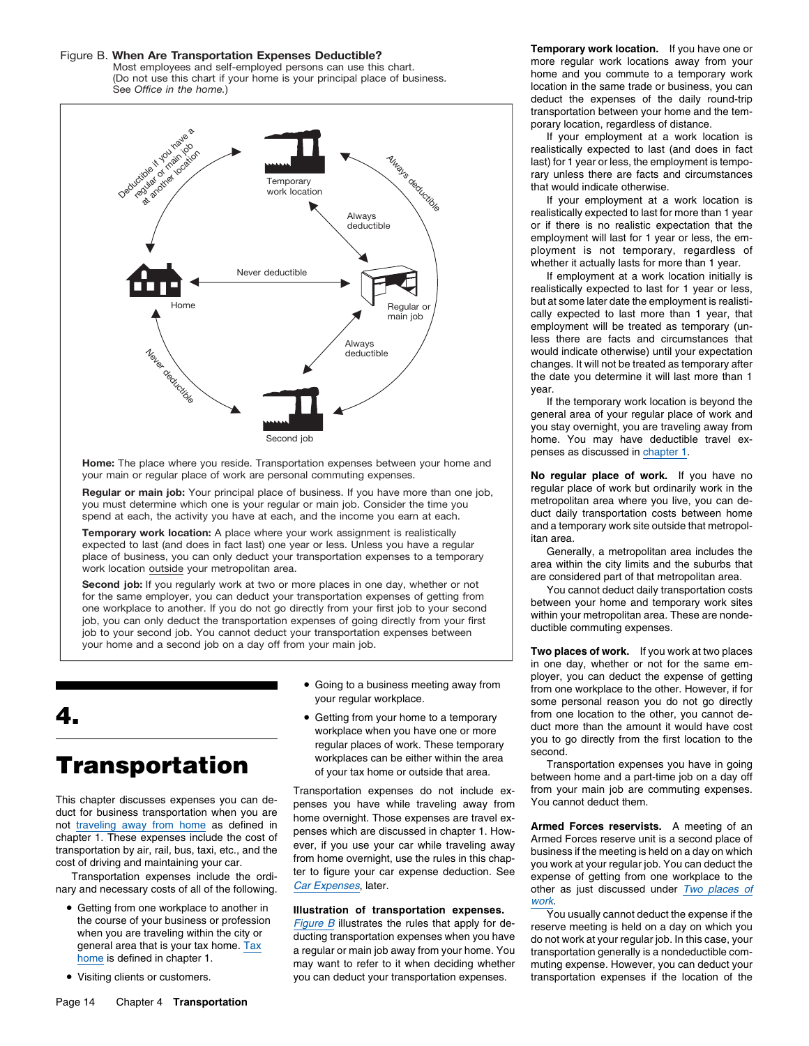Figure B. **When Are Transportation Expenses Deductible?**
Most employees and self-employed persons can use this chart.
(Do not use this chart if your home is your principal place of business.
See *Office in the home*.)

Temporary work location

Deductible if you have a regular or main job at another location

Always deductible

Always deductible

Home

Never deductible

Regular or main job

Always deductible

Never deductible

Second job

**Home:** The place where you reside. Transportation expenses between your home and your main or regular place of work are personal commuting expenses.

**Regular or main job:** Your principal place of business. If you have more than one job, you must determine which one is your regular or main job. Consider the time you spend at each, the activity you have at each, and the income you earn at each.

**Temporary work location:** A place where your work assignment is realistically expected to last (and does in fact last) one year or less. Unless you have a regular place of business, you can only deduct your transportation expenses to a temporary work location outside your metropolitan area.

**Second job:** If you regularly work at two or more places in one day, whether or not for the same employer, you can deduct your transportation expenses of getting from one workplace to another. If you do not go directly from your first job to your second job, you can only deduct the transportation expenses of going directly from your first job to your second job. You cannot deduct your transportation expenses between your home and a second job on a day off from your main job.

# 4. Transportation

This chapter discusses expenses you can deduct for business transportation when you are not traveling away from home as defined in chapter 1. These expenses include the cost of transportation by air, rail, bus, taxi, etc., and the cost of driving and maintaining your car.

Transportation expenses include the ordinary and necessary costs of all of the following.

- Getting from one workplace to another in the course of your business or profession when you are traveling within the city or general area that is your tax home. Tax home is defined in chapter 1.
- Visiting clients or customers.
- Going to a business meeting away from your regular workplace.
- Getting from your home to a temporary workplace when you have one or more regular places of work. These temporary workplaces can be either within the area of your tax home or outside that area.

Transportation expenses do not include expenses you have while traveling away from home overnight. Those expenses are travel expenses which are discussed in chapter 1. However, if you use your car while traveling away from home overnight, use the rules in this chapter to figure your car expense deduction. See *Car Expenses*, later.

**Illustration of transportation expenses.** *Figure B* illustrates the rules that apply for deducting transportation expenses when you have a regular or main job away from your home. You may want to refer to it when deciding whether you can deduct your transportation expenses.

**Temporary work location.** If you have one or more regular work locations away from your home and you commute to a temporary work location in the same trade or business, you can deduct the expenses of the daily round-trip transportation between your home and the temporary location, regardless of distance.

If your employment at a work location is realistically expected to last (and does in fact last) for 1 year or less, the employment is temporary unless there are facts and circumstances that would indicate otherwise.

If your employment at a work location is realistically expected to last for more than 1 year or if there is no realistic expectation that the employment will last for 1 year or less, the employment is not temporary, regardless of whether it actually lasts for more than 1 year.

If employment at a work location initially is realistically expected to last for 1 year or less, but at some later date the employment is realistically expected to last more than 1 year, that employment will be treated as temporary (unless there are facts and circumstances that would indicate otherwise) until your expectation changes. It will not be treated as temporary after the date you determine it will last more than 1 year.

If the temporary work location is beyond the general area of your regular place of work and you stay overnight, you are traveling away from home. You may have deductible travel expenses as discussed in chapter 1.

**No regular place of work.** If you have no regular place of work but ordinarily work in the metropolitan area where you live, you can deduct daily transportation costs between home and a temporary work site outside that metropolitan area.

Generally, a metropolitan area includes the area within the city limits and the suburbs that are considered part of that metropolitan area.

You cannot deduct daily transportation costs between your home and temporary work sites within your metropolitan area. These are nondeductible commuting expenses.

**Two places of work.** If you work at two places in one day, whether or not for the same employer, you can deduct the expense of getting from one workplace to the other. However, if for some personal reason you do not go directly from one location to the other, you cannot deduct more than the amount it would have cost you to go directly from the first location to the second.

Transportation expenses you have in going between home and a part-time job on a day off from your main job are commuting expenses. You cannot deduct them.

**Armed Forces reservists.** A meeting of an Armed Forces reserve unit is a second place of business if the meeting is held on a day on which you work at your regular job. You can deduct the expense of getting from one workplace to the other as just discussed under *Two places of work*.

You usually cannot deduct the expense if the reserve meeting is held on a day on which you do not work at your regular job. In this case, your transportation generally is a nondeductible commuting expense. However, you can deduct your transportation expenses if the location of the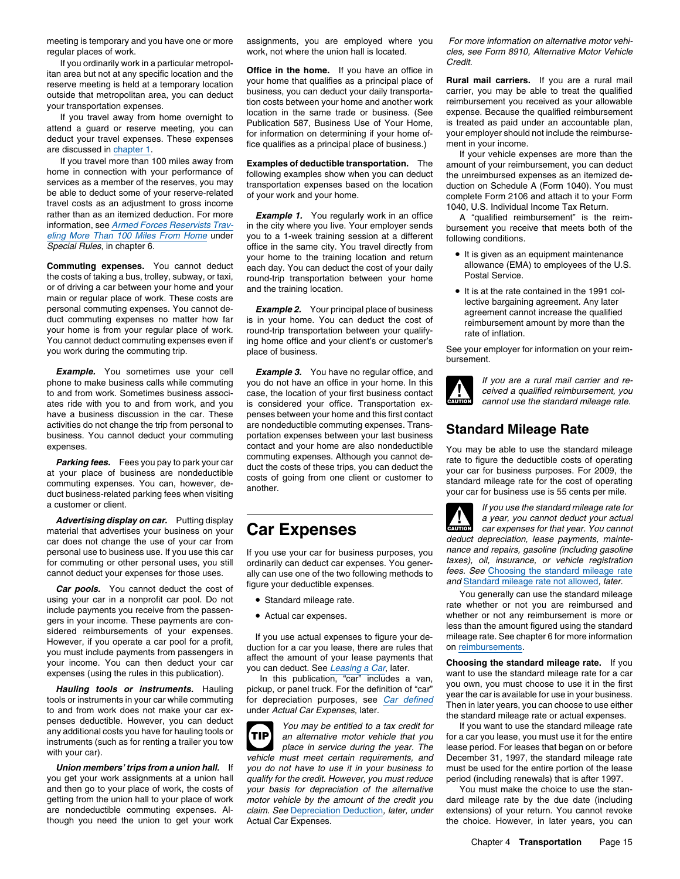meeting is temporary and you have one or more regular places of work.

If you ordinarily work in a particular metropolitan area but not at any specific location and the reserve meeting is held at a temporary location outside that metropolitan area, you can deduct your transportation expenses.

If you travel away from home overnight to attend a guard or reserve meeting, you can deduct your travel expenses. These expenses are discussed in chapter 1.

If you travel more than 100 miles away from home in connection with your performance of services as a member of the reserves, you may be able to deduct some of your reserve-related travel costs as an adjustment to gross income rather than as an itemized deduction. For more information, see *Armed Forces Reservists Traveling More Than 100 Miles From Home* under *Special Rules*, in chapter 6.

**Commuting expenses.** You cannot deduct the costs of taking a bus, trolley, subway, or taxi, or of driving a car between your home and your main or regular place of work. These costs are personal commuting expenses. You cannot deduct commuting expenses no matter how far your home is from your regular place of work. You cannot deduct commuting expenses even if you work during the commuting trip.

***Example.*** You sometimes use your cell phone to make business calls while commuting to and from work. Sometimes business associates ride with you to and from work, and you have a business discussion in the car. These activities do not change the trip from personal to business. You cannot deduct your commuting expenses.

***Parking fees.*** Fees you pay to park your car at your place of business are nondeductible commuting expenses. You can, however, deduct business-related parking fees when visiting a customer or client.

***Advertising display on car.*** Putting display material that advertises your business on your car does not change the use of your car from personal use to business use. If you use this car for commuting or other personal uses, you still cannot deduct your expenses for those uses.

***Car pools.*** You cannot deduct the cost of using your car in a nonprofit car pool. Do not include payments you receive from the passengers in your income. These payments are considered reimbursements of your expenses. However, if you operate a car pool for a profit, you must include payments from passengers in your income. You can then deduct your car expenses (using the rules in this publication).

***Hauling tools or instruments.*** Hauling tools or instruments in your car while commuting to and from work does not make your car expenses deductible. However, you can deduct any additional costs you have for hauling tools or instruments (such as for renting a trailer you tow with your car).

***Union members' trips from a union hall.*** If you get your work assignments at a union hall and then go to your place of work, the costs of getting from the union hall to your place of work are nondeductible commuting expenses. Although you need the union to get your work assignments, you are employed where you work, not where the union hall is located.

**Office in the home.** If you have an office in your home that qualifies as a principal place of business, you can deduct your daily transportation costs between your home and another work location in the same trade or business. (See Publication 587, Business Use of Your Home, for information on determining if your home office qualifies as a principal place of business.)

**Examples of deductible transportation.** The following examples show when you can deduct transportation expenses based on the location of your work and your home.

***Example 1.*** You regularly work in an office in the city where you live. Your employer sends you to a 1-week training session at a different office in the same city. You travel directly from your home to the training location and return each day. You can deduct the cost of your daily round-trip transportation between your home and the training location.

***Example 2.*** Your principal place of business is in your home. You can deduct the cost of round-trip transportation between your qualifying home office and your client's or customer's place of business.

***Example 3.*** You have no regular office, and you do not have an office in your home. In this case, the location of your first business contact is considered your office. Transportation expenses between your home and this first contact are nondeductible commuting expenses. Transportation expenses between your last business contact and your home are also nondeductible commuting expenses. Although you cannot deduct the costs of these trips, you can deduct the costs of going from one client or customer to another.

# Car Expenses

If you use your car for business purposes, you ordinarily can deduct car expenses. You generally can use one of the two following methods to figure your deductible expenses.

- Standard mileage rate.
- Actual car expenses.

If you use actual expenses to figure your deduction for a car you lease, there are rules that affect the amount of your lease payments that you can deduct. See *Leasing a Car*, later.

In this publication, "car" includes a van, pickup, or panel truck. For the definition of "car" for depreciation purposes, see *Car defined* under *Actual Car Expenses*, later.

**TIP:** *You may be entitled to a tax credit for an alternative motor vehicle that you place in service during the year. The vehicle must meet certain requirements, and you do not have to use it in your business to qualify for the credit. However, you must reduce your basis for depreciation of the alternative motor vehicle by the amount of the credit you claim. See Depreciation Deduction, later, under Actual Car Expenses.*

*For more information on alternative motor vehicles, see Form 8910, Alternative Motor Vehicle Credit.*

**Rural mail carriers.** If you are a rural mail carrier, you may be able to treat the qualified reimbursement you received as your allowable expense. Because the qualified reimbursement is treated as paid under an accountable plan, your employer should not include the reimbursement in your income.

If your vehicle expenses are more than the amount of your reimbursement, you can deduct the unreimbursed expenses as an itemized deduction on Schedule A (Form 1040). You must complete Form 2106 and attach it to your Form 1040, U.S. Individual Income Tax Return.

A "qualified reimbursement" is the reimbursement you receive that meets both of the following conditions.

- It is given as an equipment maintenance allowance (EMA) to employees of the U.S. Postal Service.
- It is at the rate contained in the 1991 collective bargaining agreement. Any later agreement cannot increase the qualified reimbursement amount by more than the rate of inflation.

See your employer for information on your reimbursement.

**CAUTION:** *If you are a rural mail carrier and received a qualified reimbursement, you cannot use the standard mileage rate.*

## Standard Mileage Rate

You may be able to use the standard mileage rate to figure the deductible costs of operating your car for business purposes. For 2009, the standard mileage rate for the cost of operating your car for business use is 55 cents per mile.

**CAUTION:** *If you use the standard mileage rate for a year, you cannot deduct your actual car expenses for that year. You cannot deduct depreciation, lease payments, maintenance and repairs, gasoline (including gasoline taxes), oil, insurance, or vehicle registration fees. See Choosing the standard mileage rate and Standard mileage rate not allowed, later.*

You generally can use the standard mileage rate whether or not you are reimbursed and whether or not any reimbursement is more or less than the amount figured using the standard mileage rate. See chapter 6 for more information on reimbursements.

**Choosing the standard mileage rate.** If you want to use the standard mileage rate for a car you own, you must choose to use it in the first year the car is available for use in your business. Then in later years, you can choose to use either the standard mileage rate or actual expenses.

If you want to use the standard mileage rate for a car you lease, you must use it for the entire lease period. For leases that began on or before December 31, 1997, the standard mileage rate must be used for the entire portion of the lease period (including renewals) that is after 1997.

You must make the choice to use the standard mileage rate by the due date (including extensions) of your return. You cannot revoke the choice. However, in later years, you can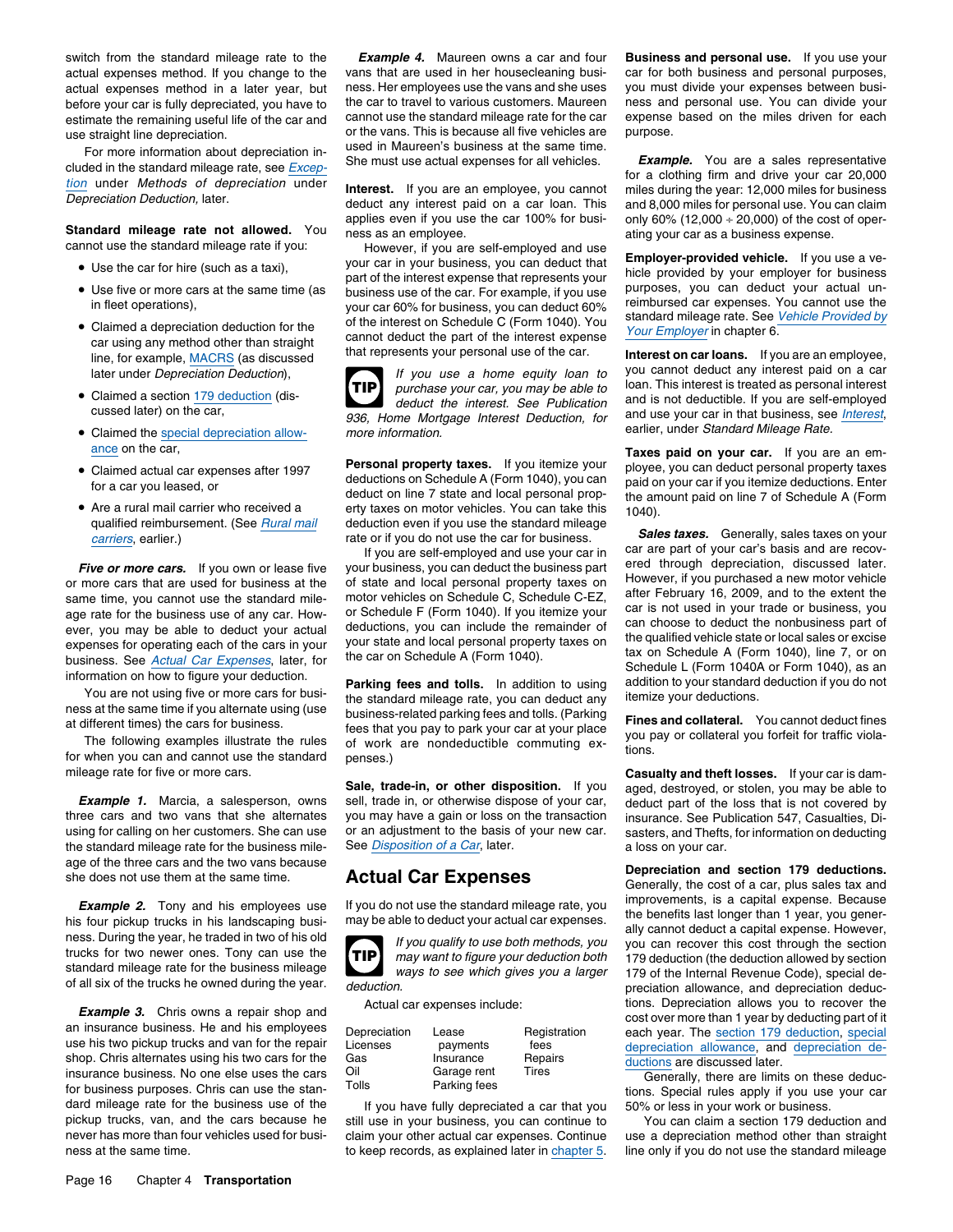switch from the standard mileage rate to the actual expenses method. If you change to the actual expenses method in a later year, but before your car is fully depreciated, you have to estimate the remaining useful life of the car and use straight line depreciation.

For more information about depreciation included in the standard mileage rate, see *Exception* under *Methods of depreciation* under *Depreciation Deduction*, later.

**Standard mileage rate not allowed.** You cannot use the standard mileage rate if you:

- Use the car for hire (such as a taxi),
- Use five or more cars at the same time (as in fleet operations),
- Claimed a depreciation deduction for the car using any method other than straight line, for example, MACRS (as discussed later under *Depreciation Deduction*),
- Claimed a section 179 deduction (discussed later) on the car,
- Claimed the special depreciation allowance on the car,
- Claimed actual car expenses after 1997 for a car you leased, or
- Are a rural mail carrier who received a qualified reimbursement. (See *Rural mail carriers*, earlier.)

***Five or more cars.*** If you own or lease five or more cars that are used for business at the same time, you cannot use the standard mileage rate for the business use of any car. However, you may be able to deduct your actual expenses for operating each of the cars in your business. See *Actual Car Expenses*, later, for information on how to figure your deduction.

You are not using five or more cars for business at the same time if you alternate using (use at different times) the cars for business.

The following examples illustrate the rules for when you can and cannot use the standard mileage rate for five or more cars.

***Example 1.*** Marcia, a salesperson, owns three cars and two vans that she alternates using for calling on her customers. She can use the standard mileage rate for the business mileage of the three cars and the two vans because she does not use them at the same time.

***Example 2.*** Tony and his employees use his four pickup trucks in his landscaping business. During the year, he traded in two of his old trucks for two newer ones. Tony can use the standard mileage rate for the business mileage of all six of the trucks he owned during the year.

***Example 3.*** Chris owns a repair shop and an insurance business. He and his employees use his two pickup trucks and van for the repair shop. Chris alternates using his two cars for the insurance business. No one else uses the cars for business purposes. Chris can use the standard mileage rate for the business use of the pickup trucks, van, and the cars because he never has more than four vehicles used for business at the same time.

***Example 4.*** Maureen owns a car and four vans that are used in her housecleaning business. Her employees use the vans and she uses the car to travel to various customers. Maureen cannot use the standard mileage rate for the car or the vans. This is because all five vehicles are used in Maureen's business at the same time. She must use actual expenses for all vehicles.

**Interest.** If you are an employee, you cannot deduct any interest paid on a car loan. This applies even if you use the car 100% for business as an employee.

However, if you are self-employed and use your car in your business, you can deduct that part of the interest expense that represents your business use of the car. For example, if you use your car 60% for business, you can deduct 60% of the interest on Schedule C (Form 1040). You cannot deduct the part of the interest expense that represents your personal use of the car.

> **TIP** *If you use a home equity loan to purchase your car, you may be able to deduct the interest. See Publication 936, Home Mortgage Interest Deduction, for more information.*

**Personal property taxes.** If you itemize your deductions on Schedule A (Form 1040), you can deduct on line 7 state and local personal property taxes on motor vehicles. You can take this deduction even if you use the standard mileage rate or if you do not use the car for business.

If you are self-employed and use your car in your business, you can deduct the business part of state and local personal property taxes on motor vehicles on Schedule C, Schedule C-EZ, or Schedule F (Form 1040). If you itemize your deductions, you can include the remainder of your state and local personal property taxes on the car on Schedule A (Form 1040).

**Parking fees and tolls.** In addition to using the standard mileage rate, you can deduct any business-related parking fees and tolls. (Parking fees that you pay to park your car at your place of work are nondeductible commuting expenses.)

**Sale, trade-in, or other disposition.** If you sell, trade in, or otherwise dispose of your car, you may have a gain or loss on the transaction or an adjustment to the basis of your new car. See *Disposition of a Car*, later.

## Actual Car Expenses

If you do not use the standard mileage rate, you may be able to deduct your actual car expenses.

> **TIP** *If you qualify to use both methods, you may want to figure your deduction both ways to see which gives you a larger deduction.*

Actual car expenses include:

| | | |
|---|---|---|
| Depreciation | Lease payments | Registration fees |
| Licenses | Insurance | Repairs |
| Gas | Garage rent | Tires |
| Oil | Parking fees | |
| Tolls | | |

If you have fully depreciated a car that you still use in your business, you can continue to claim your other actual car expenses. Continue to keep records, as explained later in chapter 5.

**Business and personal use.** If you use your car for both business and personal purposes, you must divide your expenses between business and personal use. You can divide your expense based on the miles driven for each purpose.

***Example.*** You are a sales representative for a clothing firm and drive your car 20,000 miles during the year: 12,000 miles for business and 8,000 miles for personal use. You can claim only 60% (12,000 ÷ 20,000) of the cost of operating your car as a business expense.

**Employer-provided vehicle.** If you use a vehicle provided by your employer for business purposes, you can deduct your actual unreimbursed car expenses. You cannot use the standard mileage rate. See *Vehicle Provided by Your Employer* in chapter 6.

**Interest on car loans.** If you are an employee, you cannot deduct any interest paid on a car loan. This interest is treated as personal interest and is not deductible. If you are self-employed and use your car in that business, see *Interest*, earlier, under *Standard Mileage Rate*.

**Taxes paid on your car.** If you are an employee, you can deduct personal property taxes paid on your car if you itemize deductions. Enter the amount paid on line 7 of Schedule A (Form 1040).

***Sales taxes.*** Generally, sales taxes on your car are part of your car's basis and are recovered through depreciation, discussed later. However, if you purchased a new motor vehicle after February 16, 2009, and to the extent the car is not used in your trade or business, you can choose to deduct the nonbusiness part of the qualified vehicle state or local sales or excise tax on Schedule A (Form 1040), line 7, or on Schedule L (Form 1040A or Form 1040), as an addition to your standard deduction if you do not itemize your deductions.

**Fines and collateral.** You cannot deduct fines you pay or collateral you forfeit for traffic violations.

**Casualty and theft losses.** If your car is damaged, destroyed, or stolen, you may be able to deduct part of the loss that is not covered by insurance. See Publication 547, Casualties, Disasters, and Thefts, for information on deducting a loss on your car.

**Depreciation and section 179 deductions.** Generally, the cost of a car, plus sales tax and improvements, is a capital expense. Because the benefits last longer than 1 year, you generally cannot deduct a capital expense. However, you can recover this cost through the section 179 deduction (the deduction allowed by section 179 of the Internal Revenue Code), special depreciation allowance, and depreciation deductions. Depreciation allows you to recover the cost over more than 1 year by deducting part of it each year. The section 179 deduction, special depreciation allowance, and depreciation deductions are discussed later.

Generally, there are limits on these deductions. Special rules apply if you use your car 50% or less in your work or business.

You can claim a section 179 deduction and use a depreciation method other than straight line only if you do not use the standard mileage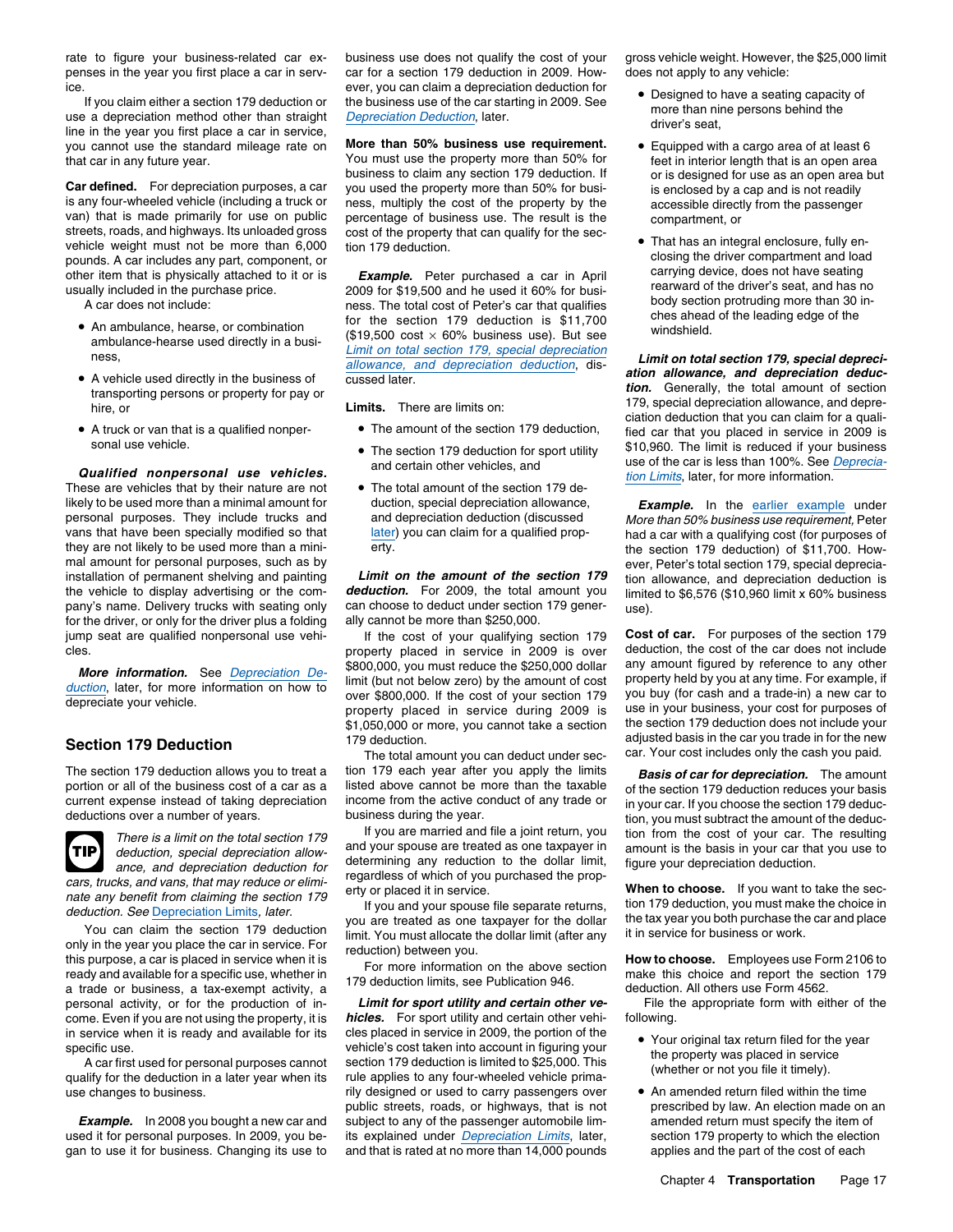rate to figure your business-related car expenses in the year you first place a car in service.

If you claim either a section 179 deduction or use a depreciation method other than straight line in the year you first place a car in service, you cannot use the standard mileage rate on that car in any future year.

**Car defined.** For depreciation purposes, a car is any four-wheeled vehicle (including a truck or van) that is made primarily for use on public streets, roads, and highways. Its unloaded gross vehicle weight must not be more than 6,000 pounds. A car includes any part, component, or other item that is physically attached to it or is usually included in the purchase price.

A car does not include:

- An ambulance, hearse, or combination ambulance-hearse used directly in a business,
- A vehicle used directly in the business of transporting persons or property for pay or hire, or
- A truck or van that is a qualified nonpersonal use vehicle.

***Qualified nonpersonal use vehicles.*** These are vehicles that by their nature are not likely to be used more than a minimal amount for personal purposes. They include trucks and vans that have been specially modified so that they are not likely to be used more than a minimal amount for personal purposes, such as by installation of permanent shelving and painting the vehicle to display advertising or the company's name. Delivery trucks with seating only for the driver, or only for the driver plus a folding jump seat are qualified nonpersonal use vehicles.

***More information.*** See Depreciation Deduction, later, for more information on how to depreciate your vehicle.

## Section 179 Deduction

The section 179 deduction allows you to treat a portion or all of the business cost of a car as a current expense instead of taking depreciation deductions over a number of years.

**TIP** *There is a limit on the total section 179 deduction, special depreciation allowance, and depreciation deduction for cars, trucks, and vans, that may reduce or eliminate any benefit from claiming the section 179 deduction. See* Depreciation Limits*, later.*

You can claim the section 179 deduction only in the year you place the car in service. For this purpose, a car is placed in service when it is ready and available for a specific use, whether in a trade or business, a tax-exempt activity, a personal activity, or for the production of income. Even if you are not using the property, it is in service when it is ready and available for its specific use.

A car first used for personal purposes cannot qualify for the deduction in a later year when its use changes to business.

***Example.*** In 2008 you bought a new car and used it for personal purposes. In 2009, you began to use it for business. Changing its use to business use does not qualify the cost of your car for a section 179 deduction in 2009. However, you can claim a depreciation deduction for the business use of the car starting in 2009. See Depreciation Deduction, later.

**More than 50% business use requirement.** You must use the property more than 50% for business to claim any section 179 deduction. If you used the property more than 50% for business, multiply the cost of the property by the percentage of business use. The result is the cost of the property that can qualify for the section 179 deduction.

***Example.*** Peter purchased a car in April 2009 for $19,500 and he used it 60% for business. The total cost of Peter's car that qualifies for the section 179 deduction is $11,700 ($19,500 cost × 60% business use). But see Limit on total section 179, special depreciation allowance, and depreciation deduction, discussed later.

**Limits.** There are limits on:

- The amount of the section 179 deduction,
- The section 179 deduction for sport utility and certain other vehicles, and
- The total amount of the section 179 deduction, special depreciation allowance, and depreciation deduction (discussed later) you can claim for a qualified property.

***Limit on the amount of the section 179 deduction.*** For 2009, the total amount you can choose to deduct under section 179 generally cannot be more than $250,000.

If the cost of your qualifying section 179 property placed in service in 2009 is over $800,000, you must reduce the $250,000 dollar limit (but not below zero) by the amount of cost over $800,000. If the cost of your section 179 property placed in service during 2009 is $1,050,000 or more, you cannot take a section 179 deduction.

The total amount you can deduct under section 179 each year after you apply the limits listed above cannot be more than the taxable income from the active conduct of any trade or business during the year.

If you are married and file a joint return, you and your spouse are treated as one taxpayer in determining any reduction to the dollar limit, regardless of which of you purchased the property or placed it in service.

If you and your spouse file separate returns, you are treated as one taxpayer for the dollar limit. You must allocate the dollar limit (after any reduction) between you.

For more information on the above section 179 deduction limits, see Publication 946.

***Limit for sport utility and certain other vehicles.*** For sport utility and certain other vehicles placed in service in 2009, the portion of the vehicle's cost taken into account in figuring your section 179 deduction is limited to $25,000. This rule applies to any four-wheeled vehicle primarily designed or used to carry passengers over public streets, roads, or highways, that is not subject to any of the passenger automobile limits explained under Depreciation Limits, later, and that is rated at no more than 14,000 pounds gross vehicle weight. However, the $25,000 limit does not apply to any vehicle:

- Designed to have a seating capacity of more than nine persons behind the driver's seat,
- Equipped with a cargo area of at least 6 feet in interior length that is an open area or is designed for use as an open area but is enclosed by a cap and is not readily accessible directly from the passenger compartment, or
- That has an integral enclosure, fully enclosing the driver compartment and load carrying device, does not have seating rearward of the driver's seat, and has no body section protruding more than 30 inches ahead of the leading edge of the windshield.

***Limit on total section 179, special depreciation allowance, and depreciation deduction.*** Generally, the total amount of section 179, special depreciation allowance, and depreciation deduction that you can claim for a qualified car that you placed in service in 2009 is $10,960. The limit is reduced if your business use of the car is less than 100%. See Depreciation Limits, later, for more information.

***Example.*** In the earlier example under *More than 50% business use requirement,* Peter had a car with a qualifying cost (for purposes of the section 179 deduction) of $11,700. However, Peter's total section 179, special depreciation allowance, and depreciation deduction is limited to $6,576 ($10,960 limit x 60% business use).

**Cost of car.** For purposes of the section 179 deduction, the cost of the car does not include any amount figured by reference to any other property held by you at any time. For example, if you buy (for cash and a trade-in) a new car to use in your business, your cost for purposes of the section 179 deduction does not include your adjusted basis in the car you trade in for the new car. Your cost includes only the cash you paid.

***Basis of car for depreciation.*** The amount of the section 179 deduction reduces your basis in your car. If you choose the section 179 deduction, you must subtract the amount of the deduction from the cost of your car. The resulting amount is the basis in your car that you use to figure your depreciation deduction.

**When to choose.** If you want to take the section 179 deduction, you must make the choice in the tax year you both purchase the car and place it in service for business or work.

**How to choose.** Employees use Form 2106 to make this choice and report the section 179 deduction. All others use Form 4562.

File the appropriate form with either of the following.

- Your original tax return filed for the year the property was placed in service (whether or not you file it timely).
- An amended return filed within the time prescribed by law. An election made on an amended return must specify the item of section 179 property to which the election applies and the part of the cost of each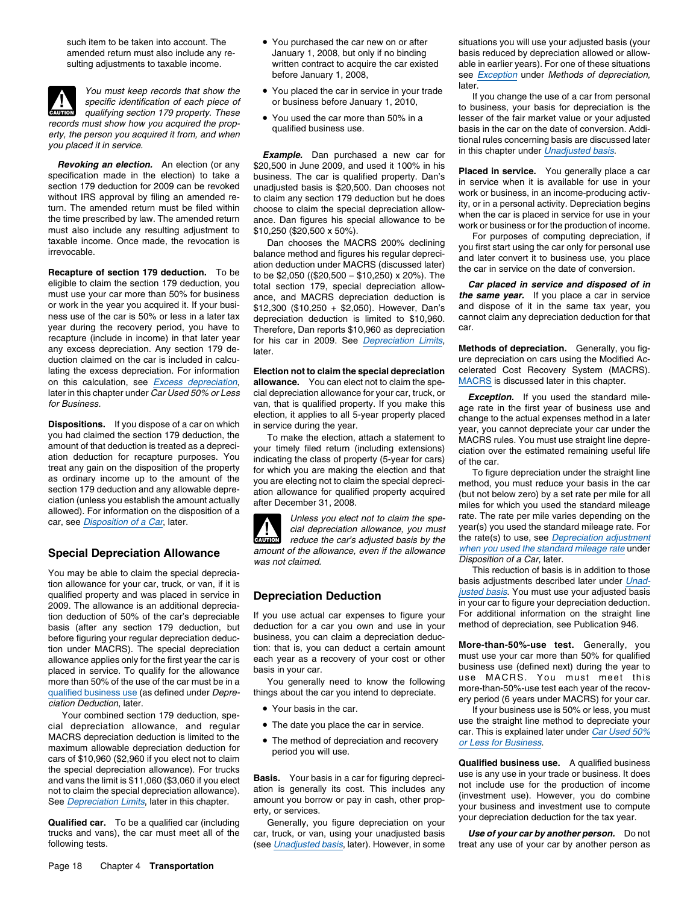such item to be taken into account. The amended return must also include any resulting adjustments to taxable income.

**CAUTION** *You must keep records that show the specific identification of each piece of qualifying section 179 property. These records must show how you acquired the property, the person you acquired it from, and when you placed it in service.*

***Revoking an election.*** An election (or any specification made in the election) to take a section 179 deduction for 2009 can be revoked without IRS approval by filing an amended return. The amended return must be filed within the time prescribed by law. The amended return must also include any resulting adjustment to taxable income. Once made, the revocation is irrevocable.

**Recapture of section 179 deduction.** To be eligible to claim the section 179 deduction, you must use your car more than 50% for business or work in the year you acquired it. If your business use of the car is 50% or less in a later tax year during the recovery period, you have to recapture (include in income) in that later year any excess depreciation. Any section 179 deduction claimed on the car is included in calculating the excess depreciation. For information on this calculation, see Excess depreciation, later in this chapter under *Car Used 50% or Less for Business*.

**Dispositions.** If you dispose of a car on which you had claimed the section 179 deduction, the amount of that deduction is treated as a depreciation deduction for recapture purposes. You treat any gain on the disposition of the property as ordinary income up to the amount of the section 179 deduction and any allowable depreciation (unless you establish the amount actually allowed). For information on the disposition of a car, see Disposition of a Car, later.

## Special Depreciation Allowance

You may be able to claim the special depreciation allowance for your car, truck, or van, if it is qualified property and was placed in service in 2009. The allowance is an additional depreciation deduction of 50% of the car's depreciable basis (after any section 179 deduction, but before figuring your regular depreciation deduction under MACRS). The special depreciation allowance applies only for the first year the car is placed in service. To qualify for the allowance more than 50% of the use of the car must be in a qualified business use (as defined under *Depreciation Deduction*, later.

Your combined section 179 deduction, special depreciation allowance, and regular MACRS depreciation deduction is limited to the maximum allowable depreciation deduction for cars of $10,960 ($2,960 if you elect not to claim the special depreciation allowance). For trucks and vans the limit is $11,060 ($3,060 if you elect not to claim the special depreciation allowance). See Depreciation Limits, later in this chapter.

**Qualified car.** To be a qualified car (including trucks and vans), the car must meet all of the following tests.

- You purchased the car new on or after January 1, 2008, but only if no binding written contract to acquire the car existed before January 1, 2008,
- You placed the car in service in your trade or business before January 1, 2010,
- You used the car more than 50% in a qualified business use.

***Example.*** Dan purchased a new car for $20,500 in June 2009, and used it 100% in his business. The car is qualified property. Dan's unadjusted basis is $20,500. Dan chooses not to claim any section 179 deduction but he does choose to claim the special depreciation allowance. Dan figures his special allowance to be $10,250 ($20,500 x 50%).

Dan chooses the MACRS 200% declining balance method and figures his regular depreciation deduction under MACRS (discussed later) to be $2,050 (($20,500 − $10,250) x 20%). The total section 179, special depreciation allowance, and MACRS depreciation deduction is $12,300 ($10,250 + $2,050). However, Dan's depreciation deduction is limited to $10,960. Therefore, Dan reports $10,960 as depreciation for his car in 2009. See Depreciation Limits, later.

**Election not to claim the special depreciation allowance.** You can elect not to claim the special depreciation allowance for your car, truck, or van, that is qualified property. If you make this election, it applies to all 5-year property placed in service during the year.

To make the election, attach a statement to your timely filed return (including extensions) indicating the class of property (5-year for cars) for which you are making the election and that you are electing not to claim the special depreciation allowance for qualified property acquired after December 31, 2008.

**CAUTION** *Unless you elect not to claim the special depreciation allowance, you must reduce the car's adjusted basis by the amount of the allowance, even if the allowance was not claimed.*

## Depreciation Deduction

If you use actual car expenses to figure your deduction for a car you own and use in your business, you can claim a depreciation deduction: that is, you can deduct a certain amount each year as a recovery of your cost or other basis in your car.

You generally need to know the following things about the car you intend to depreciate.

- Your basis in the car.
- The date you place the car in service.
- The method of depreciation and recovery period you will use.

**Basis.** Your basis in a car for figuring depreciation is generally its cost. This includes any amount you borrow or pay in cash, other property, or services.

Generally, you figure depreciation on your car, truck, or van, using your unadjusted basis (see Unadjusted basis, later). However, in some situations you will use your adjusted basis (your basis reduced by depreciation allowed or allowable in earlier years). For one of these situations see Exception under *Methods of depreciation*, later.

If you change the use of a car from personal to business, your basis for depreciation is the lesser of the fair market value or your adjusted basis in the car on the date of conversion. Additional rules concerning basis are discussed later in this chapter under Unadjusted basis.

**Placed in service.** You generally place a car in service when it is available for use in your work or business, in an income-producing activity, or in a personal activity. Depreciation begins when the car is placed in service for use in your work or business or for the production of income.

For purposes of computing depreciation, if you first start using the car only for personal use and later convert it to business use, you place the car in service on the date of conversion.

***Car placed in service and disposed of in the same year.*** If you place a car in service and dispose of it in the same tax year, you cannot claim any depreciation deduction for that car.

**Methods of depreciation.** Generally, you figure depreciation on cars using the Modified Accelerated Cost Recovery System (MACRS). MACRS is discussed later in this chapter.

***Exception.*** If you used the standard mileage rate in the first year of business use and change to the actual expenses method in a later year, you cannot depreciate your car under the MACRS rules. You must use straight line depreciation over the estimated remaining useful life of the car.

To figure depreciation under the straight line method, you must reduce your basis in the car (but not below zero) by a set rate per mile for all miles for which you used the standard mileage rate. The rate per mile varies depending on the year(s) you used the standard mileage rate. For the rate(s) to use, see Depreciation adjustment when you used the standard mileage rate under *Disposition of a Car*, later.

This reduction of basis is in addition to those basis adjustments described later under Unadjusted basis. You must use your adjusted basis in your car to figure your depreciation deduction. For additional information on the straight line method of depreciation, see Publication 946.

**More-than-50%-use test.** Generally, you must use your car more than 50% for qualified business use (defined next) during the year to use MACRS. You must meet this more-than-50%-use test each year of the recovery period (6 years under MACRS) for your car.

If your business use is 50% or less, you must use the straight line method to depreciate your car. This is explained later under Car Used 50% or Less for Business.

**Qualified business use.** A qualified business use is any use in your trade or business. It does not include use for the production of income (investment use). However, you do combine your business and investment use to compute your depreciation deduction for the tax year.

***Use of your car by another person.*** Do not treat any use of your car by another person as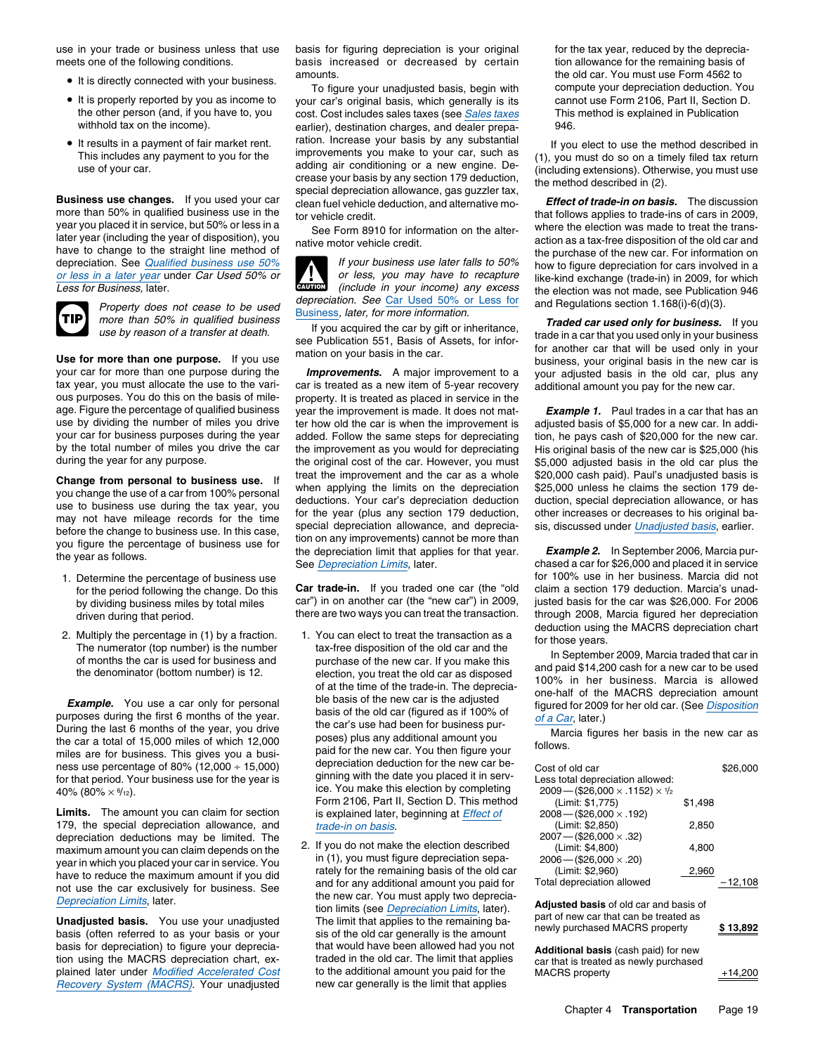use in your trade or business unless that use meets one of the following conditions.

- It is directly connected with your business.
- It is properly reported by you as income to the other person (and, if you have to, you withhold tax on the income).
- It results in a payment of fair market rent. This includes any payment to you for the use of your car.

**Business use changes.** If you used your car more than 50% in qualified business use in the year you placed it in service, but 50% or less in a later year (including the year of disposition), you have to change to the straight line method of depreciation. See *Qualified business use 50% or less in a later year* under *Car Used 50% or Less for Business,* later.

TIP *Property does not cease to be used more than 50% in qualified business use by reason of a transfer at death.*

**Use for more than one purpose.** If you use your car for more than one purpose during the tax year, you must allocate the use to the various purposes. You do this on the basis of mileage. Figure the percentage of qualified business use by dividing the number of miles you drive your car for business purposes during the year by the total number of miles you drive the car during the year for any purpose.

**Change from personal to business use.** If you change the use of a car from 100% personal use to business use during the tax year, you may not have mileage records for the time before the change to business use. In this case, you figure the percentage of business use for the year as follows.

1. Determine the percentage of business use for the period following the change. Do this by dividing business miles by total miles driven during that period.
2. Multiply the percentage in (1) by a fraction. The numerator (top number) is the number of months the car is used for business and the denominator (bottom number) is 12.

***Example.*** You use a car only for personal purposes during the first 6 months of the year. During the last 6 months of the year, you drive the car a total of 15,000 miles of which 12,000 miles are for business. This gives you a business use percentage of 80% (12,000 ÷ 15,000) for that period. Your business use for the year is 40% (80% × 6/12).

**Limits.** The amount you can claim for section 179, the special depreciation allowance, and depreciation deductions may be limited. The maximum amount you can claim depends on the year in which you placed your car in service. You have to reduce the maximum amount if you did not use the car exclusively for business. See *Depreciation Limits*, later.

**Unadjusted basis.** You use your unadjusted basis (often referred to as your basis or your basis for depreciation) to figure your depreciation using the MACRS depreciation chart, explained later under *Modified Accelerated Cost Recovery System (MACRS)*. Your unadjusted basis for figuring depreciation is your original basis increased or decreased by certain amounts.

To figure your unadjusted basis, begin with your car's original basis, which generally is its cost. Cost includes sales taxes (see *Sales taxes* earlier), destination charges, and dealer preparation. Increase your basis by any substantial improvements you make to your car, such as adding air conditioning or a new engine. Decrease your basis by any section 179 deduction, special depreciation allowance, gas guzzler tax, clean fuel vehicle deduction, and alternative motor vehicle credit.

See Form 8910 for information on the alternative motor vehicle credit.

CAUTION *If your business use later falls to 50% or less, you may have to recapture (include in your income) any excess depreciation. See* Car Used 50% or Less for Business, *later, for more information.*

If you acquired the car by gift or inheritance, see Publication 551, Basis of Assets, for information on your basis in the car.

***Improvements.*** A major improvement to a car is treated as a new item of 5-year recovery property. It is treated as placed in service in the year the improvement is made. It does not matter how old the car is when the improvement is added. Follow the same steps for depreciating the improvement as you would for depreciating the original cost of the car. However, you must treat the improvement and the car as a whole when applying the limits on the depreciation deductions. Your car's depreciation deduction for the year (plus any section 179 deduction, special depreciation allowance, and depreciation on any improvements) cannot be more than the depreciation limit that applies for that year. See *Depreciation Limits*, later.

**Car trade-in.** If you traded one car (the "old car") in on another car (the "new car") in 2009, there are two ways you can treat the transaction.

1. You can elect to treat the transaction as a tax-free disposition of the old car and the purchase of the new car. If you make this election, you treat the old car as disposed of at the time of the trade-in. The depreciable basis of the new car is the adjusted basis of the old car (figured as if 100% of the car's use had been for business purposes) plus any additional amount you paid for the new car. You then figure your depreciation deduction for the new car beginning with the date you placed it in service. You make this election by completing Form 2106, Part II, Section D. This method is explained later, beginning at *Effect of trade-in on basis*.
2. If you do not make the election described in (1), you must figure depreciation separately for the remaining basis of the old car and for any additional amount you paid for the new car. You must apply two depreciation limits (see *Depreciation Limits*, later). The limit that applies to the remaining basis of the old car generally is the amount that would have been allowed had you not traded in the old car. The limit that applies to the additional amount you paid for the new car generally is the limit that applies for the tax year, reduced by the depreciation allowance for the remaining basis of the old car. You must use Form 4562 to compute your depreciation deduction. You cannot use Form 2106, Part II, Section D. This method is explained in Publication 946.

If you elect to use the method described in (1), you must do so on a timely filed tax return (including extensions). Otherwise, you must use the method described in (2).

***Effect of trade-in on basis.*** The discussion that follows applies to trade-ins of cars in 2009, where the election was made to treat the transaction as a tax-free disposition of the old car and the purchase of the new car. For information on how to figure depreciation for cars involved in a like-kind exchange (trade-in) in 2009, for which the election was not made, see Publication 946 and Regulations section 1.168(i)-6(d)(3).

***Traded car used only for business.*** If you trade in a car that you used only in your business for another car that will be used only in your business, your original basis in the new car is your adjusted basis in the old car, plus any additional amount you pay for the new car.

***Example 1.*** Paul trades in a car that has an adjusted basis of $5,000 for a new car. In addition, he pays cash of $20,000 for the new car. His original basis of the new car is $25,000 (his $5,000 adjusted basis in the old car plus the $20,000 cash paid). Paul's unadjusted basis is $25,000 unless he claims the section 179 deduction, special depreciation allowance, or has other increases or decreases to his original basis, discussed under *Unadjusted basis*, earlier.

***Example 2.*** In September 2006, Marcia purchased a car for $26,000 and placed it in service for 100% use in her business. Marcia did not claim a section 179 deduction. Marcia's unadjusted basis for the car was $26,000. For 2006 through 2008, Marcia figured her depreciation deduction using the MACRS depreciation chart for those years.

In September 2009, Marcia traded that car in and paid $14,200 cash for a new car to be used 100% in her business. Marcia is allowed one-half of the MACRS depreciation amount figured for 2009 for her old car. (See *Disposition of a Car*, later.)

Marcia figures her basis in the new car as follows.

| | | |
|---|---|---|
| Cost of old car | | $26,000 |
| Less total depreciation allowed: | | |
| 2009—($26,000 × .1152) × 1/2 (Limit: $1,775) | $1,498 | |
| 2008—($26,000 × .192) (Limit: $2,850) | 2,850 | |
| 2007—($26,000 × .32) (Limit: $4,800) | 4,800 | |
| 2006—($26,000 × .20) (Limit: $2,960) | 2,960 | |
| Total depreciation allowed | | −12,108 |
| **Adjusted basis** of old car and basis of part of new car that can be treated as newly purchased MACRS property | | **$ 13,892** |
| **Additional basis** (cash paid) for new car that is treated as newly purchased MACRS property | | +14,200 |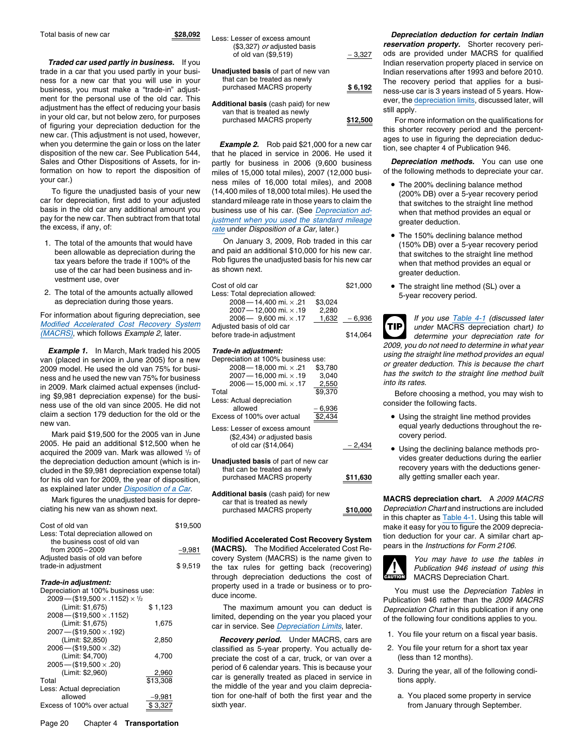| Total basis of new car | $28,092 |
|---|---|

***Traded car used partly in business.*** If you trade in a car that you used partly in your business for a new car that you will use in your business, you must make a "trade-in" adjustment for the personal use of the old car. This adjustment has the effect of reducing your basis in your old car, but not below zero, for purposes of figuring your depreciation deduction for the new car. (This adjustment is not used, however, when you determine the gain or loss on the later disposition of the new car. See Publication 544, Sales and Other Dispositions of Assets, for information on how to report the disposition of your car.)

To figure the unadjusted basis of your new car for depreciation, first add to your adjusted basis in the old car any additional amount you pay for the new car. Then subtract from that total the excess, if any, of:

1. The total of the amounts that would have been allowable as depreciation during the tax years before the trade if 100% of the use of the car had been business and investment use, over
2. The total of the amounts actually allowed as depreciation during those years.

For information about figuring depreciation, see *Modified Accelerated Cost Recovery System (MACRS)*, which follows *Example 2*, later.

***Example 1.*** In March, Mark traded his 2005 van (placed in service in June 2005) for a new 2009 model. He used the old van 75% for business and he used the new van 75% for business in 2009. Mark claimed actual expenses (including $9,981 depreciation expense) for the business use of the old van since 2005. He did not claim a section 179 deduction for the old or the new van.

Mark paid $19,500 for the 2005 van in June 2005. He paid an additional $12,500 when he acquired the 2009 van. Mark was allowed ½ of the depreciation deduction amount (which is included in the $9,981 depreciation expense total) for his old van for 2009, the year of disposition, as explained later under *Disposition of a Car*.

Mark figures the unadjusted basis for depreciating his new van as shown next.

| | | |
|---|---|---|
| Cost of old van | | $19,500 |
| Less: Total depreciation allowed on the business cost of old van from 2005–2009 | | –9,981 |
| Adjusted basis of old van before trade-in adjustment | | $ 9,519 |
| ***Trade-in adjustment:*** | | |
| Depreciation at 100% business use: | | |
| 2009—($19,500 × .1152) × ½ (Limit: $1,675) | $ 1,123 | |
| 2008—($19,500 × .1152) (Limit: $1,675) | 1,675 | |
| 2007—($19,500 × .192) (Limit: $2,850) | 2,850 | |
| 2006—($19,500 × .32) (Limit: $4,700) | 4,700 | |
| 2005—($19,500 × .20) (Limit: $2,960) | 2,960 | |
| Total | $13,308 | |
| Less: Actual depreciation allowed | –9,981 | |
| Excess of 100% over actual | $ 3,327 | |
| Less: Lesser of excess amount ($3,327) *or* adjusted basis of old van ($9,519) | | – 3,327 |
| **Unadjusted basis** of part of new van that can be treated as newly purchased MACRS property | | **$ 6,192** |
| **Additional basis** (cash paid) for new van that is treated as newly purchased MACRS property | | **$12,500** |

***Example 2.*** Rob paid $21,000 for a new car that he placed in service in 2006. He used it partly for business in 2006 (9,600 business miles of 15,000 total miles), 2007 (12,000 business miles of 16,000 total miles), and 2008 (14,400 miles of 18,000 total miles). He used the standard mileage rate in those years to claim the business use of his car. (See *Depreciation adjustment when you used the standard mileage rate* under *Disposition of a Car,* later.)

On January 3, 2009, Rob traded in this car and paid an additional $10,000 for his new car. Rob figures the unadjusted basis for his new car as shown next.

| | | |
|---|---|---|
| Cost of old car | | $21,000 |
| Less: Total depreciation allowed: | | |
| 2008—14,400 mi. × .21 | $3,024 | |
| 2007—12,000 mi. × .19 | 2,280 | |
| 2006— 9,600 mi. × .17 | 1,632 | – 6,936 |
| Adjusted basis of old car before trade-in adjustment | | $14,064 |
| ***Trade-in adjustment:*** | | |
| Depreciation at 100% business use: | | |
| 2008—18,000 mi. × .21 | $3,780 | |
| 2007—16,000 mi. × .19 | 3,040 | |
| 2006—15,000 mi. × .17 | 2,550 | |
| Total | $9,370 | |
| Less: Actual depreciation allowed | – 6,936 | |
| Excess of 100% over actual | $2,434 | |
| Less: Lesser of excess amount ($2,434) *or* adjusted basis of old car ($14,064) | | – 2,434 |
| **Unadjusted basis** of part of new car that can be treated as newly purchased MACRS property | | **$11,630** |
| **Additional basis** (cash paid) for new car that is treated as newly purchased MACRS property | | **$10,000** |

**Modified Accelerated Cost Recovery System (MACRS).** The Modified Accelerated Cost Recovery System (MACRS) is the name given to the tax rules for getting back (recovering) through depreciation deductions the cost of property used in a trade or business or to produce income.

The maximum amount you can deduct is limited, depending on the year you placed your car in service. See *Depreciation Limits*, later.

***Recovery period.*** Under MACRS, cars are classified as 5-year property. You actually depreciate the cost of a car, truck, or van over a period of 6 calendar years. This is because your car is generally treated as placed in service in the middle of the year and you claim depreciation for one-half of both the first year and the sixth year.

***Depreciation deduction for certain Indian reservation property.*** Shorter recovery periods are provided under MACRS for qualified Indian reservation property placed in service on Indian reservations after 1993 and before 2010. The recovery period that applies for a business-use car is 3 years instead of 5 years. However, the depreciation limits, discussed later, will still apply.

For more information on the qualifications for this shorter recovery period and the percentages to use in figuring the depreciation deduction, see chapter 4 of Publication 946.

***Depreciation methods.*** You can use one of the following methods to depreciate your car.

- The 200% declining balance method (200% DB) over a 5-year recovery period that switches to the straight line method when that method provides an equal or greater deduction.
- The 150% declining balance method (150% DB) over a 5-year recovery period that switches to the straight line method when that method provides an equal or greater deduction.
- The straight line method (SL) over a 5-year recovery period.

**TIP** *If you use Table 4-1 (discussed later under MACRS depreciation chart) to determine your depreciation rate for 2009, you do not need to determine in what year using the straight line method provides an equal or greater deduction. This is because the chart has the switch to the straight line method built into its rates.*

Before choosing a method, you may wish to consider the following facts.

- Using the straight line method provides equal yearly deductions throughout the recovery period.
- Using the declining balance methods provides greater deductions during the earlier recovery years with the deductions generally getting smaller each year.

**MACRS depreciation chart.** A *2009 MACRS Depreciation Chart* and instructions are included in this chapter as Table 4-1. Using this table will make it easy for you to figure the 2009 depreciation deduction for your car. A similar chart appears in the *Instructions for Form 2106.*

**CAUTION** *You may have to use the tables in Publication 946 instead of using this MACRS Depreciation Chart.*

You must use the *Depreciation Tables* in Publication 946 rather than the *2009 MACRS Depreciation Chart* in this publication if any one of the following four conditions applies to you.

1. You file your return on a fiscal year basis.
2. You file your return for a short tax year (less than 12 months).
3. During the year, all of the following conditions apply.
   a. You placed some property in service from January through September.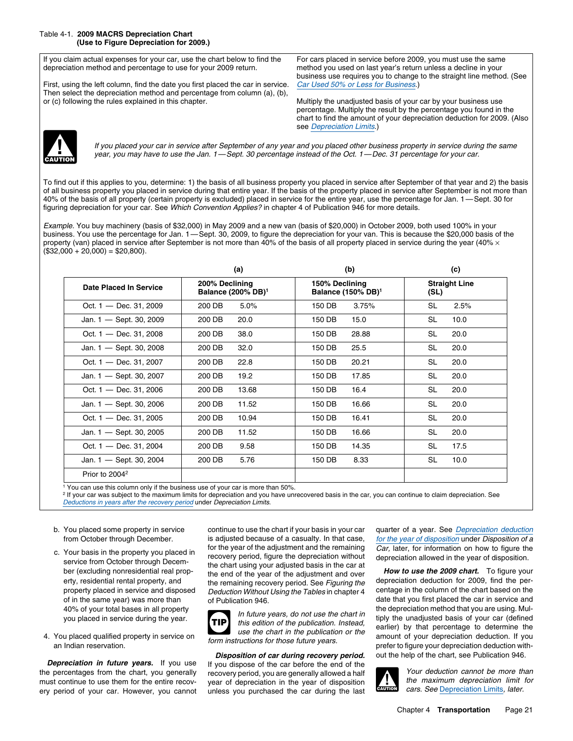Table 4-1. **2009 MACRS Depreciation Chart (Use to Figure Depreciation for 2009.)**

If you claim actual expenses for your car, use the chart below to find the depreciation method and percentage to use for your 2009 return.

First, using the left column, find the date you first placed the car in service. Then select the depreciation method and percentage from column (a), (b), or (c) following the rules explained in this chapter.

For cars placed in service before 2009, you must use the same method you used on last year's return unless a decline in your business use requires you to change to the straight line method. (See *Car Used 50% or Less for Business*.)

Multiply the unadjusted basis of your car by your business use percentage. Multiply the result by the percentage you found in the chart to find the amount of your depreciation deduction for 2009. (Also see *Depreciation Limits*.)

**CAUTION** *If you placed your car in service after September of any year and you placed other business property in service during the same year, you may have to use the Jan. 1—Sept. 30 percentage instead of the Oct. 1—Dec. 31 percentage for your car.*

To find out if this applies to you, determine: 1) the basis of all business property you placed in service after September of that year and 2) the basis of all business property you placed in service during that entire year. If the basis of the property placed in service after September is not more than 40% of the basis of all property (certain property is excluded) placed in service for the entire year, use the percentage for Jan. 1—Sept. 30 for figuring depreciation for your car. See *Which Convention Applies?* in chapter 4 of Publication 946 for more details.

*Example.* You buy machinery (basis of $32,000) in May 2009 and a new van (basis of $20,000) in October 2009, both used 100% in your business. You use the percentage for Jan. 1—Sept. 30, 2009, to figure the depreciation for your van. This is because the $20,000 basis of the property (van) placed in service after September is not more than 40% of the basis of all property placed in service during the year (40% × ($32,000 + 20,000) = $20,800).

| Date Placed In Service | (a) 200% Declining Balance (200% DB)[1] | (b) 150% Declining Balance (150% DB)[1] | (c) Straight Line (SL) |
|---|---|---|---|
| Oct. 1 — Dec. 31, 2009 | 200 DB 5.0% | 150 DB 3.75% | SL 2.5% |
| Jan. 1 — Sept. 30, 2009 | 200 DB 20.0 | 150 DB 15.0 | SL 10.0 |
| Oct. 1 — Dec. 31, 2008 | 200 DB 38.0 | 150 DB 28.88 | SL 20.0 |
| Jan. 1 — Sept. 30, 2008 | 200 DB 32.0 | 150 DB 25.5 | SL 20.0 |
| Oct. 1 — Dec. 31, 2007 | 200 DB 22.8 | 150 DB 20.21 | SL 20.0 |
| Jan. 1 — Sept. 30, 2007 | 200 DB 19.2 | 150 DB 17.85 | SL 20.0 |
| Oct. 1 — Dec. 31, 2006 | 200 DB 13.68 | 150 DB 16.4 | SL 20.0 |
| Jan. 1 — Sept. 30, 2006 | 200 DB 11.52 | 150 DB 16.66 | SL 20.0 |
| Oct. 1 — Dec. 31, 2005 | 200 DB 10.94 | 150 DB 16.41 | SL 20.0 |
| Jan. 1 — Sept. 30, 2005 | 200 DB 11.52 | 150 DB 16.66 | SL 20.0 |
| Oct. 1 — Dec. 31, 2004 | 200 DB 9.58 | 150 DB 14.35 | SL 17.5 |
| Jan. 1 — Sept. 30, 2004 | 200 DB 5.76 | 150 DB 8.33 | SL 10.0 |
| Prior to 2004[2] | | | |

[1] You can use this column only if the business use of your car is more than 50%.

[2] If your car was subject to the maximum limits for depreciation and you have unrecovered basis in the car, you can continue to claim depreciation. See *Deductions in years after the recovery period* under *Depreciation Limits*.

b. You placed some property in service from October through December.

c. Your basis in the property you placed in service from October through December (excluding nonresidential real property, residential rental property, and property placed in service and disposed of in the same year) was more than 40% of your total bases in all property you placed in service during the year.

4. You placed qualified property in service on an Indian reservation.

***Depreciation in future years.*** If you use the percentages from the chart, you generally must continue to use them for the entire recovery period of your car. However, you cannot continue to use the chart if your basis in your car is adjusted because of a casualty. In that case, for the year of the adjustment and the remaining recovery period, figure the depreciation without the chart using your adjusted basis in the car at the end of the year of the adjustment and over the remaining recovery period. See *Figuring the Deduction Without Using the Tables* in chapter 4 of Publication 946.

**TIP** *In future years, do not use the chart in this edition of the publication. Instead, use the chart in the publication or the form instructions for those future years.*

***Disposition of car during recovery period.*** If you dispose of the car before the end of the recovery period, you are generally allowed a half year of depreciation in the year of disposition unless you purchased the car during the last quarter of a year. See *Depreciation deduction for the year of disposition* under *Disposition of a Car,* later, for information on how to figure the depreciation allowed in the year of disposition.

***How to use the 2009 chart.*** To figure your depreciation deduction for 2009, find the percentage in the column of the chart based on the date that you first placed the car in service and the depreciation method that you are using. Multiply the unadjusted basis of your car (defined earlier) by that percentage to determine the amount of your depreciation deduction. If you prefer to figure your depreciation deduction without the help of the chart, see Publication 946.

**CAUTION** *Your deduction cannot be more than the maximum depreciation limit for cars. See Depreciation Limits, later.*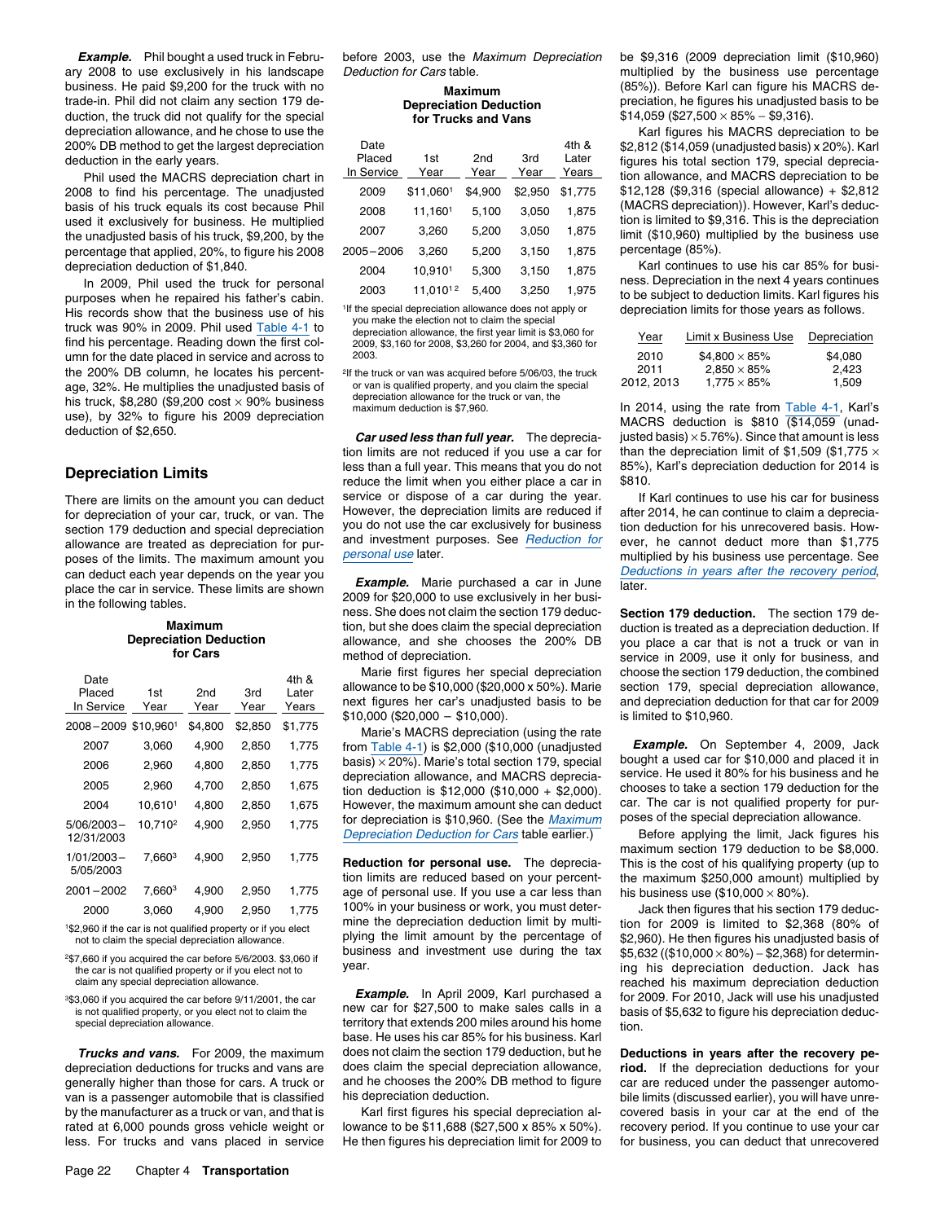***Example.*** Phil bought a used truck in February 2008 to use exclusively in his landscape business. He paid $9,200 for the truck with no trade-in. Phil did not claim any section 179 deduction, the truck did not qualify for the special depreciation allowance, and he chose to use the 200% DB method to get the largest depreciation deduction in the early years.

Phil used the MACRS depreciation chart in 2008 to find his percentage. The unadjusted basis of his truck equals its cost because Phil used it exclusively for business. He multiplied the unadjusted basis of his truck, $9,200, by the percentage that applied, 20%, to figure his 2008 depreciation deduction of $1,840.

In 2009, Phil used the truck for personal purposes when he repaired his father's cabin. His records show that the business use of his truck was 90% in 2009. Phil used Table 4-1 to find his percentage. Reading down the first column for the date placed in service and across to the 200% DB column, he locates his percentage, 32%. He multiplies the unadjusted basis of his truck, $8,280 ($9,200 cost × 90% business use), by 32% to figure his 2009 depreciation deduction of $2,650.

## Depreciation Limits

There are limits on the amount you can deduct for depreciation of your car, truck, or van. The section 179 deduction and special depreciation allowance are treated as depreciation for purposes of the limits. The maximum amount you can deduct each year depends on the year you place the car in service. These limits are shown in the following tables.

**Maximum Depreciation Deduction for Cars**

| Date Placed In Service | 1st Year | 2nd Year | 3rd Year | 4th & Later Years |
|---|---|---|---|---|
| 2008–2009 | $10,960[1] | $4,800 | $2,850 | $1,775 |
| 2007 | 3,060 | 4,900 | 2,850 | 1,775 |
| 2006 | 2,960 | 4,800 | 2,850 | 1,775 |
| 2005 | 2,960 | 4,700 | 2,850 | 1,675 |
| 2004 | 10,610[1] | 4,800 | 2,850 | 1,675 |
| 5/06/2003–12/31/2003 | 10,710[2] | 4,900 | 2,950 | 1,775 |
| 1/01/2003–5/05/2003 | 7,660[3] | 4,900 | 2,950 | 1,775 |
| 2001–2002 | 7,660[3] | 4,900 | 2,950 | 1,775 |
| 2000 | 3,060 | 4,900 | 2,950 | 1,775 |

[1]$2,960 if the car is not qualified property or if you elect not to claim the special depreciation allowance.

[2]$7,660 if you acquired the car before 5/6/2003. $3,060 if the car is not qualified property or if you elect not to claim any special depreciation allowance.

[3]$3,060 if you acquired the car before 9/11/2001, the car is not qualified property, or you elect not to claim the special depreciation allowance.

***Trucks and vans.*** For 2009, the maximum depreciation deductions for trucks and vans are generally higher than those for cars. A truck or van is a passenger automobile that is classified by the manufacturer as a truck or van, and that is rated at 6,000 pounds gross vehicle weight or less. For trucks and vans placed in service before 2003, use the *Maximum Depreciation Deduction for Cars* table.

**Maximum Depreciation Deduction for Trucks and Vans**

| Date Placed In Service | 1st Year | 2nd Year | 3rd Year | 4th & Later Years |
|---|---|---|---|---|
| 2009 | $11,060[1] | $4,900 | $2,950 | $1,775 |
| 2008 | 11,160[1] | 5,100 | 3,050 | 1,875 |
| 2007 | 3,260 | 5,200 | 3,050 | 1,875 |
| 2005–2006 | 3,260 | 5,200 | 3,150 | 1,875 |
| 2004 | 10,910[1] | 5,300 | 3,150 | 1,875 |
| 2003 | 11,010[1 2] | 5,400 | 3,250 | 1,975 |

[1]If the special depreciation allowance does not apply or you make the election not to claim the special depreciation allowance, the first year limit is $3,060 for 2009, $3,160 for 2008, $3,260 for 2004, and $3,360 for 2003.

[2]If the truck or van was acquired before 5/06/03, the truck or van is qualified property, and you claim the special depreciation allowance for the truck or van, the maximum deduction is $7,960.

***Car used less than full year.*** The depreciation limits are not reduced if you use a car for less than a full year. This means that you do not reduce the limit when you either place a car in service or dispose of a car during the year. However, the depreciation limits are reduced if you do not use the car exclusively for business and investment purposes. See *Reduction for personal use* later.

***Example.*** Marie purchased a car in June 2009 for $20,000 to use exclusively in her business. She does not claim the section 179 deduction, but she does claim the special depreciation allowance, and she chooses the 200% DB method of depreciation.

Marie first figures her special depreciation allowance to be $10,000 ($20,000 x 50%). Marie next figures her car's unadjusted basis to be $10,000 ($20,000 − $10,000).

Marie's MACRS depreciation (using the rate from Table 4-1) is $2,000 ($10,000 (unadjusted basis) × 20%). Marie's total section 179, special depreciation allowance, and MACRS depreciation deduction is $12,000 ($10,000 + $2,000). However, the maximum amount she can deduct for depreciation is $10,960. (See the *Maximum Depreciation Deduction for Cars* table earlier.)

***Reduction for personal use.*** The depreciation limits are reduced based on your percentage of personal use. If you use a car less than 100% in your business or work, you must determine the depreciation deduction limit by multiplying the limit amount by the percentage of business and investment use during the tax year.

***Example.*** In April 2009, Karl purchased a new car for $27,500 to make sales calls in a territory that extends 200 miles around his home base. He uses his car 85% for his business. Karl does not claim the section 179 deduction, but he does claim the special depreciation allowance, and he chooses the 200% DB method to figure his depreciation deduction.

Karl first figures his special depreciation allowance to be $11,688 ($27,500 x 85% x 50%). He then figures his depreciation limit for 2009 to be $9,316 (2009 depreciation limit ($10,960) multiplied by the business use percentage (85%)). Before Karl can figure his MACRS depreciation, he figures his unadjusted basis to be $14,059 ($27,500 × 85% − $9,316).

Karl figures his MACRS depreciation to be $2,812 ($14,059 (unadjusted basis) x 20%). Karl figures his total section 179, special depreciation allowance, and MACRS depreciation to be $12,128 ($9,316 (special allowance) + $2,812 (MACRS depreciation)). However, Karl's deduction is limited to $9,316. This is the depreciation limit ($10,960) multiplied by the business use percentage (85%).

Karl continues to use his car 85% for business. Depreciation in the next 4 years continues to be subject to deduction limits. Karl figures his depreciation limits for those years as follows.

| Year | Limit x Business Use | Depreciation |
|---|---|---|
| 2010 | $4,800 × 85% | $4,080 |
| 2011 | 2,850 × 85% | 2,423 |
| 2012, 2013 | 1,775 × 85% | 1,509 |

In 2014, using the rate from Table 4-1, Karl's MACRS deduction is $810 ($14,059 (unadjusted basis) × 5.76%). Since that amount is less than the depreciation limit of $1,509 ($1,775 × 85%), Karl's depreciation deduction for 2014 is $810.

If Karl continues to use his car for business after 2014, he can continue to claim a depreciation deduction for his unrecovered basis. However, he cannot deduct more than $1,775 multiplied by his business use percentage. See *Deductions in years after the recovery period*, later.

***Section 179 deduction.*** The section 179 deduction is treated as a depreciation deduction. If you place a car that is not a truck or van in service in 2009, use it only for business, and choose the section 179 deduction, the combined section 179, special depreciation allowance, and depreciation deduction for that car for 2009 is limited to $10,960.

***Example.*** On September 4, 2009, Jack bought a used car for $10,000 and placed it in service. He used it 80% for his business and he chooses to take a section 179 deduction for the car. The car is not qualified property for purposes of the special depreciation allowance.

Before applying the limit, Jack figures his maximum section 179 deduction to be $8,000. This is the cost of his qualifying property (up to the maximum $250,000 amount) multiplied by his business use ($10,000 × 80%).

Jack then figures that his section 179 deduction for 2009 is limited to $2,368 (80% of $2,960). He then figures his unadjusted basis of $5,632 (($10,000 × 80%) − $2,368) for determining his depreciation deduction. Jack has reached his maximum depreciation deduction for 2009. For 2010, Jack will use his unadjusted basis of $5,632 to figure his depreciation deduction.

***Deductions in years after the recovery period.*** If the depreciation deductions for your car are reduced under the passenger automobile limits (discussed earlier), you will have unrecovered basis in your car at the end of the recovery period. If you continue to use your car for business, you can deduct that unrecovered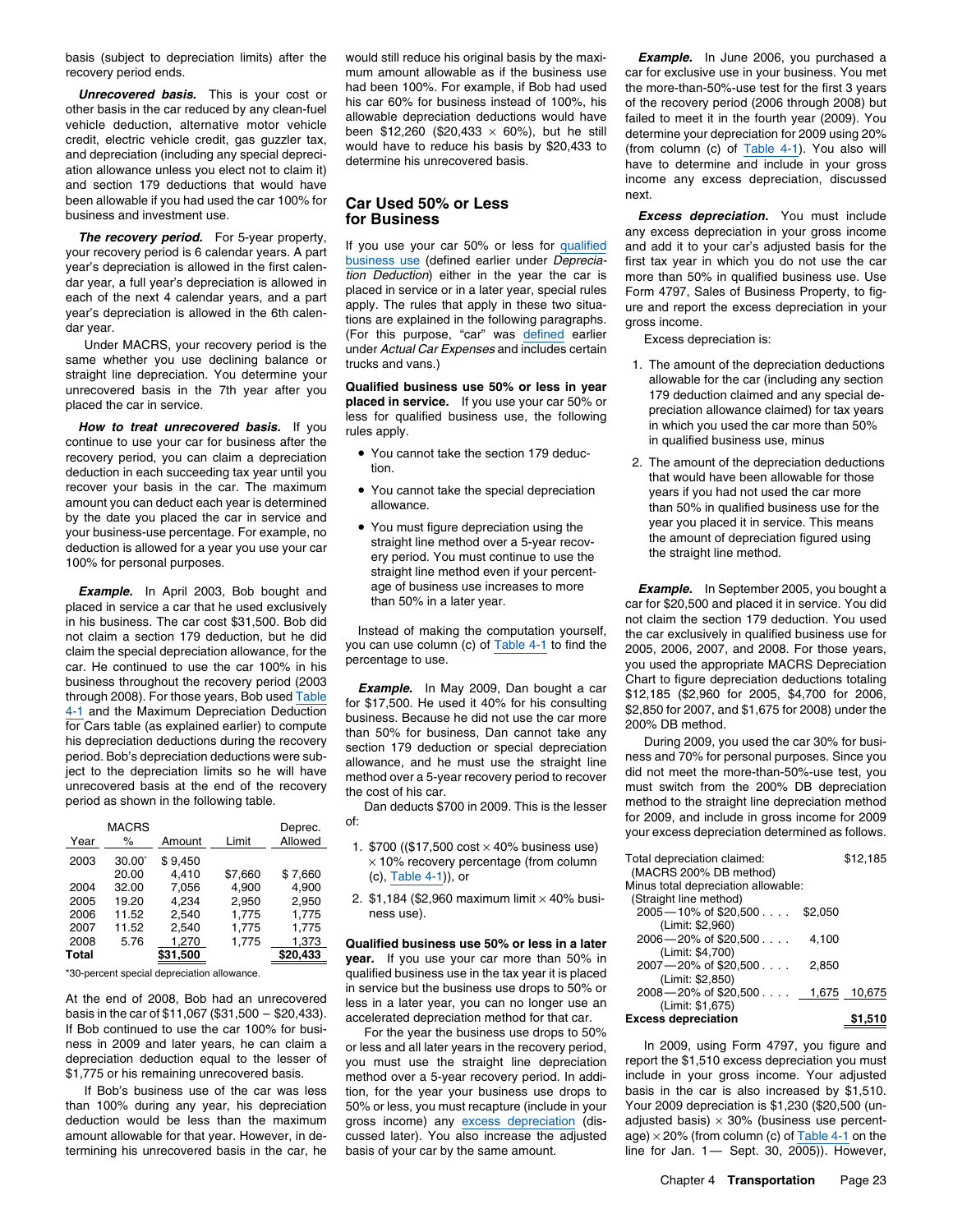basis (subject to depreciation limits) after the recovery period ends.

***Unrecovered basis.*** This is your cost or other basis in the car reduced by any clean-fuel vehicle deduction, alternative motor vehicle credit, electric vehicle credit, gas guzzler tax, and depreciation (including any special depreciation allowance unless you elect not to claim it) and section 179 deductions that would have been allowable if you had used the car 100% for business and investment use.

***The recovery period.*** For 5-year property, your recovery period is 6 calendar years. A part year's depreciation is allowed in the first calendar year, a full year's depreciation is allowed in each of the next 4 calendar years, and a part year's depreciation is allowed in the 6th calendar year.

Under MACRS, your recovery period is the same whether you use declining balance or straight line depreciation. You determine your unrecovered basis in the 7th year after you placed the car in service.

***How to treat unrecovered basis.*** If you continue to use your car for business after the recovery period, you can claim a depreciation deduction in each succeeding tax year until you recover your basis in the car. The maximum amount you can deduct each year is determined by the date you placed the car in service and your business-use percentage. For example, no deduction is allowed for a year you use your car 100% for personal purposes.

***Example.*** In April 2003, Bob bought and placed in service a car that he used exclusively in his business. The car cost $31,500. Bob did not claim a section 179 deduction, but he did claim the special depreciation allowance, for the car. He continued to use the car 100% in his business throughout the recovery period (2003 through 2008). For those years, Bob used Table 4-1 and the Maximum Depreciation Deduction for Cars table (as explained earlier) to compute his depreciation deductions during the recovery period. Bob's depreciation deductions were subject to the depreciation limits so he will have unrecovered basis at the end of the recovery period as shown in the following table.

| Year | MACRS % | Amount | Limit | Deprec. Allowed |
|---|---|---|---|---|
| 2003 | 30.00* | $ 9,450 | | |
| | 20.00 | 4,410 | $7,660 | $ 7,660 |
| 2004 | 32.00 | 7,056 | 4,900 | 4,900 |
| 2005 | 19.20 | 4,234 | 2,950 | 2,950 |
| 2006 | 11.52 | 2,540 | 1,775 | 1,775 |
| 2007 | 11.52 | 2,540 | 1,775 | 1,775 |
| 2008 | 5.76 | 1,270 | 1,775 | 1,373 |
| **Total** | | **$31,500** | | **$20,433** |

*30-percent special depreciation allowance.

At the end of 2008, Bob had an unrecovered basis in the car of $11,067 ($31,500 − $20,433). If Bob continued to use the car 100% for business in 2009 and later years, he can claim a depreciation deduction equal to the lesser of $1,775 or his remaining unrecovered basis.

If Bob's business use of the car was less than 100% during any year, his depreciation deduction would be less than the maximum amount allowable for that year. However, in determining his unrecovered basis in the car, he would still reduce his original basis by the maximum amount allowable as if the business use had been 100%. For example, if Bob had used his car 60% for business instead of 100%, his allowable depreciation deductions would have been $12,260 ($20,433 × 60%), but he still would have to reduce his basis by $20,433 to determine his unrecovered basis.

## Car Used 50% or Less for Business

If you use your car 50% or less for qualified business use (defined earlier under *Depreciation Deduction*) either in the year the car is placed in service or in a later year, special rules apply. The rules that apply in these two situations are explained in the following paragraphs. (For this purpose, "car" was defined earlier under *Actual Car Expenses* and includes certain trucks and vans.)

**Qualified business use 50% or less in year placed in service.** If you use your car 50% or less for qualified business use, the following rules apply.

- You cannot take the section 179 deduction.
- You cannot take the special depreciation allowance.
- You must figure depreciation using the straight line method over a 5-year recovery period. You must continue to use the straight line method even if your percentage of business use increases to more than 50% in a later year.

Instead of making the computation yourself, you can use column (c) of Table 4-1 to find the percentage to use.

***Example.*** In May 2009, Dan bought a car for $17,500. He used it 40% for his consulting business. Because he did not use the car more than 50% for business, Dan cannot take any section 179 deduction or special depreciation allowance, and he must use the straight line method over a 5-year recovery period to recover the cost of his car.

Dan deducts $700 in 2009. This is the lesser of:

1. $700 (($17,500 cost × 40% business use) × 10% recovery percentage (from column (c), Table 4-1)), or
2. $1,184 ($2,960 maximum limit × 40% business use).

**Qualified business use 50% or less in a later year.** If you use your car more than 50% in qualified business use in the tax year it is placed in service but the business use drops to 50% or less in a later year, you can no longer use an accelerated depreciation method for that car.

For the year the business use drops to 50% or less and all later years in the recovery period, you must use the straight line depreciation method over a 5-year recovery period. In addition, for the year your business use drops to 50% or less, you must recapture (include in your gross income) any excess depreciation (discussed later). You also increase the adjusted basis of your car by the same amount.

***Example.*** In June 2006, you purchased a car for exclusive use in your business. You met the more-than-50%-use test for the first 3 years of the recovery period (2006 through 2008) but failed to meet it in the fourth year (2009). You determine your depreciation for 2009 using 20% (from column (c) of Table 4-1). You also will have to determine and include in your gross income any excess depreciation, discussed next.

***Excess depreciation.*** You must include any excess depreciation in your gross income and add it to your car's adjusted basis for the first tax year in which you do not use the car more than 50% in qualified business use. Use Form 4797, Sales of Business Property, to figure and report the excess depreciation in your gross income.

Excess depreciation is:

1. The amount of the depreciation deductions allowable for the car (including any section 179 deduction claimed and any special depreciation allowance claimed) for tax years in which you used the car more than 50% in qualified business use, minus
2. The amount of the depreciation deductions that would have been allowable for those years if you had not used the car more than 50% in qualified business use for the year you placed it in service. This means the amount of depreciation figured using the straight line method.

***Example.*** In September 2005, you bought a car for $20,500 and placed it in service. You did not claim the section 179 deduction. You used the car exclusively in qualified business use for 2005, 2006, 2007, and 2008. For those years, you used the appropriate MACRS Depreciation Chart to figure depreciation deductions totaling $12,185 ($2,960 for 2005, $4,700 for 2006, $2,850 for 2007, and $1,675 for 2008) under the 200% DB method.

During 2009, you used the car 30% for business and 70% for personal purposes. Since you did not meet the more-than-50%-use test, you must switch from the 200% DB depreciation method to the straight line depreciation method for 2009, and include in gross income for 2009 your excess depreciation determined as follows.

| | | |
|---|---|---|
| Total depreciation claimed: (MACRS 200% DB method) | | $12,185 |
| Minus total depreciation allowable: (Straight line method) | | |
| 2005—10% of $20,500 . . . . (Limit: $2,960) | $2,050 | |
| 2006—20% of $20,500 . . . . (Limit: $4,700) | 4,100 | |
| 2007—20% of $20,500 . . . . (Limit: $2,850) | 2,850 | |
| 2008—20% of $20,500 . . . . (Limit: $1,675) | 1,675 | 10,675 |
| **Excess depreciation** | | **$1,510** |

In 2009, using Form 4797, you figure and report the $1,510 excess depreciation you must include in your gross income. Your adjusted basis in the car is also increased by $1,510. Your 2009 depreciation is $1,230 ($20,500 (unadjusted basis) × 30% (business use percentage) × 20% (from column (c) of Table 4-1 on the line for Jan. 1— Sept. 30, 2005)). However,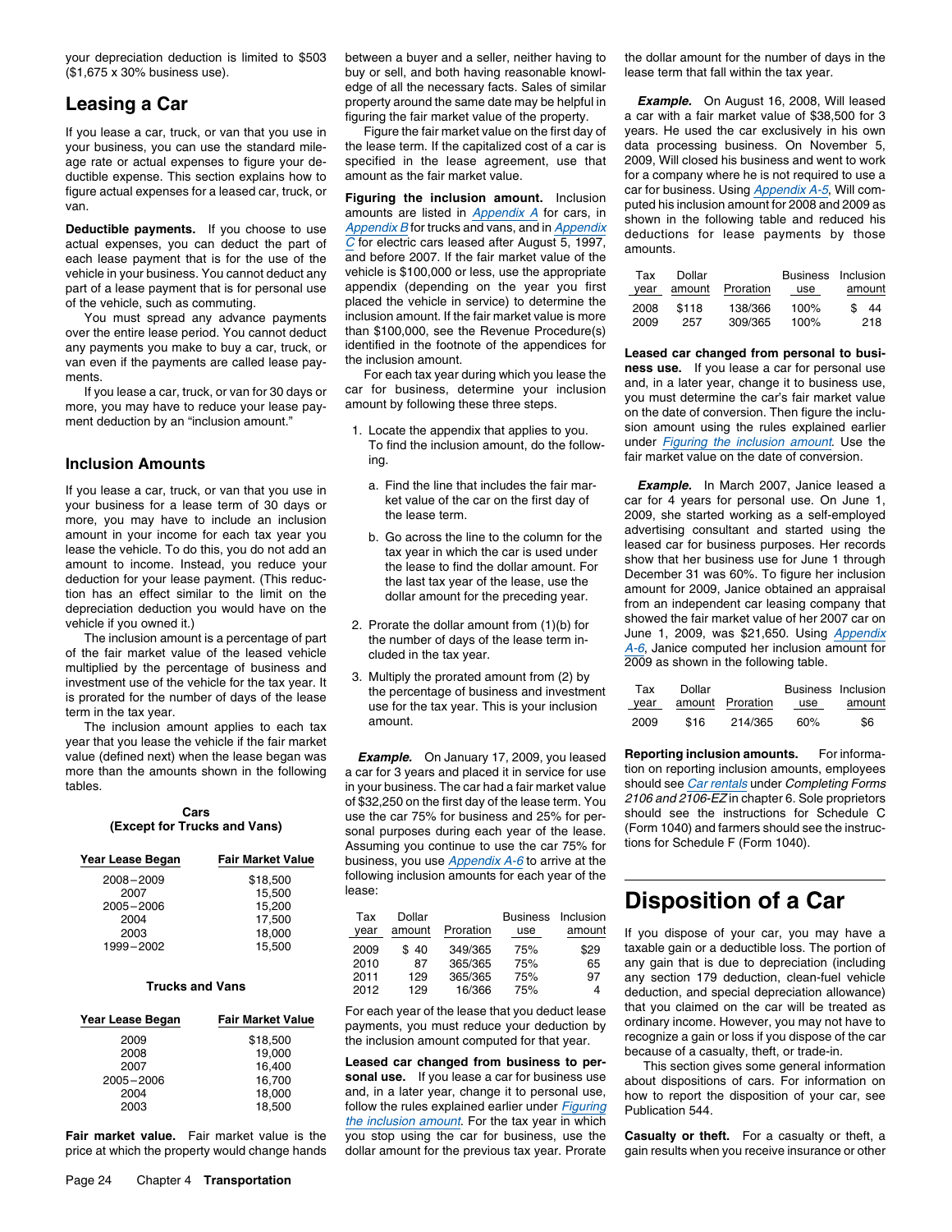your depreciation deduction is limited to $503 ($1,675 x 30% business use).

## Leasing a Car

If you lease a car, truck, or van that you use in your business, you can use the standard mileage rate or actual expenses to figure your deductible expense. This section explains how to figure actual expenses for a leased car, truck, or van.

**Deductible payments.** If you choose to use actual expenses, you can deduct the part of each lease payment that is for the use of the vehicle in your business. You cannot deduct any part of a lease payment that is for personal use of the vehicle, such as commuting.

You must spread any advance payments over the entire lease period. You cannot deduct any payments you make to buy a car, truck, or van even if the payments are called lease payments.

If you lease a car, truck, or van for 30 days or more, you may have to reduce your lease payment deduction by an "inclusion amount."

### Inclusion Amounts

If you lease a car, truck, or van that you use in your business for a lease term of 30 days or more, you may have to include an inclusion amount in your income for each tax year you lease the vehicle. To do this, you do not add an amount to income. Instead, you reduce your deduction for your lease payment. (This reduction has an effect similar to the limit on the depreciation deduction you would have on the vehicle if you owned it.)

The inclusion amount is a percentage of part of the fair market value of the leased vehicle multiplied by the percentage of business and investment use of the vehicle for the tax year. It is prorated for the number of days of the lease term in the tax year.

The inclusion amount applies to each tax year that you lease the vehicle if the fair market value (defined next) when the lease began was more than the amounts shown in the following tables.

**Cars (Except for Trucks and Vans)**

| Year Lease Began | Fair Market Value |
|---|---|
| 2008–2009 | $18,500 |
| 2007 | 15,500 |
| 2005–2006 | 15,200 |
| 2004 | 17,500 |
| 2003 | 18,000 |
| 1999–2002 | 15,500 |

**Trucks and Vans**

| Year Lease Began | Fair Market Value |
|---|---|
| 2009 | $18,500 |
| 2008 | 19,000 |
| 2007 | 16,400 |
| 2005–2006 | 16,700 |
| 2004 | 18,000 |
| 2003 | 18,500 |

**Fair market value.** Fair market value is the price at which the property would change hands between a buyer and a seller, neither having to buy or sell, and both having reasonable knowledge of all the necessary facts. Sales of similar property around the same date may be helpful in figuring the fair market value of the property.

Figure the fair market value on the first day of the lease term. If the capitalized cost of a car is specified in the lease agreement, use that amount as the fair market value.

**Figuring the inclusion amount.** Inclusion amounts are listed in *Appendix A* for cars, in *Appendix B* for trucks and vans, and in *Appendix C* for electric cars leased after August 5, 1997, and before 2007. If the fair market value of the vehicle is $100,000 or less, use the appropriate appendix (depending on the year you first placed the vehicle in service) to determine the inclusion amount. If the fair market value is more than $100,000, see the Revenue Procedure(s) identified in the footnote of the appendices for the inclusion amount.

For each tax year during which you lease the car for business, determine your inclusion amount by following these three steps.

1. Locate the appendix that applies to you. To find the inclusion amount, do the following.
   a. Find the line that includes the fair market value of the car on the first day of the lease term.
   b. Go across the line to the column for the tax year in which the car is used under the lease to find the dollar amount. For the last tax year of the lease, use the dollar amount for the preceding year.
2. Prorate the dollar amount from (1)(b) for the number of days of the lease term included in the tax year.
3. Multiply the prorated amount from (2) by the percentage of business and investment use for the tax year. This is your inclusion amount.

***Example.*** On January 17, 2009, you leased a car for 3 years and placed it in service for use in your business. The car had a fair market value of $32,250 on the first day of the lease term. You use the car 75% for business and 25% for personal purposes during each year of the lease. Assuming you continue to use the car 75% for business, you use *Appendix A-6* to arrive at the following inclusion amounts for each year of the lease:

| Tax year | Dollar amount | Proration | Business use | Inclusion amount |
|---|---|---|---|---|
| 2009 | $ 40 | 349/365 | 75% | $29 |
| 2010 | 87 | 365/365 | 75% | 65 |
| 2011 | 129 | 365/365 | 75% | 97 |
| 2012 | 129 | 16/366 | 75% | 4 |

For each year of the lease that you deduct lease payments, you must reduce your deduction by the inclusion amount computed for that year.

**Leased car changed from business to personal use.** If you lease a car for business use and, in a later year, change it to personal use, follow the rules explained earlier under *Figuring the inclusion amount*. For the tax year in which you stop using the car for business, use the dollar amount for the previous tax year. Prorate the dollar amount for the number of days in the lease term that fall within the tax year.

***Example.*** On August 16, 2008, Will leased a car with a fair market value of $38,500 for 3 years. He used the car exclusively in his own data processing business. On November 5, 2009, Will closed his business and went to work for a company where he is not required to use a car for business. Using *Appendix A-5*, Will computed his inclusion amount for 2008 and 2009 as shown in the following table and reduced his deductions for lease payments by those amounts.

| Tax year | Dollar amount | Proration | Business use | Inclusion amount |
|---|---|---|---|---|
| 2008 | $118 | 138/366 | 100% | $ 44 |
| 2009 | 257 | 309/365 | 100% | 218 |

**Leased car changed from personal to business use.** If you lease a car for personal use and, in a later year, change it to business use, you must determine the car's fair market value on the date of conversion. Then figure the inclusion amount using the rules explained earlier under *Figuring the inclusion amount*. Use the fair market value on the date of conversion.

***Example.*** In March 2007, Janice leased a car for 4 years for personal use. On June 1, 2009, she started working as a self-employed advertising consultant and started using the leased car for business purposes. Her records show that her business use for June 1 through December 31 was 60%. To figure her inclusion amount for 2009, Janice obtained an appraisal from an independent car leasing company that showed the fair market value of her 2007 car on June 1, 2009, was $21,650. Using *Appendix A-6*, Janice computed her inclusion amount for 2009 as shown in the following table.

| Tax year | Dollar amount | Proration | Business use | Inclusion amount |
|---|---|---|---|---|
| 2009 | $16 | 214/365 | 60% | $6 |

**Reporting inclusion amounts.** For information on reporting inclusion amounts, employees should see *Car rentals* under *Completing Forms 2106 and 2106-EZ* in chapter 6. Sole proprietors should see the instructions for Schedule C (Form 1040) and farmers should see the instructions for Schedule F (Form 1040).

## Disposition of a Car

If you dispose of your car, you may have a taxable gain or a deductible loss. The portion of any gain that is due to depreciation (including any section 179 deduction, clean-fuel vehicle deduction, and special depreciation allowance) that you claimed on the car will be treated as ordinary income. However, you may not have to recognize a gain or loss if you dispose of the car because of a casualty, theft, or trade-in.

This section gives some general information about dispositions of cars. For information on how to report the disposition of your car, see Publication 544.

**Casualty or theft.** For a casualty or theft, a gain results when you receive insurance or other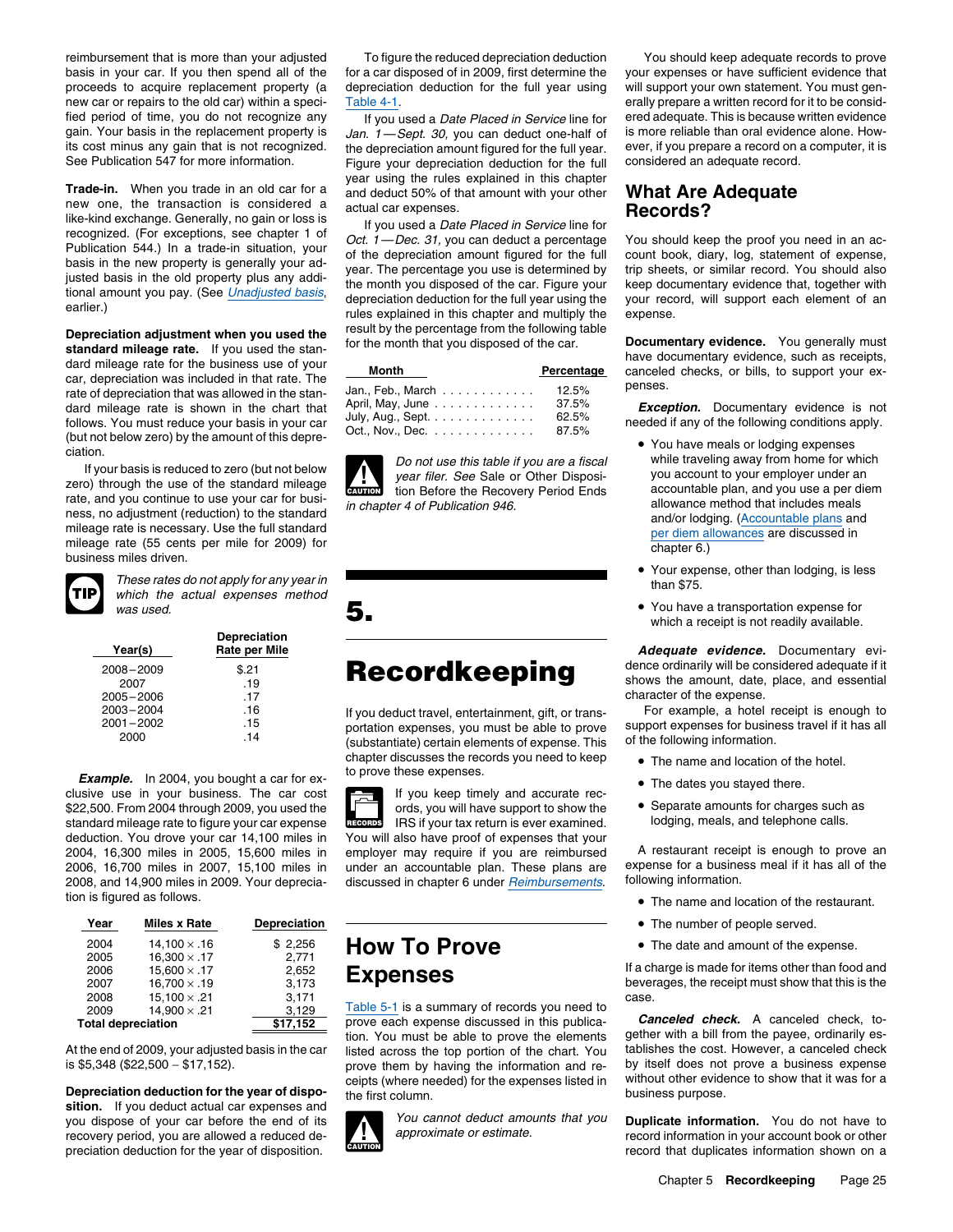reimbursement that is more than your adjusted basis in your car. If you then spend all of the proceeds to acquire replacement property (a new car or repairs to the old car) within a specified period of time, you do not recognize any gain. Your basis in the replacement property is its cost minus any gain that is not recognized. See Publication 547 for more information.

**Trade-in.** When you trade in an old car for a new one, the transaction is considered a like-kind exchange. Generally, no gain or loss is recognized. (For exceptions, see chapter 1 of Publication 544.) In a trade-in situation, your basis in the new property is generally your adjusted basis in the old property plus any additional amount you pay. (See *Unadjusted basis*, earlier.)

**Depreciation adjustment when you used the standard mileage rate.** If you used the standard mileage rate for the business use of your car, depreciation was included in that rate. The rate of depreciation that was allowed in the standard mileage rate is shown in the chart that follows. You must reduce your basis in your car (but not below zero) by the amount of this depreciation.

If your basis is reduced to zero (but not below zero) through the use of the standard mileage rate, and you continue to use your car for business, no adjustment (reduction) to the standard mileage rate is necessary. Use the full standard mileage rate (55 cents per mile for 2009) for business miles driven.

TIP: *These rates do not apply for any year in which the actual expenses method was used.*

| Year(s) | Depreciation Rate per Mile |
|---|---|
| 2008–2009 | $.21 |
| 2007 | .19 |
| 2005–2006 | .17 |
| 2003–2004 | .16 |
| 2001–2002 | .15 |
| 2000 | .14 |

***Example.*** In 2004, you bought a car for exclusive use in your business. The car cost $22,500. From 2004 through 2009, you used the standard mileage rate to figure your car expense deduction. You drove your car 14,100 miles in 2004, 16,300 miles in 2005, 15,600 miles in 2006, 16,700 miles in 2007, 15,100 miles in 2008, and 14,900 miles in 2009. Your depreciation is figured as follows.

| Year | Miles x Rate | Depreciation |
|---|---|---|
| 2004 | 14,100 × .16 | $ 2,256 |
| 2005 | 16,300 × .17 | 2,771 |
| 2006 | 15,600 × .17 | 2,652 |
| 2007 | 16,700 × .19 | 3,173 |
| 2008 | 15,100 × .21 | 3,171 |
| 2009 | 14,900 × .21 | 3,129 |
| **Total depreciation** | | **$17,152** |

At the end of 2009, your adjusted basis in the car is $5,348 ($22,500 − $17,152).

**Depreciation deduction for the year of disposition.** If you deduct actual car expenses and you dispose of your car before the end of its recovery period, you are allowed a reduced depreciation deduction for the year of disposition.

To figure the reduced depreciation deduction for a car disposed of in 2009, first determine the depreciation deduction for the full year using Table 4-1.

If you used a *Date Placed in Service* line for *Jan. 1—Sept. 30,* you can deduct one-half of the depreciation amount figured for the full year. Figure your depreciation deduction for the full year using the rules explained in this chapter and deduct 50% of that amount with your other actual car expenses.

If you used a *Date Placed in Service* line for *Oct. 1—Dec. 31,* you can deduct a percentage of the depreciation amount figured for the full year. The percentage you use is determined by the month you disposed of the car. Figure your depreciation deduction for the full year using the rules explained in this chapter and multiply the result by the percentage from the following table for the month that you disposed of the car.

| Month | Percentage |
|---|---|
| Jan., Feb., March | 12.5% |
| April, May, June | 37.5% |
| July, Aug., Sept. | 62.5% |
| Oct., Nov., Dec. | 87.5% |

CAUTION: *Do not use this table if you are a fiscal year filer. See* Sale or Other Disposition Before the Recovery Period Ends *in chapter 4 of Publication 946.*

# 5. Recordkeeping

If you deduct travel, entertainment, gift, or transportation expenses, you must be able to prove (substantiate) certain elements of expense. This chapter discusses the records you need to keep to prove these expenses.

RECORDS: If you keep timely and accurate records, you will have support to show the IRS if your tax return is ever examined. You will also have proof of expenses that your employer may require if you are reimbursed under an accountable plan. These plans are discussed in chapter 6 under *Reimbursements*.

## How To Prove Expenses

Table 5-1 is a summary of records you need to prove each expense discussed in this publication. You must be able to prove the elements listed across the top portion of the chart. You prove them by having the information and receipts (where needed) for the expenses listed in the first column.

CAUTION: *You cannot deduct amounts that you approximate or estimate.*

You should keep adequate records to prove your expenses or have sufficient evidence that will support your own statement. You must generally prepare a written record for it to be considered adequate. This is because written evidence is more reliable than oral evidence alone. However, if you prepare a record on a computer, it is considered an adequate record.

## What Are Adequate Records?

You should keep the proof you need in an account book, diary, log, statement of expense, trip sheets, or similar record. You should also keep documentary evidence that, together with your record, will support each element of an expense.

**Documentary evidence.** You generally must have documentary evidence, such as receipts, canceled checks, or bills, to support your expenses.

***Exception.*** Documentary evidence is not needed if any of the following conditions apply.

- You have meals or lodging expenses while traveling away from home for which you account to your employer under an accountable plan, and you use a per diem allowance method that includes meals and/or lodging. (Accountable plans and per diem allowances are discussed in chapter 6.)
- Your expense, other than lodging, is less than $75.
- You have a transportation expense for which a receipt is not readily available.

***Adequate evidence.*** Documentary evidence ordinarily will be considered adequate if it shows the amount, date, place, and essential character of the expense.

For example, a hotel receipt is enough to support expenses for business travel if it has all of the following information.

- The name and location of the hotel.
- The dates you stayed there.
- Separate amounts for charges such as lodging, meals, and telephone calls.

A restaurant receipt is enough to prove an expense for a business meal if it has all of the following information.

- The name and location of the restaurant.
- The number of people served.
- The date and amount of the expense.

If a charge is made for items other than food and beverages, the receipt must show that this is the case.

***Canceled check.*** A canceled check, together with a bill from the payee, ordinarily establishes the cost. However, a canceled check by itself does not prove a business expense without other evidence to show that it was for a business purpose.

**Duplicate information.** You do not have to record information in your account book or other record that duplicates information shown on a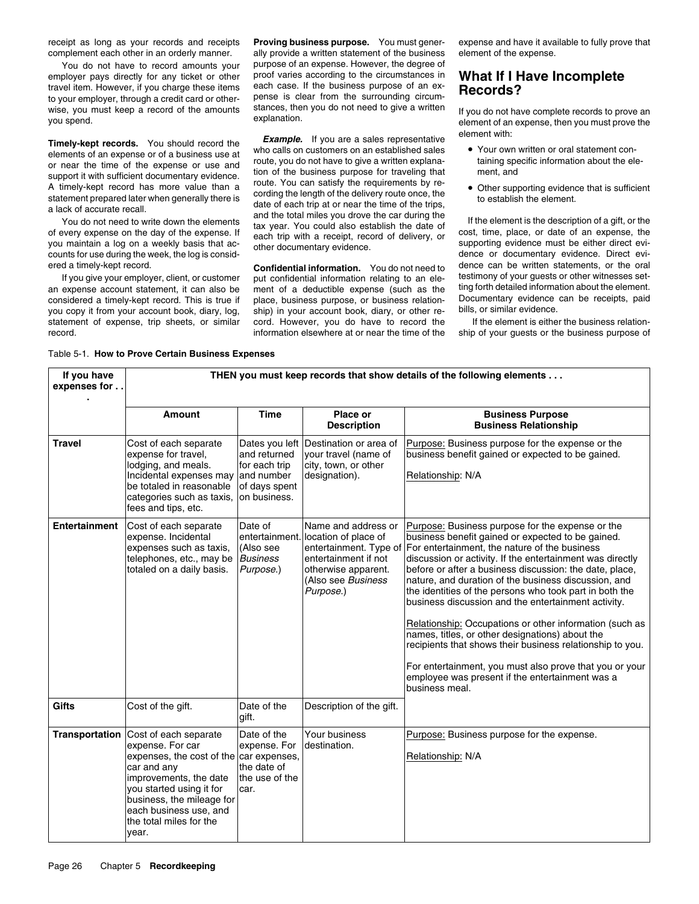receipt as long as your records and receipts complement each other in an orderly manner.

You do not have to record amounts your employer pays directly for any ticket or other travel item. However, if you charge these items to your employer, through a credit card or otherwise, you must keep a record of the amounts you spend.

**Timely-kept records.** You should record the elements of an expense or of a business use at or near the time of the expense or use and support it with sufficient documentary evidence. A timely-kept record has more value than a statement prepared later when generally there is a lack of accurate recall.

You do not need to write down the elements of every expense on the day of the expense. If you maintain a log on a weekly basis that accounts for use during the week, the log is considered a timely-kept record.

If you give your employer, client, or customer an expense account statement, it can also be considered a timely-kept record. This is true if you copy it from your account book, diary, log, statement of expense, trip sheets, or similar record.

**Proving business purpose.** You must generally provide a written statement of the business purpose of an expense. However, the degree of proof varies according to the circumstances in each case. If the business purpose of an expense is clear from the surrounding circumstances, then you do not need to give a written explanation.

***Example.*** If you are a sales representative who calls on customers on an established sales route, you do not have to give a written explanation of the business purpose for traveling that route. You can satisfy the requirements by recording the length of the delivery route once, the date of each trip at or near the time of the trips, and the total miles you drove the car during the tax year. You could also establish the date of each trip with a receipt, record of delivery, or other documentary evidence.

**Confidential information.** You do not need to put confidential information relating to an element of a deductible expense (such as the place, business purpose, or business relationship) in your account book, diary, or other record. However, you do have to record the information elsewhere at or near the time of the expense and have it available to fully prove that element of the expense.

# What If I Have Incomplete Records?

If you do not have complete records to prove an element of an expense, then you must prove the element with:

- Your own written or oral statement containing specific information about the element, and
- Other supporting evidence that is sufficient to establish the element.

If the element is the description of a gift, or the cost, time, place, or date of an expense, the supporting evidence must be either direct evidence or documentary evidence. Direct evidence can be written statements, or the oral testimony of your guests or other witnesses setting forth detailed information about the element. Documentary evidence can be receipts, paid bills, or similar evidence.

If the element is either the business relationship of your guests or the business purpose of

Table 5-1. **How to Prove Certain Business Expenses**

| If you have expenses for . . . | THEN you must keep records that show details of the following elements . . . | | | |
|---|---|---|---|---|
| | **Amount** | **Time** | **Place or Description** | **Business Purpose Business Relationship** |
| **Travel** | Cost of each separate expense for travel, lodging, and meals. Incidental expenses may be totaled in reasonable categories such as taxis, fees and tips, etc. | Dates you left and returned for each trip and number of days spent on business. | Destination or area of your travel (name of city, town, or other designation). | Purpose: Business purpose for the expense or the business benefit gained or expected to be gained.<br><br>Relationship: N/A |
| **Entertainment** | Cost of each separate expense. Incidental expenses such as taxis, telephones, etc., may be totaled on a daily basis. | Date of entertainment. (Also see *Business Purpose.*) | Name and address or location of place of entertainment. Type of entertainment if not otherwise apparent. (Also see *Business Purpose.*) | Purpose: Business purpose for the expense or the business benefit gained or expected to be gained. For entertainment, the nature of the business discussion or activity. If the entertainment was directly before or after a business discussion: the date, place, nature, and duration of the business discussion, and the identities of the persons who took part in both the business discussion and the entertainment activity.<br><br>Relationship: Occupations or other information (such as names, titles, or other designations) about the recipients that shows their business relationship to you.<br><br>For entertainment, you must also prove that you or your employee was present if the entertainment was a business meal. |
| **Gifts** | Cost of the gift. | Date of the gift. | Description of the gift. | |
| **Transportation** | Cost of each separate expense. For car expenses, the cost of the car and any improvements, the date you started using it for business, the mileage for each business use, and the total miles for the year. | Date of the expense. For car expenses, the date of the use of the car. | Your business destination. | Purpose: Business purpose for the expense.<br><br>Relationship: N/A |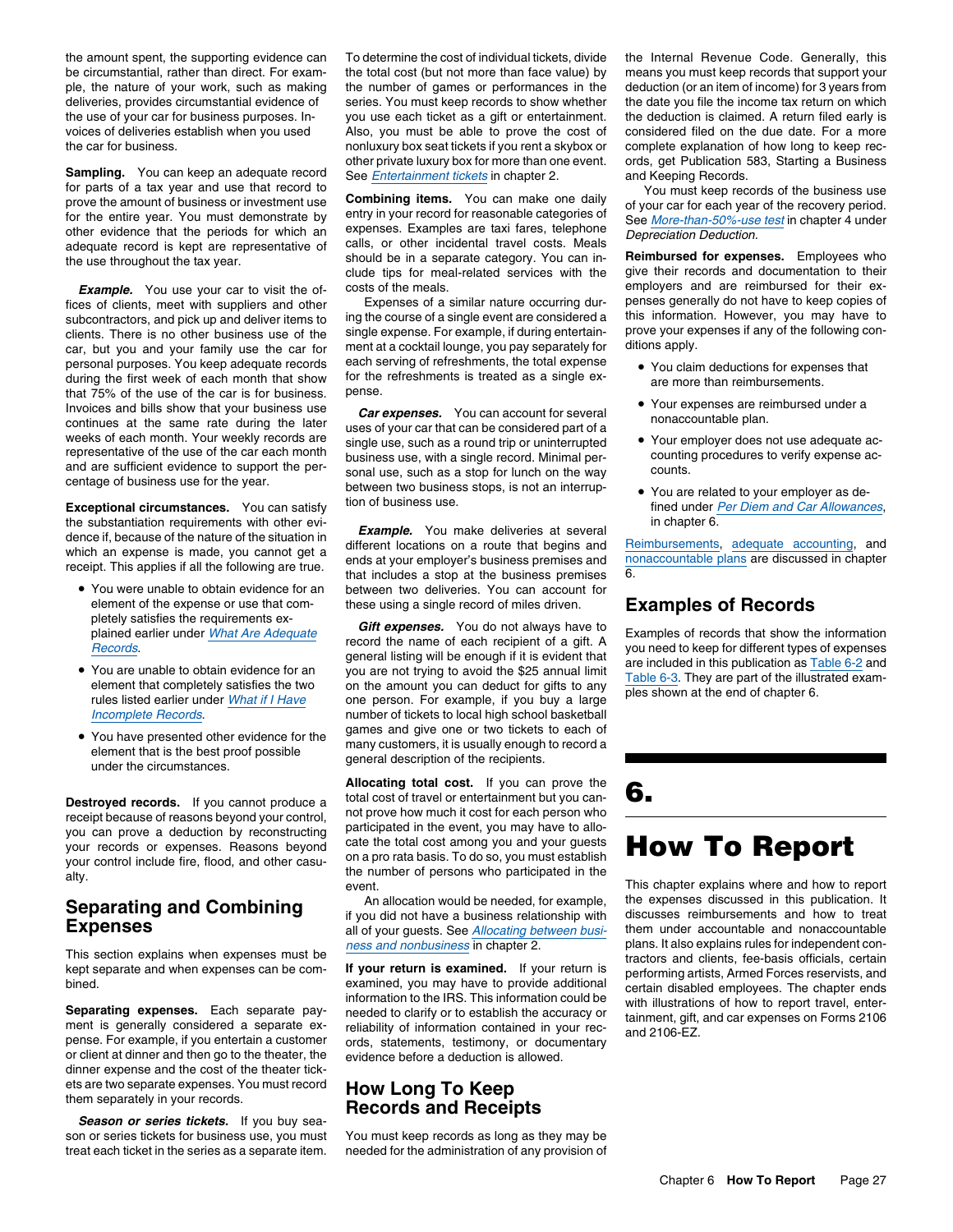the amount spent, the supporting evidence can be circumstantial, rather than direct. For example, the nature of your work, such as making deliveries, provides circumstantial evidence of the use of your car for business purposes. Invoices of deliveries establish when you used the car for business.

**Sampling.** You can keep an adequate record for parts of a tax year and use that record to prove the amount of business or investment use for the entire year. You must demonstrate by other evidence that the periods for which an adequate record is kept are representative of the use throughout the tax year.

***Example.*** You use your car to visit the offices of clients, meet with suppliers and other subcontractors, and pick up and deliver items to clients. There is no other business use of the car, but you and your family use the car for personal purposes. You keep adequate records during the first week of each month that show that 75% of the use of the car is for business. Invoices and bills show that your business use continues at the same rate during the later weeks of each month. Your weekly records are representative of the use of the car each month and are sufficient evidence to support the percentage of business use for the year.

**Exceptional circumstances.** You can satisfy the substantiation requirements with other evidence if, because of the nature of the situation in which an expense is made, you cannot get a receipt. This applies if all the following are true.

- You were unable to obtain evidence for an element of the expense or use that completely satisfies the requirements explained earlier under *What Are Adequate Records*.
- You are unable to obtain evidence for an element that completely satisfies the two rules listed earlier under *What if I Have Incomplete Records*.
- You have presented other evidence for the element that is the best proof possible under the circumstances.

**Destroyed records.** If you cannot produce a receipt because of reasons beyond your control, you can prove a deduction by reconstructing your records or expenses. Reasons beyond your control include fire, flood, and other casualty.

## Separating and Combining Expenses

This section explains when expenses must be kept separate and when expenses can be combined.

**Separating expenses.** Each separate payment is generally considered a separate expense. For example, if you entertain a customer or client at dinner and then go to the theater, the dinner expense and the cost of the theater tickets are two separate expenses. You must record them separately in your records.

***Season or series tickets.*** If you buy season or series tickets for business use, you must treat each ticket in the series as a separate item. To determine the cost of individual tickets, divide the total cost (but not more than face value) by the number of games or performances in the series. You must keep records to show whether you use each ticket as a gift or entertainment. Also, you must be able to prove the cost of nonluxury box seat tickets if you rent a skybox or other private luxury box for more than one event. See *Entertainment tickets* in chapter 2.

**Combining items.** You can make one daily entry in your record for reasonable categories of expenses. Examples are taxi fares, telephone calls, or other incidental travel costs. Meals should be in a separate category. You can include tips for meal-related services with the costs of the meals.

Expenses of a similar nature occurring during the course of a single event are considered a single expense. For example, if during entertainment at a cocktail lounge, you pay separately for each serving of refreshments, the total expense for the refreshments is treated as a single expense.

***Car expenses.*** You can account for several uses of your car that can be considered part of a single use, such as a round trip or uninterrupted business use, with a single record. Minimal personal use, such as a stop for lunch on the way between two business stops, is not an interruption of business use.

***Example.*** You make deliveries at several different locations on a route that begins and ends at your employer's business premises and that includes a stop at the business premises between two deliveries. You can account for these using a single record of miles driven.

***Gift expenses.*** You do not always have to record the name of each recipient of a gift. A general listing will be enough if it is evident that you are not trying to avoid the $25 annual limit on the amount you can deduct for gifts to any one person. For example, if you buy a large number of tickets to local high school basketball games and give one or two tickets to each of many customers, it is usually enough to record a general description of the recipients.

**Allocating total cost.** If you can prove the total cost of travel or entertainment but you cannot prove how much it cost for each person who participated in the event, you may have to allocate the total cost among you and your guests on a pro rata basis. To do so, you must establish the number of persons who participated in the event.

An allocation would be needed, for example, if you did not have a business relationship with all of your guests. See *Allocating between business and nonbusiness* in chapter 2.

**If your return is examined.** If your return is examined, you may have to provide additional information to the IRS. This information could be needed to clarify or to establish the accuracy or reliability of information contained in your records, statements, testimony, or documentary evidence before a deduction is allowed.

## How Long To Keep Records and Receipts

You must keep records as long as they may be needed for the administration of any provision of the Internal Revenue Code. Generally, this means you must keep records that support your deduction (or an item of income) for 3 years from the date you file the income tax return on which the deduction is claimed. A return filed early is considered filed on the due date. For a more complete explanation of how long to keep records, get Publication 583, Starting a Business and Keeping Records.

You must keep records of the business use of your car for each year of the recovery period. See *More-than-50%-use test* in chapter 4 under *Depreciation Deduction*.

**Reimbursed for expenses.** Employees who give their records and documentation to their employers and are reimbursed for their expenses generally do not have to keep copies of this information. However, you may have to prove your expenses if any of the following conditions apply.

- You claim deductions for expenses that are more than reimbursements.
- Your expenses are reimbursed under a nonaccountable plan.
- Your employer does not use adequate accounting procedures to verify expense accounts.
- You are related to your employer as defined under *Per Diem and Car Allowances*, in chapter 6.

*Reimbursements*, *adequate accounting*, and *nonaccountable plans* are discussed in chapter 6.

## Examples of Records

Examples of records that show the information you need to keep for different types of expenses are included in this publication as *Table 6-2* and *Table 6-3*. They are part of the illustrated examples shown at the end of chapter 6.

# 6. How To Report

This chapter explains where and how to report the expenses discussed in this publication. It discusses reimbursements and how to treat them under accountable and nonaccountable plans. It also explains rules for independent contractors and clients, fee-basis officials, certain performing artists, Armed Forces reservists, and certain disabled employees. The chapter ends with illustrations of how to report travel, entertainment, gift, and car expenses on Forms 2106 and 2106-EZ.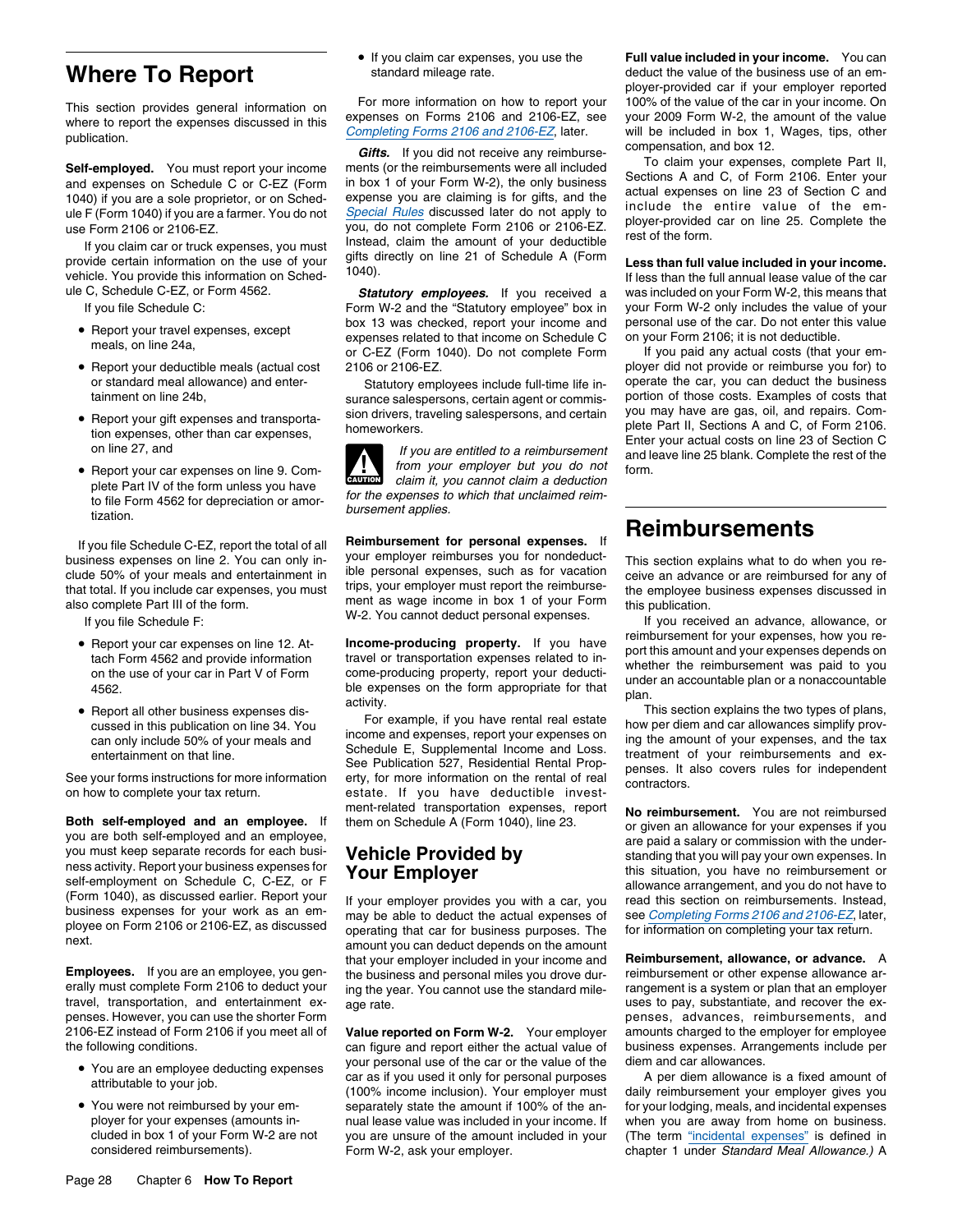# Where To Report

This section provides general information on where to report the expenses discussed in this publication.

**Self-employed.** You must report your income and expenses on Schedule C or C-EZ (Form 1040) if you are a sole proprietor, or on Schedule F (Form 1040) if you are a farmer. You do not use Form 2106 or 2106-EZ.

If you claim car or truck expenses, you must provide certain information on the use of your vehicle. You provide this information on Schedule C, Schedule C-EZ, or Form 4562.

If you file Schedule C:

- Report your travel expenses, except meals, on line 24a,
- Report your deductible meals (actual cost or standard meal allowance) and entertainment on line 24b,
- Report your gift expenses and transportation expenses, other than car expenses, on line 27, and
- Report your car expenses on line 9. Complete Part IV of the form unless you have to file Form 4562 for depreciation or amortization.

If you file Schedule C-EZ, report the total of all business expenses on line 2. You can only include 50% of your meals and entertainment in that total. If you include car expenses, you must also complete Part III of the form.

If you file Schedule F:

- Report your car expenses on line 12. Attach Form 4562 and provide information on the use of your car in Part V of Form 4562.
- Report all other business expenses discussed in this publication on line 34. You can only include 50% of your meals and entertainment on that line.

See your forms instructions for more information on how to complete your tax return.

**Both self-employed and an employee.** If you are both self-employed and an employee, you must keep separate records for each business activity. Report your business expenses for self-employment on Schedule C, C-EZ, or F (Form 1040), as discussed earlier. Report your business expenses for your work as an employee on Form 2106 or 2106-EZ, as discussed next.

**Employees.** If you are an employee, you generally must complete Form 2106 to deduct your travel, transportation, and entertainment expenses. However, you can use the shorter Form 2106-EZ instead of Form 2106 if you meet all of the following conditions.

- You are an employee deducting expenses attributable to your job.
- You were not reimbursed by your employer for your expenses (amounts included in box 1 of your Form W-2 are not considered reimbursements).
- If you claim car expenses, you use the standard mileage rate.

For more information on how to report your expenses on Forms 2106 and 2106-EZ, see *Completing Forms 2106 and 2106-EZ*, later.

***Gifts.*** If you did not receive any reimbursements (or the reimbursements were all included in box 1 of your Form W-2), the only business expense you are claiming is for gifts, and the *Special Rules* discussed later do not apply to you, do not complete Form 2106 or 2106-EZ. Instead, claim the amount of your deductible gifts directly on line 21 of Schedule A (Form 1040).

***Statutory employees.*** If you received a Form W-2 and the "Statutory employee" box in box 13 was checked, report your income and expenses related to that income on Schedule C or C-EZ (Form 1040). Do not complete Form 2106 or 2106-EZ.

Statutory employees include full-time life insurance salespersons, certain agent or commission drivers, traveling salespersons, and certain homeworkers.

*CAUTION: If you are entitled to a reimbursement from your employer but you do not claim it, you cannot claim a deduction for the expenses to which that unclaimed reimbursement applies.*

**Reimbursement for personal expenses.** If your employer reimburses you for nondeductible personal expenses, such as for vacation trips, your employer must report the reimbursement as wage income in box 1 of your Form W-2. You cannot deduct personal expenses.

**Income-producing property.** If you have travel or transportation expenses related to income-producing property, report your deductible expenses on the form appropriate for that activity.

For example, if you have rental real estate income and expenses, report your expenses on Schedule E, Supplemental Income and Loss. See Publication 527, Residential Rental Property, for more information on the rental of real estate. If you have deductible investment-related transportation expenses, report them on Schedule A (Form 1040), line 23.

## Vehicle Provided by Your Employer

If your employer provides you with a car, you may be able to deduct the actual expenses of operating that car for business purposes. The amount you can deduct depends on the amount that your employer included in your income and the business and personal miles you drove during the year. You cannot use the standard mileage rate.

**Value reported on Form W-2.** Your employer can figure and report either the actual value of your personal use of the car or the value of the car as if you used it only for personal purposes (100% income inclusion). Your employer must separately state the amount if 100% of the annual lease value was included in your income. If you are unsure of the amount included in your Form W-2, ask your employer.

**Full value included in your income.** You can deduct the value of the business use of an employer-provided car if your employer reported 100% of the value of the car in your income. On your 2009 Form W-2, the amount of the value will be included in box 1, Wages, tips, other compensation, and box 12.

To claim your expenses, complete Part II, Sections A and C, of Form 2106. Enter your actual expenses on line 23 of Section C and include the entire value of the employer-provided car on line 25. Complete the rest of the form.

**Less than full value included in your income.** If less than the full annual lease value of the car was included on your Form W-2, this means that your Form W-2 only includes the value of your personal use of the car. Do not enter this value on your Form 2106; it is not deductible.

If you paid any actual costs (that your employer did not provide or reimburse you for) to operate the car, you can deduct the business portion of those costs. Examples of costs that you may have are gas, oil, and repairs. Complete Part II, Sections A and C, of Form 2106. Enter your actual costs on line 23 of Section C and leave line 25 blank. Complete the rest of the form.

# Reimbursements

This section explains what to do when you receive an advance or are reimbursed for any of the employee business expenses discussed in this publication.

If you received an advance, allowance, or reimbursement for your expenses, how you report this amount and your expenses depends on whether the reimbursement was paid to you under an accountable plan or a nonaccountable plan.

This section explains the two types of plans, how per diem and car allowances simplify proving the amount of your expenses, and the tax treatment of your reimbursements and expenses. It also covers rules for independent contractors.

**No reimbursement.** You are not reimbursed or given an allowance for your expenses if you are paid a salary or commission with the understanding that you will pay your own expenses. In this situation, you have no reimbursement or allowance arrangement, and you do not have to read this section on reimbursements. Instead, see *Completing Forms 2106 and 2106-EZ*, later, for information on completing your tax return.

**Reimbursement, allowance, or advance.** A reimbursement or other expense allowance arrangement is a system or plan that an employer uses to pay, substantiate, and recover the expenses, advances, reimbursements, and amounts charged to the employer for employee business expenses. Arrangements include per diem and car allowances.

A per diem allowance is a fixed amount of daily reimbursement your employer gives you for your lodging, meals, and incidental expenses when you are away from home on business. (The term "incidental expenses" is defined in chapter 1 under *Standard Meal Allowance.*) A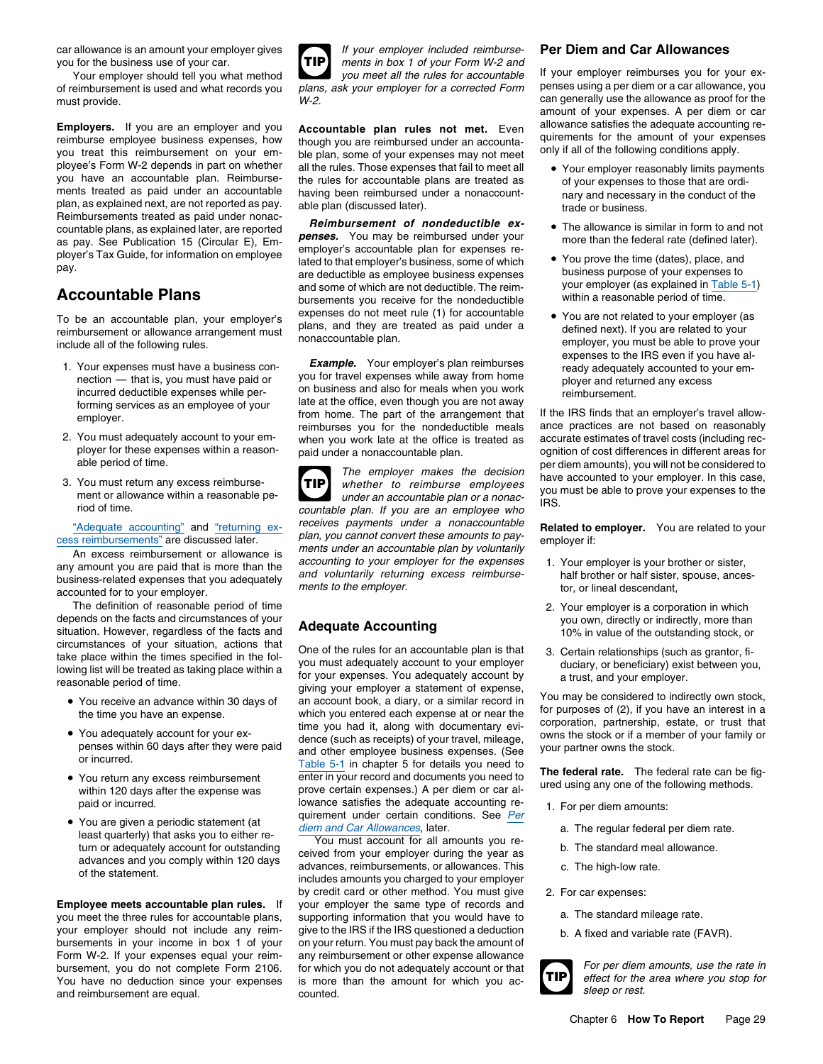car allowance is an amount your employer gives you for the business use of your car.

Your employer should tell you what method of reimbursement is used and what records you must provide.

**Employers.** If you are an employer and you reimburse employee business expenses, how you treat this reimbursement on your employee's Form W-2 depends in part on whether you have an accountable plan. Reimbursements treated as paid under an accountable plan, as explained next, are not reported as pay. Reimbursements treated as paid under nonaccountable plans, as explained later, are reported as pay. See Publication 15 (Circular E), Employer's Tax Guide, for information on employee pay.

## Accountable Plans

To be an accountable plan, your employer's reimbursement or allowance arrangement must include all of the following rules.

1. Your expenses must have a business connection — that is, you must have paid or incurred deductible expenses while performing services as an employee of your employer.
2. You must adequately account to your employer for these expenses within a reasonable period of time.
3. You must return any excess reimbursement or allowance within a reasonable period of time.

"Adequate accounting" and "returning excess reimbursements" are discussed later.

An excess reimbursement or allowance is any amount you are paid that is more than the business-related expenses that you adequately accounted for to your employer.

The definition of reasonable period of time depends on the facts and circumstances of your situation. However, regardless of the facts and circumstances of your situation, actions that take place within the times specified in the following list will be treated as taking place within a reasonable period of time.

- You receive an advance within 30 days of the time you have an expense.
- You adequately account for your expenses within 60 days after they were paid or incurred.
- You return any excess reimbursement within 120 days after the expense was paid or incurred.
- You are given a periodic statement (at least quarterly) that asks you to either return or adequately account for outstanding advances and you comply within 120 days of the statement.

**Employee meets accountable plan rules.** If you meet the three rules for accountable plans, your employer should not include any reimbursements in your income in box 1 of your Form W-2. If your expenses equal your reimbursement, you do not complete Form 2106. You have no deduction since your expenses and reimbursement are equal.

> **TIP** *If your employer included reimbursements in box 1 of your Form W-2 and you meet all the rules for accountable plans, ask your employer for a corrected Form W-2.*

**Accountable plan rules not met.** Even though you are reimbursed under an accountable plan, some of your expenses may not meet all the rules. Those expenses that fail to meet all the rules for accountable plans are treated as having been reimbursed under a nonaccountable plan (discussed later).

***Reimbursement of nondeductible expenses.*** You may be reimbursed under your employer's accountable plan for expenses related to that employer's business, some of which are deductible as employee business expenses and some of which are not deductible. The reimbursements you receive for the nondeductible expenses do not meet rule (1) for accountable plans, and they are treated as paid under a nonaccountable plan.

***Example.*** Your employer's plan reimburses you for travel expenses while away from home on business and also for meals when you work late at the office, even though you are not away from home. The part of the arrangement that reimburses you for the nondeductible meals when you work late at the office is treated as paid under a nonaccountable plan.

> **TIP** *The employer makes the decision whether to reimburse employees under an accountable plan or a nonaccountable plan. If you are an employee who receives payments under a nonaccountable plan, you cannot convert these amounts to payments under an accountable plan by voluntarily accounting to your employer for the expenses and voluntarily returning excess reimbursements to the employer.*

## Adequate Accounting

One of the rules for an accountable plan is that you must adequately account to your employer for your expenses. You adequately account by giving your employer a statement of expense, an account book, a diary, or a similar record in which you entered each expense at or near the time you had it, along with documentary evidence (such as receipts) of your travel, mileage, and other employee business expenses. (See Table 5-1 in chapter 5 for details you need to enter in your record and documents you need to prove certain expenses.) A per diem or car allowance satisfies the adequate accounting requirement under certain conditions. See *Per diem and Car Allowances*, later.

You must account for all amounts you received from your employer during the year as advances, reimbursements, or allowances. This includes amounts you charged to your employer by credit card or other method. You must give your employer the same type of records and supporting information that you would have to give to the IRS if the IRS questioned a deduction on your return. You must pay back the amount of any reimbursement or other expense allowance for which you do not adequately account or that is more than the amount for which you accounted.

## Per Diem and Car Allowances

If your employer reimburses you for your expenses using a per diem or a car allowance, you can generally use the allowance as proof for the amount of your expenses. A per diem or car allowance satisfies the adequate accounting requirements for the amount of your expenses only if all of the following conditions apply.

- Your employer reasonably limits payments of your expenses to those that are ordinary and necessary in the conduct of the trade or business.
- The allowance is similar in form to and not more than the federal rate (defined later).
- You prove the time (dates), place, and business purpose of your expenses to your employer (as explained in Table 5-1) within a reasonable period of time.
- You are not related to your employer (as defined next). If you are related to your employer, you must be able to prove your expenses to the IRS even if you have already adequately accounted to your employer and returned any excess reimbursement.

If the IRS finds that an employer's travel allowance practices are not based on reasonably accurate estimates of travel costs (including recognition of cost differences in different areas for per diem amounts), you will not be considered to have accounted to your employer. In this case, you must be able to prove your expenses to the IRS.

**Related to employer.** You are related to your employer if:

1. Your employer is your brother or sister, half brother or half sister, spouse, ancestor, or lineal descendant,
2. Your employer is a corporation in which you own, directly or indirectly, more than 10% in value of the outstanding stock, or
3. Certain relationships (such as grantor, fiduciary, or beneficiary) exist between you, a trust, and your employer.

You may be considered to indirectly own stock, for purposes of (2), if you have an interest in a corporation, partnership, estate, or trust that owns the stock or if a member of your family or your partner owns the stock.

**The federal rate.** The federal rate can be figured using any one of the following methods.

1. For per diem amounts:
   a. The regular federal per diem rate.
   b. The standard meal allowance.
   c. The high-low rate.
2. For car expenses:
   a. The standard mileage rate.
   b. A fixed and variable rate (FAVR).

> **TIP** *For per diem amounts, use the rate in effect for the area where you stop for sleep or rest.*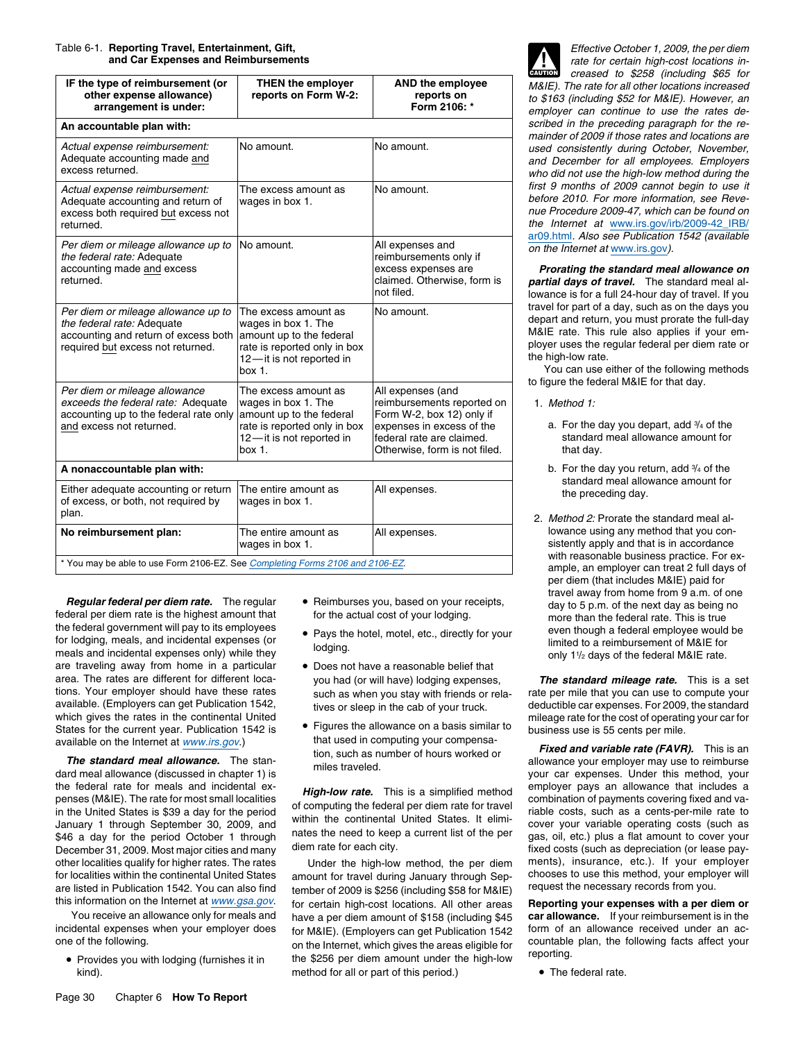Table 6-1. **Reporting Travel, Entertainment, Gift, and Car Expenses and Reimbursements**

| IF the type of reimbursement (or other expense allowance) arrangement is under: | THEN the employer reports on Form W-2: | AND the employee reports on Form 2106: * |
|---|---|---|
| **An accountable plan with:** | | |
| *Actual expense reimbursement:* Adequate accounting made and excess returned. | No amount. | No amount. |
| *Actual expense reimbursement:* Adequate accounting and return of excess both required but excess not returned. | The excess amount as wages in box 1. | No amount. |
| *Per diem or mileage allowance up to the federal rate:* Adequate accounting made and excess returned. | No amount. | All expenses and reimbursements only if excess expenses are claimed. Otherwise, form is not filed. |
| *Per diem or mileage allowance up to the federal rate:* Adequate accounting and return of excess both required but excess not returned. | The excess amount as wages in box 1. The amount up to the federal rate is reported only in box 12—it is not reported in box 1. | No amount. |
| *Per diem or mileage allowance exceeds the federal rate:* Adequate accounting up to the federal rate only and excess not returned. | The excess amount as wages in box 1. The amount up to the federal rate is reported only in box 12—it is not reported in box 1. | All expenses (and reimbursements reported on Form W-2, box 12) only if expenses in excess of the federal rate are claimed. Otherwise, form is not filed. |
| **A nonaccountable plan with:** | | |
| Either adequate accounting or return of excess, or both, not required by plan. | The entire amount as wages in box 1. | All expenses. |
| **No reimbursement plan:** | The entire amount as wages in box 1. | All expenses. |

\* You may be able to use Form 2106-EZ. See *Completing Forms 2106 and 2106-EZ*.

***Regular federal per diem rate.*** The regular federal per diem rate is the highest amount that the federal government will pay to its employees for lodging, meals, and incidental expenses (or meals and incidental expenses only) while they are traveling away from home in a particular area. The rates are different for different locations. Your employer should have these rates available. (Employers can get Publication 1542, which gives the rates in the continental United States for the current year. Publication 1542 is available on the Internet at *www.irs.gov*.)

***The standard meal allowance.*** The standard meal allowance (discussed in chapter 1) is the federal rate for meals and incidental expenses (M&IE). The rate for most small localities in the United States is $39 a day for the period January 1 through September 30, 2009, and $46 a day for the period October 1 through December 31, 2009. Most major cities and many other localities qualify for higher rates. The rates for localities within the continental United States are listed in Publication 1542. You can also find this information on the Internet at *www.gsa.gov*.

You receive an allowance only for meals and incidental expenses when your employer does one of the following.

- Provides you with lodging (furnishes it in kind).
- Reimburses you, based on your receipts, for the actual cost of your lodging.
- Pays the hotel, motel, etc., directly for your lodging.
- Does not have a reasonable belief that you had (or will have) lodging expenses, such as when you stay with friends or relatives or sleep in the cab of your truck.
- Figures the allowance on a basis similar to that used in computing your compensation, such as number of hours worked or miles traveled.

***High-low rate.*** This is a simplified method of computing the federal per diem rate for travel within the continental United States. It eliminates the need to keep a current list of the per diem rate for each city.

Under the high-low method, the per diem amount for travel during January through September of 2009 is $256 (including $58 for M&IE) for certain high-cost locations. All other areas have a per diem amount of $158 (including $45 for M&IE). (Employers can get Publication 1542 on the Internet, which gives the areas eligible for the $256 per diem amount under the high-low method for all or part of this period.)

**CAUTION** *Effective October 1, 2009, the per diem rate for certain high-cost locations increased to $258 (including $65 for M&IE). The rate for all other locations increased to $163 (including $52 for M&IE). However, an employer can continue to use the rates described in the preceding paragraph for the remainder of 2009 if those rates and locations are used consistently during October, November, and December for all employees. Employers who did not use the high-low method during the first 9 months of 2009 cannot begin to use it before 2010. For more information, see Revenue Procedure 2009-47, which can be found on the Internet at www.irs.gov/irb/2009-42_IRB/ar09.html. Also see Publication 1542 (available on the Internet at www.irs.gov).*

***Prorating the standard meal allowance on partial days of travel.*** The standard meal allowance is for a full 24-hour day of travel. If you travel for part of a day, such as on the days you depart and return, you must prorate the full-day M&IE rate. This rule also applies if your employer uses the regular federal per diem rate or the high-low rate.

You can use either of the following methods to figure the federal M&IE for that day.

1. *Method 1:*
   a. For the day you depart, add ³⁄₄ of the standard meal allowance amount for that day.
   b. For the day you return, add ³⁄₄ of the standard meal allowance amount for the preceding day.
2. *Method 2:* Prorate the standard meal allowance using any method that you consistently apply and that is in accordance with reasonable business practice. For example, an employer can treat 2 full days of per diem (that includes M&IE) paid for travel away from home from 9 a.m. of one day to 5 p.m. of the next day as being no more than the federal rate. This is true even though a federal employee would be limited to a reimbursement of M&IE for only 1½ days of the federal M&IE rate.

***The standard mileage rate.*** This is a set rate per mile that you can use to compute your deductible car expenses. For 2009, the standard mileage rate for the cost of operating your car for business use is 55 cents per mile.

***Fixed and variable rate (FAVR).*** This is an allowance your employer may use to reimburse your car expenses. Under this method, your employer pays an allowance that includes a combination of payments covering fixed and variable costs, such as a cents-per-mile rate to cover your variable operating costs (such as gas, oil, etc.) plus a flat amount to cover your fixed costs (such as depreciation (or lease payments), insurance, etc.). If your employer chooses to use this method, your employer will request the necessary records from you.

**Reporting your expenses with a per diem or car allowance.** If your reimbursement is in the form of an allowance received under an accountable plan, the following facts affect your reporting.

- The federal rate.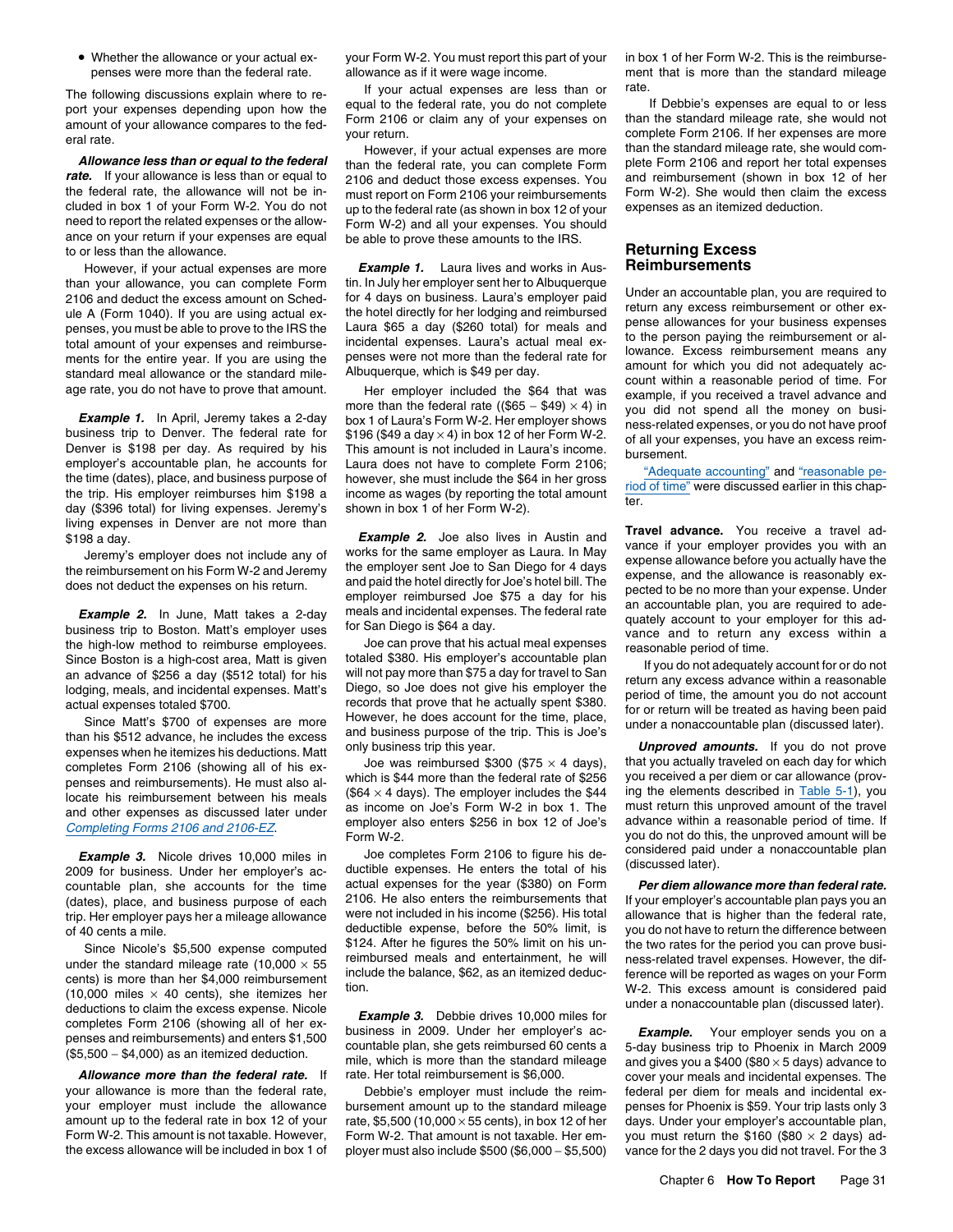- Whether the allowance or your actual expenses were more than the federal rate.

The following discussions explain where to report your expenses depending upon how the amount of your allowance compares to the federal rate.

***Allowance less than or equal to the federal rate.*** If your allowance is less than or equal to the federal rate, the allowance will not be included in box 1 of your Form W-2. You do not need to report the related expenses or the allowance on your return if your expenses are equal to or less than the allowance.

However, if your actual expenses are more than your allowance, you can complete Form 2106 and deduct the excess amount on Schedule A (Form 1040). If you are using actual expenses, you must be able to prove to the IRS the total amount of your expenses and reimbursements for the entire year. If you are using the standard meal allowance or the standard mileage rate, you do not have to prove that amount.

***Example 1.*** In April, Jeremy takes a 2-day business trip to Denver. The federal rate for Denver is $198 per day. As required by his employer's accountable plan, he accounts for the time (dates), place, and business purpose of the trip. His employer reimburses him $198 a day ($396 total) for living expenses. Jeremy's living expenses in Denver are not more than $198 a day.

Jeremy's employer does not include any of the reimbursement on his Form W-2 and Jeremy does not deduct the expenses on his return.

***Example 2.*** In June, Matt takes a 2-day business trip to Boston. Matt's employer uses the high-low method to reimburse employees. Since Boston is a high-cost area, Matt is given an advance of $256 a day ($512 total) for his lodging, meals, and incidental expenses. Matt's actual expenses totaled $700.

Since Matt's $700 of expenses are more than his $512 advance, he includes the excess expenses when he itemizes his deductions. Matt completes Form 2106 (showing all of his expenses and reimbursements). He must also allocate his reimbursement between his meals and other expenses as discussed later under *Completing Forms 2106 and 2106-EZ*.

***Example 3.*** Nicole drives 10,000 miles in 2009 for business. Under her employer's accountable plan, she accounts for the time (dates), place, and business purpose of each trip. Her employer pays her a mileage allowance of 40 cents a mile.

Since Nicole's $5,500 expense computed under the standard mileage rate (10,000 × 55 cents) is more than her $4,000 reimbursement (10,000 miles × 40 cents), she itemizes her deductions to claim the excess expense. Nicole completes Form 2106 (showing all of her expenses and reimbursements) and enters $1,500 ($5,500 − $4,000) as an itemized deduction.

***Allowance more than the federal rate.*** If your allowance is more than the federal rate, your employer must include the allowance amount up to the federal rate in box 12 of your Form W-2. This amount is not taxable. However, the excess allowance will be included in box 1 of your Form W-2. You must report this part of your allowance as if it were wage income.

If your actual expenses are less than or equal to the federal rate, you do not complete Form 2106 or claim any of your expenses on your return.

However, if your actual expenses are more than the federal rate, you can complete Form 2106 and deduct those excess expenses. You must report on Form 2106 your reimbursements up to the federal rate (as shown in box 12 of your Form W-2) and all your expenses. You should be able to prove these amounts to the IRS.

***Example 1.*** Laura lives and works in Austin. In July her employer sent her to Albuquerque for 4 days on business. Laura's employer paid the hotel directly for her lodging and reimbursed Laura $65 a day ($260 total) for meals and incidental expenses. Laura's actual meal expenses were not more than the federal rate for Albuquerque, which is $49 per day.

Her employer included the $64 that was more than the federal rate (($65 − $49) × 4) in box 1 of Laura's Form W-2. Her employer shows $196 ($49 a day × 4) in box 12 of her Form W-2. This amount is not included in Laura's income. Laura does not have to complete Form 2106; however, she must include the $64 in her gross income as wages (by reporting the total amount shown in box 1 of her Form W-2).

***Example 2.*** Joe also lives in Austin and works for the same employer as Laura. In May the employer sent Joe to San Diego for 4 days and paid the hotel directly for Joe's hotel bill. The employer reimbursed Joe $75 a day for his meals and incidental expenses. The federal rate for San Diego is $64 a day.

Joe can prove that his actual meal expenses totaled $380. His employer's accountable plan will not pay more than $75 a day for travel to San Diego, so Joe does not give his employer the records that prove that he actually spent $380. However, he does account for the time, place, and business purpose of the trip. This is Joe's only business trip this year.

Joe was reimbursed $300 ($75 × 4 days), which is $44 more than the federal rate of $256 ($64 × 4 days). The employer includes the $44 as income on Joe's Form W-2 in box 1. The employer also enters $256 in box 12 of Joe's Form W-2.

Joe completes Form 2106 to figure his deductible expenses. He enters the total of his actual expenses for the year ($380) on Form 2106. He also enters the reimbursements that were not included in his income ($256). His total deductible expense, before the 50% limit, is $124. After he figures the 50% limit on his unreimbursed meals and entertainment, he will include the balance, $62, as an itemized deduction.

***Example 3.*** Debbie drives 10,000 miles for business in 2009. Under her employer's accountable plan, she gets reimbursed 60 cents a mile, which is more than the standard mileage rate. Her total reimbursement is $6,000.

Debbie's employer must include the reimbursement amount up to the standard mileage rate, $5,500 (10,000 × 55 cents), in box 12 of her Form W-2. That amount is not taxable. Her employer must also include $500 ($6,000 − $5,500) in box 1 of her Form W-2. This is the reimbursement that is more than the standard mileage rate.

If Debbie's expenses are equal to or less than the standard mileage rate, she would not complete Form 2106. If her expenses are more than the standard mileage rate, she would complete Form 2106 and report her total expenses and reimbursement (shown in box 12 of her Form W-2). She would then claim the excess expenses as an itemized deduction.

## Returning Excess Reimbursements

Under an accountable plan, you are required to return any excess reimbursement or other expense allowances for your business expenses to the person paying the reimbursement or allowance. Excess reimbursement means any amount for which you did not adequately account within a reasonable period of time. For example, if you received a travel advance and you did not spend all the money on business-related expenses, or you do not have proof of all your expenses, you have an excess reimbursement.

"Adequate accounting" and "reasonable period of time" were discussed earlier in this chapter.

**Travel advance.** You receive a travel advance if your employer provides you with an expense allowance before you actually have the expense, and the allowance is reasonably expected to be no more than your expense. Under an accountable plan, you are required to adequately account to your employer for this advance and to return any excess within a reasonable period of time.

If you do not adequately account for or do not return any excess advance within a reasonable period of time, the amount you do not account for or return will be treated as having been paid under a nonaccountable plan (discussed later).

***Unproved amounts.*** If you do not prove that you actually traveled on each day for which you received a per diem or car allowance (proving the elements described in Table 5-1), you must return this unproved amount of the travel advance within a reasonable period of time. If you do not do this, the unproved amount will be considered paid under a nonaccountable plan (discussed later).

***Per diem allowance more than federal rate.*** If your employer's accountable plan pays you an allowance that is higher than the federal rate, you do not have to return the difference between the two rates for the period you can prove business-related travel expenses. However, the difference will be reported as wages on your Form W-2. This excess amount is considered paid under a nonaccountable plan (discussed later).

***Example.*** Your employer sends you on a 5-day business trip to Phoenix in March 2009 and gives you a $400 ($80 × 5 days) advance to cover your meals and incidental expenses. The federal per diem for meals and incidental expenses for Phoenix is $59. Your trip lasts only 3 days. Under your employer's accountable plan, you must return the $160 ($80 × 2 days) advance for the 2 days you did not travel. For the 3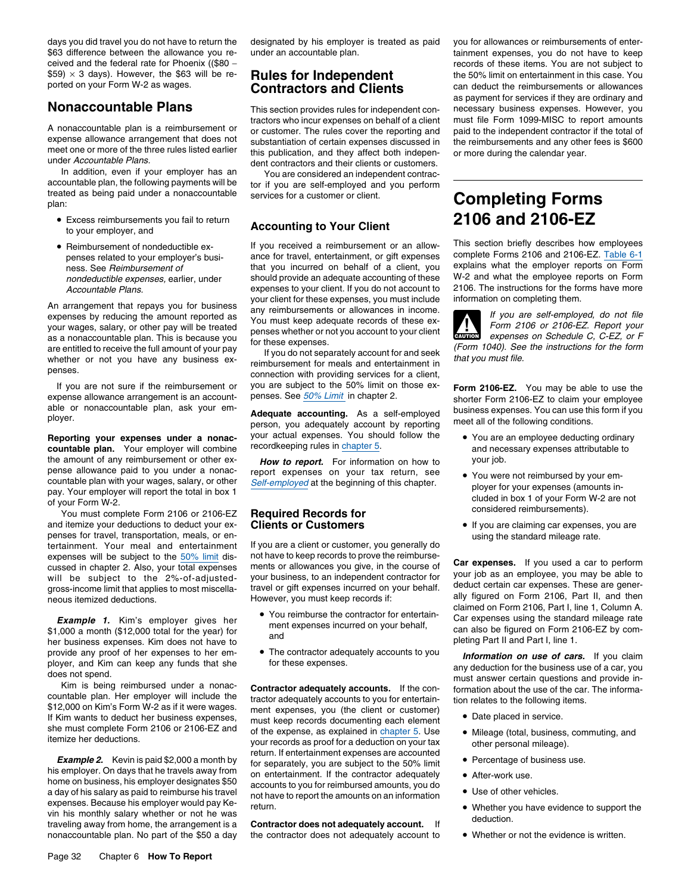days you did travel you do not have to return the $63 difference between the allowance you received and the federal rate for Phoenix (($80 − $59) × 3 days). However, the $63 will be reported on your Form W-2 as wages.

## Nonaccountable Plans

A nonaccountable plan is a reimbursement or expense allowance arrangement that does not meet one or more of the three rules listed earlier under *Accountable Plans.*

In addition, even if your employer has an accountable plan, the following payments will be treated as being paid under a nonaccountable plan:

- Excess reimbursements you fail to return to your employer, and
- Reimbursement of nondeductible expenses related to your employer's business. See *Reimbursement of nondeductible expenses,* earlier, under *Accountable Plans.*

An arrangement that repays you for business expenses by reducing the amount reported as your wages, salary, or other pay will be treated as a nonaccountable plan. This is because you are entitled to receive the full amount of your pay whether or not you have any business expenses.

If you are not sure if the reimbursement or expense allowance arrangement is an accountable or nonaccountable plan, ask your employer.

**Reporting your expenses under a nonaccountable plan.** Your employer will combine the amount of any reimbursement or other expense allowance paid to you under a nonaccountable plan with your wages, salary, or other pay. Your employer will report the total in box 1 of your Form W-2.

You must complete Form 2106 or 2106-EZ and itemize your deductions to deduct your expenses for travel, transportation, meals, or entertainment. Your meal and entertainment expenses will be subject to the 50% limit discussed in chapter 2. Also, your total expenses will be subject to the 2%-of-adjusted-gross-income limit that applies to most miscellaneous itemized deductions.

***Example 1.*** Kim's employer gives her $1,000 a month ($12,000 total for the year) for her business expenses. Kim does not have to provide any proof of her expenses to her employer, and Kim can keep any funds that she does not spend.

Kim is being reimbursed under a nonaccountable plan. Her employer will include the $12,000 on Kim's Form W-2 as if it were wages. If Kim wants to deduct her business expenses, she must complete Form 2106 or 2106-EZ and itemize her deductions.

***Example 2.*** Kevin is paid $2,000 a month by his employer. On days that he travels away from home on business, his employer designates $50 a day of his salary as paid to reimburse his travel expenses. Because his employer would pay Kevin his monthly salary whether or not he was traveling away from home, the arrangement is a nonaccountable plan. No part of the $50 a day designated by his employer is treated as paid under an accountable plan.

## Rules for Independent Contractors and Clients

This section provides rules for independent contractors who incur expenses on behalf of a client or customer. The rules cover the reporting and substantiation of certain expenses discussed in this publication, and they affect both independent contractors and their clients or customers.

You are considered an independent contractor if you are self-employed and you perform services for a customer or client.

### Accounting to Your Client

If you received a reimbursement or an allowance for travel, entertainment, or gift expenses that you incurred on behalf of a client, you should provide an adequate accounting of these expenses to your client. If you do not account to your client for these expenses, you must include any reimbursements or allowances in income. You must keep adequate records of these expenses whether or not you account to your client for these expenses.

If you do not separately account for and seek reimbursement for meals and entertainment in connection with providing services for a client, you are subject to the 50% limit on those expenses. See *50% Limit* in chapter 2.

**Adequate accounting.** As a self-employed person, you adequately account by reporting your actual expenses. You should follow the recordkeeping rules in chapter 5.

***How to report.*** For information on how to report expenses on your tax return, see *Self-employed* at the beginning of this chapter.

### Required Records for Clients or Customers

If you are a client or customer, you generally do not have to keep records to prove the reimbursements or allowances you give, in the course of your business, to an independent contractor for travel or gift expenses incurred on your behalf. However, you must keep records if:

- You reimburse the contractor for entertainment expenses incurred on your behalf, and
- The contractor adequately accounts to you for these expenses.

**Contractor adequately accounts.** If the contractor adequately accounts to you for entertainment expenses, you (the client or customer) must keep records documenting each element of the expense, as explained in chapter 5. Use your records as proof for a deduction on your tax return. If entertainment expenses are accounted for separately, you are subject to the 50% limit on entertainment. If the contractor adequately accounts to you for reimbursed amounts, you do not have to report the amounts on an information return.

**Contractor does not adequately account.** If the contractor does not adequately account to you for allowances or reimbursements of entertainment expenses, you do not have to keep records of these items. You are not subject to the 50% limit on entertainment in this case. You can deduct the reimbursements or allowances as payment for services if they are ordinary and necessary business expenses. However, you must file Form 1099-MISC to report amounts paid to the independent contractor if the total of the reimbursements and any other fees is $600 or more during the calendar year.

# Completing Forms 2106 and 2106-EZ

This section briefly describes how employees complete Forms 2106 and 2106-EZ. Table 6-1 explains what the employer reports on Form W-2 and what the employee reports on Form 2106. The instructions for the forms have more information on completing them.

CAUTION: *If you are self-employed, do not file Form 2106 or 2106-EZ. Report your expenses on Schedule C, C-EZ, or F (Form 1040). See the instructions for the form that you must file.*

**Form 2106-EZ.** You may be able to use the shorter Form 2106-EZ to claim your employee business expenses. You can use this form if you meet all of the following conditions.

- You are an employee deducting ordinary and necessary expenses attributable to your job.
- You were not reimbursed by your employer for your expenses (amounts included in box 1 of your Form W-2 are not considered reimbursements).
- If you are claiming car expenses, you are using the standard mileage rate.

**Car expenses.** If you used a car to perform your job as an employee, you may be able to deduct certain car expenses. These are generally figured on Form 2106, Part II, and then claimed on Form 2106, Part I, line 1, Column A. Car expenses using the standard mileage rate can also be figured on Form 2106-EZ by completing Part II and Part I, line 1.

***Information on use of cars.*** If you claim any deduction for the business use of a car, you must answer certain questions and provide information about the use of the car. The information relates to the following items.

- Date placed in service.
- Mileage (total, business, commuting, and other personal mileage).
- Percentage of business use.
- After-work use.
- Use of other vehicles.
- Whether you have evidence to support the deduction.
- Whether or not the evidence is written.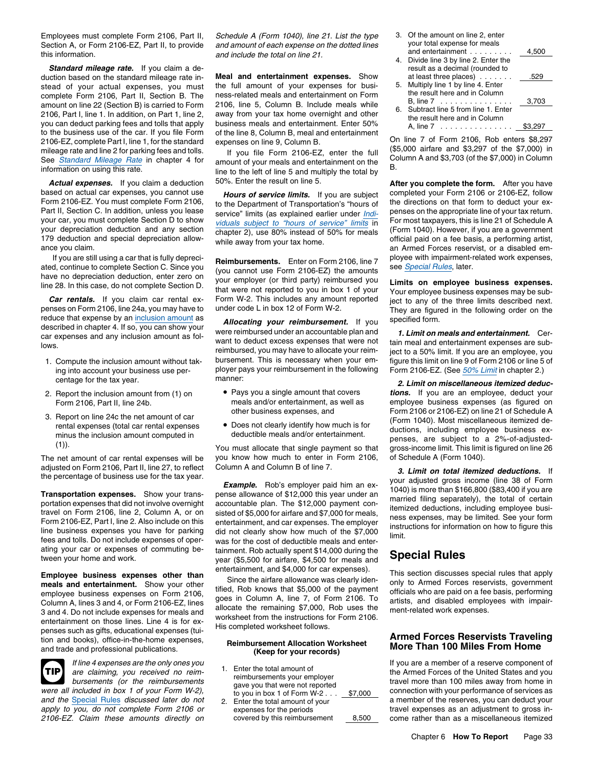Employees must complete Form 2106, Part II, Section A, or Form 2106-EZ, Part II, to provide this information.

***Standard mileage rate.*** If you claim a deduction based on the standard mileage rate instead of your actual expenses, you must complete Form 2106, Part II, Section B. The amount on line 22 (Section B) is carried to Form 2106, Part I, line 1. In addition, on Part 1, line 2, you can deduct parking fees and tolls that apply to the business use of the car. If you file Form 2106-EZ, complete Part I, line 1, for the standard mileage rate and line 2 for parking fees and tolls. See Standard Mileage Rate in chapter 4 for information on using this rate.

***Actual expenses.*** If you claim a deduction based on actual car expenses, you cannot use Form 2106-EZ. You must complete Form 2106, Part II, Section C. In addition, unless you lease your car, you must complete Section D to show your depreciation deduction and any section 179 deduction and special depreciation allowance you claim.

If you are still using a car that is fully depreciated, continue to complete Section C. Since you have no depreciation deduction, enter zero on line 28. In this case, do not complete Section D.

***Car rentals.*** If you claim car rental expenses on Form 2106, line 24a, you may have to reduce that expense by an inclusion amount as described in chapter 4. If so, you can show your car expenses and any inclusion amount as follows.

1. Compute the inclusion amount without taking into account your business use percentage for the tax year.
2. Report the inclusion amount from (1) on Form 2106, Part II, line 24b.
3. Report on line 24c the net amount of car rental expenses (total car rental expenses minus the inclusion amount computed in (1)).

The net amount of car rental expenses will be adjusted on Form 2106, Part II, line 27, to reflect the percentage of business use for the tax year.

**Transportation expenses.** Show your transportation expenses that did not involve overnight travel on Form 2106, line 2, Column A, or on Form 2106-EZ, Part I, line 2. Also include on this line business expenses you have for parking fees and tolls. Do not include expenses of operating your car or expenses of commuting between your home and work.

**Employee business expenses other than meals and entertainment.** Show your other employee business expenses on Form 2106, Column A, lines 3 and 4, or Form 2106-EZ, lines 3 and 4. Do not include expenses for meals and entertainment on those lines. Line 4 is for expenses such as gifts, educational expenses (tuition and books), office-in-the-home expenses, and trade and professional publications.

**TIP** *If line 4 expenses are the only ones you are claiming, you received no reimbursements (or the reimbursements were all included in box 1 of your Form W-2), and the Special Rules discussed later do not apply to you, do not complete Form 2106 or 2106-EZ. Claim these amounts directly on Schedule A (Form 1040), line 21. List the type and amount of each expense on the dotted lines and include the total on line 21.*

**Meal and entertainment expenses.** Show the full amount of your expenses for business-related meals and entertainment on Form 2106, line 5, Column B. Include meals while away from your tax home overnight and other business meals and entertainment. Enter 50% of the line 8, Column B, meal and entertainment expenses on line 9, Column B.

If you file Form 2106-EZ, enter the full amount of your meals and entertainment on the line to the left of line 5 and multiply the total by 50%. Enter the result on line 5.

***Hours of service limits.*** If you are subject to the Department of Transportation's "hours of service" limits (as explained earlier under Individuals subject to "hours of service" limits in chapter 2), use 80% instead of 50% for meals while away from your tax home.

**Reimbursements.** Enter on Form 2106, line 7 (you cannot use Form 2106-EZ) the amounts your employer (or third party) reimbursed you that were not reported to you in box 1 of your Form W-2. This includes any amount reported under code L in box 12 of Form W-2.

***Allocating your reimbursement.*** If you were reimbursed under an accountable plan and want to deduct excess expenses that were not reimbursed, you may have to allocate your reimbursement. This is necessary when your employer pays your reimbursement in the following manner:

- Pays you a single amount that covers meals and/or entertainment, as well as other business expenses, and
- Does not clearly identify how much is for deductible meals and/or entertainment.

You must allocate that single payment so that you know how much to enter in Form 2106, Column A and Column B of line 7.

***Example.*** Rob's employer paid him an expense allowance of $12,000 this year under an accountable plan. The $12,000 payment consisted of $5,000 for airfare and $7,000 for meals, entertainment, and car expenses. The employer did not clearly show how much of the $7,000 was for the cost of deductible meals and entertainment. Rob actually spent $14,000 during the year ($5,500 for airfare, $4,500 for meals and entertainment, and $4,000 for car expenses).

Since the airfare allowance was clearly identified, Rob knows that $5,000 of the payment goes in Column A, line 7, of Form 2106. To allocate the remaining $7,000, Rob uses the worksheet from the instructions for Form 2106. His completed worksheet follows.

**Reimbursement Allocation Worksheet (Keep for your records)**

| | |
|---|---|
| 1. Enter the total amount of reimbursements your employer gave you that were not reported to you in box 1 of Form W-2 . . . | $7,000 |
| 2. Enter the total amount of your expenses for the periods covered by this reimbursement | 8,500 |
| 3. Of the amount on line 2, enter your total expense for meals and entertainment . . . . . . . . . | 4,500 |
| 4. Divide line 3 by line 2. Enter the result as a decimal (rounded to at least three places) . . . . . . . | .529 |
| 5. Multiply line 1 by line 4. Enter the result here and in Column B, line 7 . . . . . . . . . . . . . . . | 3,703 |
| 6. Subtract line 5 from line 1. Enter the result here and in Column A, line 7 . . . . . . . . . . . . . . . | $3,297 |

On line 7 of Form 2106, Rob enters $8,297 ($5,000 airfare and $3,297 of the $7,000) in Column A and $3,703 (of the $7,000) in Column B.

**After you complete the form.** After you have completed your Form 2106 or 2106-EZ, follow the directions on that form to deduct your expenses on the appropriate line of your tax return. For most taxpayers, this is line 21 of Schedule A (Form 1040). However, if you are a government official paid on a fee basis, a performing artist, an Armed Forces reservist, or a disabled employee with impairment-related work expenses, see Special Rules, later.

**Limits on employee business expenses.** Your employee business expenses may be subject to any of the three limits described next. They are figured in the following order on the specified form.

***1. Limit on meals and entertainment.*** Certain meal and entertainment expenses are subject to a 50% limit. If you are an employee, you figure this limit on line 9 of Form 2106 or line 5 of Form 2106-EZ. (See 50% Limit in chapter 2.)

***2. Limit on miscellaneous itemized deductions.*** If you are an employee, deduct your employee business expenses (as figured on Form 2106 or 2106-EZ) on line 21 of Schedule A (Form 1040). Most miscellaneous itemized deductions, including employee business expenses, are subject to a 2%-of-adjusted-gross-income limit. This limit is figured on line 26 of Schedule A (Form 1040).

***3. Limit on total itemized deductions.*** If your adjusted gross income (line 38 of Form 1040) is more than $166,800 ($83,400 if you are married filing separately), the total of certain itemized deductions, including employee business expenses, may be limited. See your form instructions for information on how to figure this limit.

# Special Rules

This section discusses special rules that apply only to Armed Forces reservists, government officials who are paid on a fee basis, performing artists, and disabled employees with impairment-related work expenses.

## Armed Forces Reservists Traveling More Than 100 Miles From Home

If you are a member of a reserve component of the Armed Forces of the United States and you travel more than 100 miles away from home in connection with your performance of services as a member of the reserves, you can deduct your travel expenses as an adjustment to gross income rather than as a miscellaneous itemized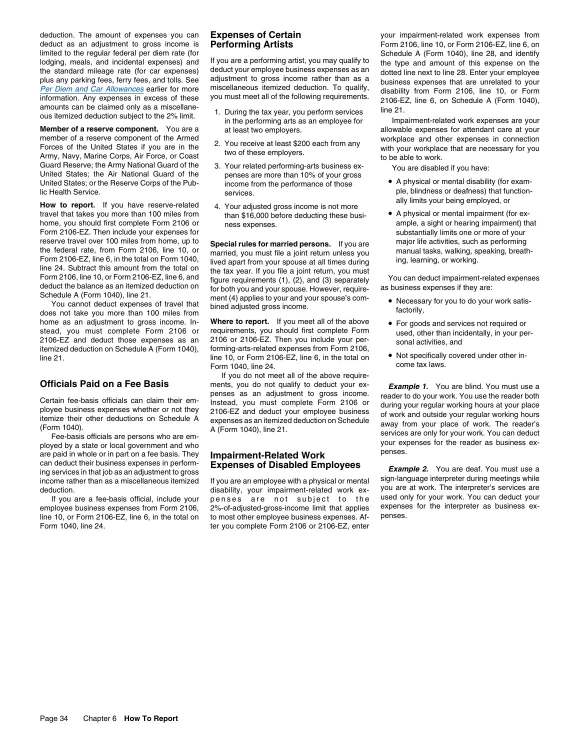deduction. The amount of expenses you can deduct as an adjustment to gross income is limited to the regular federal per diem rate (for lodging, meals, and incidental expenses) and the standard mileage rate (for car expenses) plus any parking fees, ferry fees, and tolls. See *Per Diem and Car Allowances* earlier for more information. Any expenses in excess of these amounts can be claimed only as a miscellaneous itemized deduction subject to the 2% limit.

**Member of a reserve component.** You are a member of a reserve component of the Armed Forces of the United States if you are in the Army, Navy, Marine Corps, Air Force, or Coast Guard Reserve; the Army National Guard of the United States; the Air National Guard of the United States; or the Reserve Corps of the Public Health Service.

**How to report.** If you have reserve-related travel that takes you more than 100 miles from home, you should first complete Form 2106 or Form 2106-EZ. Then include your expenses for reserve travel over 100 miles from home, up to the federal rate, from Form 2106, line 10, or Form 2106-EZ, line 6, in the total on Form 1040, line 24. Subtract this amount from the total on Form 2106, line 10, or Form 2106-EZ, line 6, and deduct the balance as an itemized deduction on Schedule A (Form 1040), line 21.

You cannot deduct expenses of travel that does not take you more than 100 miles from home as an adjustment to gross income. Instead, you must complete Form 2106 or 2106-EZ and deduct those expenses as an itemized deduction on Schedule A (Form 1040), line 21.

## Officials Paid on a Fee Basis

Certain fee-basis officials can claim their employee business expenses whether or not they itemize their other deductions on Schedule A (Form 1040).

Fee-basis officials are persons who are employed by a state or local government and who are paid in whole or in part on a fee basis. They can deduct their business expenses in performing services in that job as an adjustment to gross income rather than as a miscellaneous itemized deduction.

If you are a fee-basis official, include your employee business expenses from Form 2106, line 10, or Form 2106-EZ, line 6, in the total on Form 1040, line 24.

## Expenses of Certain Performing Artists

If you are a performing artist, you may qualify to deduct your employee business expenses as an adjustment to gross income rather than as a miscellaneous itemized deduction. To qualify, you must meet all of the following requirements.

1. During the tax year, you perform services in the performing arts as an employee for at least two employers.
2. You receive at least $200 each from any two of these employers.
3. Your related performing-arts business expenses are more than 10% of your gross income from the performance of those services.
4. Your adjusted gross income is not more than $16,000 before deducting these business expenses.

**Special rules for married persons.** If you are married, you must file a joint return unless you lived apart from your spouse at all times during the tax year. If you file a joint return, you must figure requirements (1), (2), and (3) separately for both you and your spouse. However, requirement (4) applies to your and your spouse's combined adjusted gross income.

**Where to report.** If you meet all of the above requirements, you should first complete Form 2106 or 2106-EZ. Then you include your performing-arts-related expenses from Form 2106, line 10, or Form 2106-EZ, line 6, in the total on Form 1040, line 24.

If you do not meet all of the above requirements, you do not qualify to deduct your expenses as an adjustment to gross income. Instead, you must complete Form 2106 or 2106-EZ and deduct your employee business expenses as an itemized deduction on Schedule A (Form 1040), line 21.

## Impairment-Related Work Expenses of Disabled Employees

If you are an employee with a physical or mental disability, your impairment-related work expenses are not subject to the 2%-of-adjusted-gross-income limit that applies to most other employee business expenses. After you complete Form 2106 or 2106-EZ, enter your impairment-related work expenses from Form 2106, line 10, or Form 2106-EZ, line 6, on Schedule A (Form 1040), line 28, and identify the type and amount of this expense on the dotted line next to line 28. Enter your employee business expenses that are unrelated to your disability from Form 2106, line 10, or Form 2106-EZ, line 6, on Schedule A (Form 1040), line 21.

Impairment-related work expenses are your allowable expenses for attendant care at your workplace and other expenses in connection with your workplace that are necessary for you to be able to work.

You are disabled if you have:

- A physical or mental disability (for example, blindness or deafness) that functionally limits your being employed, or
- A physical or mental impairment (for example, a sight or hearing impairment) that substantially limits one or more of your major life activities, such as performing manual tasks, walking, speaking, breathing, learning, or working.

You can deduct impairment-related expenses as business expenses if they are:

- Necessary for you to do your work satisfactorily,
- For goods and services not required or used, other than incidentally, in your personal activities, and
- Not specifically covered under other income tax laws.

***Example 1.*** You are blind. You must use a reader to do your work. You use the reader both during your regular working hours at your place of work and outside your regular working hours away from your place of work. The reader's services are only for your work. You can deduct your expenses for the reader as business expenses.

***Example 2.*** You are deaf. You must use a sign-language interpreter during meetings while you are at work. The interpreter's services are used only for your work. You can deduct your expenses for the interpreter as business expenses.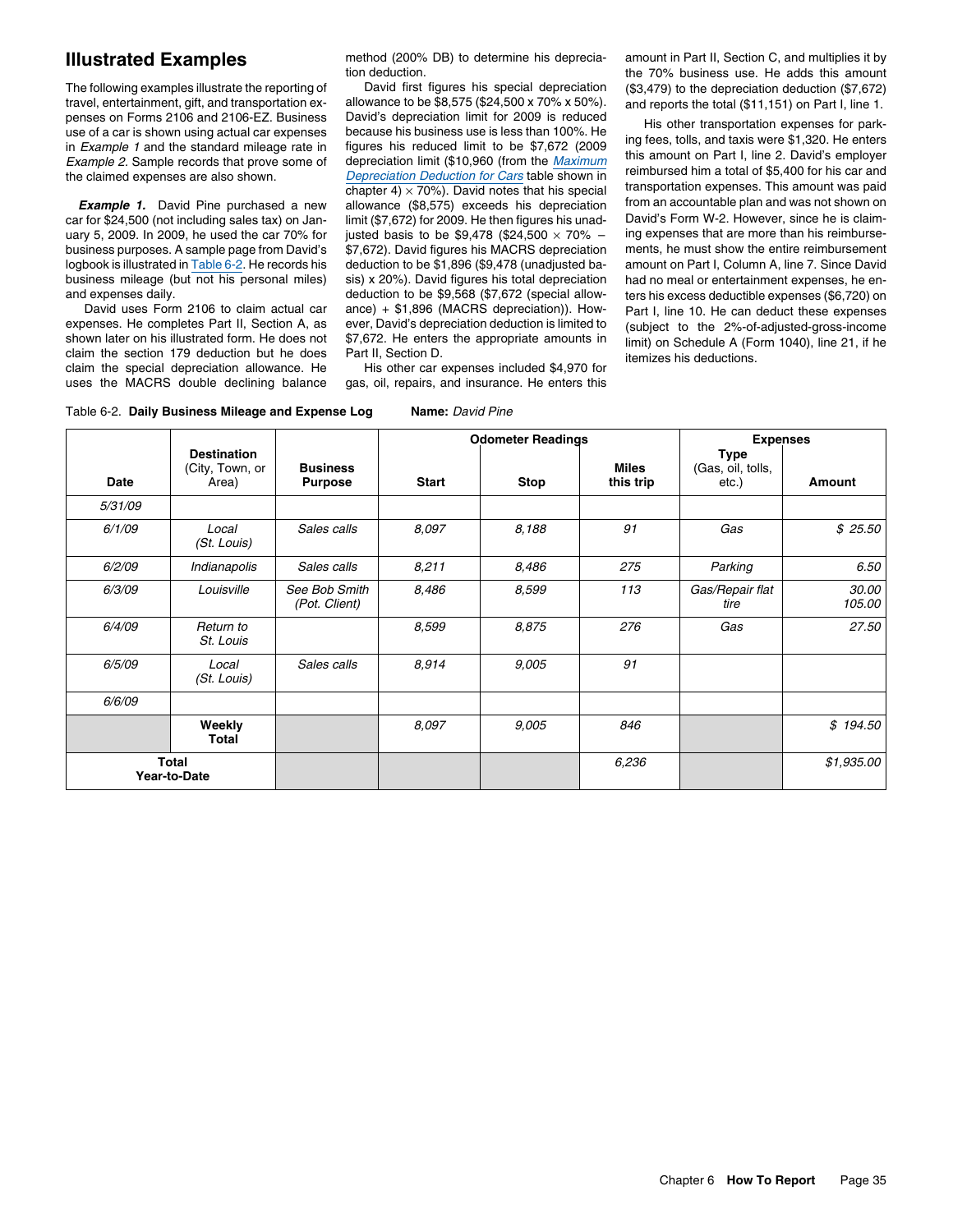## Illustrated Examples

The following examples illustrate the reporting of travel, entertainment, gift, and transportation expenses on Forms 2106 and 2106-EZ. Business use of a car is shown using actual car expenses in *Example 1* and the standard mileage rate in *Example 2.* Sample records that prove some of the claimed expenses are also shown.

***Example 1.*** David Pine purchased a new car for $24,500 (not including sales tax) on January 5, 2009. In 2009, he used the car 70% for business purposes. A sample page from David's logbook is illustrated in Table 6-2. He records his business mileage (but not his personal miles) and expenses daily.

David uses Form 2106 to claim actual car expenses. He completes Part II, Section A, as shown later on his illustrated form. He does not claim the section 179 deduction but he does claim the special depreciation allowance. He uses the MACRS double declining balance method (200% DB) to determine his depreciation deduction.

David first figures his special depreciation allowance to be $8,575 ($24,500 x 70% x 50%). David's depreciation limit for 2009 is reduced because his business use is less than 100%. He figures his reduced limit to be $7,672 (2009 depreciation limit ($10,960 (from the Maximum Depreciation Deduction for Cars table shown in chapter 4) × 70%). David notes that his special allowance ($8,575) exceeds his depreciation limit ($7,672) for 2009. He then figures his unadjusted basis to be $9,478 ($24,500 × 70% − $7,672). David figures his MACRS depreciation deduction to be $1,896 ($9,478 (unadjusted basis) x 20%). David figures his total depreciation deduction to be $9,568 ($7,672 (special allowance) + $1,896 (MACRS depreciation)). However, David's depreciation deduction is limited to $7,672. He enters the appropriate amounts in Part II, Section D.

His other car expenses included $4,970 for gas, oil, repairs, and insurance. He enters this amount in Part II, Section C, and multiplies it by the 70% business use. He adds this amount ($3,479) to the depreciation deduction ($7,672) and reports the total ($11,151) on Part I, line 1.

His other transportation expenses for parking fees, tolls, and taxis were $1,320. He enters this amount on Part I, line 2. David's employer reimbursed him a total of $5,400 for his car and transportation expenses. This amount was paid from an accountable plan and was not shown on David's Form W-2. However, since he is claiming expenses that are more than his reimbursements, he must show the entire reimbursement amount on Part I, Column A, line 7. Since David had no meal or entertainment expenses, he enters his excess deductible expenses ($6,720) on Part I, line 10. He can deduct these expenses (subject to the 2%-of-adjusted-gross-income limit) on Schedule A (Form 1040), line 21, if he itemizes his deductions.

Table 6-2. **Daily Business Mileage and Expense Log** **Name:** *David Pine*

| Date | Destination (City, Town, or Area) | Business Purpose | Odometer Readings | | | Expenses | |
|---|---|---|---|---|---|---|---|
| | | | **Start** | **Stop** | **Miles this trip** | **Type** (Gas, oil, tolls, etc.) | **Amount** |
| *5/31/09* | | | | | | | |
| *6/1/09* | *Local (St. Louis)* | *Sales calls* | *8,097* | *8,188* | *91* | *Gas* | *$ 25.50* |
| *6/2/09* | *Indianapolis* | *Sales calls* | *8,211* | *8,486* | *275* | *Parking* | *6.50* |
| *6/3/09* | *Louisville* | *See Bob Smith (Pot. Client)* | *8,486* | *8,599* | *113* | *Gas/Repair flat tire* | *30.00 105.00* |
| *6/4/09* | *Return to St. Louis* | | *8,599* | *8,875* | *276* | *Gas* | *27.50* |
| *6/5/09* | *Local (St. Louis)* | *Sales calls* | *8,914* | *9,005* | *91* | | |
| *6/6/09* | | | | | | | |
| | **Weekly Total** | | *8,097* | *9,005* | *846* | | *$ 194.50* |
| **Total Year-to-Date** | | | | | *6,236* | | *$1,935.00* |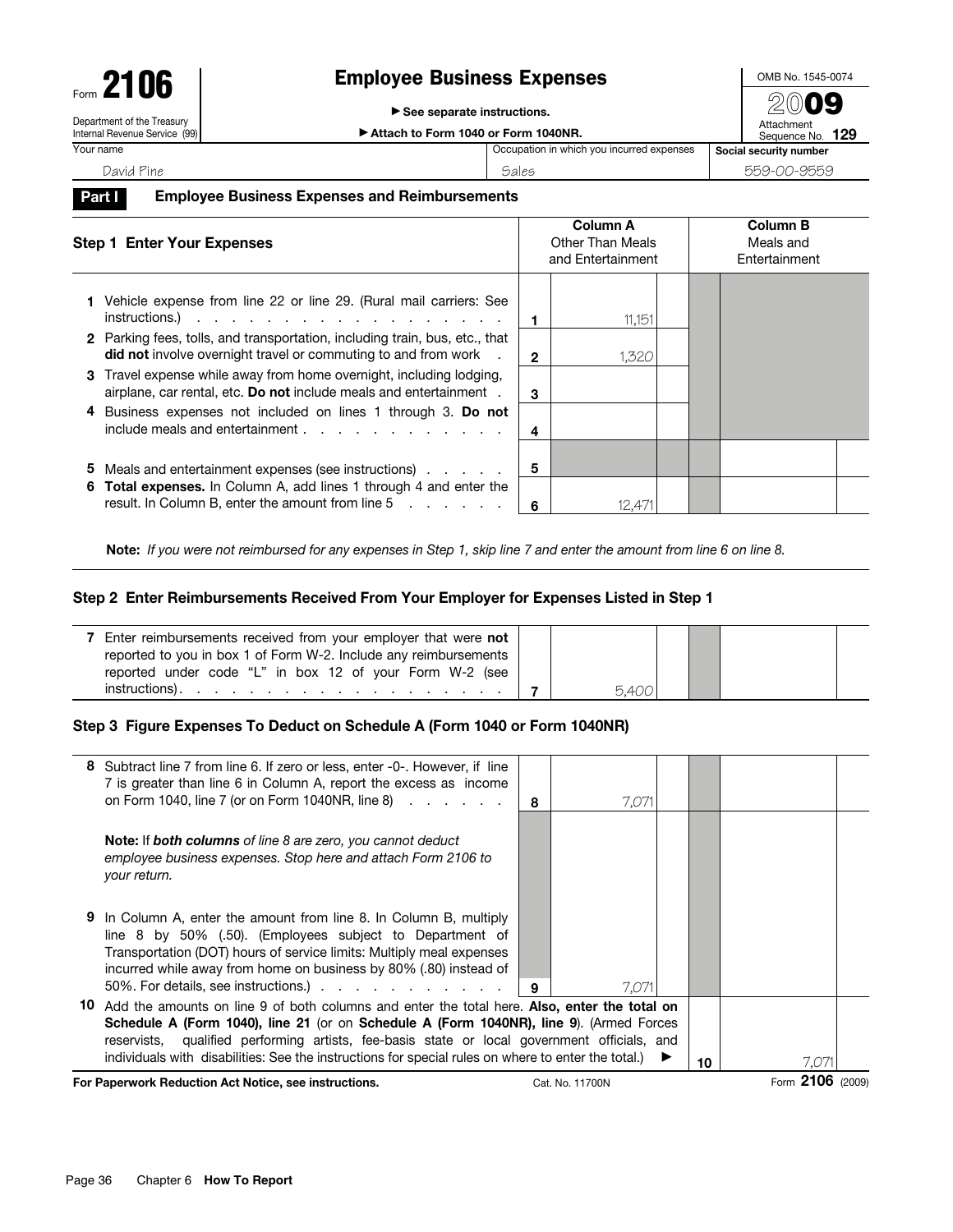Form **2106**

Department of the Treasury
Internal Revenue Service (99)

# Employee Business Expenses

▶ **See separate instructions.**

▶ **Attach to Form 1040 or Form 1040NR.**

OMB No. 1545-0074

**2009**

Attachment Sequence No. **129**

| Your name | Occupation in which you incurred expenses | Social security number |
|---|---|---|
| David Pine | Sales | 559-00-9559 |

## Part I Employee Business Expenses and Reimbursements

| Step 1 Enter Your Expenses | | Column A Other Than Meals and Entertainment | Column B Meals and Entertainment |
|---|---|---|---|
| **1** Vehicle expense from line 22 or line 29. (Rural mail carriers: See instructions.) | 1 | 11,151 | |
| **2** Parking fees, tolls, and transportation, including train, bus, etc., that **did not** involve overnight travel or commuting to and from work | 2 | 1,320 | |
| **3** Travel expense while away from home overnight, including lodging, airplane, car rental, etc. **Do not** include meals and entertainment | 3 | | |
| **4** Business expenses not included on lines 1 through 3. **Do not** include meals and entertainment | 4 | | |
| **5** Meals and entertainment expenses (see instructions) | 5 | | |
| **6** **Total expenses.** In Column A, add lines 1 through 4 and enter the result. In Column B, enter the amount from line 5 | 6 | 12,471 | |

**Note:** *If you were not reimbursed for any expenses in Step 1, skip line 7 and enter the amount from line 6 on line 8.*

### Step 2 Enter Reimbursements Received From Your Employer for Expenses Listed in Step 1

| | | Column A | Column B |
|---|---|---|---|
| **7** Enter reimbursements received from your employer that were **not** reported to you in box 1 of Form W-2. Include any reimbursements reported under code "L" in box 12 of your Form W-2 (see instructions) | 7 | 5,400 | |

### Step 3 Figure Expenses To Deduct on Schedule A (Form 1040 or Form 1040NR)

| | | Column A | Column B |
|---|---|---|---|
| **8** Subtract line 7 from line 6. If zero or less, enter -0-. However, if line 7 is greater than line 6 in Column A, report the excess as income on Form 1040, line 7 (or on Form 1040NR, line 8) | 8 | 7,071 | |
| **Note:** If ***both columns*** *of line 8 are zero, you cannot deduct employee business expenses. Stop here and attach Form 2106 to your return.* | | | |
| **9** In Column A, enter the amount from line 8. In Column B, multiply line 8 by 50% (.50). (Employees subject to Department of Transportation (DOT) hours of service limits: Multiply meal expenses incurred while away from home on business by 80% (.80) instead of 50%. For details, see instructions.) | 9 | 7,071 | |
| **10** Add the amounts on line 9 of both columns and enter the total here. **Also, enter the total on Schedule A (Form 1040), line 21** (or on **Schedule A (Form 1040NR), line 9**). (Armed Forces reservists, qualified performing artists, fee-basis state or local government officials, and individuals with disabilities: See the instructions for special rules on where to enter the total.) ▶ | 10 | | 7,071 |

**For Paperwork Reduction Act Notice, see instructions.** Cat. No. 11700N Form **2106** (2009)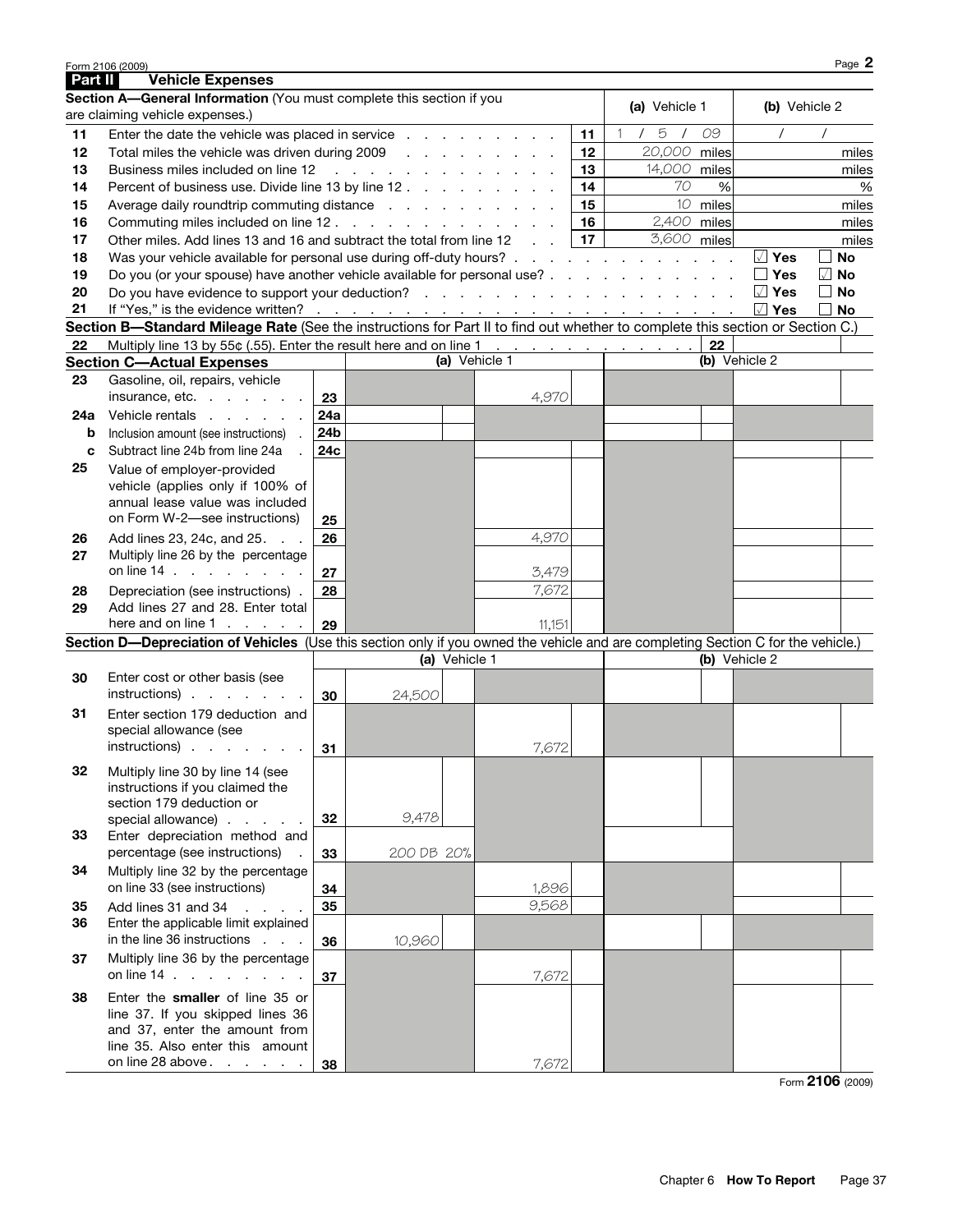Form 2106 (2009) Page **2**

## Part II Vehicle Expenses

**Section A—General Information** (You must complete this section if you are claiming vehicle expenses.)

| | | | (a) Vehicle 1 | (b) Vehicle 2 |
|---|---|---|---|---|
| 11 | Enter the date the vehicle was placed in service | 11 | 1 / 5 / 09 | / / |
| 12 | Total miles the vehicle was driven during 2009 | 12 | 20,000 miles | miles |
| 13 | Business miles included on line 12 | 13 | 14,000 miles | miles |
| 14 | Percent of business use. Divide line 13 by line 12 | 14 | 70 % | % |
| 15 | Average daily roundtrip commuting distance | 15 | 10 miles | miles |
| 16 | Commuting miles included on line 12 | 16 | 2,400 miles | miles |
| 17 | Other miles. Add lines 13 and 16 and subtract the total from line 12 | 17 | 3,600 miles | miles |

| | | Yes | No |
|---|---|---|---|
| 18 | Was your vehicle available for personal use during off-duty hours? | ☑ Yes | ☐ No |
| 19 | Do you (or your spouse) have another vehicle available for personal use? | ☐ Yes | ☑ No |
| 20 | Do you have evidence to support your deduction? | ☑ Yes | ☐ No |
| 21 | If "Yes," is the evidence written? | ☑ Yes | ☐ No |

**Section B—Standard Mileage Rate** (See the instructions for Part II to find out whether to complete this section or Section C.)

| | | | |
|---|---|---|---|
| 22 | Multiply line 13 by 55¢ (.55). Enter the result here and on line 1 | 22 | |

**Section C—Actual Expenses**

| | | | (a) Vehicle 1 | | (b) Vehicle 2 | |
|---|---|---|---|---|---|---|
| 23 | Gasoline, oil, repairs, vehicle insurance, etc. | 23 | | 4,970 | | |
| 24a | Vehicle rentals | 24a | | | | |
| b | Inclusion amount (see instructions) | 24b | | | | |
| c | Subtract line 24b from line 24a | 24c | | | | |
| 25 | Value of employer-provided vehicle (applies only if 100% of annual lease value was included on Form W-2—see instructions) | 25 | | | | |
| 26 | Add lines 23, 24c, and 25 | 26 | | 4,970 | | |
| 27 | Multiply line 26 by the percentage on line 14 | 27 | | 3,479 | | |
| 28 | Depreciation (see instructions) | 28 | | 7,672 | | |
| 29 | Add lines 27 and 28. Enter total here and on line 1 | 29 | | 11,151 | | |

**Section D—Depreciation of Vehicles** (Use this section only if you owned the vehicle and are completing Section C for the vehicle.)

| | | | (a) Vehicle 1 | | (b) Vehicle 2 | |
|---|---|---|---|---|---|---|
| 30 | Enter cost or other basis (see instructions) | 30 | 24,500 | | | |
| 31 | Enter section 179 deduction and special allowance (see instructions) | 31 | | 7,672 | | |
| 32 | Multiply line 30 by line 14 (see instructions if you claimed the section 179 deduction or special allowance) | 32 | 9,478 | | | |
| 33 | Enter depreciation method and percentage (see instructions) | 33 | 200 DB 20% | | | |
| 34 | Multiply line 32 by the percentage on line 33 (see instructions) | 34 | | 1,896 | | |
| 35 | Add lines 31 and 34 | 35 | | 9,568 | | |
| 36 | Enter the applicable limit explained in the line 36 instructions | 36 | 10,960 | | | |
| 37 | Multiply line 36 by the percentage on line 14 | 37 | | 7,672 | | |
| 38 | Enter the **smaller** of line 35 or line 37. If you skipped lines 36 and 37, enter the amount from line 35. Also enter this amount on line 28 above | 38 | | 7,672 | | |

Form **2106** (2009)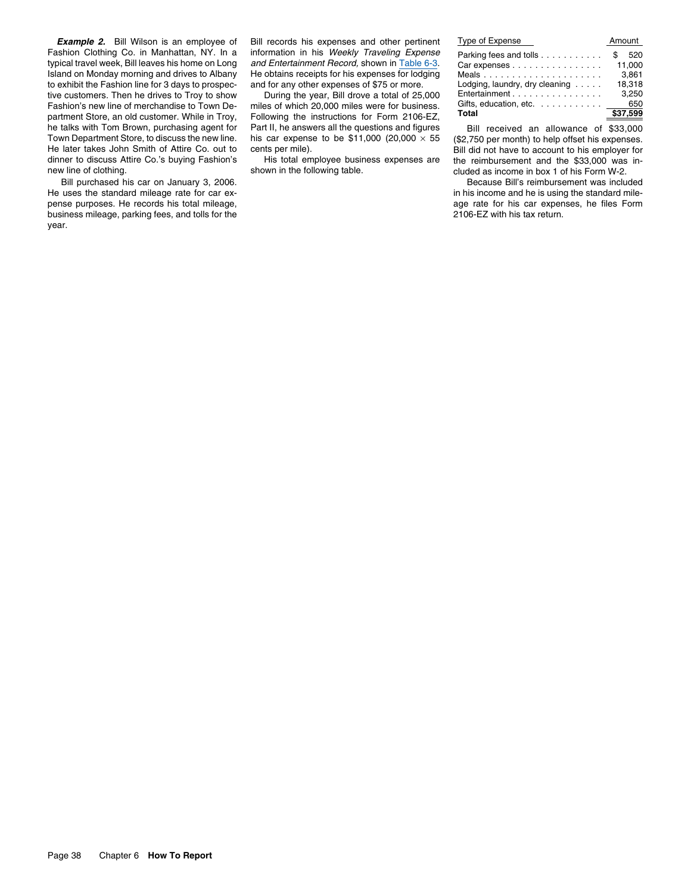***Example 2.*** Bill Wilson is an employee of Fashion Clothing Co. in Manhattan, NY. In a typical travel week, Bill leaves his home on Long Island on Monday morning and drives to Albany to exhibit the Fashion line for 3 days to prospective customers. Then he drives to Troy to show Fashion's new line of merchandise to Town Department Store, an old customer. While in Troy, he talks with Tom Brown, purchasing agent for Town Department Store, to discuss the new line. He later takes John Smith of Attire Co. out to dinner to discuss Attire Co.'s buying Fashion's new line of clothing.

Bill purchased his car on January 3, 2006. He uses the standard mileage rate for car expense purposes. He records his total mileage, business mileage, parking fees, and tolls for the year.

Bill records his expenses and other pertinent information in his *Weekly Traveling Expense and Entertainment Record,* shown in Table 6-3. He obtains receipts for his expenses for lodging and for any other expenses of $75 or more.

During the year, Bill drove a total of 25,000 miles of which 20,000 miles were for business. Following the instructions for Form 2106-EZ, Part II, he answers all the questions and figures his car expense to be $11,000 (20,000 × 55 cents per mile).

His total employee business expenses are shown in the following table.

| Type of Expense | Amount |
| --- | --- |
| Parking fees and tolls | $ 520 |
| Car expenses | 11,000 |
| Meals | 3,861 |
| Lodging, laundry, dry cleaning | 18,318 |
| Entertainment | 3,250 |
| Gifts, education, etc. | 650 |
| **Total** | **$37,599** |

Bill received an allowance of $33,000 ($2,750 per month) to help offset his expenses. Bill did not have to account to his employer for the reimbursement and the $33,000 was included as income in box 1 of his Form W-2.

Because Bill's reimbursement was included in his income and he is using the standard mileage rate for his car expenses, he files Form 2106-EZ with his tax return.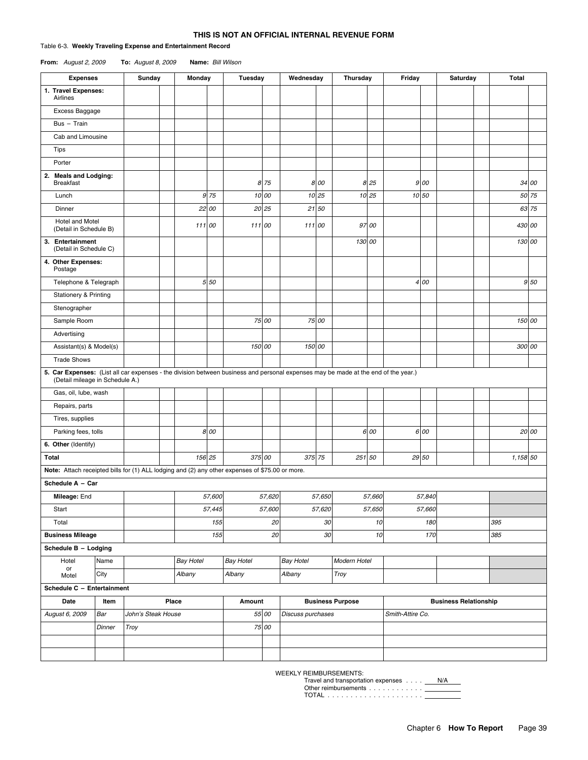**THIS IS NOT AN OFFICIAL INTERNAL REVENUE FORM**

Table 6-3. **Weekly Traveling Expense and Entertainment Record**

**From:** *August 2, 2009* **To:** *August 8, 2009* **Name:** *Bill Wilson*

| Expenses | Sunday | Monday | Tuesday | Wednesday | Thursday | Friday | Saturday | Total |
|---|---|---|---|---|---|---|---|---|
| **1. Travel Expenses:** Airlines | | | | | | | | |
| Excess Baggage | | | | | | | | |
| Bus – Train | | | | | | | | |
| Cab and Limousine | | | | | | | | |
| Tips | | | | | | | | |
| Porter | | | | | | | | |
| **2. Meals and Lodging:** Breakfast | | | 8.75 | 8.00 | 8.25 | 9.00 | | 34.00 |
| Lunch | | 9.75 | 10.00 | 10.25 | 10.25 | 10.50 | | 50.75 |
| Dinner | | 22.00 | 20.25 | 21.50 | | | | 63.75 |
| Hotel and Motel (Detail in Schedule B) | | 111.00 | 111.00 | 111.00 | 97.00 | | | 430.00 |
| **3. Entertainment** (Detail in Schedule C) | | | | | 130.00 | | | 130.00 |
| **4. Other Expenses:** Postage | | | | | | | | |
| Telephone & Telegraph | | 5.50 | | | | 4.00 | | 9.50 |
| Stationery & Printing | | | | | | | | |
| Stenographer | | | | | | | | |
| Sample Room | | | 75.00 | 75.00 | | | | 150.00 |
| Advertising | | | | | | | | |
| Assistant(s) & Model(s) | | | 150.00 | 150.00 | | | | 300.00 |
| Trade Shows | | | | | | | | |
| **5. Car Expenses:** (List all car expenses - the division between business and personal expenses may be made at the end of the year.) (Detail mileage in Schedule A.) | | | | | | | | |
| Gas, oil, lube, wash | | | | | | | | |
| Repairs, parts | | | | | | | | |
| Tires, supplies | | | | | | | | |
| Parking fees, tolls | | 8.00 | | | 6.00 | 6.00 | | 20.00 |
| **6. Other** (Identify) | | | | | | | | |
| **Total** | | 156.25 | 375.00 | 375.75 | 251.50 | 29.50 | | 1,158.50 |

**Note:** Attach receipted bills for (1) ALL lodging and (2) any other expenses of $75.00 or more.

**Schedule A – Car**

| | Sunday | Monday | Tuesday | Wednesday | Thursday | Friday | Saturday | Total |
|---|---|---|---|---|---|---|---|---|
| **Mileage:** End | | 57,600 | 57,620 | 57,650 | 57,660 | 57,840 | | |
| Start | | 57,445 | 57,600 | 57,620 | 57,650 | 57,660 | | |
| Total | | 155 | 20 | 30 | 10 | 180 | | 395 |
| **Business Mileage** | | 155 | 20 | 30 | 10 | 170 | | 385 |

**Schedule B – Lodging**

| Hotel or Motel | Sunday | Monday | Tuesday | Wednesday | Thursday | Friday | Saturday |
|---|---|---|---|---|---|---|---|
| Name | | Bay Hotel | Bay Hotel | Bay Hotel | Modern Hotel | | |
| City | | Albany | Albany | Albany | Troy | | |

**Schedule C – Entertainment**

| Date | Item | Place | Amount | Business Purpose | Business Relationship |
|---|---|---|---|---|---|
| August 6, 2009 | Bar | John's Steak House | 55.00 | Discuss purchases | Smith-Attire Co. |
| | Dinner | Troy | 75.00 | | |
| | | | | | |
| | | | | | |

WEEKLY REIMBURSEMENTS:
Travel and transportation expenses . . . . N/A
Other reimbursements . . . . . . . . . . . . ______
TOTAL . . . . . . . . . . . . . . . . . . . . ______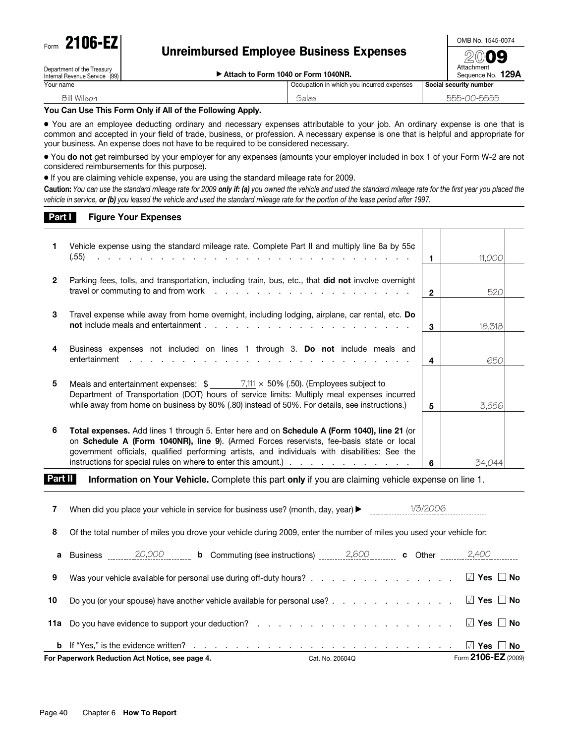Form **2106-EZ**

Department of the Treasury
Internal Revenue Service (99)

# Unreimbursed Employee Business Expenses

▶ Attach to Form 1040 or Form 1040NR.

OMB No. 1545-0074

**2009**

Attachment
Sequence No. **129A**

| Your name | Occupation in which you incurred expenses | Social security number |
|---|---|---|
| Bill Wilson | Sales | 555-00-5555 |

**You Can Use This Form Only if All of the Following Apply.**

- You are an employee deducting ordinary and necessary expenses attributable to your job. An ordinary expense is one that is common and accepted in your field of trade, business, or profession. A necessary expense is one that is helpful and appropriate for your business. An expense does not have to be required to be considered necessary.
- You **do not** get reimbursed by your employer for any expenses (amounts your employer included in box 1 of your Form W-2 are not considered reimbursements for this purpose).
- If you are claiming vehicle expense, you are using the standard mileage rate for 2009.

**Caution:** *You can use the standard mileage rate for 2009* ***only if: (a)*** *you owned the vehicle and used the standard mileage rate for the first year you placed the vehicle in service,* ***or (b)*** *you leased the vehicle and used the standard mileage rate for the portion of the lease period after 1997.*

## Part I — Figure Your Expenses

| | | | |
|---|---|---|---|
| **1** | Vehicle expense using the standard mileage rate. Complete Part II and multiply line 8a by 55¢ (.55) | **1** | 11,000 |
| **2** | Parking fees, tolls, and transportation, including train, bus, etc., that **did not** involve overnight travel or commuting to and from work | **2** | 520 |
| **3** | Travel expense while away from home overnight, including lodging, airplane, car rental, etc. **Do not** include meals and entertainment | **3** | 18,318 |
| **4** | Business expenses not included on lines 1 through 3. **Do not** include meals and entertainment | **4** | 650 |
| **5** | Meals and entertainment expenses: $ 7,111 × 50% (.50). (Employees subject to Department of Transportation (DOT) hours of service limits: Multiply meal expenses incurred while away from home on business by 80% (.80) instead of 50%. For details, see instructions.) | **5** | 3,556 |
| **6** | **Total expenses.** Add lines 1 through 5. Enter here and on **Schedule A (Form 1040), line 21** (or on **Schedule A (Form 1040NR), line 9**). (Armed Forces reservists, fee-basis state or local government officials, qualified performing artists, and individuals with disabilities: See the instructions for special rules on where to enter this amount.) | **6** | 34,044 |

## Part II — Information on Your Vehicle. Complete this part only if you are claiming vehicle expense on line 1.

**7** When did you place your vehicle in service for business use? (month, day, year) ▶ 1/3/2006

**8** Of the total number of miles you drove your vehicle during 2009, enter the number of miles you used your vehicle for:

**a** Business 20,000 **b** Commuting (see instructions) 2,600 **c** Other 2,400

**9** Was your vehicle available for personal use during off-duty hours? ☑ Yes ☐ No

**10** Do you (or your spouse) have another vehicle available for personal use? ☑ Yes ☐ No

**11a** Do you have evidence to support your deduction? ☑ Yes ☐ No

**b** If "Yes," is the evidence written? ☑ Yes ☐ No

For Paperwork Reduction Act Notice, see page 4. Cat. No. 20604Q Form **2106-EZ** (2009)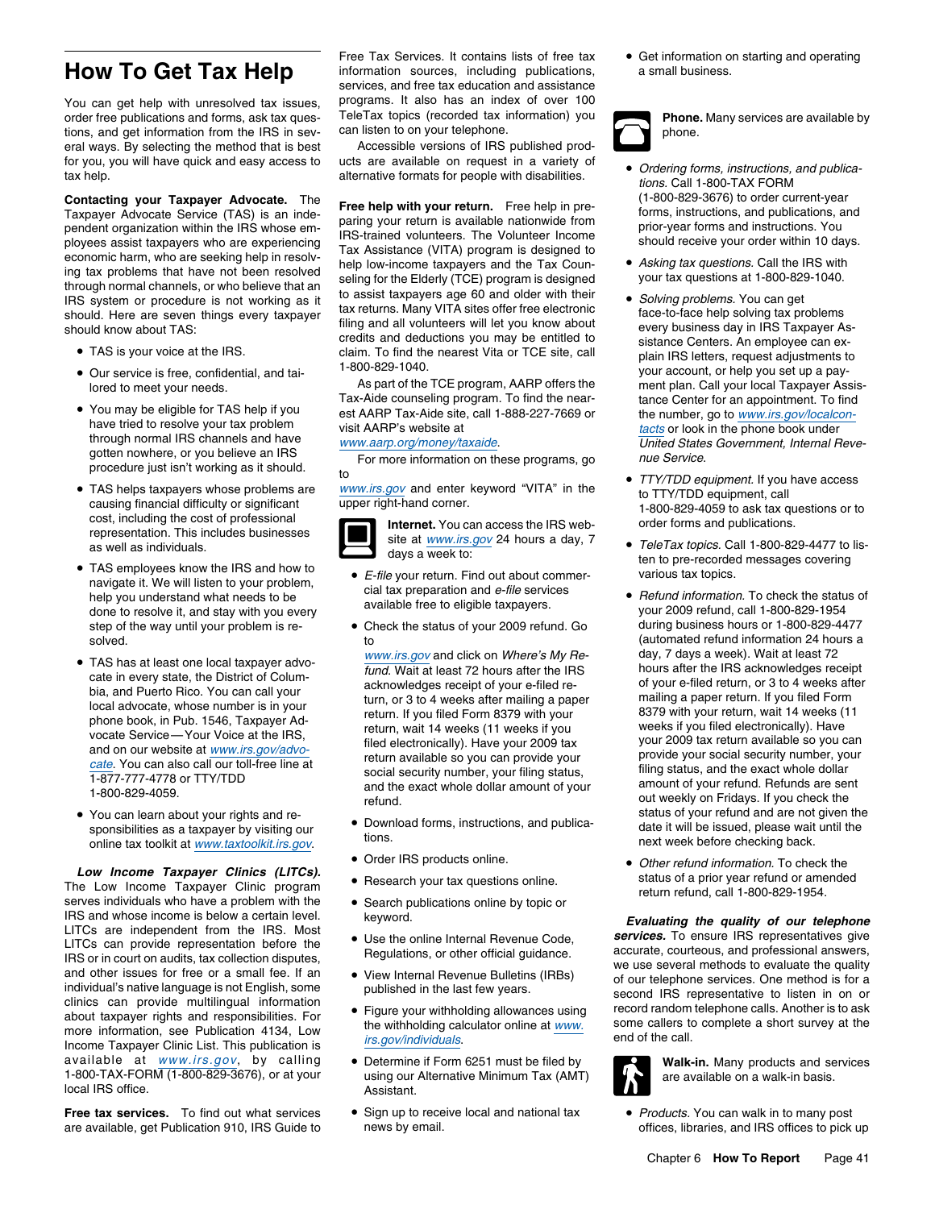# How To Get Tax Help

You can get help with unresolved tax issues, order free publications and forms, ask tax questions, and get information from the IRS in several ways. By selecting the method that is best for you, you will have quick and easy access to tax help.

**Contacting your Taxpayer Advocate.** The Taxpayer Advocate Service (TAS) is an independent organization within the IRS whose employees assist taxpayers who are experiencing economic harm, who are seeking help in resolving tax problems that have not been resolved through normal channels, or who believe that an IRS system or procedure is not working as it should. Here are seven things every taxpayer should know about TAS:

- TAS is your voice at the IRS.
- Our service is free, confidential, and tailored to meet your needs.
- You may be eligible for TAS help if you have tried to resolve your tax problem through normal IRS channels and have gotten nowhere, or you believe an IRS procedure just isn't working as it should.
- TAS helps taxpayers whose problems are causing financial difficulty or significant cost, including the cost of professional representation. This includes businesses as well as individuals.
- TAS employees know the IRS and how to navigate it. We will listen to your problem, help you understand what needs to be done to resolve it, and stay with you every step of the way until your problem is resolved.
- TAS has at least one local taxpayer advocate in every state, the District of Columbia, and Puerto Rico. You can call your local advocate, whose number is in your phone book, in Pub. 1546, Taxpayer Advocate Service—Your Voice at the IRS, and on our website at www.irs.gov/advocate. You can also call our toll-free line at 1-877-777-4778 or TTY/TDD 1-800-829-4059.
- You can learn about your rights and responsibilities as a taxpayer by visiting our online tax toolkit at www.taxtoolkit.irs.gov.

***Low Income Taxpayer Clinics (LITCs).*** The Low Income Taxpayer Clinic program serves individuals who have a problem with the IRS and whose income is below a certain level. LITCs are independent from the IRS. Most LITCs can provide representation before the IRS or in court on audits, tax collection disputes, and other issues for free or a small fee. If an individual's native language is not English, some clinics can provide multilingual information about taxpayer rights and responsibilities. For more information, see Publication 4134, Low Income Taxpayer Clinic List. This publication is available at www.irs.gov, by calling 1-800-TAX-FORM (1-800-829-3676), or at your local IRS office.

**Free tax services.** To find out what services are available, get Publication 910, IRS Guide to Free Tax Services. It contains lists of free tax information sources, including publications, services, and free tax education and assistance programs. It also has an index of over 100 TeleTax topics (recorded tax information) you can listen to on your telephone.

Accessible versions of IRS published products are available on request in a variety of alternative formats for people with disabilities.

**Free help with your return.** Free help in preparing your return is available nationwide from IRS-trained volunteers. The Volunteer Income Tax Assistance (VITA) program is designed to help low-income taxpayers and the Tax Counseling for the Elderly (TCE) program is designed to assist taxpayers age 60 and older with their tax returns. Many VITA sites offer free electronic filing and all volunteers will let you know about credits and deductions you may be entitled to claim. To find the nearest Vita or TCE site, call 1-800-829-1040.

As part of the TCE program, AARP offers the Tax-Aide counseling program. To find the nearest AARP Tax-Aide site, call 1-888-227-7669 or visit AARP's website at www.aarp.org/money/taxaide.

For more information on these programs, go to www.irs.gov and enter keyword "VITA" in the upper right-hand corner.

**Internet.** You can access the IRS website at www.irs.gov 24 hours a day, 7 days a week to:

- *E-file* your return. Find out about commercial tax preparation and *e-file* services available free to eligible taxpayers.
- Check the status of your 2009 refund. Go to www.irs.gov and click on *Where's My Refund*. Wait at least 72 hours after the IRS acknowledges receipt of your e-filed return, or 3 to 4 weeks after mailing a paper return. If you filed Form 8379 with your return, wait 14 weeks (11 weeks if you filed electronically). Have your 2009 tax return available so you can provide your social security number, your filing status, and the exact whole dollar amount of your refund.
- Download forms, instructions, and publications.
- Order IRS products online.
- Research your tax questions online.
- Search publications online by topic or keyword.
- Use the online Internal Revenue Code, Regulations, or other official guidance.
- View Internal Revenue Bulletins (IRBs) published in the last few years.
- Figure your withholding allowances using the withholding calculator online at www.irs.gov/individuals.
- Determine if Form 6251 must be filed by using our Alternative Minimum Tax (AMT) Assistant.
- Sign up to receive local and national tax news by email.
- Get information on starting and operating a small business.

**Phone.** Many services are available by phone.

- *Ordering forms, instructions, and publications.* Call 1-800-TAX FORM (1-800-829-3676) to order current-year forms, instructions, and publications, and prior-year forms and instructions. You should receive your order within 10 days.
- *Asking tax questions.* Call the IRS with your tax questions at 1-800-829-1040.
- *Solving problems.* You can get face-to-face help solving tax problems every business day in IRS Taxpayer Assistance Centers. An employee can explain IRS letters, request adjustments to your account, or help you set up a payment plan. Call your local Taxpayer Assistance Center for an appointment. To find the number, go to www.irs.gov/localcontacts or look in the phone book under *United States Government, Internal Revenue Service*.
- *TTY/TDD equipment.* If you have access to TTY/TDD equipment, call 1-800-829-4059 to ask tax questions or to order forms and publications.
- *TeleTax topics.* Call 1-800-829-4477 to listen to pre-recorded messages covering various tax topics.
- *Refund information.* To check the status of your 2009 refund, call 1-800-829-1954 during business hours or 1-800-829-4477 (automated refund information 24 hours a day, 7 days a week). Wait at least 72 hours after the IRS acknowledges receipt of your e-filed return, or 3 to 4 weeks after mailing a paper return. If you filed Form 8379 with your return, wait 14 weeks (11 weeks if you filed electronically). Have your 2009 tax return available so you can provide your social security number, your filing status, and the exact whole dollar amount of your refund. Refunds are sent out weekly on Fridays. If you check the status of your refund and are not given the date it will be issued, please wait until the next week before checking back.
- *Other refund information.* To check the status of a prior year refund or amended return refund, call 1-800-829-1954.

***Evaluating the quality of our telephone services.*** To ensure IRS representatives give accurate, courteous, and professional answers, we use several methods to evaluate the quality of our telephone services. One method is for a second IRS representative to listen in on or record random telephone calls. Another is to ask some callers to complete a short survey at the end of the call.

**Walk-in.** Many products and services are available on a walk-in basis.

- *Products.* You can walk in to many post offices, libraries, and IRS offices to pick up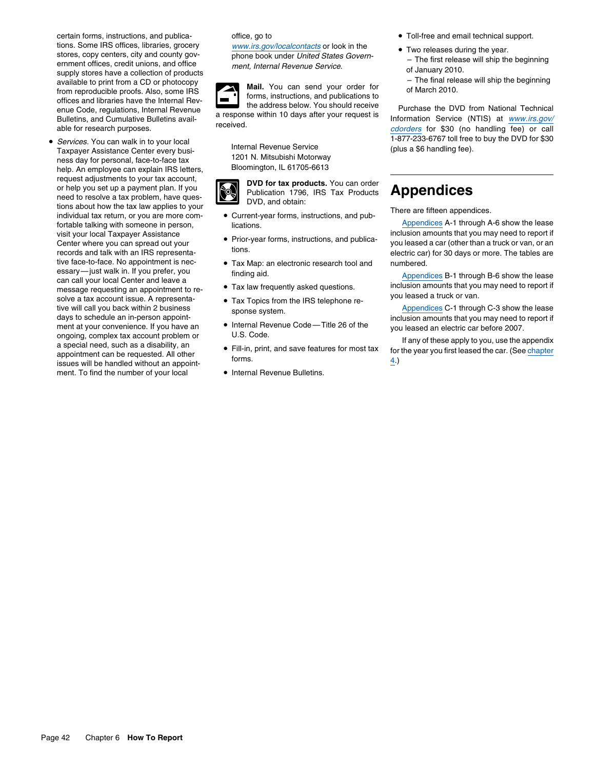certain forms, instructions, and publications. Some IRS offices, libraries, grocery stores, copy centers, city and county government offices, credit unions, and office supply stores have a collection of products available to print from a CD or photocopy from reproducible proofs. Also, some IRS offices and libraries have the Internal Revenue Code, regulations, Internal Revenue Bulletins, and Cumulative Bulletins available for research purposes.

- *Services.* You can walk in to your local Taxpayer Assistance Center every business day for personal, face-to-face tax help. An employee can explain IRS letters, request adjustments to your tax account, or help you set up a payment plan. If you need to resolve a tax problem, have questions about how the tax law applies to your individual tax return, or you are more comfortable talking with someone in person, visit your local Taxpayer Assistance Center where you can spread out your records and talk with an IRS representative face-to-face. No appointment is necessary—just walk in. If you prefer, you can call your local Center and leave a message requesting an appointment to resolve a tax account issue. A representative will call you back within 2 business days to schedule an in-person appointment at your convenience. If you have an ongoing, complex tax account problem or a special need, such as a disability, an appointment can be requested. All other issues will be handled without an appointment. To find the number of your local office, go to *www.irs.gov/localcontacts* or look in the phone book under *United States Government, Internal Revenue Service.*

**Mail.** You can send your order for forms, instructions, and publications to the address below. You should receive a response within 10 days after your request is received.

Internal Revenue Service
1201 N. Mitsubishi Motorway
Bloomington, IL 61705-6613

**DVD for tax products.** You can order Publication 1796, IRS Tax Products DVD, and obtain:

- Current-year forms, instructions, and publications.
- Prior-year forms, instructions, and publications.
- Tax Map: an electronic research tool and finding aid.
- Tax law frequently asked questions.
- Tax Topics from the IRS telephone response system.
- Internal Revenue Code—Title 26 of the U.S. Code.
- Fill-in, print, and save features for most tax forms.
- Internal Revenue Bulletins.
- Toll-free and email technical support.
- Two releases during the year.
  – The first release will ship the beginning of January 2010.
  – The final release will ship the beginning of March 2010.

Purchase the DVD from National Technical Information Service (NTIS) at *www.irs.gov/cdorders* for $30 (no handling fee) or call 1-877-233-6767 toll free to buy the DVD for $30 (plus a $6 handling fee).

# Appendices

There are fifteen appendices.

Appendices A-1 through A-6 show the lease inclusion amounts that you may need to report if you leased a car (other than a truck or van, or an electric car) for 30 days or more. The tables are numbered.

Appendices B-1 through B-6 show the lease inclusion amounts that you may need to report if you leased a truck or van.

Appendices C-1 through C-3 show the lease inclusion amounts that you may need to report if you leased an electric car before 2007.

If any of these apply to you, use the appendix for the year you first leased the car. (See chapter 4.)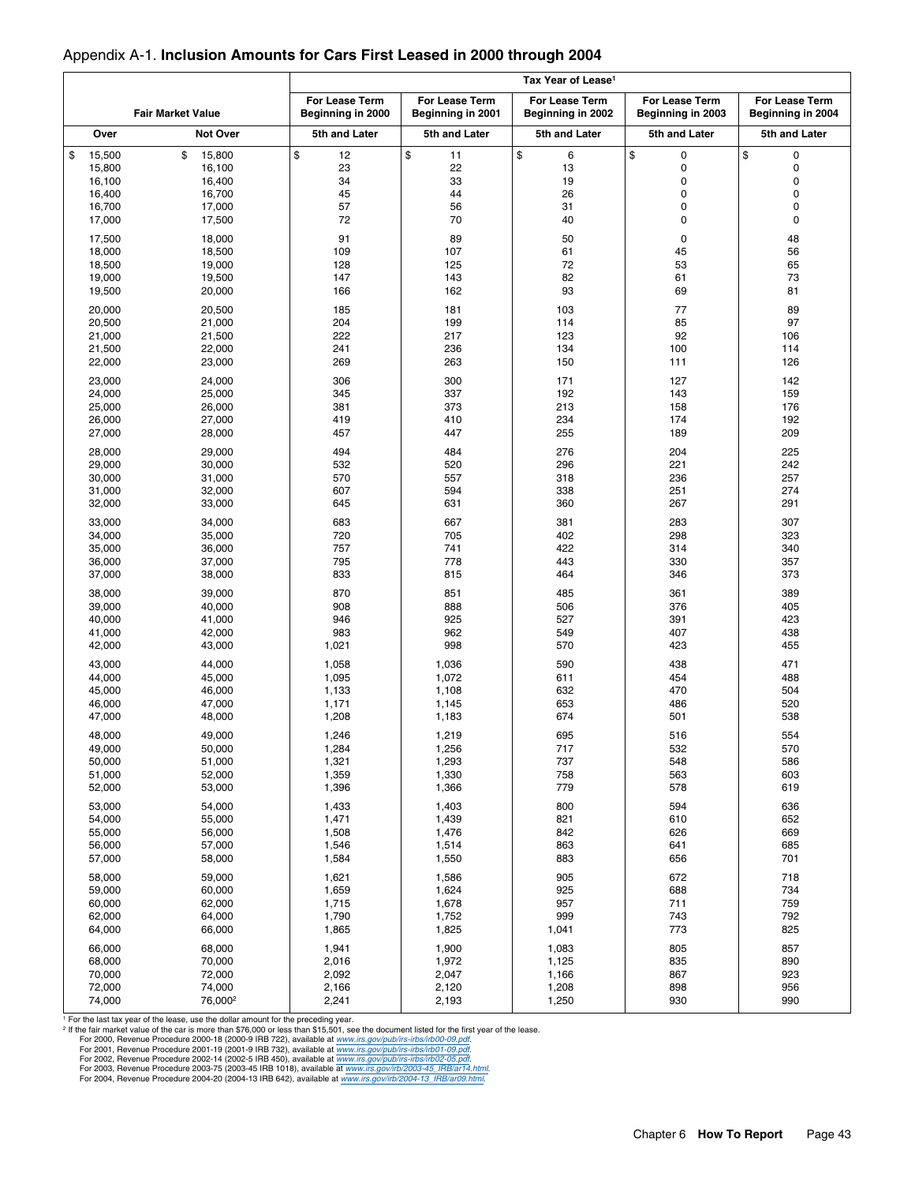## Appendix A-1. **Inclusion Amounts for Cars First Leased in 2000 through 2004**

| Fair Market Value | | Tax Year of Lease[1] | | | | |
|---|---|---|---|---|---|---|
| | | For Lease Term Beginning in 2000 | For Lease Term Beginning in 2001 | For Lease Term Beginning in 2002 | For Lease Term Beginning in 2003 | For Lease Term Beginning in 2004 |
| Over | Not Over | 5th and Later | 5th and Later | 5th and Later | 5th and Later | 5th and Later |
| $ 15,500 | $ 15,800 | $ 12 | $ 11 | $ 6 | $ 0 | $ 0 |
| 15,800 | 16,100 | 23 | 22 | 13 | 0 | 0 |
| 16,100 | 16,400 | 34 | 33 | 19 | 0 | 0 |
| 16,400 | 16,700 | 45 | 44 | 26 | 0 | 0 |
| 16,700 | 17,000 | 57 | 56 | 31 | 0 | 0 |
| 17,000 | 17,500 | 72 | 70 | 40 | 0 | 0 |
| 17,500 | 18,000 | 91 | 89 | 50 | 0 | 48 |
| 18,000 | 18,500 | 109 | 107 | 61 | 45 | 56 |
| 18,500 | 19,000 | 128 | 125 | 72 | 53 | 65 |
| 19,000 | 19,500 | 147 | 143 | 82 | 61 | 73 |
| 19,500 | 20,000 | 166 | 162 | 93 | 69 | 81 |
| 20,000 | 20,500 | 185 | 181 | 103 | 77 | 89 |
| 20,500 | 21,000 | 204 | 199 | 114 | 85 | 97 |
| 21,000 | 21,500 | 222 | 217 | 123 | 92 | 106 |
| 21,500 | 22,000 | 241 | 236 | 134 | 100 | 114 |
| 22,000 | 23,000 | 269 | 263 | 150 | 111 | 126 |
| 23,000 | 24,000 | 306 | 300 | 171 | 127 | 142 |
| 24,000 | 25,000 | 345 | 337 | 192 | 143 | 159 |
| 25,000 | 26,000 | 381 | 373 | 213 | 158 | 176 |
| 26,000 | 27,000 | 419 | 410 | 234 | 174 | 192 |
| 27,000 | 28,000 | 457 | 447 | 255 | 189 | 209 |
| 28,000 | 29,000 | 494 | 484 | 276 | 204 | 225 |
| 29,000 | 30,000 | 532 | 520 | 296 | 221 | 242 |
| 30,000 | 31,000 | 570 | 557 | 318 | 236 | 257 |
| 31,000 | 32,000 | 607 | 594 | 338 | 251 | 274 |
| 32,000 | 33,000 | 645 | 631 | 360 | 267 | 291 |
| 33,000 | 34,000 | 683 | 667 | 381 | 283 | 307 |
| 34,000 | 35,000 | 720 | 705 | 402 | 298 | 323 |
| 35,000 | 36,000 | 757 | 741 | 422 | 314 | 340 |
| 36,000 | 37,000 | 795 | 778 | 443 | 330 | 357 |
| 37,000 | 38,000 | 833 | 815 | 464 | 346 | 373 |
| 38,000 | 39,000 | 870 | 851 | 485 | 361 | 389 |
| 39,000 | 40,000 | 908 | 888 | 506 | 376 | 405 |
| 40,000 | 41,000 | 946 | 925 | 527 | 391 | 423 |
| 41,000 | 42,000 | 983 | 962 | 549 | 407 | 438 |
| 42,000 | 43,000 | 1,021 | 998 | 570 | 423 | 455 |
| 43,000 | 44,000 | 1,058 | 1,036 | 590 | 438 | 471 |
| 44,000 | 45,000 | 1,095 | 1,072 | 611 | 454 | 488 |
| 45,000 | 46,000 | 1,133 | 1,108 | 632 | 470 | 504 |
| 46,000 | 47,000 | 1,171 | 1,145 | 653 | 486 | 520 |
| 47,000 | 48,000 | 1,208 | 1,183 | 674 | 501 | 538 |
| 48,000 | 49,000 | 1,246 | 1,219 | 695 | 516 | 554 |
| 49,000 | 50,000 | 1,284 | 1,256 | 717 | 532 | 570 |
| 50,000 | 51,000 | 1,321 | 1,293 | 737 | 548 | 586 |
| 51,000 | 52,000 | 1,359 | 1,330 | 758 | 563 | 603 |
| 52,000 | 53,000 | 1,396 | 1,366 | 779 | 578 | 619 |
| 53,000 | 54,000 | 1,433 | 1,403 | 800 | 594 | 636 |
| 54,000 | 55,000 | 1,471 | 1,439 | 821 | 610 | 652 |
| 55,000 | 56,000 | 1,508 | 1,476 | 842 | 626 | 669 |
| 56,000 | 57,000 | 1,546 | 1,514 | 863 | 641 | 685 |
| 57,000 | 58,000 | 1,584 | 1,550 | 883 | 656 | 701 |
| 58,000 | 59,000 | 1,621 | 1,586 | 905 | 672 | 718 |
| 59,000 | 60,000 | 1,659 | 1,624 | 925 | 688 | 734 |
| 60,000 | 62,000 | 1,715 | 1,678 | 957 | 711 | 759 |
| 62,000 | 64,000 | 1,790 | 1,752 | 999 | 743 | 792 |
| 64,000 | 66,000 | 1,865 | 1,825 | 1,041 | 773 | 825 |
| 66,000 | 68,000 | 1,941 | 1,900 | 1,083 | 805 | 857 |
| 68,000 | 70,000 | 2,016 | 1,972 | 1,125 | 835 | 890 |
| 70,000 | 72,000 | 2,092 | 2,047 | 1,166 | 867 | 923 |
| 72,000 | 74,000 | 2,166 | 2,120 | 1,208 | 898 | 956 |
| 74,000 | 76,000[2] | 2,241 | 2,193 | 1,250 | 930 | 990 |

[1] For the last tax year of the lease, use the dollar amount for the preceding year.

[2] If the fair market value of the car is more than $76,000 or less than $15,501, see the document listed for the first year of the lease.

For 2000, Revenue Procedure 2000-18 (2000-9 IRB 722), available at *www.irs.gov/pub/irs-irbs/irb00-09.pdf*.
For 2001, Revenue Procedure 2001-19 (2001-9 IRB 732), available at *www.irs.gov/pub/irs-irbs/irb01-09.pdf*.
For 2002, Revenue Procedure 2002-14 (2002-5 IRB 450), available at *www.irs.gov/pub/irs-irbs/irb02-05.pdf*.
For 2003, Revenue Procedure 2003-75 (2003-45 IRB 1018), available at *www.irs.gov/irb/2003-45_IRB/ar14.html*.
For 2004, Revenue Procedure 2004-20 (2004-13 IRB 642), available at *www.irs.gov/irb/2004-13_IRB/ar09.html*.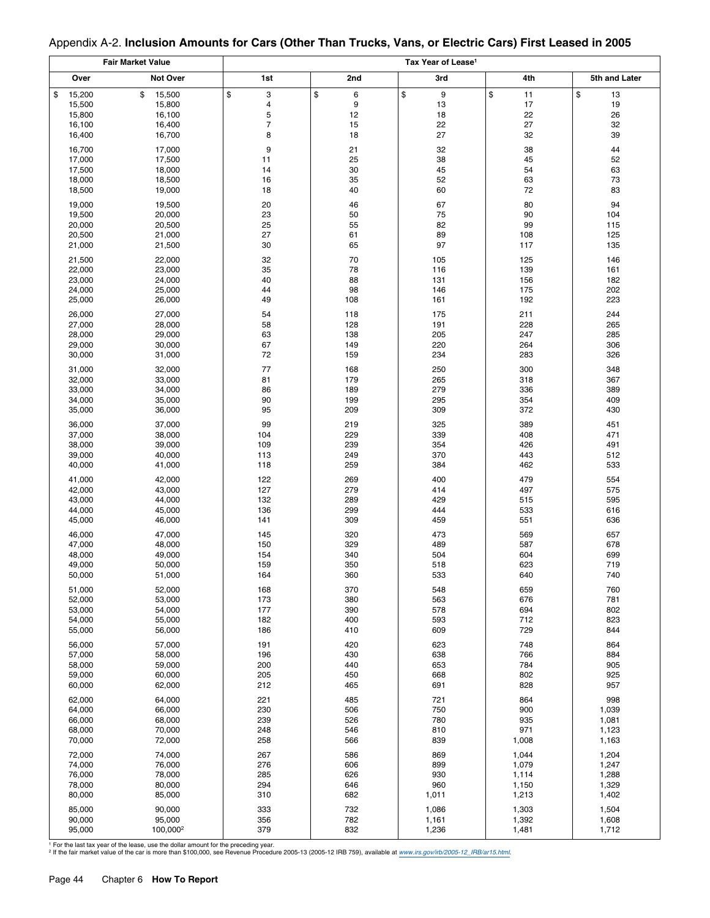## Appendix A-2. **Inclusion Amounts for Cars (Other Than Trucks, Vans, or Electric Cars) First Leased in 2005**

| Fair Market Value | | Tax Year of Lease[1] | | | | |
|---|---|---|---|---|---|---|
| Over | Not Over | 1st | 2nd | 3rd | 4th | 5th and Later |
| $ 15,200 | $ 15,500 | $ 3 | $ 6 | $ 9 | $ 11 | $ 13 |
| 15,500 | 15,800 | 4 | 9 | 13 | 17 | 19 |
| 15,800 | 16,100 | 5 | 12 | 18 | 22 | 26 |
| 16,100 | 16,400 | 7 | 15 | 22 | 27 | 32 |
| 16,400 | 16,700 | 8 | 18 | 27 | 32 | 39 |
| 16,700 | 17,000 | 9 | 21 | 32 | 38 | 44 |
| 17,000 | 17,500 | 11 | 25 | 38 | 45 | 52 |
| 17,500 | 18,000 | 14 | 30 | 45 | 54 | 63 |
| 18,000 | 18,500 | 16 | 35 | 52 | 63 | 73 |
| 18,500 | 19,000 | 18 | 40 | 60 | 72 | 83 |
| 19,000 | 19,500 | 20 | 46 | 67 | 80 | 94 |
| 19,500 | 20,000 | 23 | 50 | 75 | 90 | 104 |
| 20,000 | 20,500 | 25 | 55 | 82 | 99 | 115 |
| 20,500 | 21,000 | 27 | 61 | 89 | 108 | 125 |
| 21,000 | 21,500 | 30 | 65 | 97 | 117 | 135 |
| 21,500 | 22,000 | 32 | 70 | 105 | 125 | 146 |
| 22,000 | 23,000 | 35 | 78 | 116 | 139 | 161 |
| 23,000 | 24,000 | 40 | 88 | 131 | 156 | 182 |
| 24,000 | 25,000 | 44 | 98 | 146 | 175 | 202 |
| 25,000 | 26,000 | 49 | 108 | 161 | 192 | 223 |
| 26,000 | 27,000 | 54 | 118 | 175 | 211 | 244 |
| 27,000 | 28,000 | 58 | 128 | 191 | 228 | 265 |
| 28,000 | 29,000 | 63 | 138 | 205 | 247 | 285 |
| 29,000 | 30,000 | 67 | 149 | 220 | 264 | 306 |
| 30,000 | 31,000 | 72 | 159 | 234 | 283 | 326 |
| 31,000 | 32,000 | 77 | 168 | 250 | 300 | 348 |
| 32,000 | 33,000 | 81 | 179 | 265 | 318 | 367 |
| 33,000 | 34,000 | 86 | 189 | 279 | 336 | 389 |
| 34,000 | 35,000 | 90 | 199 | 295 | 354 | 409 |
| 35,000 | 36,000 | 95 | 209 | 309 | 372 | 430 |
| 36,000 | 37,000 | 99 | 219 | 325 | 389 | 451 |
| 37,000 | 38,000 | 104 | 229 | 339 | 408 | 471 |
| 38,000 | 39,000 | 109 | 239 | 354 | 426 | 491 |
| 39,000 | 40,000 | 113 | 249 | 370 | 443 | 512 |
| 40,000 | 41,000 | 118 | 259 | 384 | 462 | 533 |
| 41,000 | 42,000 | 122 | 269 | 400 | 479 | 554 |
| 42,000 | 43,000 | 127 | 279 | 414 | 497 | 575 |
| 43,000 | 44,000 | 132 | 289 | 429 | 515 | 595 |
| 44,000 | 45,000 | 136 | 299 | 444 | 533 | 616 |
| 45,000 | 46,000 | 141 | 309 | 459 | 551 | 636 |
| 46,000 | 47,000 | 145 | 320 | 473 | 569 | 657 |
| 47,000 | 48,000 | 150 | 329 | 489 | 587 | 678 |
| 48,000 | 49,000 | 154 | 340 | 504 | 604 | 699 |
| 49,000 | 50,000 | 159 | 350 | 518 | 623 | 719 |
| 50,000 | 51,000 | 164 | 360 | 533 | 640 | 740 |
| 51,000 | 52,000 | 168 | 370 | 548 | 659 | 760 |
| 52,000 | 53,000 | 173 | 380 | 563 | 676 | 781 |
| 53,000 | 54,000 | 177 | 390 | 578 | 694 | 802 |
| 54,000 | 55,000 | 182 | 400 | 593 | 712 | 823 |
| 55,000 | 56,000 | 186 | 410 | 609 | 729 | 844 |
| 56,000 | 57,000 | 191 | 420 | 623 | 748 | 864 |
| 57,000 | 58,000 | 196 | 430 | 638 | 766 | 884 |
| 58,000 | 59,000 | 200 | 440 | 653 | 784 | 905 |
| 59,000 | 60,000 | 205 | 450 | 668 | 802 | 925 |
| 60,000 | 62,000 | 212 | 465 | 691 | 828 | 957 |
| 62,000 | 64,000 | 221 | 485 | 721 | 864 | 998 |
| 64,000 | 66,000 | 230 | 506 | 750 | 900 | 1,039 |
| 66,000 | 68,000 | 239 | 526 | 780 | 935 | 1,081 |
| 68,000 | 70,000 | 248 | 546 | 810 | 971 | 1,123 |
| 70,000 | 72,000 | 258 | 566 | 839 | 1,008 | 1,163 |
| 72,000 | 74,000 | 267 | 586 | 869 | 1,044 | 1,204 |
| 74,000 | 76,000 | 276 | 606 | 899 | 1,079 | 1,247 |
| 76,000 | 78,000 | 285 | 626 | 930 | 1,114 | 1,288 |
| 78,000 | 80,000 | 294 | 646 | 960 | 1,150 | 1,329 |
| 80,000 | 85,000 | 310 | 682 | 1,011 | 1,213 | 1,402 |
| 85,000 | 90,000 | 333 | 732 | 1,086 | 1,303 | 1,504 |
| 90,000 | 95,000 | 356 | 782 | 1,161 | 1,392 | 1,608 |
| 95,000 | 100,000[2] | 379 | 832 | 1,236 | 1,481 | 1,712 |

[1] For the last tax year of the lease, use the dollar amount for the preceding year.
[2] If the fair market value of the car is more than $100,000, see Revenue Procedure 2005-13 (2005-12 IRB 759), available at *www.irs.gov/irb/2005-12_IRB/ar15.html*.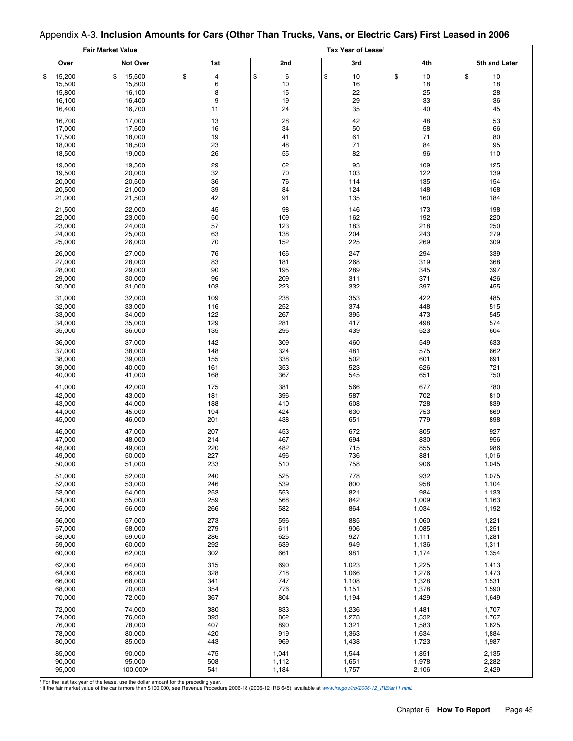Appendix A-3. **Inclusion Amounts for Cars (Other Than Trucks, Vans, or Electric Cars) First Leased in 2006**

| Fair Market Value | | Tax Year of Lease[1] | | | | |
|---|---|---|---|---|---|---|
| Over | Not Over | 1st | 2nd | 3rd | 4th | 5th and Later |
| $ 15,200 | $ 15,500 | $ 4 | $ 6 | $ 10 | $ 10 | $ 10 |
| 15,500 | 15,800 | 6 | 10 | 16 | 18 | 18 |
| 15,800 | 16,100 | 8 | 15 | 22 | 25 | 28 |
| 16,100 | 16,400 | 9 | 19 | 29 | 33 | 36 |
| 16,400 | 16,700 | 11 | 24 | 35 | 40 | 45 |
| 16,700 | 17,000 | 13 | 28 | 42 | 48 | 53 |
| 17,000 | 17,500 | 16 | 34 | 50 | 58 | 66 |
| 17,500 | 18,000 | 19 | 41 | 61 | 71 | 80 |
| 18,000 | 18,500 | 23 | 48 | 71 | 84 | 95 |
| 18,500 | 19,000 | 26 | 55 | 82 | 96 | 110 |
| 19,000 | 19,500 | 29 | 62 | 93 | 109 | 125 |
| 19,500 | 20,000 | 32 | 70 | 103 | 122 | 139 |
| 20,000 | 20,500 | 36 | 76 | 114 | 135 | 154 |
| 20,500 | 21,000 | 39 | 84 | 124 | 148 | 168 |
| 21,000 | 21,500 | 42 | 91 | 135 | 160 | 184 |
| 21,500 | 22,000 | 45 | 98 | 146 | 173 | 198 |
| 22,000 | 23,000 | 50 | 109 | 162 | 192 | 220 |
| 23,000 | 24,000 | 57 | 123 | 183 | 218 | 250 |
| 24,000 | 25,000 | 63 | 138 | 204 | 243 | 279 |
| 25,000 | 26,000 | 70 | 152 | 225 | 269 | 309 |
| 26,000 | 27,000 | 76 | 166 | 247 | 294 | 339 |
| 27,000 | 28,000 | 83 | 181 | 268 | 319 | 368 |
| 28,000 | 29,000 | 90 | 195 | 289 | 345 | 397 |
| 29,000 | 30,000 | 96 | 209 | 311 | 371 | 426 |
| 30,000 | 31,000 | 103 | 223 | 332 | 397 | 455 |
| 31,000 | 32,000 | 109 | 238 | 353 | 422 | 485 |
| 32,000 | 33,000 | 116 | 252 | 374 | 448 | 515 |
| 33,000 | 34,000 | 122 | 267 | 395 | 473 | 545 |
| 34,000 | 35,000 | 129 | 281 | 417 | 498 | 574 |
| 35,000 | 36,000 | 135 | 295 | 439 | 523 | 604 |
| 36,000 | 37,000 | 142 | 309 | 460 | 549 | 633 |
| 37,000 | 38,000 | 148 | 324 | 481 | 575 | 662 |
| 38,000 | 39,000 | 155 | 338 | 502 | 601 | 691 |
| 39,000 | 40,000 | 161 | 353 | 523 | 626 | 721 |
| 40,000 | 41,000 | 168 | 367 | 545 | 651 | 750 |
| 41,000 | 42,000 | 175 | 381 | 566 | 677 | 780 |
| 42,000 | 43,000 | 181 | 396 | 587 | 702 | 810 |
| 43,000 | 44,000 | 188 | 410 | 608 | 728 | 839 |
| 44,000 | 45,000 | 194 | 424 | 630 | 753 | 869 |
| 45,000 | 46,000 | 201 | 438 | 651 | 779 | 898 |
| 46,000 | 47,000 | 207 | 453 | 672 | 805 | 927 |
| 47,000 | 48,000 | 214 | 467 | 694 | 830 | 956 |
| 48,000 | 49,000 | 220 | 482 | 715 | 855 | 986 |
| 49,000 | 50,000 | 227 | 496 | 736 | 881 | 1,016 |
| 50,000 | 51,000 | 233 | 510 | 758 | 906 | 1,045 |
| 51,000 | 52,000 | 240 | 525 | 778 | 932 | 1,075 |
| 52,000 | 53,000 | 246 | 539 | 800 | 958 | 1,104 |
| 53,000 | 54,000 | 253 | 553 | 821 | 984 | 1,133 |
| 54,000 | 55,000 | 259 | 568 | 842 | 1,009 | 1,163 |
| 55,000 | 56,000 | 266 | 582 | 864 | 1,034 | 1,192 |
| 56,000 | 57,000 | 273 | 596 | 885 | 1,060 | 1,221 |
| 57,000 | 58,000 | 279 | 611 | 906 | 1,085 | 1,251 |
| 58,000 | 59,000 | 286 | 625 | 927 | 1,111 | 1,281 |
| 59,000 | 60,000 | 292 | 639 | 949 | 1,136 | 1,311 |
| 60,000 | 62,000 | 302 | 661 | 981 | 1,174 | 1,354 |
| 62,000 | 64,000 | 315 | 690 | 1,023 | 1,225 | 1,413 |
| 64,000 | 66,000 | 328 | 718 | 1,066 | 1,276 | 1,473 |
| 66,000 | 68,000 | 341 | 747 | 1,108 | 1,328 | 1,531 |
| 68,000 | 70,000 | 354 | 776 | 1,151 | 1,378 | 1,590 |
| 70,000 | 72,000 | 367 | 804 | 1,194 | 1,429 | 1,649 |
| 72,000 | 74,000 | 380 | 833 | 1,236 | 1,481 | 1,707 |
| 74,000 | 76,000 | 393 | 862 | 1,278 | 1,532 | 1,767 |
| 76,000 | 78,000 | 407 | 890 | 1,321 | 1,583 | 1,825 |
| 78,000 | 80,000 | 420 | 919 | 1,363 | 1,634 | 1,884 |
| 80,000 | 85,000 | 443 | 969 | 1,438 | 1,723 | 1,987 |
| 85,000 | 90,000 | 475 | 1,041 | 1,544 | 1,851 | 2,135 |
| 90,000 | 95,000 | 508 | 1,112 | 1,651 | 1,978 | 2,282 |
| 95,000 | 100,000[2] | 541 | 1,184 | 1,757 | 2,106 | 2,429 |

[1] For the last tax year of the lease, use the dollar amount for the preceding year.
[2] If the fair market value of the car is more than $100,000, see Revenue Procedure 2006-18 (2006-12 IRB 645), available at *www.irs.gov/irb/2006-12_IRB/ar11.html*.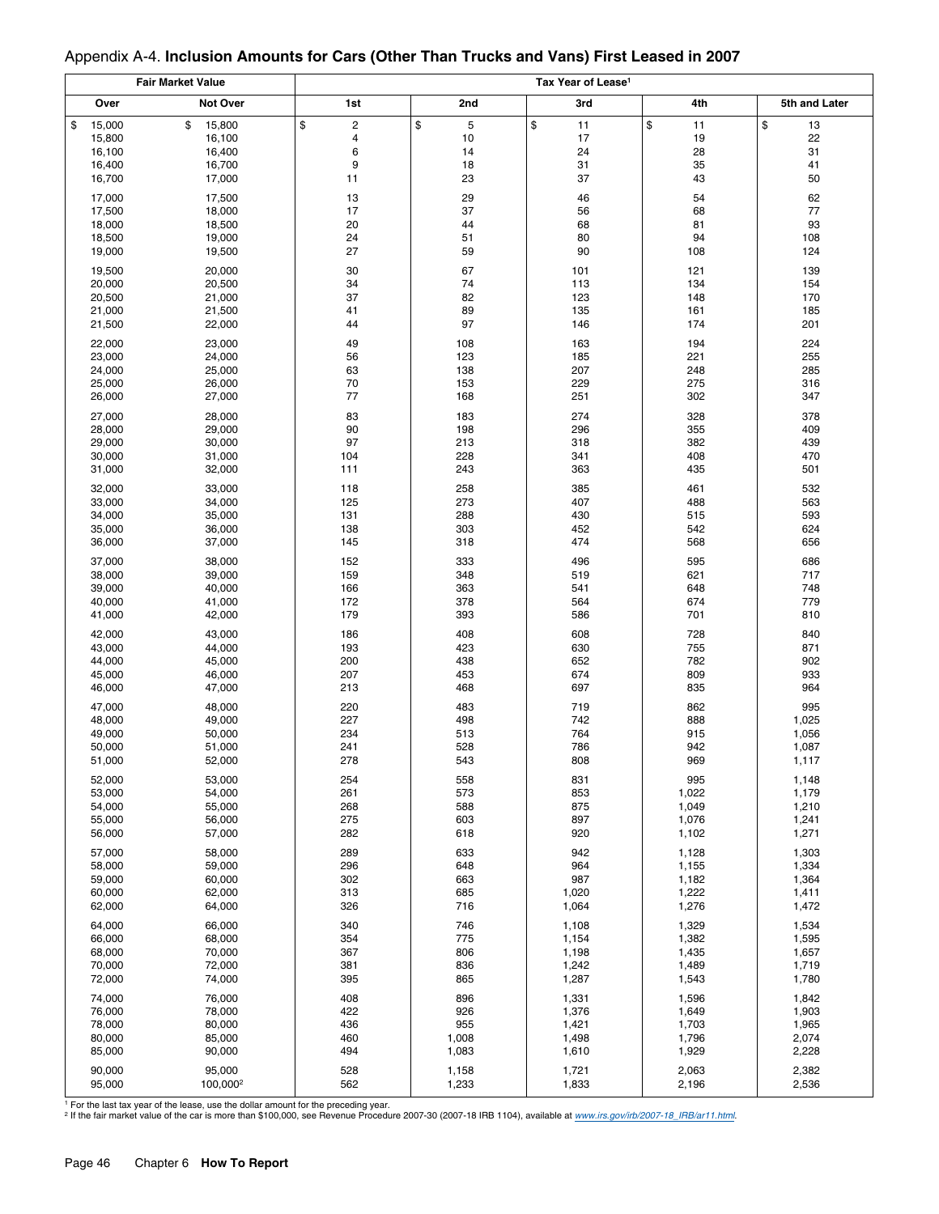## Appendix A-4. **Inclusion Amounts for Cars (Other Than Trucks and Vans) First Leased in 2007**

| Fair Market Value | | Tax Year of Lease[1] | | | | |
|---|---|---|---|---|---|---|
| Over | Not Over | 1st | 2nd | 3rd | 4th | 5th and Later |
| $ 15,000 | $ 15,800 | $ 2 | $ 5 | $ 11 | $ 11 | $ 13 |
| 15,800 | 16,100 | 4 | 10 | 17 | 19 | 22 |
| 16,100 | 16,400 | 6 | 14 | 24 | 28 | 31 |
| 16,400 | 16,700 | 9 | 18 | 31 | 35 | 41 |
| 16,700 | 17,000 | 11 | 23 | 37 | 43 | 50 |
| 17,000 | 17,500 | 13 | 29 | 46 | 54 | 62 |
| 17,500 | 18,000 | 17 | 37 | 56 | 68 | 77 |
| 18,000 | 18,500 | 20 | 44 | 68 | 81 | 93 |
| 18,500 | 19,000 | 24 | 51 | 80 | 94 | 108 |
| 19,000 | 19,500 | 27 | 59 | 90 | 108 | 124 |
| 19,500 | 20,000 | 30 | 67 | 101 | 121 | 139 |
| 20,000 | 20,500 | 34 | 74 | 113 | 134 | 154 |
| 20,500 | 21,000 | 37 | 82 | 123 | 148 | 170 |
| 21,000 | 21,500 | 41 | 89 | 135 | 161 | 185 |
| 21,500 | 22,000 | 44 | 97 | 146 | 174 | 201 |
| 22,000 | 23,000 | 49 | 108 | 163 | 194 | 224 |
| 23,000 | 24,000 | 56 | 123 | 185 | 221 | 255 |
| 24,000 | 25,000 | 63 | 138 | 207 | 248 | 285 |
| 25,000 | 26,000 | 70 | 153 | 229 | 275 | 316 |
| 26,000 | 27,000 | 77 | 168 | 251 | 302 | 347 |
| 27,000 | 28,000 | 83 | 183 | 274 | 328 | 378 |
| 28,000 | 29,000 | 90 | 198 | 296 | 355 | 409 |
| 29,000 | 30,000 | 97 | 213 | 318 | 382 | 439 |
| 30,000 | 31,000 | 104 | 228 | 341 | 408 | 470 |
| 31,000 | 32,000 | 111 | 243 | 363 | 435 | 501 |
| 32,000 | 33,000 | 118 | 258 | 385 | 461 | 532 |
| 33,000 | 34,000 | 125 | 273 | 407 | 488 | 563 |
| 34,000 | 35,000 | 131 | 288 | 430 | 515 | 593 |
| 35,000 | 36,000 | 138 | 303 | 452 | 542 | 624 |
| 36,000 | 37,000 | 145 | 318 | 474 | 568 | 656 |
| 37,000 | 38,000 | 152 | 333 | 496 | 595 | 686 |
| 38,000 | 39,000 | 159 | 348 | 519 | 621 | 717 |
| 39,000 | 40,000 | 166 | 363 | 541 | 648 | 748 |
| 40,000 | 41,000 | 172 | 378 | 564 | 674 | 779 |
| 41,000 | 42,000 | 179 | 393 | 586 | 701 | 810 |
| 42,000 | 43,000 | 186 | 408 | 608 | 728 | 840 |
| 43,000 | 44,000 | 193 | 423 | 630 | 755 | 871 |
| 44,000 | 45,000 | 200 | 438 | 652 | 782 | 902 |
| 45,000 | 46,000 | 207 | 453 | 674 | 809 | 933 |
| 46,000 | 47,000 | 213 | 468 | 697 | 835 | 964 |
| 47,000 | 48,000 | 220 | 483 | 719 | 862 | 995 |
| 48,000 | 49,000 | 227 | 498 | 742 | 888 | 1,025 |
| 49,000 | 50,000 | 234 | 513 | 764 | 915 | 1,056 |
| 50,000 | 51,000 | 241 | 528 | 786 | 942 | 1,087 |
| 51,000 | 52,000 | 278 | 543 | 808 | 969 | 1,117 |
| 52,000 | 53,000 | 254 | 558 | 831 | 995 | 1,148 |
| 53,000 | 54,000 | 261 | 573 | 853 | 1,022 | 1,179 |
| 54,000 | 55,000 | 268 | 588 | 875 | 1,049 | 1,210 |
| 55,000 | 56,000 | 275 | 603 | 897 | 1,076 | 1,241 |
| 56,000 | 57,000 | 282 | 618 | 920 | 1,102 | 1,271 |
| 57,000 | 58,000 | 289 | 633 | 942 | 1,128 | 1,303 |
| 58,000 | 59,000 | 296 | 648 | 964 | 1,155 | 1,334 |
| 59,000 | 60,000 | 302 | 663 | 987 | 1,182 | 1,364 |
| 60,000 | 62,000 | 313 | 685 | 1,020 | 1,222 | 1,411 |
| 62,000 | 64,000 | 326 | 716 | 1,064 | 1,276 | 1,472 |
| 64,000 | 66,000 | 340 | 746 | 1,108 | 1,329 | 1,534 |
| 66,000 | 68,000 | 354 | 775 | 1,154 | 1,382 | 1,595 |
| 68,000 | 70,000 | 367 | 806 | 1,198 | 1,435 | 1,657 |
| 70,000 | 72,000 | 381 | 836 | 1,242 | 1,489 | 1,719 |
| 72,000 | 74,000 | 395 | 865 | 1,287 | 1,543 | 1,780 |
| 74,000 | 76,000 | 408 | 896 | 1,331 | 1,596 | 1,842 |
| 76,000 | 78,000 | 422 | 926 | 1,376 | 1,649 | 1,903 |
| 78,000 | 80,000 | 436 | 955 | 1,421 | 1,703 | 1,965 |
| 80,000 | 85,000 | 460 | 1,008 | 1,498 | 1,796 | 2,074 |
| 85,000 | 90,000 | 494 | 1,083 | 1,610 | 1,929 | 2,228 |
| 90,000 | 95,000 | 528 | 1,158 | 1,721 | 2,063 | 2,382 |
| 95,000 | 100,000[2] | 562 | 1,233 | 1,833 | 2,196 | 2,536 |

[1] For the last tax year of the lease, use the dollar amount for the preceding year.

[2] If the fair market value of the car is more than $100,000, see Revenue Procedure 2007-30 (2007-18 IRB 1104), available at *www.irs.gov/irb/2007-18_IRB/ar11.html*.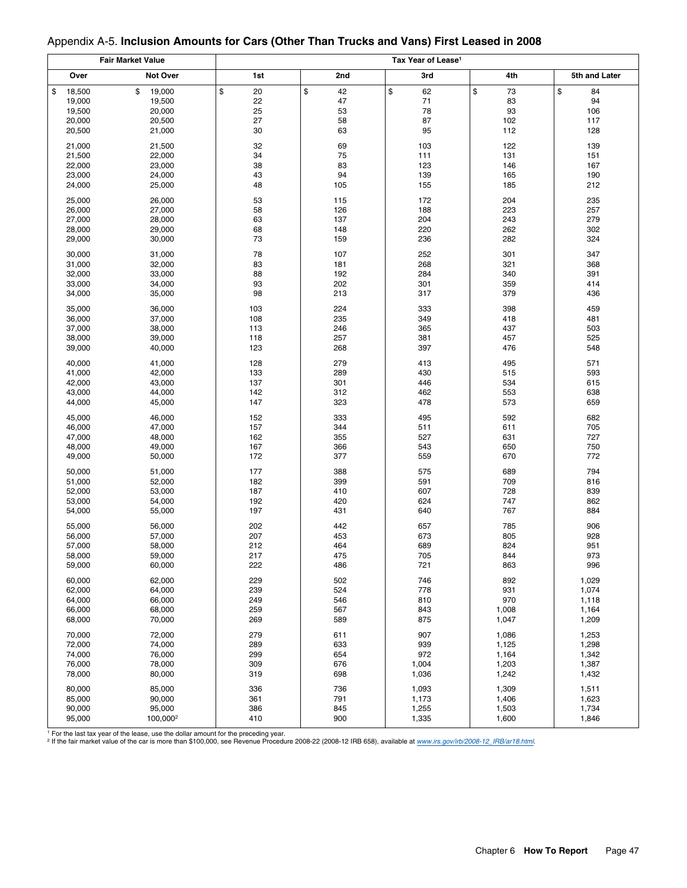## Appendix A-5. **Inclusion Amounts for Cars (Other Than Trucks and Vans) First Leased in 2008**

| Fair Market Value | | Tax Year of Lease[1] | | | | |
|---|---|---|---|---|---|---|
| Over | Not Over | 1st | 2nd | 3rd | 4th | 5th and Later |
| $ 18,500 | $ 19,000 | $ 20 | $ 42 | $ 62 | $ 73 | $ 84 |
| 19,000 | 19,500 | 22 | 47 | 71 | 83 | 94 |
| 19,500 | 20,000 | 25 | 53 | 78 | 93 | 106 |
| 20,000 | 20,500 | 27 | 58 | 87 | 102 | 117 |
| 20,500 | 21,000 | 30 | 63 | 95 | 112 | 128 |
| 21,000 | 21,500 | 32 | 69 | 103 | 122 | 139 |
| 21,500 | 22,000 | 34 | 75 | 111 | 131 | 151 |
| 22,000 | 23,000 | 38 | 83 | 123 | 146 | 167 |
| 23,000 | 24,000 | 43 | 94 | 139 | 165 | 190 |
| 24,000 | 25,000 | 48 | 105 | 155 | 185 | 212 |
| 25,000 | 26,000 | 53 | 115 | 172 | 204 | 235 |
| 26,000 | 27,000 | 58 | 126 | 188 | 223 | 257 |
| 27,000 | 28,000 | 63 | 137 | 204 | 243 | 279 |
| 28,000 | 29,000 | 68 | 148 | 220 | 262 | 302 |
| 29,000 | 30,000 | 73 | 159 | 236 | 282 | 324 |
| 30,000 | 31,000 | 78 | 107 | 252 | 301 | 347 |
| 31,000 | 32,000 | 83 | 181 | 268 | 321 | 368 |
| 32,000 | 33,000 | 88 | 192 | 284 | 340 | 391 |
| 33,000 | 34,000 | 93 | 202 | 301 | 359 | 414 |
| 34,000 | 35,000 | 98 | 213 | 317 | 379 | 436 |
| 35,000 | 36,000 | 103 | 224 | 333 | 398 | 459 |
| 36,000 | 37,000 | 108 | 235 | 349 | 418 | 481 |
| 37,000 | 38,000 | 113 | 246 | 365 | 437 | 503 |
| 38,000 | 39,000 | 118 | 257 | 381 | 457 | 525 |
| 39,000 | 40,000 | 123 | 268 | 397 | 476 | 548 |
| 40,000 | 41,000 | 128 | 279 | 413 | 495 | 571 |
| 41,000 | 42,000 | 133 | 289 | 430 | 515 | 593 |
| 42,000 | 43,000 | 137 | 301 | 446 | 534 | 615 |
| 43,000 | 44,000 | 142 | 312 | 462 | 553 | 638 |
| 44,000 | 45,000 | 147 | 323 | 478 | 573 | 659 |
| 45,000 | 46,000 | 152 | 333 | 495 | 592 | 682 |
| 46,000 | 47,000 | 157 | 344 | 511 | 611 | 705 |
| 47,000 | 48,000 | 162 | 355 | 527 | 631 | 727 |
| 48,000 | 49,000 | 167 | 366 | 543 | 650 | 750 |
| 49,000 | 50,000 | 172 | 377 | 559 | 670 | 772 |
| 50,000 | 51,000 | 177 | 388 | 575 | 689 | 794 |
| 51,000 | 52,000 | 182 | 399 | 591 | 709 | 816 |
| 52,000 | 53,000 | 187 | 410 | 607 | 728 | 839 |
| 53,000 | 54,000 | 192 | 420 | 624 | 747 | 862 |
| 54,000 | 55,000 | 197 | 431 | 640 | 767 | 884 |
| 55,000 | 56,000 | 202 | 442 | 657 | 785 | 906 |
| 56,000 | 57,000 | 207 | 453 | 673 | 805 | 928 |
| 57,000 | 58,000 | 212 | 464 | 689 | 824 | 951 |
| 58,000 | 59,000 | 217 | 475 | 705 | 844 | 973 |
| 59,000 | 60,000 | 222 | 486 | 721 | 863 | 996 |
| 60,000 | 62,000 | 229 | 502 | 746 | 892 | 1,029 |
| 62,000 | 64,000 | 239 | 524 | 778 | 931 | 1,074 |
| 64,000 | 66,000 | 249 | 546 | 810 | 970 | 1,118 |
| 66,000 | 68,000 | 259 | 567 | 843 | 1,008 | 1,164 |
| 68,000 | 70,000 | 269 | 589 | 875 | 1,047 | 1,209 |
| 70,000 | 72,000 | 279 | 611 | 907 | 1,086 | 1,253 |
| 72,000 | 74,000 | 289 | 633 | 939 | 1,125 | 1,298 |
| 74,000 | 76,000 | 299 | 654 | 972 | 1,164 | 1,342 |
| 76,000 | 78,000 | 309 | 676 | 1,004 | 1,203 | 1,387 |
| 78,000 | 80,000 | 319 | 698 | 1,036 | 1,242 | 1,432 |
| 80,000 | 85,000 | 336 | 736 | 1,093 | 1,309 | 1,511 |
| 85,000 | 90,000 | 361 | 791 | 1,173 | 1,406 | 1,623 |
| 90,000 | 95,000 | 386 | 845 | 1,255 | 1,503 | 1,734 |
| 95,000 | 100,000[2] | 410 | 900 | 1,335 | 1,600 | 1,846 |

[1] For the last tax year of the lease, use the dollar amount for the preceding year.

[2] If the fair market value of the car is more than $100,000, see Revenue Procedure 2008-22 (2008-12 IRB 658), available at *www.irs.gov/irb/2008-12_IRB/ar18.html*.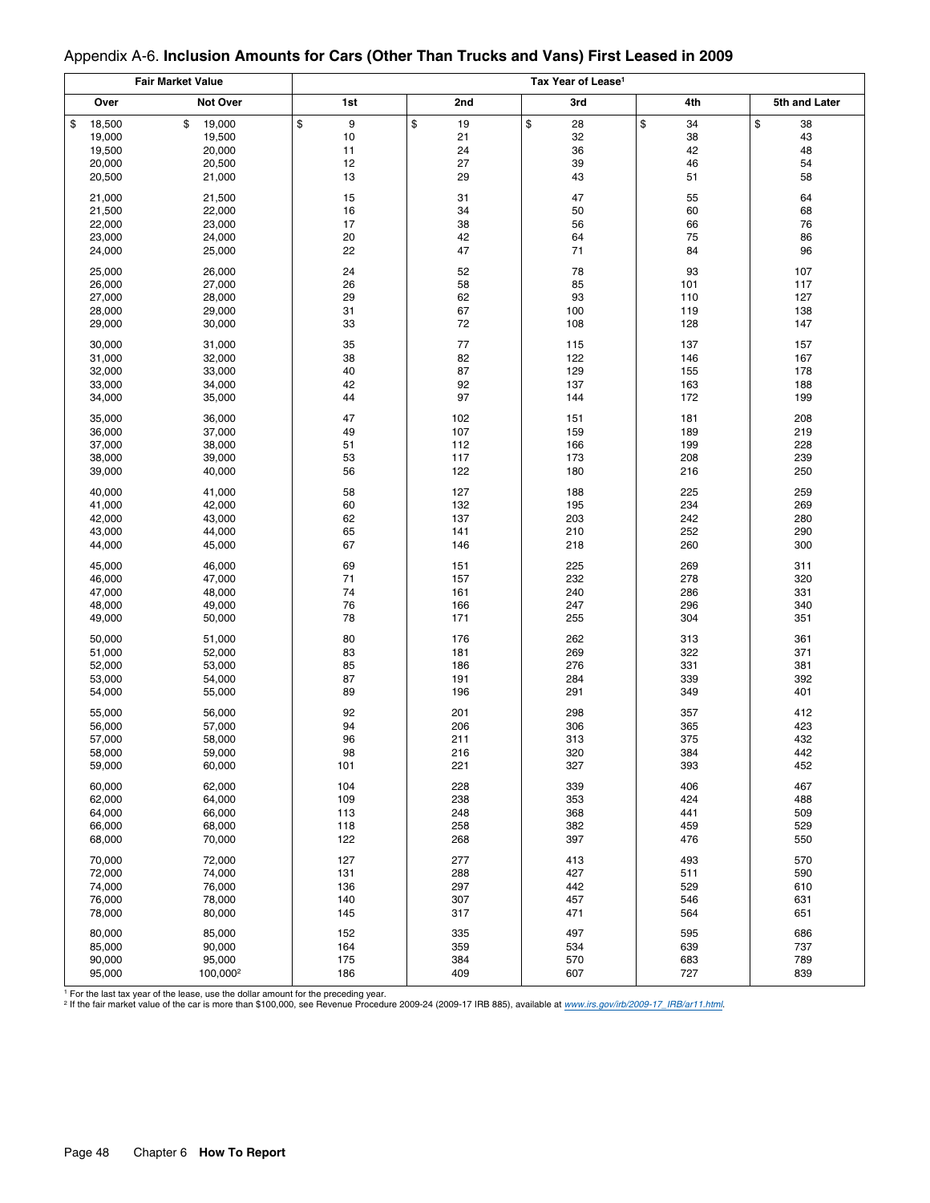## Appendix A-6. **Inclusion Amounts for Cars (Other Than Trucks and Vans) First Leased in 2009**

| Fair Market Value | | Tax Year of Lease[1] | | | | |
|---|---|---|---|---|---|---|
| Over | Not Over | 1st | 2nd | 3rd | 4th | 5th and Later |
| $ 18,500 | $ 19,000 | $ 9 | $ 19 | $ 28 | $ 34 | $ 38 |
| 19,000 | 19,500 | 10 | 21 | 32 | 38 | 43 |
| 19,500 | 20,000 | 11 | 24 | 36 | 42 | 48 |
| 20,000 | 20,500 | 12 | 27 | 39 | 46 | 54 |
| 20,500 | 21,000 | 13 | 29 | 43 | 51 | 58 |
| 21,000 | 21,500 | 15 | 31 | 47 | 55 | 64 |
| 21,500 | 22,000 | 16 | 34 | 50 | 60 | 68 |
| 22,000 | 23,000 | 17 | 38 | 56 | 66 | 76 |
| 23,000 | 24,000 | 20 | 42 | 64 | 75 | 86 |
| 24,000 | 25,000 | 22 | 47 | 71 | 84 | 96 |
| 25,000 | 26,000 | 24 | 52 | 78 | 93 | 107 |
| 26,000 | 27,000 | 26 | 58 | 85 | 101 | 117 |
| 27,000 | 28,000 | 29 | 62 | 93 | 110 | 127 |
| 28,000 | 29,000 | 31 | 67 | 100 | 119 | 138 |
| 29,000 | 30,000 | 33 | 72 | 108 | 128 | 147 |
| 30,000 | 31,000 | 35 | 77 | 115 | 137 | 157 |
| 31,000 | 32,000 | 38 | 82 | 122 | 146 | 167 |
| 32,000 | 33,000 | 40 | 87 | 129 | 155 | 178 |
| 33,000 | 34,000 | 42 | 92 | 137 | 163 | 188 |
| 34,000 | 35,000 | 44 | 97 | 144 | 172 | 199 |
| 35,000 | 36,000 | 47 | 102 | 151 | 181 | 208 |
| 36,000 | 37,000 | 49 | 107 | 159 | 189 | 219 |
| 37,000 | 38,000 | 51 | 112 | 166 | 199 | 228 |
| 38,000 | 39,000 | 53 | 117 | 173 | 208 | 239 |
| 39,000 | 40,000 | 56 | 122 | 180 | 216 | 250 |
| 40,000 | 41,000 | 58 | 127 | 188 | 225 | 259 |
| 41,000 | 42,000 | 60 | 132 | 195 | 234 | 269 |
| 42,000 | 43,000 | 62 | 137 | 203 | 242 | 280 |
| 43,000 | 44,000 | 65 | 141 | 210 | 252 | 290 |
| 44,000 | 45,000 | 67 | 146 | 218 | 260 | 300 |
| 45,000 | 46,000 | 69 | 151 | 225 | 269 | 311 |
| 46,000 | 47,000 | 71 | 157 | 232 | 278 | 320 |
| 47,000 | 48,000 | 74 | 161 | 240 | 286 | 331 |
| 48,000 | 49,000 | 76 | 166 | 247 | 296 | 340 |
| 49,000 | 50,000 | 78 | 171 | 255 | 304 | 351 |
| 50,000 | 51,000 | 80 | 176 | 262 | 313 | 361 |
| 51,000 | 52,000 | 83 | 181 | 269 | 322 | 371 |
| 52,000 | 53,000 | 85 | 186 | 276 | 331 | 381 |
| 53,000 | 54,000 | 87 | 191 | 284 | 339 | 392 |
| 54,000 | 55,000 | 89 | 196 | 291 | 349 | 401 |
| 55,000 | 56,000 | 92 | 201 | 298 | 357 | 412 |
| 56,000 | 57,000 | 94 | 206 | 306 | 365 | 423 |
| 57,000 | 58,000 | 96 | 211 | 313 | 375 | 432 |
| 58,000 | 59,000 | 98 | 216 | 320 | 384 | 442 |
| 59,000 | 60,000 | 101 | 221 | 327 | 393 | 452 |
| 60,000 | 62,000 | 104 | 228 | 339 | 406 | 467 |
| 62,000 | 64,000 | 109 | 238 | 353 | 424 | 488 |
| 64,000 | 66,000 | 113 | 248 | 368 | 441 | 509 |
| 66,000 | 68,000 | 118 | 258 | 382 | 459 | 529 |
| 68,000 | 70,000 | 122 | 268 | 397 | 476 | 550 |
| 70,000 | 72,000 | 127 | 277 | 413 | 493 | 570 |
| 72,000 | 74,000 | 131 | 288 | 427 | 511 | 590 |
| 74,000 | 76,000 | 136 | 297 | 442 | 529 | 610 |
| 76,000 | 78,000 | 140 | 307 | 457 | 546 | 631 |
| 78,000 | 80,000 | 145 | 317 | 471 | 564 | 651 |
| 80,000 | 85,000 | 152 | 335 | 497 | 595 | 686 |
| 85,000 | 90,000 | 164 | 359 | 534 | 639 | 737 |
| 90,000 | 95,000 | 175 | 384 | 570 | 683 | 789 |
| 95,000 | 100,000[2] | 186 | 409 | 607 | 727 | 839 |

[1] For the last tax year of the lease, use the dollar amount for the preceding year.
[2] If the fair market value of the car is more than $100,000, see Revenue Procedure 2009-24 (2009-17 IRB 885), available at *www.irs.gov/irb/2009-17_IRB/ar11.html*.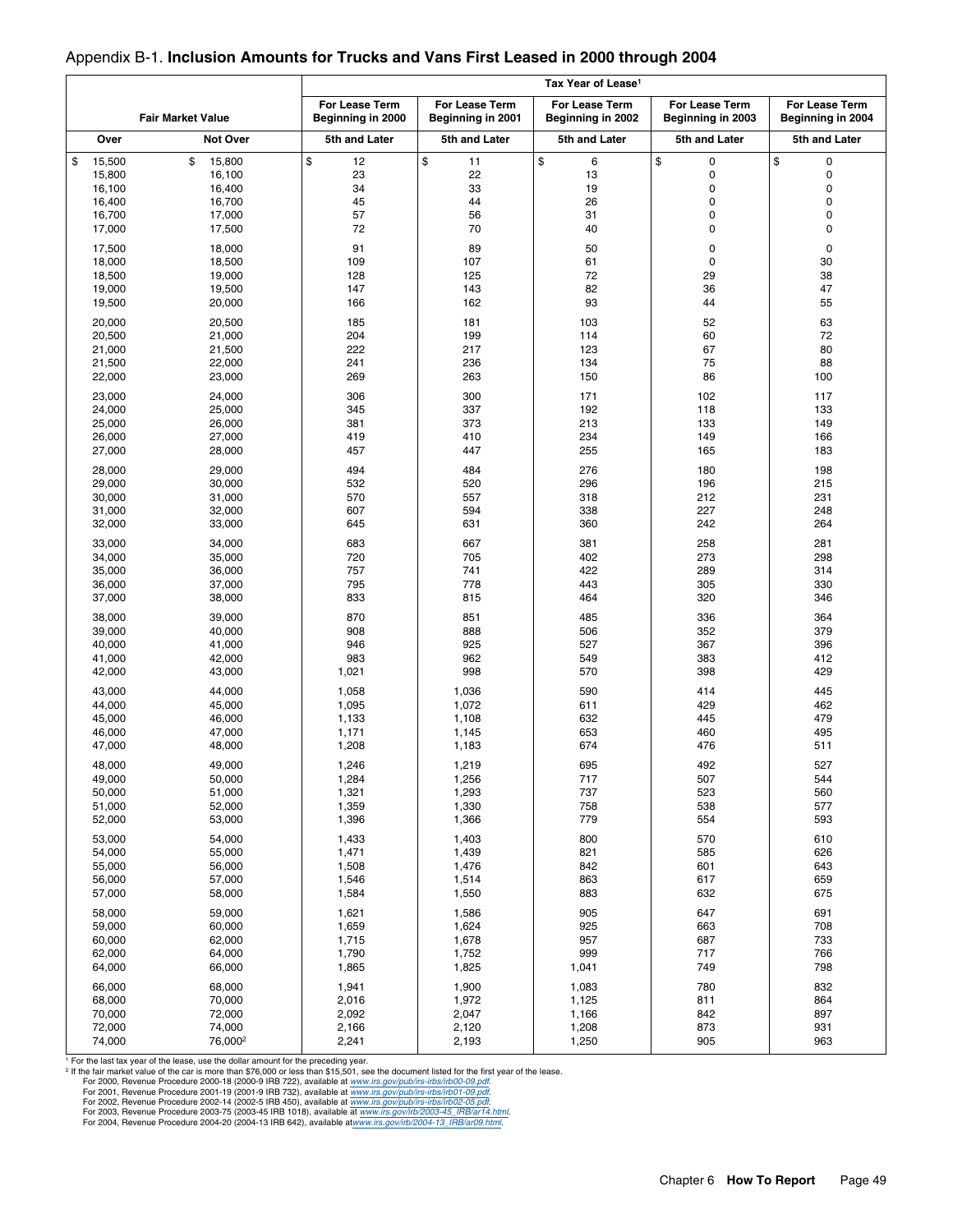## Appendix B-1. **Inclusion Amounts for Trucks and Vans First Leased in 2000 through 2004**

| Fair Market Value | | Tax Year of Lease[1] | | | | |
|---|---|---|---|---|---|---|
| | | For Lease Term Beginning in 2000 | For Lease Term Beginning in 2001 | For Lease Term Beginning in 2002 | For Lease Term Beginning in 2003 | For Lease Term Beginning in 2004 |
| Over | Not Over | 5th and Later | 5th and Later | 5th and Later | 5th and Later | 5th and Later |
| $ 15,500 | $ 15,800 | $ 12 | $ 11 | $ 6 | $ 0 | $ 0 |
| 15,800 | 16,100 | 23 | 22 | 13 | 0 | 0 |
| 16,100 | 16,400 | 34 | 33 | 19 | 0 | 0 |
| 16,400 | 16,700 | 45 | 44 | 26 | 0 | 0 |
| 16,700 | 17,000 | 57 | 56 | 31 | 0 | 0 |
| 17,000 | 17,500 | 72 | 70 | 40 | 0 | 0 |
| 17,500 | 18,000 | 91 | 89 | 50 | 0 | 0 |
| 18,000 | 18,500 | 109 | 107 | 61 | 0 | 30 |
| 18,500 | 19,000 | 128 | 125 | 72 | 29 | 38 |
| 19,000 | 19,500 | 147 | 143 | 82 | 36 | 47 |
| 19,500 | 20,000 | 166 | 162 | 93 | 44 | 55 |
| 20,000 | 20,500 | 185 | 181 | 103 | 52 | 63 |
| 20,500 | 21,000 | 204 | 199 | 114 | 60 | 72 |
| 21,000 | 21,500 | 222 | 217 | 123 | 67 | 80 |
| 21,500 | 22,000 | 241 | 236 | 134 | 75 | 88 |
| 22,000 | 23,000 | 269 | 263 | 150 | 86 | 100 |
| 23,000 | 24,000 | 306 | 300 | 171 | 102 | 117 |
| 24,000 | 25,000 | 345 | 337 | 192 | 118 | 133 |
| 25,000 | 26,000 | 381 | 373 | 213 | 133 | 149 |
| 26,000 | 27,000 | 419 | 410 | 234 | 149 | 166 |
| 27,000 | 28,000 | 457 | 447 | 255 | 165 | 183 |
| 28,000 | 29,000 | 494 | 484 | 276 | 180 | 198 |
| 29,000 | 30,000 | 532 | 520 | 296 | 196 | 215 |
| 30,000 | 31,000 | 570 | 557 | 318 | 212 | 231 |
| 31,000 | 32,000 | 607 | 594 | 338 | 227 | 248 |
| 32,000 | 33,000 | 645 | 631 | 360 | 242 | 264 |
| 33,000 | 34,000 | 683 | 667 | 381 | 258 | 281 |
| 34,000 | 35,000 | 720 | 705 | 402 | 273 | 298 |
| 35,000 | 36,000 | 757 | 741 | 422 | 289 | 314 |
| 36,000 | 37,000 | 795 | 778 | 443 | 305 | 330 |
| 37,000 | 38,000 | 833 | 815 | 464 | 320 | 346 |
| 38,000 | 39,000 | 870 | 851 | 485 | 336 | 364 |
| 39,000 | 40,000 | 908 | 888 | 506 | 352 | 379 |
| 40,000 | 41,000 | 946 | 925 | 527 | 367 | 396 |
| 41,000 | 42,000 | 983 | 962 | 549 | 383 | 412 |
| 42,000 | 43,000 | 1,021 | 998 | 570 | 398 | 429 |
| 43,000 | 44,000 | 1,058 | 1,036 | 590 | 414 | 445 |
| 44,000 | 45,000 | 1,095 | 1,072 | 611 | 429 | 462 |
| 45,000 | 46,000 | 1,133 | 1,108 | 632 | 445 | 479 |
| 46,000 | 47,000 | 1,171 | 1,145 | 653 | 460 | 495 |
| 47,000 | 48,000 | 1,208 | 1,183 | 674 | 476 | 511 |
| 48,000 | 49,000 | 1,246 | 1,219 | 695 | 492 | 527 |
| 49,000 | 50,000 | 1,284 | 1,256 | 717 | 507 | 544 |
| 50,000 | 51,000 | 1,321 | 1,293 | 737 | 523 | 560 |
| 51,000 | 52,000 | 1,359 | 1,330 | 758 | 538 | 577 |
| 52,000 | 53,000 | 1,396 | 1,366 | 779 | 554 | 593 |
| 53,000 | 54,000 | 1,433 | 1,403 | 800 | 570 | 610 |
| 54,000 | 55,000 | 1,471 | 1,439 | 821 | 585 | 626 |
| 55,000 | 56,000 | 1,508 | 1,476 | 842 | 601 | 643 |
| 56,000 | 57,000 | 1,546 | 1,514 | 863 | 617 | 659 |
| 57,000 | 58,000 | 1,584 | 1,550 | 883 | 632 | 675 |
| 58,000 | 59,000 | 1,621 | 1,586 | 905 | 647 | 691 |
| 59,000 | 60,000 | 1,659 | 1,624 | 925 | 663 | 708 |
| 60,000 | 62,000 | 1,715 | 1,678 | 957 | 687 | 733 |
| 62,000 | 64,000 | 1,790 | 1,752 | 999 | 717 | 766 |
| 64,000 | 66,000 | 1,865 | 1,825 | 1,041 | 749 | 798 |
| 66,000 | 68,000 | 1,941 | 1,900 | 1,083 | 780 | 832 |
| 68,000 | 70,000 | 2,016 | 1,972 | 1,125 | 811 | 864 |
| 70,000 | 72,000 | 2,092 | 2,047 | 1,166 | 842 | 897 |
| 72,000 | 74,000 | 2,166 | 2,120 | 1,208 | 873 | 931 |
| 74,000 | 76,000[2] | 2,241 | 2,193 | 1,250 | 905 | 963 |

[1] For the last tax year of the lease, use the dollar amount for the preceding year.

[2] If the fair market value of the car is more than $76,000 or less than $15,501, see the document listed for the first year of the lease.

For 2000, Revenue Procedure 2000-18 (2000-9 IRB 722), available at *www.irs.gov/pub/irs-irbs/irb00-09.pdf*.

For 2001, Revenue Procedure 2001-19 (2001-9 IRB 732), available at *www.irs.gov/pub/irs-irbs/irb01-09.pdf*.

For 2002, Revenue Procedure 2002-14 (2002-5 IRB 450), available at *www.irs.gov/pub/irs-irbs/irb02-05.pdf*.

For 2003, Revenue Procedure 2003-75 (2003-45 IRB 1018), available at *www.irs.gov/irb/2003-45_IRB/ar14.html*.

For 2004, Revenue Procedure 2004-20 (2004-13 IRB 642), available at *www.irs.gov/irb/2004-13_IRB/ar09.html*.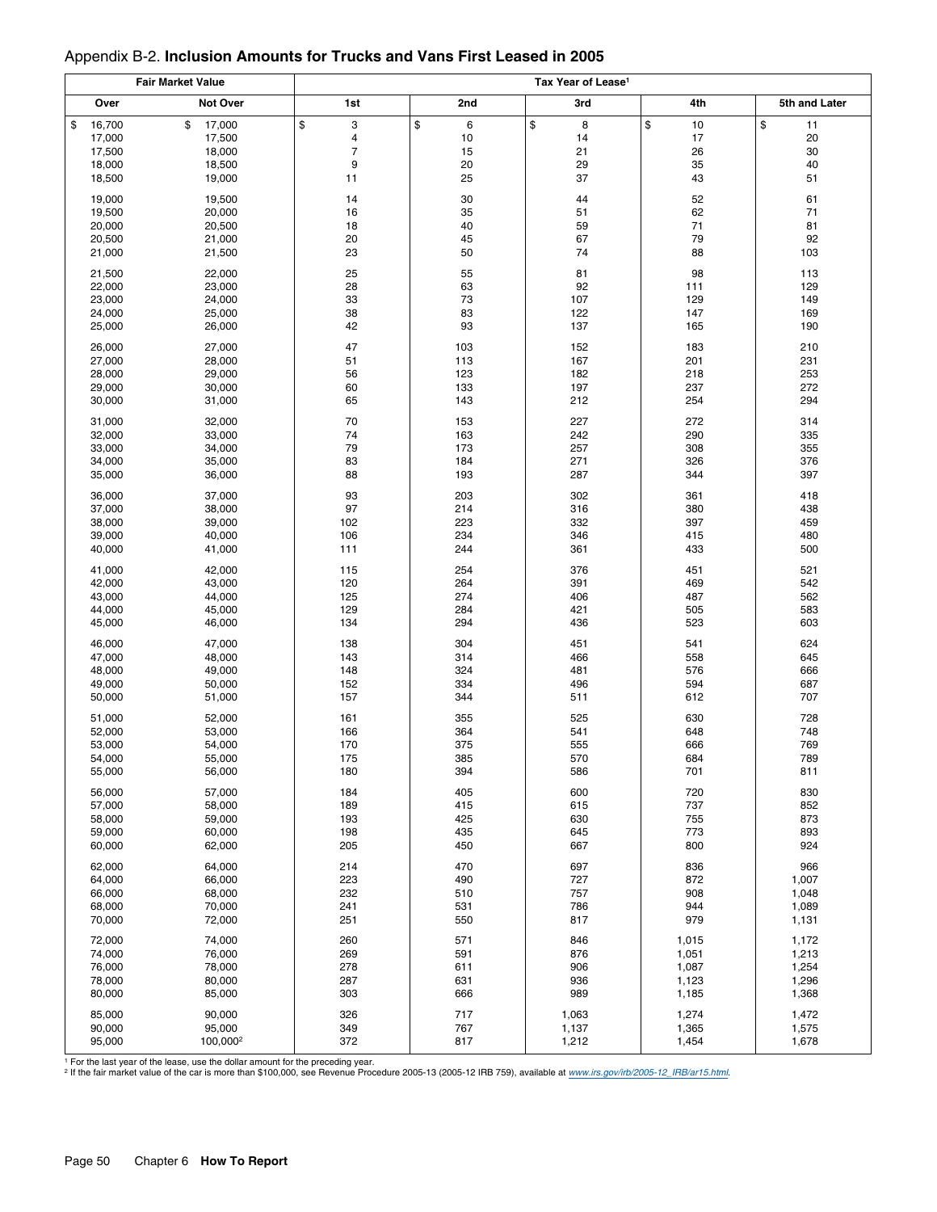## Appendix B-2. **Inclusion Amounts for Trucks and Vans First Leased in 2005**

| Fair Market Value | | Tax Year of Lease[1] | | | | |
|---|---|---|---|---|---|---|
| Over | Not Over | 1st | 2nd | 3rd | 4th | 5th and Later |
| $ 16,700 | $ 17,000 | $ 3 | $ 6 | $ 8 | $ 10 | $ 11 |
| 17,000 | 17,500 | 4 | 10 | 14 | 17 | 20 |
| 17,500 | 18,000 | 7 | 15 | 21 | 26 | 30 |
| 18,000 | 18,500 | 9 | 20 | 29 | 35 | 40 |
| 18,500 | 19,000 | 11 | 25 | 37 | 43 | 51 |
| 19,000 | 19,500 | 14 | 30 | 44 | 52 | 61 |
| 19,500 | 20,000 | 16 | 35 | 51 | 62 | 71 |
| 20,000 | 20,500 | 18 | 40 | 59 | 71 | 81 |
| 20,500 | 21,000 | 20 | 45 | 67 | 79 | 92 |
| 21,000 | 21,500 | 23 | 50 | 74 | 88 | 103 |
| 21,500 | 22,000 | 25 | 55 | 81 | 98 | 113 |
| 22,000 | 23,000 | 28 | 63 | 92 | 111 | 129 |
| 23,000 | 24,000 | 33 | 73 | 107 | 129 | 149 |
| 24,000 | 25,000 | 38 | 83 | 122 | 147 | 169 |
| 25,000 | 26,000 | 42 | 93 | 137 | 165 | 190 |
| 26,000 | 27,000 | 47 | 103 | 152 | 183 | 210 |
| 27,000 | 28,000 | 51 | 113 | 167 | 201 | 231 |
| 28,000 | 29,000 | 56 | 123 | 182 | 218 | 253 |
| 29,000 | 30,000 | 60 | 133 | 197 | 237 | 272 |
| 30,000 | 31,000 | 65 | 143 | 212 | 254 | 294 |
| 31,000 | 32,000 | 70 | 153 | 227 | 272 | 314 |
| 32,000 | 33,000 | 74 | 163 | 242 | 290 | 335 |
| 33,000 | 34,000 | 79 | 173 | 257 | 308 | 355 |
| 34,000 | 35,000 | 83 | 184 | 271 | 326 | 376 |
| 35,000 | 36,000 | 88 | 193 | 287 | 344 | 397 |
| 36,000 | 37,000 | 93 | 203 | 302 | 361 | 418 |
| 37,000 | 38,000 | 97 | 214 | 316 | 380 | 438 |
| 38,000 | 39,000 | 102 | 223 | 332 | 397 | 459 |
| 39,000 | 40,000 | 106 | 234 | 346 | 415 | 480 |
| 40,000 | 41,000 | 111 | 244 | 361 | 433 | 500 |
| 41,000 | 42,000 | 115 | 254 | 376 | 451 | 521 |
| 42,000 | 43,000 | 120 | 264 | 391 | 469 | 542 |
| 43,000 | 44,000 | 125 | 274 | 406 | 487 | 562 |
| 44,000 | 45,000 | 129 | 284 | 421 | 505 | 583 |
| 45,000 | 46,000 | 134 | 294 | 436 | 523 | 603 |
| 46,000 | 47,000 | 138 | 304 | 451 | 541 | 624 |
| 47,000 | 48,000 | 143 | 314 | 466 | 558 | 645 |
| 48,000 | 49,000 | 148 | 324 | 481 | 576 | 666 |
| 49,000 | 50,000 | 152 | 334 | 496 | 594 | 687 |
| 50,000 | 51,000 | 157 | 344 | 511 | 612 | 707 |
| 51,000 | 52,000 | 161 | 355 | 525 | 630 | 728 |
| 52,000 | 53,000 | 166 | 364 | 541 | 648 | 748 |
| 53,000 | 54,000 | 170 | 375 | 555 | 666 | 769 |
| 54,000 | 55,000 | 175 | 385 | 570 | 684 | 789 |
| 55,000 | 56,000 | 180 | 394 | 586 | 701 | 811 |
| 56,000 | 57,000 | 184 | 405 | 600 | 720 | 830 |
| 57,000 | 58,000 | 189 | 415 | 615 | 737 | 852 |
| 58,000 | 59,000 | 193 | 425 | 630 | 755 | 873 |
| 59,000 | 60,000 | 198 | 435 | 645 | 773 | 893 |
| 60,000 | 62,000 | 205 | 450 | 667 | 800 | 924 |
| 62,000 | 64,000 | 214 | 470 | 697 | 836 | 966 |
| 64,000 | 66,000 | 223 | 490 | 727 | 872 | 1,007 |
| 66,000 | 68,000 | 232 | 510 | 757 | 908 | 1,048 |
| 68,000 | 70,000 | 241 | 531 | 786 | 944 | 1,089 |
| 70,000 | 72,000 | 251 | 550 | 817 | 979 | 1,131 |
| 72,000 | 74,000 | 260 | 571 | 846 | 1,015 | 1,172 |
| 74,000 | 76,000 | 269 | 591 | 876 | 1,051 | 1,213 |
| 76,000 | 78,000 | 278 | 611 | 906 | 1,087 | 1,254 |
| 78,000 | 80,000 | 287 | 631 | 936 | 1,123 | 1,296 |
| 80,000 | 85,000 | 303 | 666 | 989 | 1,185 | 1,368 |
| 85,000 | 90,000 | 326 | 717 | 1,063 | 1,274 | 1,472 |
| 90,000 | 95,000 | 349 | 767 | 1,137 | 1,365 | 1,575 |
| 95,000 | 100,000[2] | 372 | 817 | 1,212 | 1,454 | 1,678 |

[1] For the last year of the lease, use the dollar amount for the preceding year.
[2] If the fair market value of the car is more than $100,000, see Revenue Procedure 2005-13 (2005-12 IRB 759), available at *www.irs.gov/irb/2005-12_IRB/ar15.html*.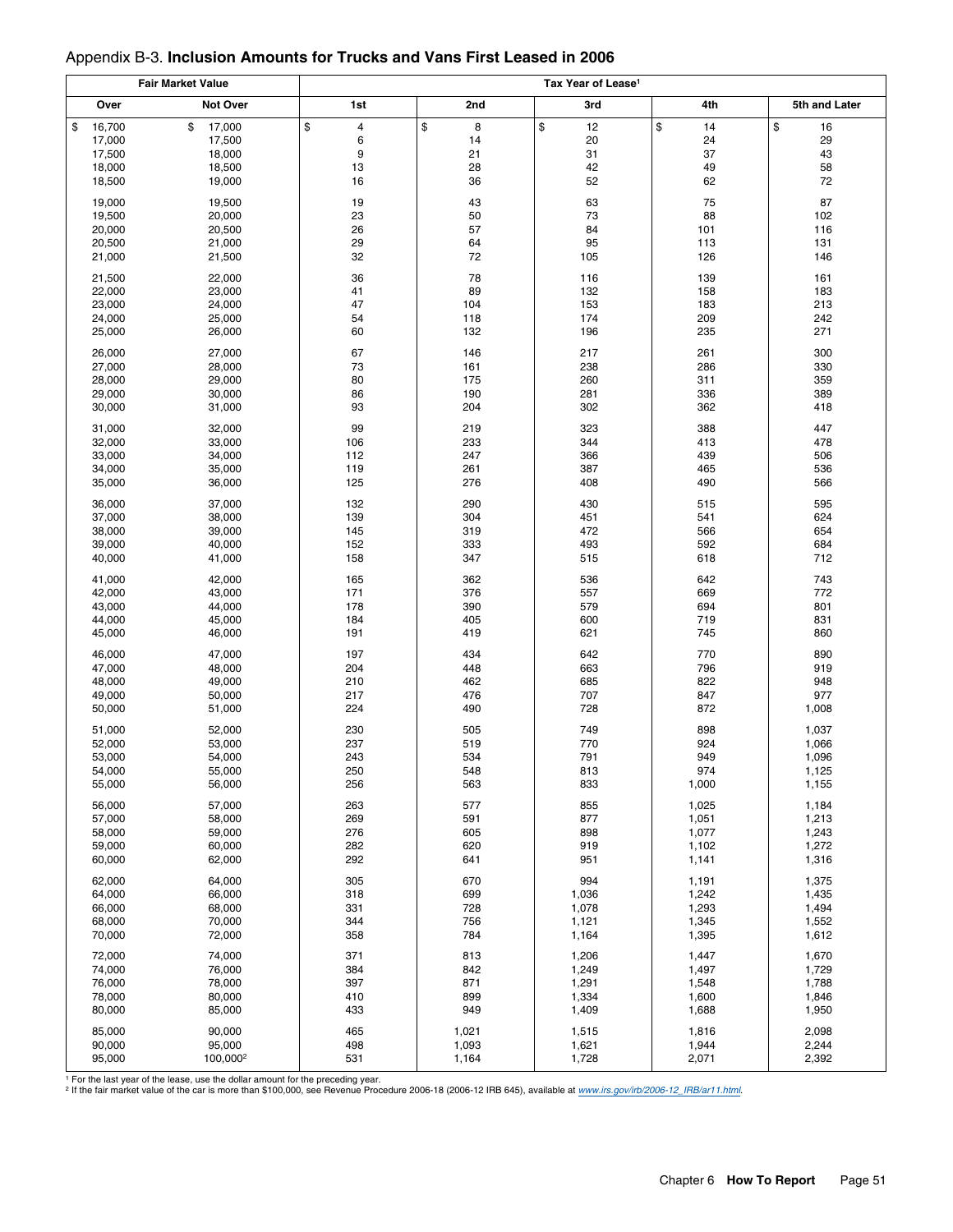## Appendix B-3. **Inclusion Amounts for Trucks and Vans First Leased in 2006**

| Fair Market Value | | Tax Year of Lease[1] | | | | |
|---|---|---|---|---|---|---|
| Over | Not Over | 1st | 2nd | 3rd | 4th | 5th and Later |
| $ 16,700 | $ 17,000 | $ 4 | $ 8 | $ 12 | $ 14 | $ 16 |
| 17,000 | 17,500 | 6 | 14 | 20 | 24 | 29 |
| 17,500 | 18,000 | 9 | 21 | 31 | 37 | 43 |
| 18,000 | 18,500 | 13 | 28 | 42 | 49 | 58 |
| 18,500 | 19,000 | 16 | 36 | 52 | 62 | 72 |
| 19,000 | 19,500 | 19 | 43 | 63 | 75 | 87 |
| 19,500 | 20,000 | 23 | 50 | 73 | 88 | 102 |
| 20,000 | 20,500 | 26 | 57 | 84 | 101 | 116 |
| 20,500 | 21,000 | 29 | 64 | 95 | 113 | 131 |
| 21,000 | 21,500 | 32 | 72 | 105 | 126 | 146 |
| 21,500 | 22,000 | 36 | 78 | 116 | 139 | 161 |
| 22,000 | 23,000 | 41 | 89 | 132 | 158 | 183 |
| 23,000 | 24,000 | 47 | 104 | 153 | 183 | 213 |
| 24,000 | 25,000 | 54 | 118 | 174 | 209 | 242 |
| 25,000 | 26,000 | 60 | 132 | 196 | 235 | 271 |
| 26,000 | 27,000 | 67 | 146 | 217 | 261 | 300 |
| 27,000 | 28,000 | 73 | 161 | 238 | 286 | 330 |
| 28,000 | 29,000 | 80 | 175 | 260 | 311 | 359 |
| 29,000 | 30,000 | 86 | 190 | 281 | 336 | 389 |
| 30,000 | 31,000 | 93 | 204 | 302 | 362 | 418 |
| 31,000 | 32,000 | 99 | 219 | 323 | 388 | 447 |
| 32,000 | 33,000 | 106 | 233 | 344 | 413 | 478 |
| 33,000 | 34,000 | 112 | 247 | 366 | 439 | 506 |
| 34,000 | 35,000 | 119 | 261 | 387 | 465 | 536 |
| 35,000 | 36,000 | 125 | 276 | 408 | 490 | 566 |
| 36,000 | 37,000 | 132 | 290 | 430 | 515 | 595 |
| 37,000 | 38,000 | 139 | 304 | 451 | 541 | 624 |
| 38,000 | 39,000 | 145 | 319 | 472 | 566 | 654 |
| 39,000 | 40,000 | 152 | 333 | 493 | 592 | 684 |
| 40,000 | 41,000 | 158 | 347 | 515 | 618 | 712 |
| 41,000 | 42,000 | 165 | 362 | 536 | 642 | 743 |
| 42,000 | 43,000 | 171 | 376 | 557 | 669 | 772 |
| 43,000 | 44,000 | 178 | 390 | 579 | 694 | 801 |
| 44,000 | 45,000 | 184 | 405 | 600 | 719 | 831 |
| 45,000 | 46,000 | 191 | 419 | 621 | 745 | 860 |
| 46,000 | 47,000 | 197 | 434 | 642 | 770 | 890 |
| 47,000 | 48,000 | 204 | 448 | 663 | 796 | 919 |
| 48,000 | 49,000 | 210 | 462 | 685 | 822 | 948 |
| 49,000 | 50,000 | 217 | 476 | 707 | 847 | 977 |
| 50,000 | 51,000 | 224 | 490 | 728 | 872 | 1,008 |
| 51,000 | 52,000 | 230 | 505 | 749 | 898 | 1,037 |
| 52,000 | 53,000 | 237 | 519 | 770 | 924 | 1,066 |
| 53,000 | 54,000 | 243 | 534 | 791 | 949 | 1,096 |
| 54,000 | 55,000 | 250 | 548 | 813 | 974 | 1,125 |
| 55,000 | 56,000 | 256 | 563 | 833 | 1,000 | 1,155 |
| 56,000 | 57,000 | 263 | 577 | 855 | 1,025 | 1,184 |
| 57,000 | 58,000 | 269 | 591 | 877 | 1,051 | 1,213 |
| 58,000 | 59,000 | 276 | 605 | 898 | 1,077 | 1,243 |
| 59,000 | 60,000 | 282 | 620 | 919 | 1,102 | 1,272 |
| 60,000 | 62,000 | 292 | 641 | 951 | 1,141 | 1,316 |
| 62,000 | 64,000 | 305 | 670 | 994 | 1,191 | 1,375 |
| 64,000 | 66,000 | 318 | 699 | 1,036 | 1,242 | 1,435 |
| 66,000 | 68,000 | 331 | 728 | 1,078 | 1,293 | 1,494 |
| 68,000 | 70,000 | 344 | 756 | 1,121 | 1,345 | 1,552 |
| 70,000 | 72,000 | 358 | 784 | 1,164 | 1,395 | 1,612 |
| 72,000 | 74,000 | 371 | 813 | 1,206 | 1,447 | 1,670 |
| 74,000 | 76,000 | 384 | 842 | 1,249 | 1,497 | 1,729 |
| 76,000 | 78,000 | 397 | 871 | 1,291 | 1,548 | 1,788 |
| 78,000 | 80,000 | 410 | 899 | 1,334 | 1,600 | 1,846 |
| 80,000 | 85,000 | 433 | 949 | 1,409 | 1,688 | 1,950 |
| 85,000 | 90,000 | 465 | 1,021 | 1,515 | 1,816 | 2,098 |
| 90,000 | 95,000 | 498 | 1,093 | 1,621 | 1,944 | 2,244 |
| 95,000 | 100,000[2] | 531 | 1,164 | 1,728 | 2,071 | 2,392 |

[1] For the last year of the lease, use the dollar amount for the preceding year.
[2] If the fair market value of the car is more than $100,000, see Revenue Procedure 2006-18 (2006-12 IRB 645), available at *www.irs.gov/irb/2006-12_IRB/ar11.html*.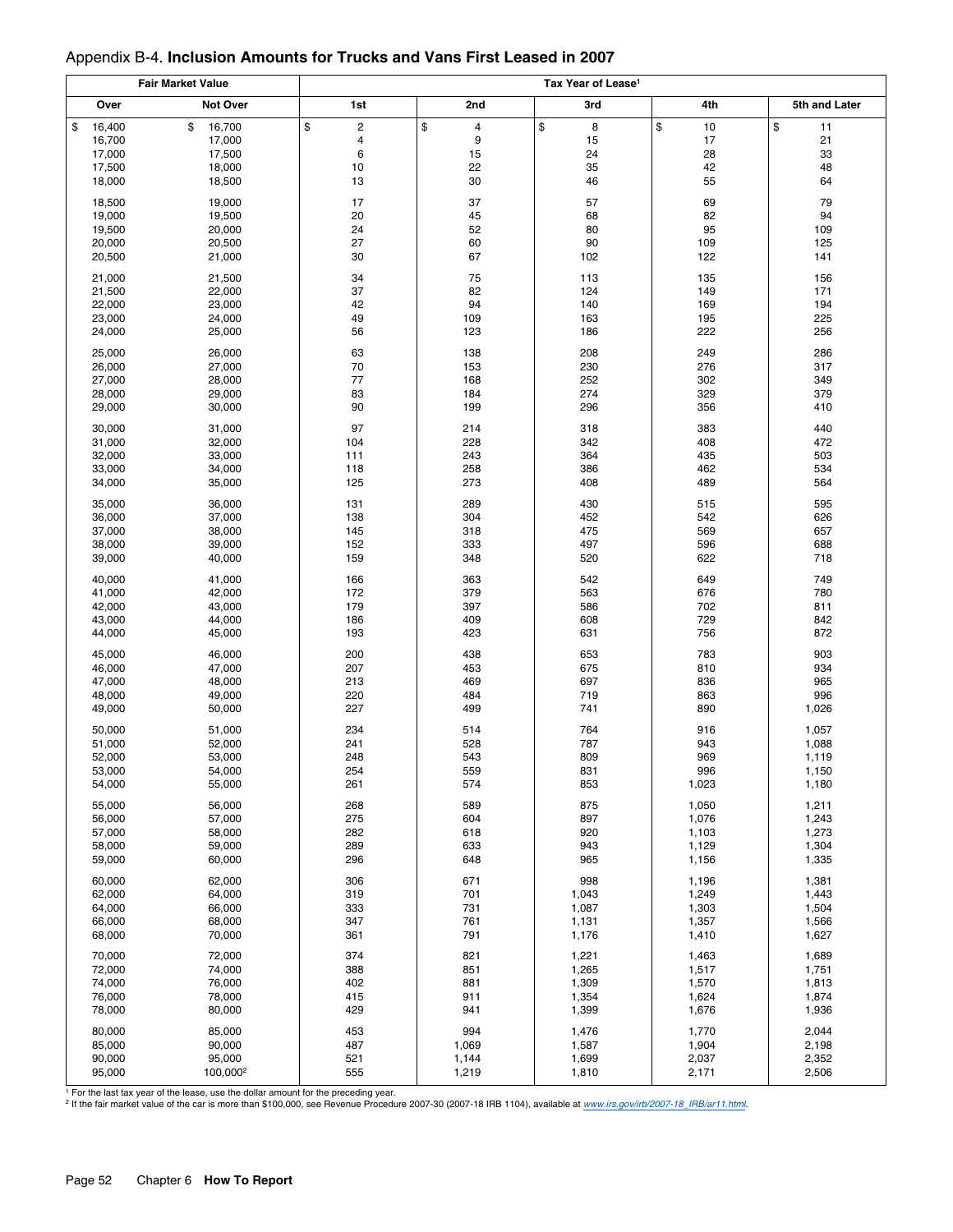## Appendix B-4. **Inclusion Amounts for Trucks and Vans First Leased in 2007**

| Fair Market Value | | Tax Year of Lease[1] | | | | |
|---|---|---|---|---|---|---|
| Over | Not Over | 1st | 2nd | 3rd | 4th | 5th and Later |
| $ 16,400 | $ 16,700 | $ 2 | $ 4 | $ 8 | $ 10 | $ 11 |
| 16,700 | 17,000 | 4 | 9 | 15 | 17 | 21 |
| 17,000 | 17,500 | 6 | 15 | 24 | 28 | 33 |
| 17,500 | 18,000 | 10 | 22 | 35 | 42 | 48 |
| 18,000 | 18,500 | 13 | 30 | 46 | 55 | 64 |
| 18,500 | 19,000 | 17 | 37 | 57 | 69 | 79 |
| 19,000 | 19,500 | 20 | 45 | 68 | 82 | 94 |
| 19,500 | 20,000 | 24 | 52 | 80 | 95 | 109 |
| 20,000 | 20,500 | 27 | 60 | 90 | 109 | 125 |
| 20,500 | 21,000 | 30 | 67 | 102 | 122 | 141 |
| 21,000 | 21,500 | 34 | 75 | 113 | 135 | 156 |
| 21,500 | 22,000 | 37 | 82 | 124 | 149 | 171 |
| 22,000 | 23,000 | 42 | 94 | 140 | 169 | 194 |
| 23,000 | 24,000 | 49 | 109 | 163 | 195 | 225 |
| 24,000 | 25,000 | 56 | 123 | 186 | 222 | 256 |
| 25,000 | 26,000 | 63 | 138 | 208 | 249 | 286 |
| 26,000 | 27,000 | 70 | 153 | 230 | 276 | 317 |
| 27,000 | 28,000 | 77 | 168 | 252 | 302 | 349 |
| 28,000 | 29,000 | 83 | 184 | 274 | 329 | 379 |
| 29,000 | 30,000 | 90 | 199 | 296 | 356 | 410 |
| 30,000 | 31,000 | 97 | 214 | 318 | 383 | 440 |
| 31,000 | 32,000 | 104 | 228 | 342 | 408 | 472 |
| 32,000 | 33,000 | 111 | 243 | 364 | 435 | 503 |
| 33,000 | 34,000 | 118 | 258 | 386 | 462 | 534 |
| 34,000 | 35,000 | 125 | 273 | 408 | 489 | 564 |
| 35,000 | 36,000 | 131 | 289 | 430 | 515 | 595 |
| 36,000 | 37,000 | 138 | 304 | 452 | 542 | 626 |
| 37,000 | 38,000 | 145 | 318 | 475 | 569 | 657 |
| 38,000 | 39,000 | 152 | 333 | 497 | 596 | 688 |
| 39,000 | 40,000 | 159 | 348 | 520 | 622 | 718 |
| 40,000 | 41,000 | 166 | 363 | 542 | 649 | 749 |
| 41,000 | 42,000 | 172 | 379 | 563 | 676 | 780 |
| 42,000 | 43,000 | 179 | 397 | 586 | 702 | 811 |
| 43,000 | 44,000 | 186 | 409 | 608 | 729 | 842 |
| 44,000 | 45,000 | 193 | 423 | 631 | 756 | 872 |
| 45,000 | 46,000 | 200 | 438 | 653 | 783 | 903 |
| 46,000 | 47,000 | 207 | 453 | 675 | 810 | 934 |
| 47,000 | 48,000 | 213 | 469 | 697 | 836 | 965 |
| 48,000 | 49,000 | 220 | 484 | 719 | 863 | 996 |
| 49,000 | 50,000 | 227 | 499 | 741 | 890 | 1,026 |
| 50,000 | 51,000 | 234 | 514 | 764 | 916 | 1,057 |
| 51,000 | 52,000 | 241 | 528 | 787 | 943 | 1,088 |
| 52,000 | 53,000 | 248 | 543 | 809 | 969 | 1,119 |
| 53,000 | 54,000 | 254 | 559 | 831 | 996 | 1,150 |
| 54,000 | 55,000 | 261 | 574 | 853 | 1,023 | 1,180 |
| 55,000 | 56,000 | 268 | 589 | 875 | 1,050 | 1,211 |
| 56,000 | 57,000 | 275 | 604 | 897 | 1,076 | 1,243 |
| 57,000 | 58,000 | 282 | 618 | 920 | 1,103 | 1,273 |
| 58,000 | 59,000 | 289 | 633 | 943 | 1,129 | 1,304 |
| 59,000 | 60,000 | 296 | 648 | 965 | 1,156 | 1,335 |
| 60,000 | 62,000 | 306 | 671 | 998 | 1,196 | 1,381 |
| 62,000 | 64,000 | 319 | 701 | 1,043 | 1,249 | 1,443 |
| 64,000 | 66,000 | 333 | 731 | 1,087 | 1,303 | 1,504 |
| 66,000 | 68,000 | 347 | 761 | 1,131 | 1,357 | 1,566 |
| 68,000 | 70,000 | 361 | 791 | 1,176 | 1,410 | 1,627 |
| 70,000 | 72,000 | 374 | 821 | 1,221 | 1,463 | 1,689 |
| 72,000 | 74,000 | 388 | 851 | 1,265 | 1,517 | 1,751 |
| 74,000 | 76,000 | 402 | 881 | 1,309 | 1,570 | 1,813 |
| 76,000 | 78,000 | 415 | 911 | 1,354 | 1,624 | 1,874 |
| 78,000 | 80,000 | 429 | 941 | 1,399 | 1,676 | 1,936 |
| 80,000 | 85,000 | 453 | 994 | 1,476 | 1,770 | 2,044 |
| 85,000 | 90,000 | 487 | 1,069 | 1,587 | 1,904 | 2,198 |
| 90,000 | 95,000 | 521 | 1,144 | 1,699 | 2,037 | 2,352 |
| 95,000 | 100,000[2] | 555 | 1,219 | 1,810 | 2,171 | 2,506 |

[1] For the last tax year of the lease, use the dollar amount for the preceding year.

[2] If the fair market value of the car is more than $100,000, see Revenue Procedure 2007-30 (2007-18 IRB 1104), available at *www.irs.gov/irb/2007-18_IRB/ar11.html*.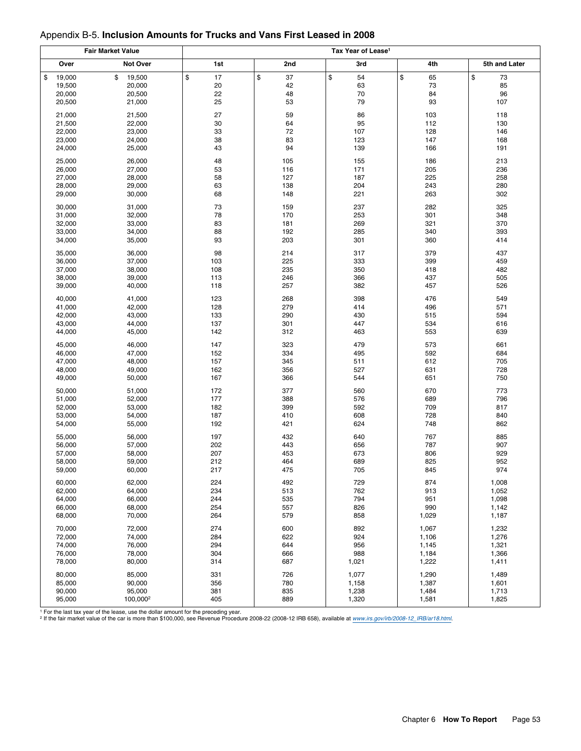## Appendix B-5. **Inclusion Amounts for Trucks and Vans First Leased in 2008**

| Fair Market Value | | Tax Year of Lease[1] | | | | |
|---|---|---|---|---|---|---|
| Over | Not Over | 1st | 2nd | 3rd | 4th | 5th and Later |
| $ 19,000 | $ 19,500 | $ 17 | $ 37 | $ 54 | $ 65 | $ 73 |
| 19,500 | 20,000 | 20 | 42 | 63 | 73 | 85 |
| 20,000 | 20,500 | 22 | 48 | 70 | 84 | 96 |
| 20,500 | 21,000 | 25 | 53 | 79 | 93 | 107 |
| 21,000 | 21,500 | 27 | 59 | 86 | 103 | 118 |
| 21,500 | 22,000 | 30 | 64 | 95 | 112 | 130 |
| 22,000 | 23,000 | 33 | 72 | 107 | 128 | 146 |
| 23,000 | 24,000 | 38 | 83 | 123 | 147 | 168 |
| 24,000 | 25,000 | 43 | 94 | 139 | 166 | 191 |
| 25,000 | 26,000 | 48 | 105 | 155 | 186 | 213 |
| 26,000 | 27,000 | 53 | 116 | 171 | 205 | 236 |
| 27,000 | 28,000 | 58 | 127 | 187 | 225 | 258 |
| 28,000 | 29,000 | 63 | 138 | 204 | 243 | 280 |
| 29,000 | 30,000 | 68 | 148 | 221 | 263 | 302 |
| 30,000 | 31,000 | 73 | 159 | 237 | 282 | 325 |
| 31,000 | 32,000 | 78 | 170 | 253 | 301 | 348 |
| 32,000 | 33,000 | 83 | 181 | 269 | 321 | 370 |
| 33,000 | 34,000 | 88 | 192 | 285 | 340 | 393 |
| 34,000 | 35,000 | 93 | 203 | 301 | 360 | 414 |
| 35,000 | 36,000 | 98 | 214 | 317 | 379 | 437 |
| 36,000 | 37,000 | 103 | 225 | 333 | 399 | 459 |
| 37,000 | 38,000 | 108 | 235 | 350 | 418 | 482 |
| 38,000 | 39,000 | 113 | 246 | 366 | 437 | 505 |
| 39,000 | 40,000 | 118 | 257 | 382 | 457 | 526 |
| 40,000 | 41,000 | 123 | 268 | 398 | 476 | 549 |
| 41,000 | 42,000 | 128 | 279 | 414 | 496 | 571 |
| 42,000 | 43,000 | 133 | 290 | 430 | 515 | 594 |
| 43,000 | 44,000 | 137 | 301 | 447 | 534 | 616 |
| 44,000 | 45,000 | 142 | 312 | 463 | 553 | 639 |
| 45,000 | 46,000 | 147 | 323 | 479 | 573 | 661 |
| 46,000 | 47,000 | 152 | 334 | 495 | 592 | 684 |
| 47,000 | 48,000 | 157 | 345 | 511 | 612 | 705 |
| 48,000 | 49,000 | 162 | 356 | 527 | 631 | 728 |
| 49,000 | 50,000 | 167 | 366 | 544 | 651 | 750 |
| 50,000 | 51,000 | 172 | 377 | 560 | 670 | 773 |
| 51,000 | 52,000 | 177 | 388 | 576 | 689 | 796 |
| 52,000 | 53,000 | 182 | 399 | 592 | 709 | 817 |
| 53,000 | 54,000 | 187 | 410 | 608 | 728 | 840 |
| 54,000 | 55,000 | 192 | 421 | 624 | 748 | 862 |
| 55,000 | 56,000 | 197 | 432 | 640 | 767 | 885 |
| 56,000 | 57,000 | 202 | 443 | 656 | 787 | 907 |
| 57,000 | 58,000 | 207 | 453 | 673 | 806 | 929 |
| 58,000 | 59,000 | 212 | 464 | 689 | 825 | 952 |
| 59,000 | 60,000 | 217 | 475 | 705 | 845 | 974 |
| 60,000 | 62,000 | 224 | 492 | 729 | 874 | 1,008 |
| 62,000 | 64,000 | 234 | 513 | 762 | 913 | 1,052 |
| 64,000 | 66,000 | 244 | 535 | 794 | 951 | 1,098 |
| 66,000 | 68,000 | 254 | 557 | 826 | 990 | 1,142 |
| 68,000 | 70,000 | 264 | 579 | 858 | 1,029 | 1,187 |
| 70,000 | 72,000 | 274 | 600 | 892 | 1,067 | 1,232 |
| 72,000 | 74,000 | 284 | 622 | 924 | 1,106 | 1,276 |
| 74,000 | 76,000 | 294 | 644 | 956 | 1,145 | 1,321 |
| 76,000 | 78,000 | 304 | 666 | 988 | 1,184 | 1,366 |
| 78,000 | 80,000 | 314 | 687 | 1,021 | 1,222 | 1,411 |
| 80,000 | 85,000 | 331 | 726 | 1,077 | 1,290 | 1,489 |
| 85,000 | 90,000 | 356 | 780 | 1,158 | 1,387 | 1,601 |
| 90,000 | 95,000 | 381 | 835 | 1,238 | 1,484 | 1,713 |
| 95,000 | 100,000[2] | 405 | 889 | 1,320 | 1,581 | 1,825 |

[1] For the last tax year of the lease, use the dollar amount for the preceding year.
[2] If the fair market value of the car is more than $100,000, see Revenue Procedure 2008-22 (2008-12 IRB 658), available at *www.irs.gov/irb/2008-12_IRB/ar18.html*.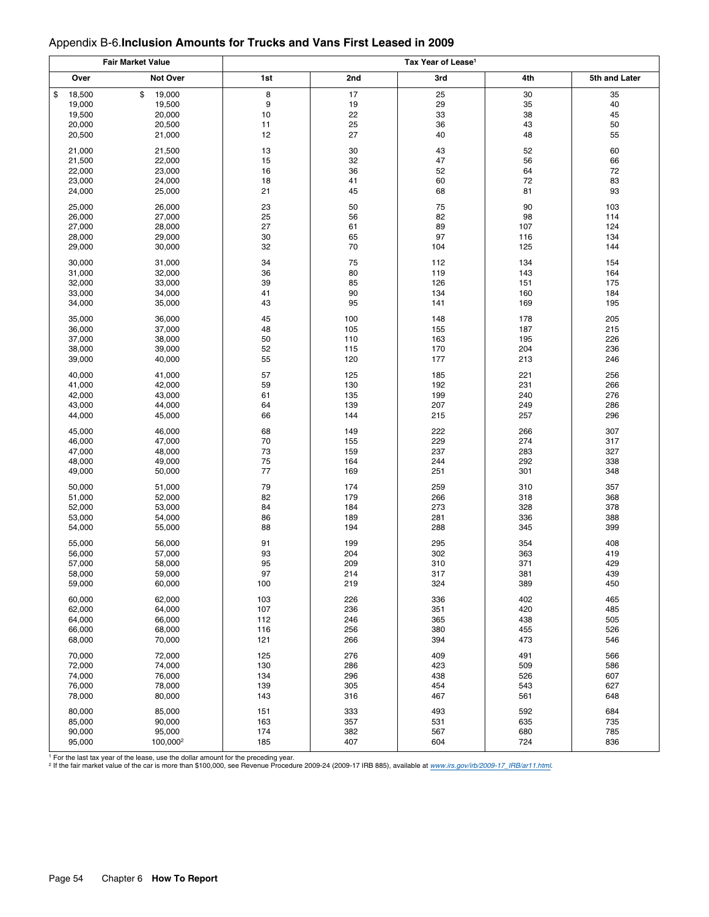## Appendix B-6. **Inclusion Amounts for Trucks and Vans First Leased in 2009**

| Fair Market Value | | Tax Year of Lease[1] | | | | |
|---|---|---|---|---|---|---|
| Over | Not Over | 1st | 2nd | 3rd | 4th | 5th and Later |
| $ 18,500 | $ 19,000 | 8 | 17 | 25 | 30 | 35 |
| 19,000 | 19,500 | 9 | 19 | 29 | 35 | 40 |
| 19,500 | 20,000 | 10 | 22 | 33 | 38 | 45 |
| 20,000 | 20,500 | 11 | 25 | 36 | 43 | 50 |
| 20,500 | 21,000 | 12 | 27 | 40 | 48 | 55 |
| 21,000 | 21,500 | 13 | 30 | 43 | 52 | 60 |
| 21,500 | 22,000 | 15 | 32 | 47 | 56 | 66 |
| 22,000 | 23,000 | 16 | 36 | 52 | 64 | 72 |
| 23,000 | 24,000 | 18 | 41 | 60 | 72 | 83 |
| 24,000 | 25,000 | 21 | 45 | 68 | 81 | 93 |
| 25,000 | 26,000 | 23 | 50 | 75 | 90 | 103 |
| 26,000 | 27,000 | 25 | 56 | 82 | 98 | 114 |
| 27,000 | 28,000 | 27 | 61 | 89 | 107 | 124 |
| 28,000 | 29,000 | 30 | 65 | 97 | 116 | 134 |
| 29,000 | 30,000 | 32 | 70 | 104 | 125 | 144 |
| 30,000 | 31,000 | 34 | 75 | 112 | 134 | 154 |
| 31,000 | 32,000 | 36 | 80 | 119 | 143 | 164 |
| 32,000 | 33,000 | 39 | 85 | 126 | 151 | 175 |
| 33,000 | 34,000 | 41 | 90 | 134 | 160 | 184 |
| 34,000 | 35,000 | 43 | 95 | 141 | 169 | 195 |
| 35,000 | 36,000 | 45 | 100 | 148 | 178 | 205 |
| 36,000 | 37,000 | 48 | 105 | 155 | 187 | 215 |
| 37,000 | 38,000 | 50 | 110 | 163 | 195 | 226 |
| 38,000 | 39,000 | 52 | 115 | 170 | 204 | 236 |
| 39,000 | 40,000 | 55 | 120 | 177 | 213 | 246 |
| 40,000 | 41,000 | 57 | 125 | 185 | 221 | 256 |
| 41,000 | 42,000 | 59 | 130 | 192 | 231 | 266 |
| 42,000 | 43,000 | 61 | 135 | 199 | 240 | 276 |
| 43,000 | 44,000 | 64 | 139 | 207 | 249 | 286 |
| 44,000 | 45,000 | 66 | 144 | 215 | 257 | 296 |
| 45,000 | 46,000 | 68 | 149 | 222 | 266 | 307 |
| 46,000 | 47,000 | 70 | 155 | 229 | 274 | 317 |
| 47,000 | 48,000 | 73 | 159 | 237 | 283 | 327 |
| 48,000 | 49,000 | 75 | 164 | 244 | 292 | 338 |
| 49,000 | 50,000 | 77 | 169 | 251 | 301 | 348 |
| 50,000 | 51,000 | 79 | 174 | 259 | 310 | 357 |
| 51,000 | 52,000 | 82 | 179 | 266 | 318 | 368 |
| 52,000 | 53,000 | 84 | 184 | 273 | 328 | 378 |
| 53,000 | 54,000 | 86 | 189 | 281 | 336 | 388 |
| 54,000 | 55,000 | 88 | 194 | 288 | 345 | 399 |
| 55,000 | 56,000 | 91 | 199 | 295 | 354 | 408 |
| 56,000 | 57,000 | 93 | 204 | 302 | 363 | 419 |
| 57,000 | 58,000 | 95 | 209 | 310 | 371 | 429 |
| 58,000 | 59,000 | 97 | 214 | 317 | 381 | 439 |
| 59,000 | 60,000 | 100 | 219 | 324 | 389 | 450 |
| 60,000 | 62,000 | 103 | 226 | 336 | 402 | 465 |
| 62,000 | 64,000 | 107 | 236 | 351 | 420 | 485 |
| 64,000 | 66,000 | 112 | 246 | 365 | 438 | 505 |
| 66,000 | 68,000 | 116 | 256 | 380 | 455 | 526 |
| 68,000 | 70,000 | 121 | 266 | 394 | 473 | 546 |
| 70,000 | 72,000 | 125 | 276 | 409 | 491 | 566 |
| 72,000 | 74,000 | 130 | 286 | 423 | 509 | 586 |
| 74,000 | 76,000 | 134 | 296 | 438 | 526 | 607 |
| 76,000 | 78,000 | 139 | 305 | 454 | 543 | 627 |
| 78,000 | 80,000 | 143 | 316 | 467 | 561 | 648 |
| 80,000 | 85,000 | 151 | 333 | 493 | 592 | 684 |
| 85,000 | 90,000 | 163 | 357 | 531 | 635 | 735 |
| 90,000 | 95,000 | 174 | 382 | 567 | 680 | 785 |
| 95,000 | 100,000[2] | 185 | 407 | 604 | 724 | 836 |

[1] For the last tax year of the lease, use the dollar amount for the preceding year.
[2] If the fair market value of the car is more than $100,000, see Revenue Procedure 2009-24 (2009-17 IRB 885), available at *www.irs.gov/irb/2009-17_IRB/ar11.html*.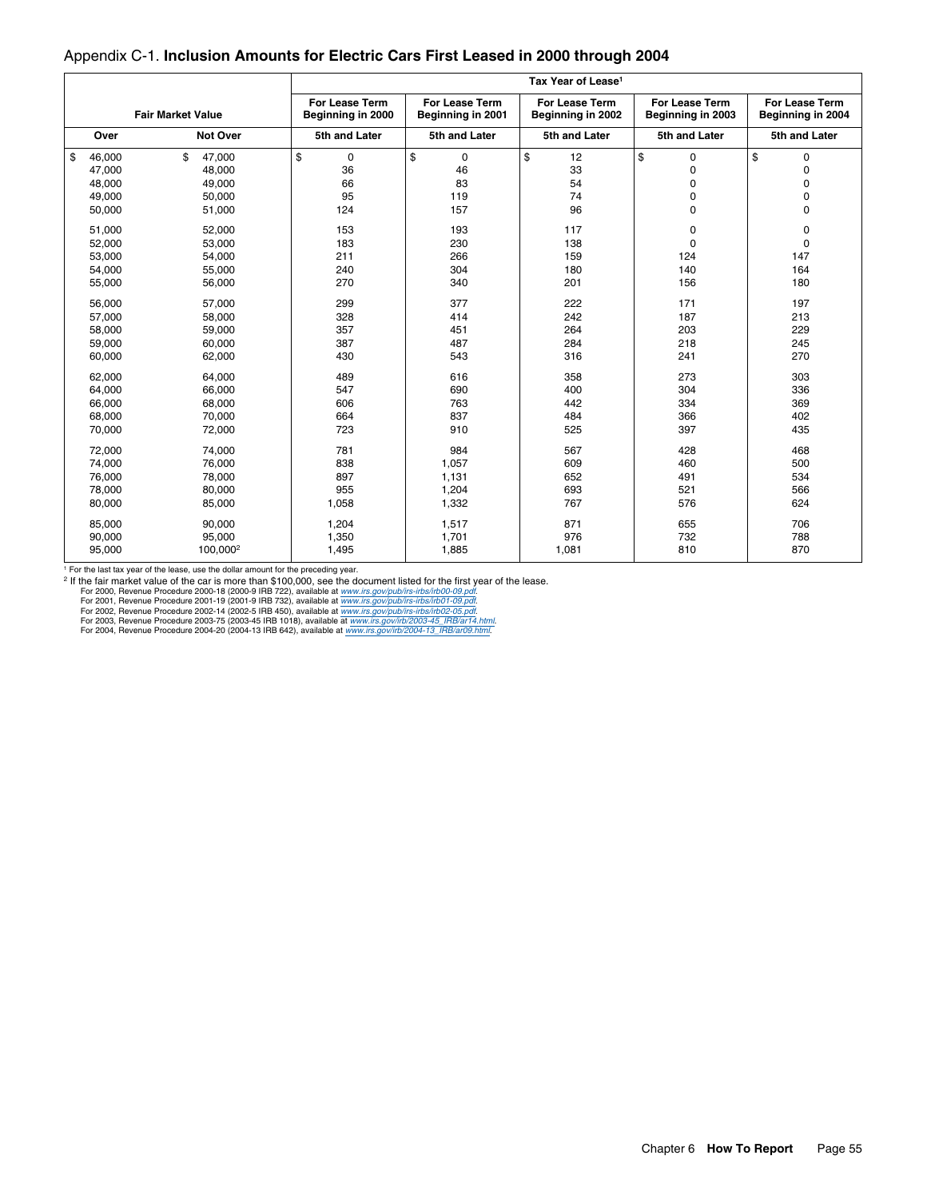## Appendix C-1. **Inclusion Amounts for Electric Cars First Leased in 2000 through 2004**

| Fair Market Value | | Tax Year of Lease[1] | | | | |
|---|---|---|---|---|---|---|
| | | For Lease Term Beginning in 2000 | For Lease Term Beginning in 2001 | For Lease Term Beginning in 2002 | For Lease Term Beginning in 2003 | For Lease Term Beginning in 2004 |
| Over | Not Over | 5th and Later | 5th and Later | 5th and Later | 5th and Later | 5th and Later |
| $ 46,000 | $ 47,000 | $ 0 | $ 0 | $ 12 | $ 0 | $ 0 |
| 47,000 | 48,000 | 36 | 46 | 33 | 0 | 0 |
| 48,000 | 49,000 | 66 | 83 | 54 | 0 | 0 |
| 49,000 | 50,000 | 95 | 119 | 74 | 0 | 0 |
| 50,000 | 51,000 | 124 | 157 | 96 | 0 | 0 |
| 51,000 | 52,000 | 153 | 193 | 117 | 0 | 0 |
| 52,000 | 53,000 | 183 | 230 | 138 | 0 | 0 |
| 53,000 | 54,000 | 211 | 266 | 159 | 124 | 147 |
| 54,000 | 55,000 | 240 | 304 | 180 | 140 | 164 |
| 55,000 | 56,000 | 270 | 340 | 201 | 156 | 180 |
| 56,000 | 57,000 | 299 | 377 | 222 | 171 | 197 |
| 57,000 | 58,000 | 328 | 414 | 242 | 187 | 213 |
| 58,000 | 59,000 | 357 | 451 | 264 | 203 | 229 |
| 59,000 | 60,000 | 387 | 487 | 284 | 218 | 245 |
| 60,000 | 62,000 | 430 | 543 | 316 | 241 | 270 |
| 62,000 | 64,000 | 489 | 616 | 358 | 273 | 303 |
| 64,000 | 66,000 | 547 | 690 | 400 | 304 | 336 |
| 66,000 | 68,000 | 606 | 763 | 442 | 334 | 369 |
| 68,000 | 70,000 | 664 | 837 | 484 | 366 | 402 |
| 70,000 | 72,000 | 723 | 910 | 525 | 397 | 435 |
| 72,000 | 74,000 | 781 | 984 | 567 | 428 | 468 |
| 74,000 | 76,000 | 838 | 1,057 | 609 | 460 | 500 |
| 76,000 | 78,000 | 897 | 1,131 | 652 | 491 | 534 |
| 78,000 | 80,000 | 955 | 1,204 | 693 | 521 | 566 |
| 80,000 | 85,000 | 1,058 | 1,332 | 767 | 576 | 624 |
| 85,000 | 90,000 | 1,204 | 1,517 | 871 | 655 | 706 |
| 90,000 | 95,000 | 1,350 | 1,701 | 976 | 732 | 788 |
| 95,000 | 100,000[2] | 1,495 | 1,885 | 1,081 | 810 | 870 |

[1] For the last tax year of the lease, use the dollar amount for the preceding year.

[2] If the fair market value of the car is more than $100,000, see the document listed for the first year of the lease.
For 2000, Revenue Procedure 2000-18 (2000-9 IRB 722), available at www.irs.gov/pub/irs-irbs/irb00-09.pdf.
For 2001, Revenue Procedure 2001-19 (2001-9 IRB 732), available at www.irs.gov/pub/irs-irbs/irb01-09.pdf.
For 2002, Revenue Procedure 2002-14 (2002-5 IRB 450), available at www.irs.gov/pub/irs-irbs/irb02-05.pdf.
For 2003, Revenue Procedure 2003-75 (2003-45 IRB 1018), available at www.irs.gov/irb/2003-45_IRB/ar14.html.
For 2004, Revenue Procedure 2004-20 (2004-13 IRB 642), available at www.irs.gov/irb/2004-13_IRB/ar09.html.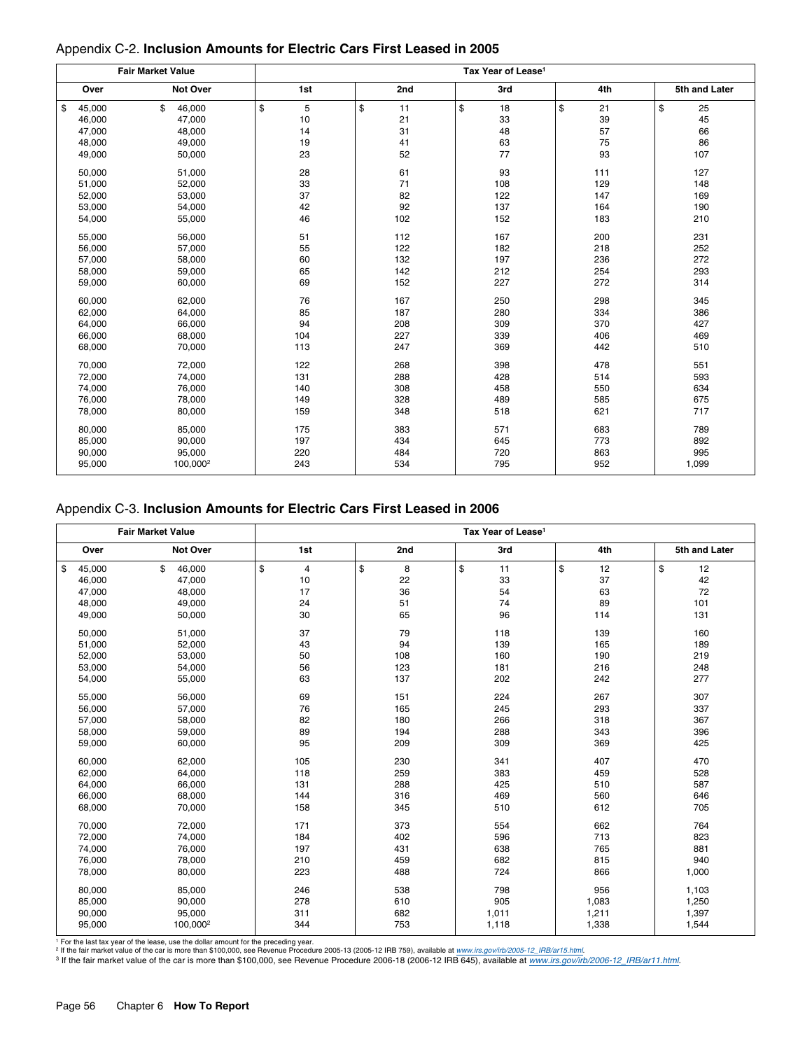## Appendix C-2. **Inclusion Amounts for Electric Cars First Leased in 2005**

| Fair Market Value | | Tax Year of Lease[1] | | | | |
|---|---|---|---|---|---|---|
| Over | Not Over | 1st | 2nd | 3rd | 4th | 5th and Later |
| $ 45,000 | $ 46,000 | $ 5 | $ 11 | $ 18 | $ 21 | $ 25 |
| 46,000 | 47,000 | 10 | 21 | 33 | 39 | 45 |
| 47,000 | 48,000 | 14 | 31 | 48 | 57 | 66 |
| 48,000 | 49,000 | 19 | 41 | 63 | 75 | 86 |
| 49,000 | 50,000 | 23 | 52 | 77 | 93 | 107 |
| 50,000 | 51,000 | 28 | 61 | 93 | 111 | 127 |
| 51,000 | 52,000 | 33 | 71 | 108 | 129 | 148 |
| 52,000 | 53,000 | 37 | 82 | 122 | 147 | 169 |
| 53,000 | 54,000 | 42 | 92 | 137 | 164 | 190 |
| 54,000 | 55,000 | 46 | 102 | 152 | 183 | 210 |
| 55,000 | 56,000 | 51 | 112 | 167 | 200 | 231 |
| 56,000 | 57,000 | 55 | 122 | 182 | 218 | 252 |
| 57,000 | 58,000 | 60 | 132 | 197 | 236 | 272 |
| 58,000 | 59,000 | 65 | 142 | 212 | 254 | 293 |
| 59,000 | 60,000 | 69 | 152 | 227 | 272 | 314 |
| 60,000 | 62,000 | 76 | 167 | 250 | 298 | 345 |
| 62,000 | 64,000 | 85 | 187 | 280 | 334 | 386 |
| 64,000 | 66,000 | 94 | 208 | 309 | 370 | 427 |
| 66,000 | 68,000 | 104 | 227 | 339 | 406 | 469 |
| 68,000 | 70,000 | 113 | 247 | 369 | 442 | 510 |
| 70,000 | 72,000 | 122 | 268 | 398 | 478 | 551 |
| 72,000 | 74,000 | 131 | 288 | 428 | 514 | 593 |
| 74,000 | 76,000 | 140 | 308 | 458 | 550 | 634 |
| 76,000 | 78,000 | 149 | 328 | 489 | 585 | 675 |
| 78,000 | 80,000 | 159 | 348 | 518 | 621 | 717 |
| 80,000 | 85,000 | 175 | 383 | 571 | 683 | 789 |
| 85,000 | 90,000 | 197 | 434 | 645 | 773 | 892 |
| 90,000 | 95,000 | 220 | 484 | 720 | 863 | 995 |
| 95,000 | 100,000[2] | 243 | 534 | 795 | 952 | 1,099 |

## Appendix C-3. **Inclusion Amounts for Electric Cars First Leased in 2006**

| Fair Market Value | | Tax Year of Lease[1] | | | | |
|---|---|---|---|---|---|---|
| Over | Not Over | 1st | 2nd | 3rd | 4th | 5th and Later |
| $ 45,000 | $ 46,000 | $ 4 | $ 8 | $ 11 | $ 12 | $ 12 |
| 46,000 | 47,000 | 10 | 22 | 33 | 37 | 42 |
| 47,000 | 48,000 | 17 | 36 | 54 | 63 | 72 |
| 48,000 | 49,000 | 24 | 51 | 74 | 89 | 101 |
| 49,000 | 50,000 | 30 | 65 | 96 | 114 | 131 |
| 50,000 | 51,000 | 37 | 79 | 118 | 139 | 160 |
| 51,000 | 52,000 | 43 | 94 | 139 | 165 | 189 |
| 52,000 | 53,000 | 50 | 108 | 160 | 190 | 219 |
| 53,000 | 54,000 | 56 | 123 | 181 | 216 | 248 |
| 54,000 | 55,000 | 63 | 137 | 202 | 242 | 277 |
| 55,000 | 56,000 | 69 | 151 | 224 | 267 | 307 |
| 56,000 | 57,000 | 76 | 165 | 245 | 293 | 337 |
| 57,000 | 58,000 | 82 | 180 | 266 | 318 | 367 |
| 58,000 | 59,000 | 89 | 194 | 288 | 343 | 396 |
| 59,000 | 60,000 | 95 | 209 | 309 | 369 | 425 |
| 60,000 | 62,000 | 105 | 230 | 341 | 407 | 470 |
| 62,000 | 64,000 | 118 | 259 | 383 | 459 | 528 |
| 64,000 | 66,000 | 131 | 288 | 425 | 510 | 587 |
| 66,000 | 68,000 | 144 | 316 | 469 | 560 | 646 |
| 68,000 | 70,000 | 158 | 345 | 510 | 612 | 705 |
| 70,000 | 72,000 | 171 | 373 | 554 | 662 | 764 |
| 72,000 | 74,000 | 184 | 402 | 596 | 713 | 823 |
| 74,000 | 76,000 | 197 | 431 | 638 | 765 | 881 |
| 76,000 | 78,000 | 210 | 459 | 682 | 815 | 940 |
| 78,000 | 80,000 | 223 | 488 | 724 | 866 | 1,000 |
| 80,000 | 85,000 | 246 | 538 | 798 | 956 | 1,103 |
| 85,000 | 90,000 | 278 | 610 | 905 | 1,083 | 1,250 |
| 90,000 | 95,000 | 311 | 682 | 1,011 | 1,211 | 1,397 |
| 95,000 | 100,000[2] | 344 | 753 | 1,118 | 1,338 | 1,544 |

[1] For the last tax year of the lease, use the dollar amount for the preceding year.
[2] If the fair market value of the car is more than $100,000, see Revenue Procedure 2005-13 (2005-12 IRB 759), available at *www.irs.gov/irb/2005-12_IRB/ar15.html*.
[3] If the fair market value of the car is more than $100,000, see Revenue Procedure 2006-18 (2006-12 IRB 645), available at *www.irs.gov/irb/2006-12_IRB/ar11.html*.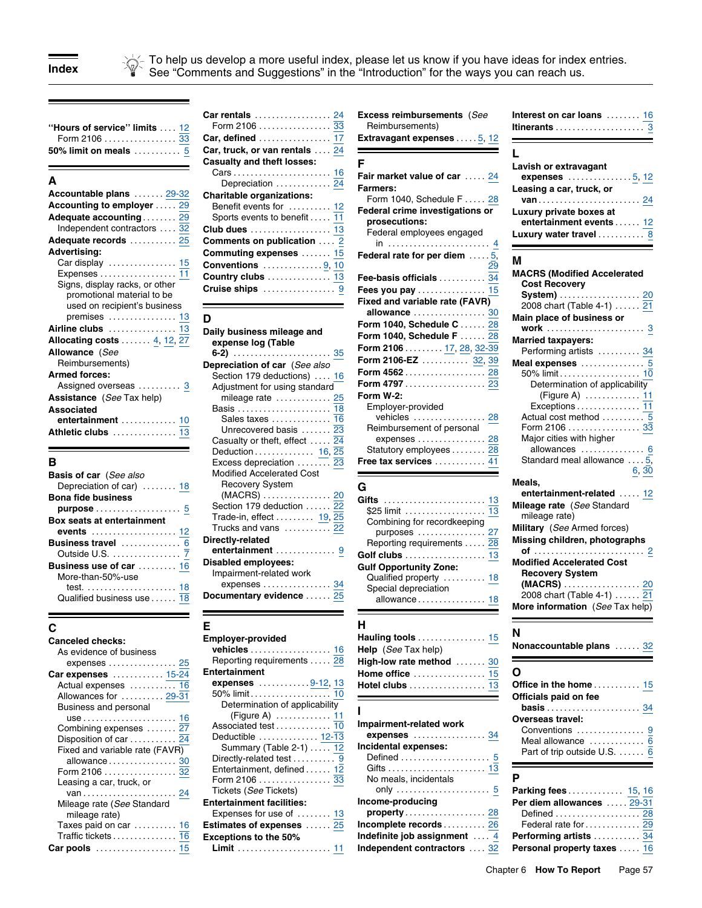# Index

To help us develop a more useful index, please let us know if you have ideas for index entries. See "Comments and Suggestions" in the "Introduction" for the ways you can reach us.

**"Hours of service" limits** .... 12
- Form 2106 .... 33

**50% limit on meals** .... 5

## A

**Accountable plans** .... 29-32
**Accounting to employer** .... 29
**Adequate accounting** .... 29
- Independent contractors .... 32

**Adequate records** .... 25
**Advertising:**
- Car display .... 15
- Expenses .... 11
- Signs, display racks, or other promotional material to be used on recipient's business premises .... 13

**Airline clubs** .... 13
**Allocating costs** .... 4, 12, 27
**Allowance** (*See* Reimbursements)
**Armed forces:**
- Assigned overseas .... 3

**Assistance** (*See* Tax help)
**Associated entertainment** .... 10
**Athletic clubs** .... 13

## B

**Basis of car** (*See also* Depreciation of car) .... 18
**Bona fide business purpose** .... 5
**Box seats at entertainment events** .... 12
**Business travel** .... 6
- Outside U.S. .... 7

**Business use of car** .... 16
- More-than-50%-use test. .... 18
- Qualified business use .... 18

## C

**Canceled checks:**
- As evidence of business expenses .... 25

**Car expenses** .... 15-24
- Actual expenses .... 16
- Allowances for .... 29-31
- Business and personal use .... 16
- Combining expenses .... 27
- Disposition of car .... 24
- Fixed and variable rate (FAVR) allowance .... 30
- Form 2106 .... 32
- Leasing a car, truck, or van .... 24
- Mileage rate (*See* Standard mileage rate)
- Taxes paid on car .... 16
- Traffic tickets .... 16

**Car pools** .... 15
**Car rentals** .... 24
- Form 2106 .... 33

**Car, defined** .... 17
**Car, truck, or van rentals** .... 24
**Casualty and theft losses:**
- Cars .... 16
  - Depreciation .... 24

**Charitable organizations:**
- Benefit events for .... 12
- Sports events to benefit .... 11

**Club dues** .... 13
**Comments on publication** .... 2
**Commuting expenses** .... 15
**Conventions** .... 9, 10
**Country clubs** .... 13
**Cruise ships** .... 9

## D

**Daily business mileage and expense log (Table 6-2)** .... 35
**Depreciation of car** (*See also* Section 179 deductions) .... 16
- Adjustment for using standard mileage rate .... 25
- Basis .... 18
  - Sales taxes .... 16
  - Unrecovered basis .... 23
- Casualty or theft, effect .... 24
- Deduction .... 16, 25
- Excess depreciation .... 23
- Modified Accelerated Cost Recovery System (MACRS) .... 20
- Section 179 deduction .... 22
- Trade-in, effect .... 19, 25
- Trucks and vans .... 22

**Directly-related entertainment** .... 9
**Disabled employees:**
- Impairment-related work expenses .... 34

**Documentary evidence** .... 25

## E

**Employer-provided vehicles** .... 16
- Reporting requirements .... 28

**Entertainment expenses** .... 9-12, 13
- 50% limit .... 10
  - Determination of applicability (Figure A) .... 11
- Associated test .... 10
- Deductible .... 12-13
  - Summary (Table 2-1) .... 12
- Directly-related test .... 9
- Entertainment, defined .... 12
- Form 2106 .... 33
- Tickets (*See* Tickets)

**Entertainment facilities:**
- Expenses for use of .... 13

**Estimates of expenses** .... 25
**Exceptions to the 50% Limit** .... 11
**Excess reimbursements** (*See* Reimbursements)
**Extravagant expenses** .... 5, 12

## F

**Fair market value of car** .... 24
**Farmers:**
- Form 1040, Schedule F .... 28

**Federal crime investigations or prosecutions:**
- Federal employees engaged in .... 4

**Federal rate for per diem** .... 5, 29
**Fee-basis officials** .... 34
**Fees you pay** .... 15
**Fixed and variable rate (FAVR) allowance** .... 30
**Form 1040, Schedule C** .... 28
**Form 1040, Schedule F** .... 28
**Form 2106** .... 17, 28, 32-39
**Form 2106-EZ** .... 32, 39
**Form 4562** .... 28
**Form 4797** .... 23
**Form W-2:**
- Employer-provided vehicles .... 28
- Reimbursement of personal expenses .... 28
- Statutory employees .... 28

**Free tax services** .... 41

## G

**Gifts** .... 13
- $25 limit .... 13
- Combining for recordkeeping purposes .... 27
- Reporting requirements .... 28

**Golf clubs** .... 13
**Gulf Opportunity Zone:**
- Qualified property .... 18
- Special depreciation allowance .... 18

## H

**Hauling tools** .... 15
**Help** (*See* Tax help)
**High-low rate method** .... 30
**Home office** .... 15
**Hotel clubs** .... 13

## I

**Impairment-related work expenses** .... 34
**Incidental expenses:**
- Defined .... 5
- Gifts .... 13
- No meals, incidentals only .... 5

**Income-producing property** .... 28
**Incomplete records** .... 26
**Indefinite job assignment** .... 4
**Independent contractors** .... 32
**Interest on car loans** .... 16
**Itinerants** .... 3

## L

**Lavish or extravagant expenses** .... 5, 12
**Leasing a car, truck, or van** .... 24
**Luxury private boxes at entertainment events** .... 12
**Luxury water travel** .... 8

## M

**MACRS (Modified Accelerated Cost Recovery System)** .... 20
- 2008 chart (Table 4-1) .... 21

**Main place of business or work** .... 3
**Married taxpayers:**
- Performing artists .... 34

**Meal expenses** .... 5
- 50% limit .... 10
  - Determination of applicability (Figure A) .... 11
  - Exceptions .... 11
- Actual cost method .... 5
- Form 2106 .... 33
- Major cities with higher allowances .... 6
- Standard meal allowance .... 5, 6, 30

**Meals, entertainment-related** .... 12
**Mileage rate** (*See* Standard mileage rate)
**Military** (*See* Armed forces)
**Missing children, photographs of** .... 2
**Modified Accelerated Cost Recovery System (MACRS)** .... 20
- 2008 chart (Table 4-1) .... 21

**More information** (*See* Tax help)

## N

**Nonaccountable plans** .... 32

## O

**Office in the home** .... 15
**Officials paid on fee basis** .... 34
**Overseas travel:**
- Conventions .... 9
- Meal allowance .... 6
- Part of trip outside U.S. .... 6

## P

**Parking fees** .... 15, 16
**Per diem allowances** .... 29-31
- Defined .... 28
- Federal rate for .... 29

**Performing artists** .... 34
**Personal property taxes** .... 16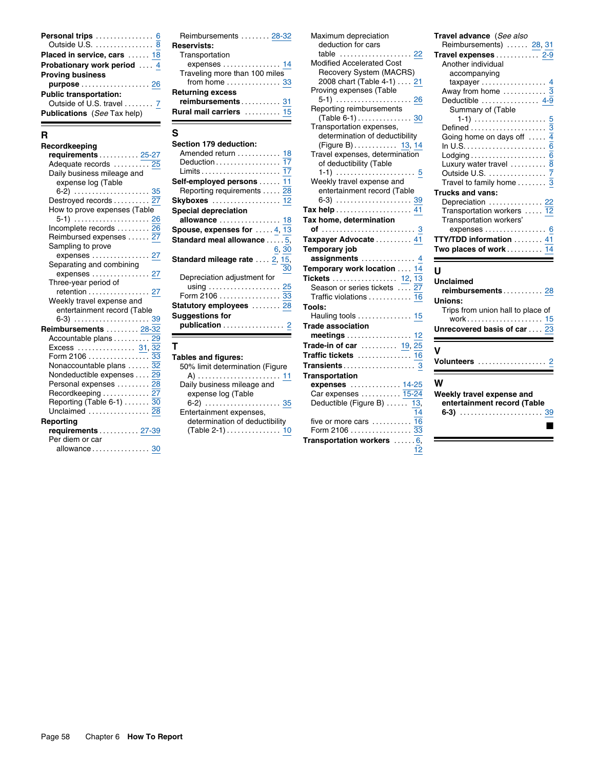**Personal trips** ... 6
  Outside U.S. ... 8
**Placed in service, cars** ... 18
**Probationary work period** ... 4
**Proving business purpose** ... 26
**Public transportation:**
  Outside of U.S. travel ... 7
**Publications** (*See* Tax help)

## R

**Recordkeeping requirements** ... 25-27
  Adequate records ... 25
  Daily business mileage and expense log (Table 6-2) ... 35
  Destroyed records ... 27
  How to prove expenses (Table 5-1) ... 26
  Incomplete records ... 26
  Reimbursed expenses ... 27
  Sampling to prove expenses ... 27
  Separating and combining expenses ... 27
  Three-year period of retention ... 27
  Weekly travel expense and entertainment record (Table 6-3) ... 39
**Reimbursements** ... 28-32
  Accountable plans ... 29
  Excess ... 31, 32
  Form 2106 ... 33
  Nonaccountable plans ... 32
  Nondeductible expenses ... 29
  Personal expenses ... 28
  Recordkeeping ... 27
  Reporting (Table 6-1) ... 30
  Unclaimed ... 28
**Reporting requirements** ... 27-39
  Per diem or car allowance ... 30
  Reimbursements ... 28-32
**Reservists:**
  Transportation expenses ... 14
  Traveling more than 100 miles from home ... 33
**Returning excess reimbursements** ... 31
**Rural mail carriers** ... 15

## S

**Section 179 deduction:**
  Amended return ... 18
  Deduction ... 17
  Limits ... 17
**Self-employed persons** ... 11
  Reporting requirements ... 28
**Skyboxes** ... 12
**Special depreciation allowance** ... 18
**Spouse, expenses for** ... 4, 13
**Standard meal allowance** ... 5, 6, 30
**Standard mileage rate** ... 2, 15, 30
  Depreciation adjustment for using ... 25
  Form 2106 ... 33
**Statutory employees** ... 28
**Suggestions for publication** ... 2

## T

**Tables and figures:**
  50% limit determination (Figure A) ... 11
  Daily business mileage and expense log (Table 6-2) ... 35
  Entertainment expenses, determination of deductibility (Table 2-1) ... 10
  Maximum depreciation deduction for cars table ... 22
  Modified Accelerated Cost Recovery System (MACRS) 2008 chart (Table 4-1) ... 21
  Proving expenses (Table 5-1) ... 26
  Reporting reimbursements (Table 6-1) ... 30
  Transportation expenses, determination of deductibility (Figure B) ... 13, 14
  Travel expenses, determination of deductibility (Table 1-1) ... 5
  Weekly travel expense and entertainment record (Table 6-3) ... 39
**Tax help** ... 41
**Tax home, determination of** ... 3
**Taxpayer Advocate** ... 41
**Temporary job assignments** ... 4
**Temporary work location** ... 14
**Tickets** ... 12, 13
  Season or series tickets ... 27
  Traffic violations ... 16
**Tools:**
  Hauling tools ... 15
**Trade association meetings** ... 12
**Trade-in of car** ... 19, 25
**Traffic tickets** ... 16
**Transients** ... 3
**Transportation expenses** ... 14-25
  Car expenses ... 15-24
  Deductible (Figure B) ... 13, 14
  five or more cars ... 16
  Form 2106 ... 33
**Transportation workers** ... 6, 12
**Travel advance** (*See also* Reimbursements) ... 28, 31
**Travel expenses** ... 2-9
  Another individual accompanying taxpayer ... 4
  Away from home ... 3
  Deductible ... 4-9
    Summary of (Table 1-1) ... 5
  Defined ... 3
  Going home on days off ... 4
  In U.S. ... 6
  Lodging ... 6
  Luxury water travel ... 8
  Outside U.S. ... 7
  Travel to family home ... 3
**Trucks and vans:**
  Depreciation ... 22
  Transportation workers ... 12
  Transportation workers' expenses ... 6
**TTY/TDD information** ... 41
**Two places of work** ... 14

## U

**Unclaimed reimbursements** ... 28
**Unions:**
  Trips from union hall to place of work ... 15
**Unrecovered basis of car** ... 23

## V

**Volunteers** ... 2

## W

**Weekly travel expense and entertainment record (Table 6-3)** ... 39

■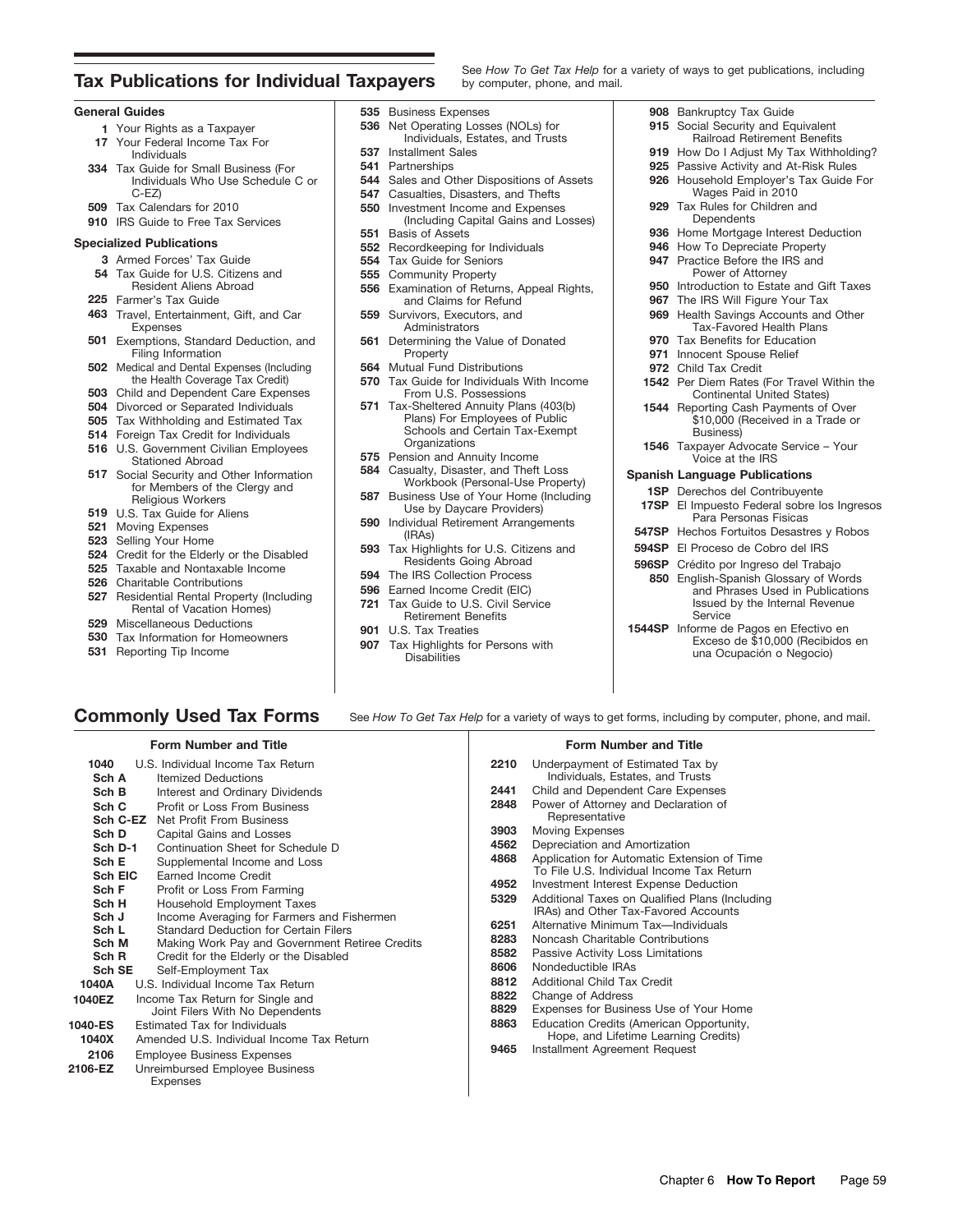## Tax Publications for Individual Taxpayers

See *How To Get Tax Help* for a variety of ways to get publications, including by computer, phone, and mail.

### General Guides

**1** Your Rights as a Taxpayer
**17** Your Federal Income Tax For Individuals
**334** Tax Guide for Small Business (For Individuals Who Use Schedule C or C-EZ)
**509** Tax Calendars for 2010
**910** IRS Guide to Free Tax Services

### Specialized Publications

**3** Armed Forces' Tax Guide
**54** Tax Guide for U.S. Citizens and Resident Aliens Abroad
**225** Farmer's Tax Guide
**463** Travel, Entertainment, Gift, and Car Expenses
**501** Exemptions, Standard Deduction, and Filing Information
**502** Medical and Dental Expenses (Including the Health Coverage Tax Credit)
**503** Child and Dependent Care Expenses
**504** Divorced or Separated Individuals
**505** Tax Withholding and Estimated Tax
**514** Foreign Tax Credit for Individuals
**516** U.S. Government Civilian Employees Stationed Abroad
**517** Social Security and Other Information for Members of the Clergy and Religious Workers
**519** U.S. Tax Guide for Aliens
**521** Moving Expenses
**523** Selling Your Home
**524** Credit for the Elderly or the Disabled
**525** Taxable and Nontaxable Income
**526** Charitable Contributions
**527** Residential Rental Property (Including Rental of Vacation Homes)
**529** Miscellaneous Deductions
**530** Tax Information for Homeowners
**531** Reporting Tip Income
**535** Business Expenses
**536** Net Operating Losses (NOLs) for Individuals, Estates, and Trusts
**537** Installment Sales
**541** Partnerships
**544** Sales and Other Dispositions of Assets
**547** Casualties, Disasters, and Thefts
**550** Investment Income and Expenses (Including Capital Gains and Losses)
**551** Basis of Assets
**552** Recordkeeping for Individuals
**554** Tax Guide for Seniors
**555** Community Property
**556** Examination of Returns, Appeal Rights, and Claims for Refund
**559** Survivors, Executors, and Administrators
**561** Determining the Value of Donated Property
**564** Mutual Fund Distributions
**570** Tax Guide for Individuals With Income From U.S. Possessions
**571** Tax-Sheltered Annuity Plans (403(b) Plans) For Employees of Public Schools and Certain Tax-Exempt Organizations
**575** Pension and Annuity Income
**584** Casualty, Disaster, and Theft Loss Workbook (Personal-Use Property)
**587** Business Use of Your Home (Including Use by Daycare Providers)
**590** Individual Retirement Arrangements (IRAs)
**593** Tax Highlights for U.S. Citizens and Residents Going Abroad
**594** The IRS Collection Process
**596** Earned Income Credit (EIC)
**721** Tax Guide to U.S. Civil Service Retirement Benefits
**901** U.S. Tax Treaties
**907** Tax Highlights for Persons with Disabilities
**908** Bankruptcy Tax Guide
**915** Social Security and Equivalent Railroad Retirement Benefits
**919** How Do I Adjust My Tax Withholding?
**925** Passive Activity and At-Risk Rules
**926** Household Employer's Tax Guide For Wages Paid in 2010
**929** Tax Rules for Children and Dependents
**936** Home Mortgage Interest Deduction
**946** How To Depreciate Property
**947** Practice Before the IRS and Power of Attorney
**950** Introduction to Estate and Gift Taxes
**967** The IRS Will Figure Your Tax
**969** Health Savings Accounts and Other Tax-Favored Health Plans
**970** Tax Benefits for Education
**971** Innocent Spouse Relief
**972** Child Tax Credit
**1542** Per Diem Rates (For Travel Within the Continental United States)
**1544** Reporting Cash Payments of Over $10,000 (Received in a Trade or Business)
**1546** Taxpayer Advocate Service – Your Voice at the IRS

### Spanish Language Publications

**1SP** Derechos del Contribuyente
**17SP** El Impuesto Federal sobre los Ingresos Para Personas Fisicas
**547SP** Hechos Fortuitos Desastres y Robos
**594SP** El Proceso de Cobro del IRS
**596SP** Crédito por Ingreso del Trabajo
**850** English-Spanish Glossary of Words and Phrases Used in Publications Issued by the Internal Revenue Service
**1544SP** Informe de Pagos en Efectivo en Exceso de $10,000 (Recibidos en una Ocupación o Negocio)

## Commonly Used Tax Forms

See *How To Get Tax Help* for a variety of ways to get forms, including by computer, phone, and mail.

| Form Number | Title |
|---|---|
| **1040** | U.S. Individual Income Tax Return |
| **Sch A** | Itemized Deductions |
| **Sch B** | Interest and Ordinary Dividends |
| **Sch C** | Profit or Loss From Business |
| **Sch C-EZ** | Net Profit From Business |
| **Sch D** | Capital Gains and Losses |
| **Sch D-1** | Continuation Sheet for Schedule D |
| **Sch E** | Supplemental Income and Loss |
| **Sch EIC** | Earned Income Credit |
| **Sch F** | Profit or Loss From Farming |
| **Sch H** | Household Employment Taxes |
| **Sch J** | Income Averaging for Farmers and Fishermen |
| **Sch L** | Standard Deduction for Certain Filers |
| **Sch M** | Making Work Pay and Government Retiree Credits |
| **Sch R** | Credit for the Elderly or the Disabled |
| **Sch SE** | Self-Employment Tax |
| **1040A** | U.S. Individual Income Tax Return |
| **1040EZ** | Income Tax Return for Single and Joint Filers With No Dependents |
| **1040-ES** | Estimated Tax for Individuals |
| **1040X** | Amended U.S. Individual Income Tax Return |
| **2106** | Employee Business Expenses |
| **2106-EZ** | Unreimbursed Employee Business Expenses |
| **2210** | Underpayment of Estimated Tax by Individuals, Estates, and Trusts |
| **2441** | Child and Dependent Care Expenses |
| **2848** | Power of Attorney and Declaration of Representative |
| **3903** | Moving Expenses |
| **4562** | Depreciation and Amortization |
| **4868** | Application for Automatic Extension of Time To File U.S. Individual Income Tax Return |
| **4952** | Investment Interest Expense Deduction |
| **5329** | Additional Taxes on Qualified Plans (Including IRAs) and Other Tax-Favored Accounts |
| **6251** | Alternative Minimum Tax—Individuals |
| **8283** | Noncash Charitable Contributions |
| **8582** | Passive Activity Loss Limitations |
| **8606** | Nondeductible IRAs |
| **8812** | Additional Child Tax Credit |
| **8822** | Change of Address |
| **8829** | Expenses for Business Use of Your Home |
| **8863** | Education Credits (American Opportunity, Hope, and Lifetime Learning Credits) |
| **9465** | Installment Agreement Request |